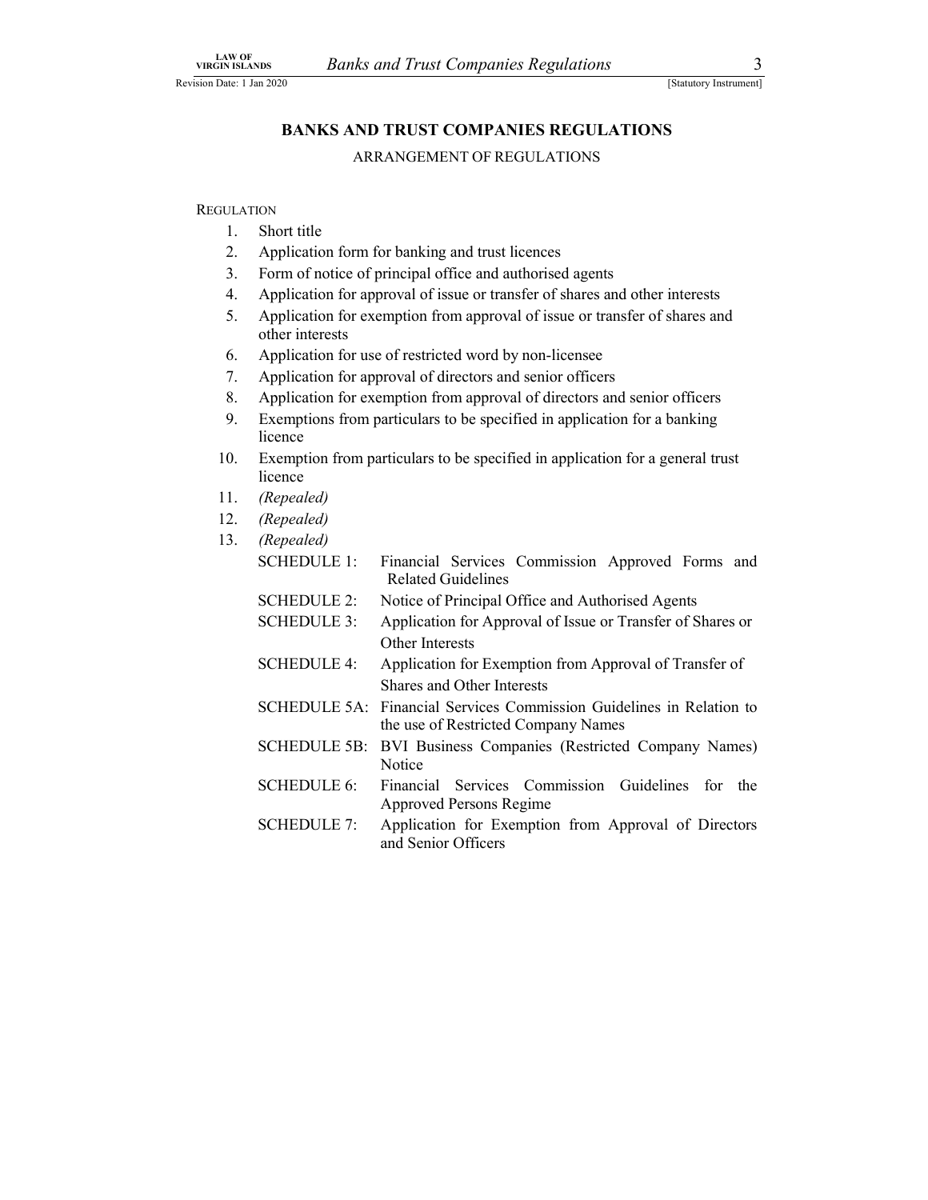# BANKS AND TRUST COMPANIES REGULATIONS

ARRANGEMENT OF REGULATIONS

REGULATION

1. Short title
2. Application form for banking and trust licences
3. Form of notice of principal office and authorised agents
4. Application for approval of issue or transfer of shares and other interests
5. Application for exemption from approval of issue or transfer of shares and other interests
6. Application for use of restricted word by non-licensee
7. Application for approval of directors and senior officers
8. Application for exemption from approval of directors and senior officers
9. Exemptions from particulars to be specified in application for a banking licence
10. Exemption from particulars to be specified in application for a general trust licence
11. *(Repealed)*
12. *(Repealed)*
13. *(Repealed)*

| | |
|---|---|
| SCHEDULE 1: | Financial Services Commission Approved Forms and Related Guidelines |
| SCHEDULE 2: | Notice of Principal Office and Authorised Agents |
| SCHEDULE 3: | Application for Approval of Issue or Transfer of Shares or Other Interests |
| SCHEDULE 4: | Application for Exemption from Approval of Transfer of Shares and Other Interests |
| SCHEDULE 5A: | Financial Services Commission Guidelines in Relation to the use of Restricted Company Names |
| SCHEDULE 5B: | BVI Business Companies (Restricted Company Names) Notice |
| SCHEDULE 6: | Financial Services Commission Guidelines for the Approved Persons Regime |
| SCHEDULE 7: | Application for Exemption from Approval of Directors and Senior Officers |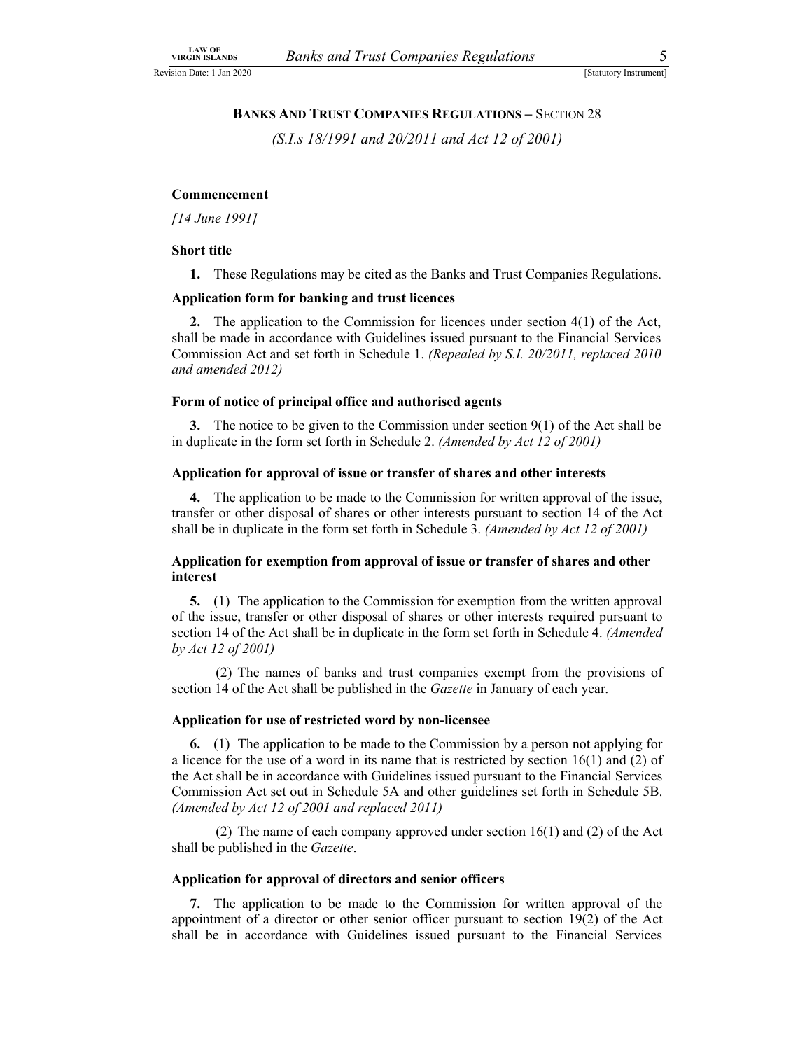## BANKS AND TRUST COMPANIES REGULATIONS – SECTION 28

*(S.I.s 18/1991 and 20/2011 and Act 12 of 2001)*

**Commencement**

*[14 June 1991]*

**Short title**

**1.** These Regulations may be cited as the Banks and Trust Companies Regulations.

**Application form for banking and trust licences**

**2.** The application to the Commission for licences under section 4(1) of the Act, shall be made in accordance with Guidelines issued pursuant to the Financial Services Commission Act and set forth in Schedule 1. *(Repealed by S.I. 20/2011, replaced 2010 and amended 2012)*

**Form of notice of principal office and authorised agents**

**3.** The notice to be given to the Commission under section 9(1) of the Act shall be in duplicate in the form set forth in Schedule 2. *(Amended by Act 12 of 2001)*

**Application for approval of issue or transfer of shares and other interests**

**4.** The application to be made to the Commission for written approval of the issue, transfer or other disposal of shares or other interests pursuant to section 14 of the Act shall be in duplicate in the form set forth in Schedule 3. *(Amended by Act 12 of 2001)*

**Application for exemption from approval of issue or transfer of shares and other interest**

**5.** (1) The application to the Commission for exemption from the written approval of the issue, transfer or other disposal of shares or other interests required pursuant to section 14 of the Act shall be in duplicate in the form set forth in Schedule 4. *(Amended by Act 12 of 2001)*

(2) The names of banks and trust companies exempt from the provisions of section 14 of the Act shall be published in the *Gazette* in January of each year.

**Application for use of restricted word by non-licensee**

**6.** (1) The application to be made to the Commission by a person not applying for a licence for the use of a word in its name that is restricted by section 16(1) and (2) of the Act shall be in accordance with Guidelines issued pursuant to the Financial Services Commission Act set out in Schedule 5A and other guidelines set forth in Schedule 5B. *(Amended by Act 12 of 2001 and replaced 2011)*

(2) The name of each company approved under section 16(1) and (2) of the Act shall be published in the *Gazette*.

**Application for approval of directors and senior officers**

**7.** The application to be made to the Commission for written approval of the appointment of a director or other senior officer pursuant to section 19(2) of the Act shall be in accordance with Guidelines issued pursuant to the Financial Services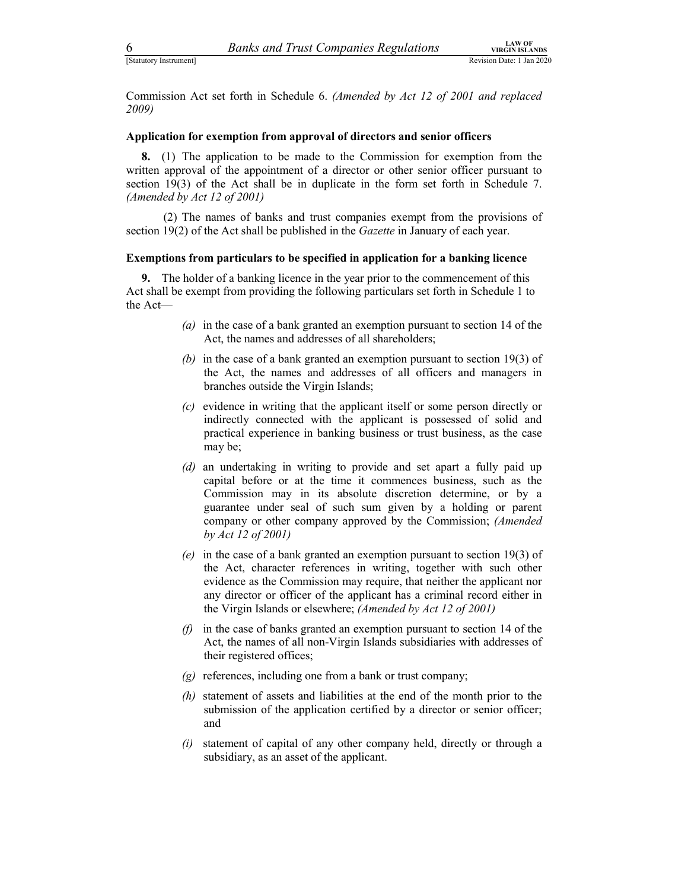Commission Act set forth in Schedule 6. *(Amended by Act 12 of 2001 and replaced 2009)*

**Application for exemption from approval of directors and senior officers**

**8.** (1) The application to be made to the Commission for exemption from the written approval of the appointment of a director or other senior officer pursuant to section 19(3) of the Act shall be in duplicate in the form set forth in Schedule 7. *(Amended by Act 12 of 2001)*

(2) The names of banks and trust companies exempt from the provisions of section 19(2) of the Act shall be published in the *Gazette* in January of each year.

**Exemptions from particulars to be specified in application for a banking licence**

**9.** The holder of a banking licence in the year prior to the commencement of this Act shall be exempt from providing the following particulars set forth in Schedule 1 to the Act—

*(a)* in the case of a bank granted an exemption pursuant to section 14 of the Act, the names and addresses of all shareholders;

*(b)* in the case of a bank granted an exemption pursuant to section 19(3) of the Act, the names and addresses of all officers and managers in branches outside the Virgin Islands;

*(c)* evidence in writing that the applicant itself or some person directly or indirectly connected with the applicant is possessed of solid and practical experience in banking business or trust business, as the case may be;

*(d)* an undertaking in writing to provide and set apart a fully paid up capital before or at the time it commences business, such as the Commission may in its absolute discretion determine, or by a guarantee under seal of such sum given by a holding or parent company or other company approved by the Commission; *(Amended by Act 12 of 2001)*

*(e)* in the case of a bank granted an exemption pursuant to section 19(3) of the Act, character references in writing, together with such other evidence as the Commission may require, that neither the applicant nor any director or officer of the applicant has a criminal record either in the Virgin Islands or elsewhere; *(Amended by Act 12 of 2001)*

*(f)* in the case of banks granted an exemption pursuant to section 14 of the Act, the names of all non-Virgin Islands subsidiaries with addresses of their registered offices;

*(g)* references, including one from a bank or trust company;

*(h)* statement of assets and liabilities at the end of the month prior to the submission of the application certified by a director or senior officer; and

*(i)* statement of capital of any other company held, directly or through a subsidiary, as an asset of the applicant.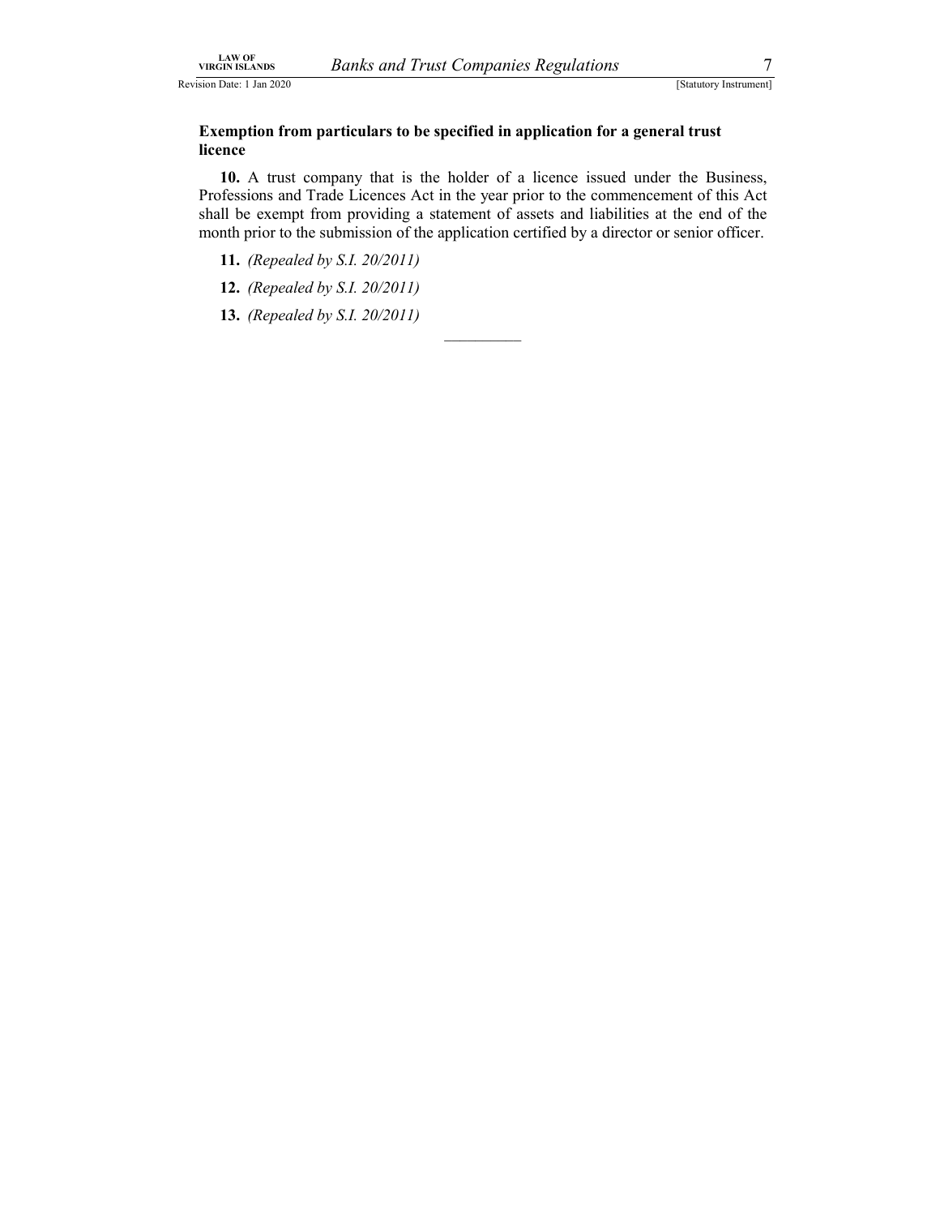**Exemption from particulars to be specified in application for a general trust licence**

**10.** A trust company that is the holder of a licence issued under the Business, Professions and Trade Licences Act in the year prior to the commencement of this Act shall be exempt from providing a statement of assets and liabilities at the end of the month prior to the submission of the application certified by a director or senior officer.

**11.** *(Repealed by S.I. 20/2011)*

**12.** *(Repealed by S.I. 20/2011)*

**13.** *(Repealed by S.I. 20/2011)*

__________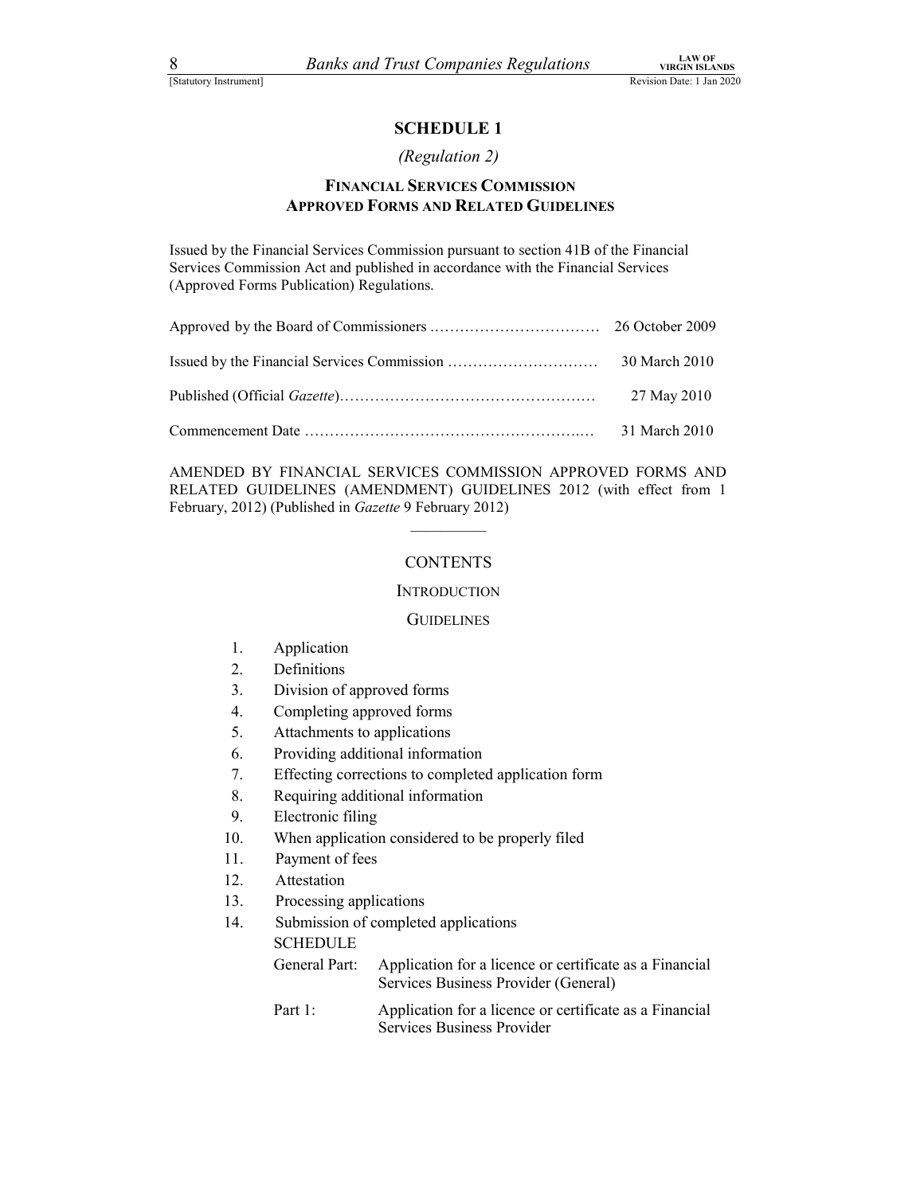## SCHEDULE 1

*(Regulation 2)*

### FINANCIAL SERVICES COMMISSION APPROVED FORMS AND RELATED GUIDELINES

Issued by the Financial Services Commission pursuant to section 41B of the Financial Services Commission Act and published in accordance with the Financial Services (Approved Forms Publication) Regulations.

| | |
|---|---|
| Approved by the Board of Commissioners …………………………… | 26 October 2009 |
| Issued by the Financial Services Commission ………………………… | 30 March 2010 |
| Published (Official *Gazette*)…………………………………………… | 27 May 2010 |
| Commencement Date ………………………………………………..… | 31 March 2010 |

AMENDED BY FINANCIAL SERVICES COMMISSION APPROVED FORMS AND RELATED GUIDELINES (AMENDMENT) GUIDELINES 2012 (with effect from 1 February, 2012) (Published in *Gazette* 9 February 2012)

CONTENTS

INTRODUCTION

GUIDELINES

1. Application
2. Definitions
3. Division of approved forms
4. Completing approved forms
5. Attachments to applications
6. Providing additional information
7. Effecting corrections to completed application form
8. Requiring additional information
9. Electronic filing
10. When application considered to be properly filed
11. Payment of fees
12. Attestation
13. Processing applications
14. Submission of completed applications

SCHEDULE

General Part: Application for a licence or certificate as a Financial Services Business Provider (General)

Part 1: Application for a licence or certificate as a Financial Services Business Provider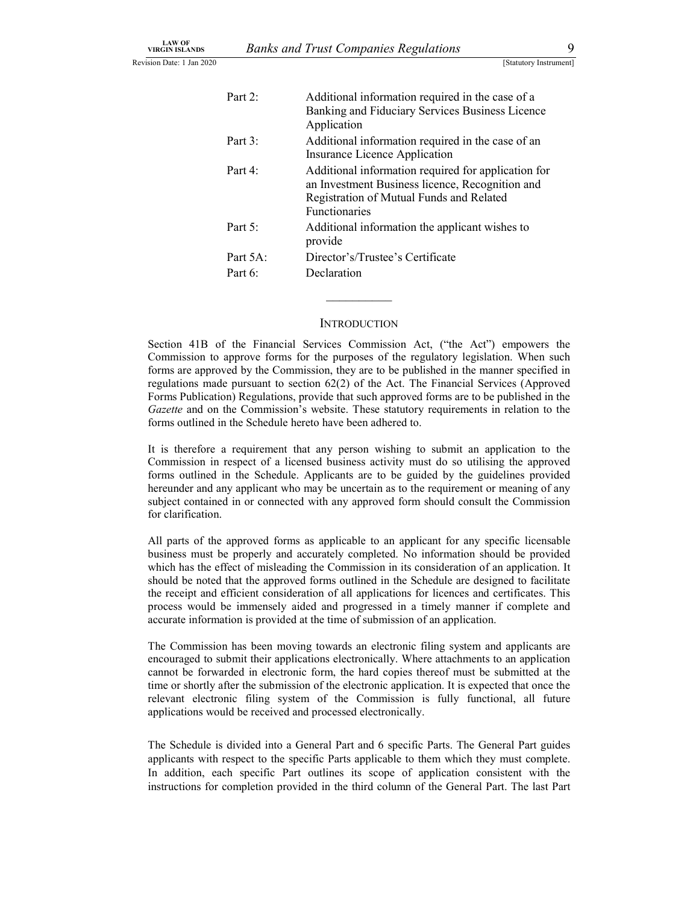| | |
|---|---|
| Part 2: | Additional information required in the case of a Banking and Fiduciary Services Business Licence Application |
| Part 3: | Additional information required in the case of an Insurance Licence Application |
| Part 4: | Additional information required for application for an Investment Business licence, Recognition and Registration of Mutual Funds and Related Functionaries |
| Part 5: | Additional information the applicant wishes to provide |
| Part 5A: | Director's/Trustee's Certificate |
| Part 6: | Declaration |

---

## INTRODUCTION

Section 41B of the Financial Services Commission Act, ("the Act") empowers the Commission to approve forms for the purposes of the regulatory legislation. When such forms are approved by the Commission, they are to be published in the manner specified in regulations made pursuant to section 62(2) of the Act. The Financial Services (Approved Forms Publication) Regulations, provide that such approved forms are to be published in the *Gazette* and on the Commission's website. These statutory requirements in relation to the forms outlined in the Schedule hereto have been adhered to.

It is therefore a requirement that any person wishing to submit an application to the Commission in respect of a licensed business activity must do so utilising the approved forms outlined in the Schedule. Applicants are to be guided by the guidelines provided hereunder and any applicant who may be uncertain as to the requirement or meaning of any subject contained in or connected with any approved form should consult the Commission for clarification.

All parts of the approved forms as applicable to an applicant for any specific licensable business must be properly and accurately completed. No information should be provided which has the effect of misleading the Commission in its consideration of an application. It should be noted that the approved forms outlined in the Schedule are designed to facilitate the receipt and efficient consideration of all applications for licences and certificates. This process would be immensely aided and progressed in a timely manner if complete and accurate information is provided at the time of submission of an application.

The Commission has been moving towards an electronic filing system and applicants are encouraged to submit their applications electronically. Where attachments to an application cannot be forwarded in electronic form, the hard copies thereof must be submitted at the time or shortly after the submission of the electronic application. It is expected that once the relevant electronic filing system of the Commission is fully functional, all future applications would be received and processed electronically.

The Schedule is divided into a General Part and 6 specific Parts. The General Part guides applicants with respect to the specific Parts applicable to them which they must complete. In addition, each specific Part outlines its scope of application consistent with the instructions for completion provided in the third column of the General Part. The last Part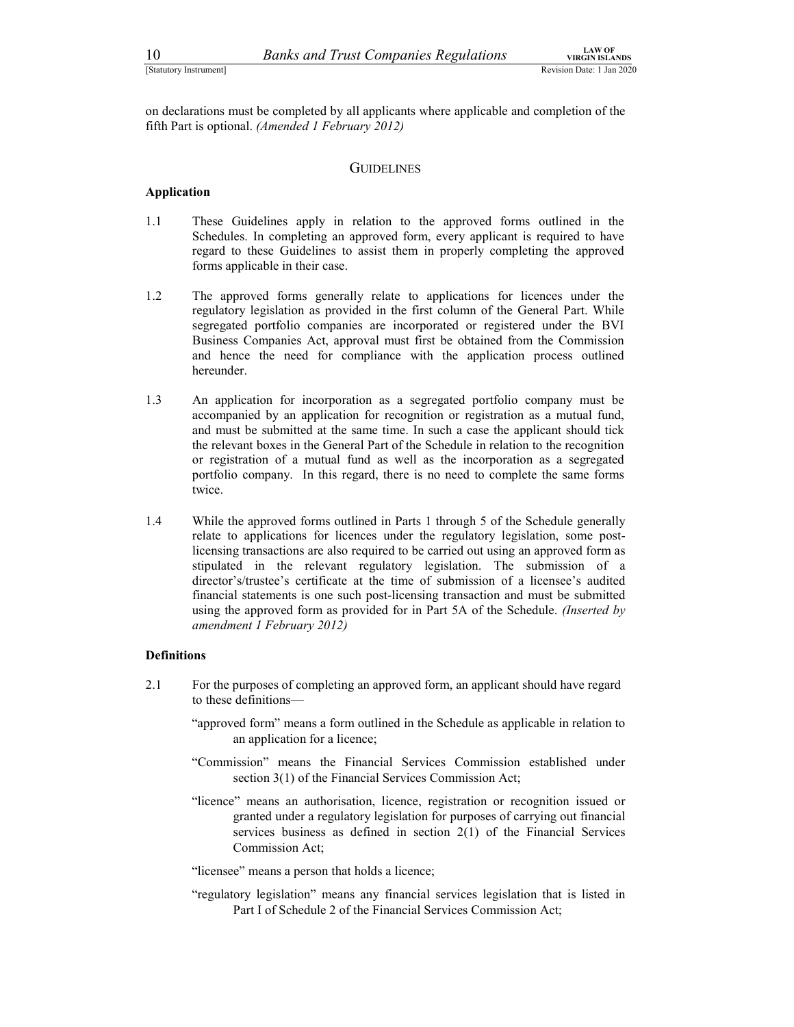on declarations must be completed by all applicants where applicable and completion of the fifth Part is optional. *(Amended 1 February 2012)*

## GUIDELINES

**Application**

1.1 These Guidelines apply in relation to the approved forms outlined in the Schedules. In completing an approved form, every applicant is required to have regard to these Guidelines to assist them in properly completing the approved forms applicable in their case.

1.2 The approved forms generally relate to applications for licences under the regulatory legislation as provided in the first column of the General Part. While segregated portfolio companies are incorporated or registered under the BVI Business Companies Act, approval must first be obtained from the Commission and hence the need for compliance with the application process outlined hereunder.

1.3 An application for incorporation as a segregated portfolio company must be accompanied by an application for recognition or registration as a mutual fund, and must be submitted at the same time. In such a case the applicant should tick the relevant boxes in the General Part of the Schedule in relation to the recognition or registration of a mutual fund as well as the incorporation as a segregated portfolio company. In this regard, there is no need to complete the same forms twice.

1.4 While the approved forms outlined in Parts 1 through 5 of the Schedule generally relate to applications for licences under the regulatory legislation, some post-licensing transactions are also required to be carried out using an approved form as stipulated in the relevant regulatory legislation. The submission of a director's/trustee's certificate at the time of submission of a licensee's audited financial statements is one such post-licensing transaction and must be submitted using the approved form as provided for in Part 5A of the Schedule. *(Inserted by amendment 1 February 2012)*

**Definitions**

2.1 For the purposes of completing an approved form, an applicant should have regard to these definitions—

"approved form" means a form outlined in the Schedule as applicable in relation to an application for a licence;

"Commission" means the Financial Services Commission established under section 3(1) of the Financial Services Commission Act;

"licence" means an authorisation, licence, registration or recognition issued or granted under a regulatory legislation for purposes of carrying out financial services business as defined in section 2(1) of the Financial Services Commission Act;

"licensee" means a person that holds a licence;

"regulatory legislation" means any financial services legislation that is listed in Part I of Schedule 2 of the Financial Services Commission Act;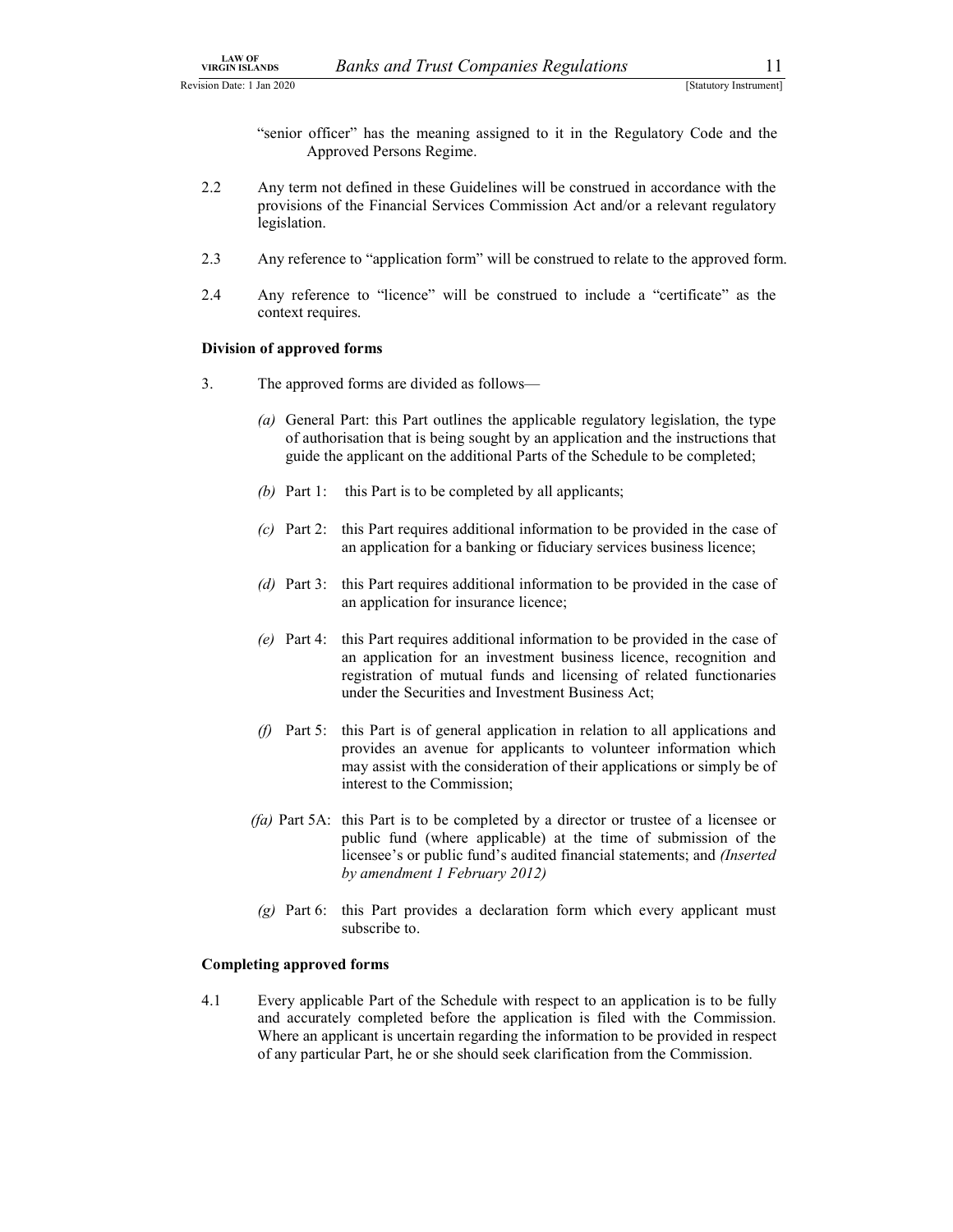"senior officer" has the meaning assigned to it in the Regulatory Code and the Approved Persons Regime.

2.2 Any term not defined in these Guidelines will be construed in accordance with the provisions of the Financial Services Commission Act and/or a relevant regulatory legislation.

2.3 Any reference to "application form" will be construed to relate to the approved form.

2.4 Any reference to "licence" will be construed to include a "certificate" as the context requires.

**Division of approved forms**

3. The approved forms are divided as follows—

*(a)* General Part: this Part outlines the applicable regulatory legislation, the type of authorisation that is being sought by an application and the instructions that guide the applicant on the additional Parts of the Schedule to be completed;

*(b)* Part 1: this Part is to be completed by all applicants;

*(c)* Part 2: this Part requires additional information to be provided in the case of an application for a banking or fiduciary services business licence;

*(d)* Part 3: this Part requires additional information to be provided in the case of an application for insurance licence;

*(e)* Part 4: this Part requires additional information to be provided in the case of an application for an investment business licence, recognition and registration of mutual funds and licensing of related functionaries under the Securities and Investment Business Act;

*(f)* Part 5: this Part is of general application in relation to all applications and provides an avenue for applicants to volunteer information which may assist with the consideration of their applications or simply be of interest to the Commission;

*(fa)* Part 5A: this Part is to be completed by a director or trustee of a licensee or public fund (where applicable) at the time of submission of the licensee's or public fund's audited financial statements; and *(Inserted by amendment 1 February 2012)*

*(g)* Part 6: this Part provides a declaration form which every applicant must subscribe to.

**Completing approved forms**

4.1 Every applicable Part of the Schedule with respect to an application is to be fully and accurately completed before the application is filed with the Commission. Where an applicant is uncertain regarding the information to be provided in respect of any particular Part, he or she should seek clarification from the Commission.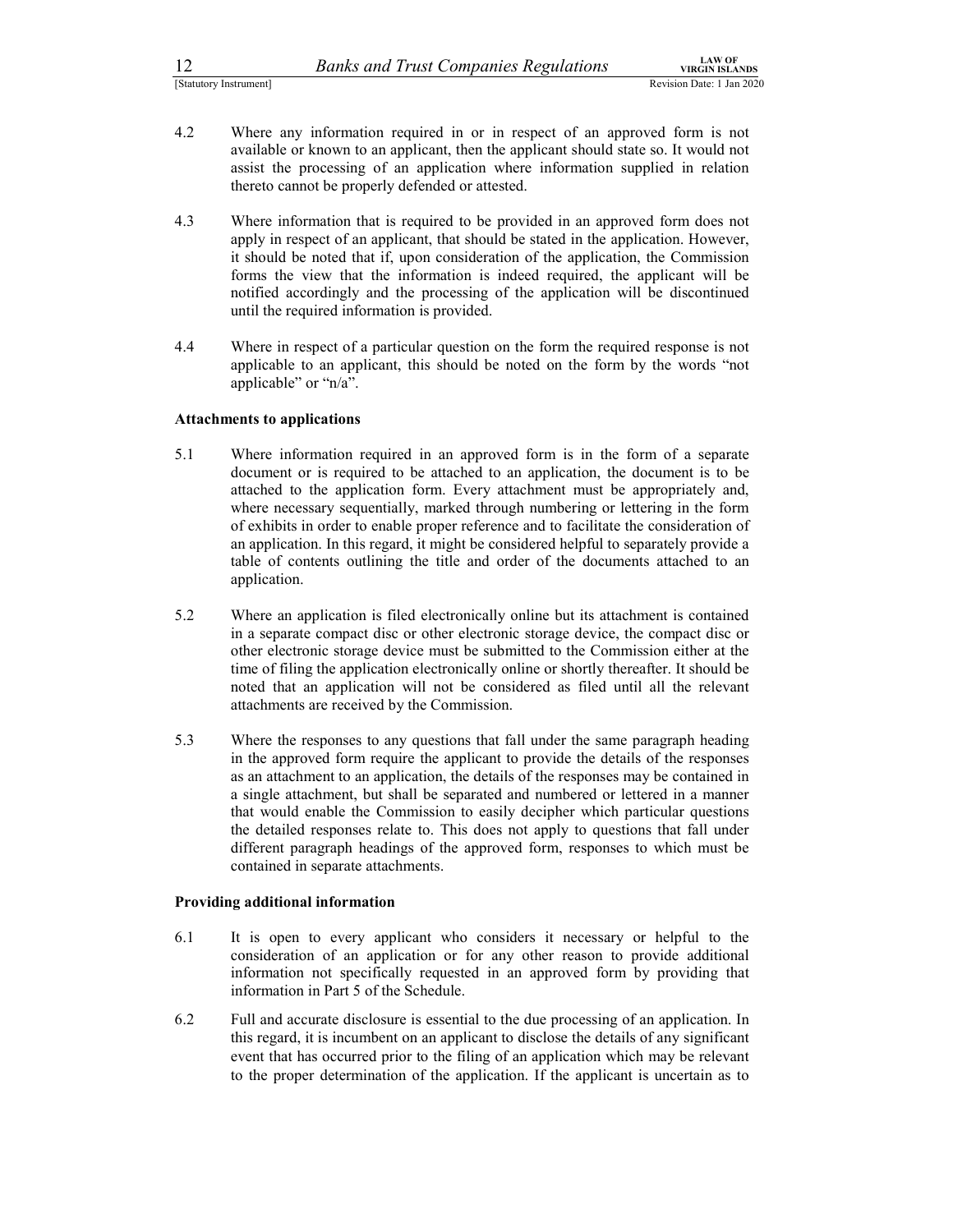4.2 Where any information required in or in respect of an approved form is not available or known to an applicant, then the applicant should state so. It would not assist the processing of an application where information supplied in relation thereto cannot be properly defended or attested.

4.3 Where information that is required to be provided in an approved form does not apply in respect of an applicant, that should be stated in the application. However, it should be noted that if, upon consideration of the application, the Commission forms the view that the information is indeed required, the applicant will be notified accordingly and the processing of the application will be discontinued until the required information is provided.

4.4 Where in respect of a particular question on the form the required response is not applicable to an applicant, this should be noted on the form by the words "not applicable" or "n/a".

**Attachments to applications**

5.1 Where information required in an approved form is in the form of a separate document or is required to be attached to an application, the document is to be attached to the application form. Every attachment must be appropriately and, where necessary sequentially, marked through numbering or lettering in the form of exhibits in order to enable proper reference and to facilitate the consideration of an application. In this regard, it might be considered helpful to separately provide a table of contents outlining the title and order of the documents attached to an application.

5.2 Where an application is filed electronically online but its attachment is contained in a separate compact disc or other electronic storage device, the compact disc or other electronic storage device must be submitted to the Commission either at the time of filing the application electronically online or shortly thereafter. It should be noted that an application will not be considered as filed until all the relevant attachments are received by the Commission.

5.3 Where the responses to any questions that fall under the same paragraph heading in the approved form require the applicant to provide the details of the responses as an attachment to an application, the details of the responses may be contained in a single attachment, but shall be separated and numbered or lettered in a manner that would enable the Commission to easily decipher which particular questions the detailed responses relate to. This does not apply to questions that fall under different paragraph headings of the approved form, responses to which must be contained in separate attachments.

**Providing additional information**

6.1 It is open to every applicant who considers it necessary or helpful to the consideration of an application or for any other reason to provide additional information not specifically requested in an approved form by providing that information in Part 5 of the Schedule.

6.2 Full and accurate disclosure is essential to the due processing of an application. In this regard, it is incumbent on an applicant to disclose the details of any significant event that has occurred prior to the filing of an application which may be relevant to the proper determination of the application. If the applicant is uncertain as to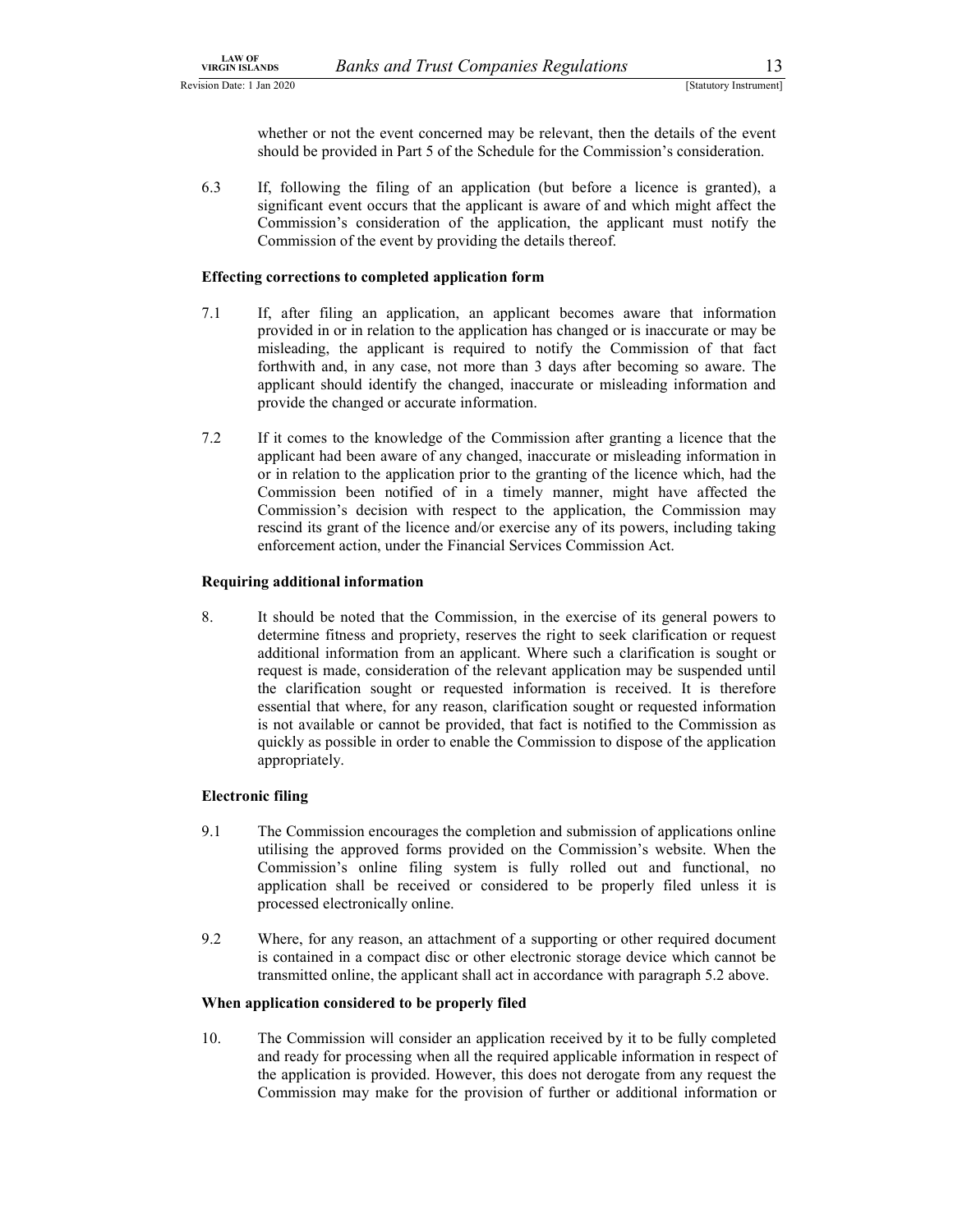whether or not the event concerned may be relevant, then the details of the event should be provided in Part 5 of the Schedule for the Commission's consideration.

6.3 If, following the filing of an application (but before a licence is granted), a significant event occurs that the applicant is aware of and which might affect the Commission's consideration of the application, the applicant must notify the Commission of the event by providing the details thereof.

**Effecting corrections to completed application form**

7.1 If, after filing an application, an applicant becomes aware that information provided in or in relation to the application has changed or is inaccurate or may be misleading, the applicant is required to notify the Commission of that fact forthwith and, in any case, not more than 3 days after becoming so aware. The applicant should identify the changed, inaccurate or misleading information and provide the changed or accurate information.

7.2 If it comes to the knowledge of the Commission after granting a licence that the applicant had been aware of any changed, inaccurate or misleading information in or in relation to the application prior to the granting of the licence which, had the Commission been notified of in a timely manner, might have affected the Commission's decision with respect to the application, the Commission may rescind its grant of the licence and/or exercise any of its powers, including taking enforcement action, under the Financial Services Commission Act.

**Requiring additional information**

8. It should be noted that the Commission, in the exercise of its general powers to determine fitness and propriety, reserves the right to seek clarification or request additional information from an applicant. Where such a clarification is sought or request is made, consideration of the relevant application may be suspended until the clarification sought or requested information is received. It is therefore essential that where, for any reason, clarification sought or requested information is not available or cannot be provided, that fact is notified to the Commission as quickly as possible in order to enable the Commission to dispose of the application appropriately.

**Electronic filing**

9.1 The Commission encourages the completion and submission of applications online utilising the approved forms provided on the Commission's website. When the Commission's online filing system is fully rolled out and functional, no application shall be received or considered to be properly filed unless it is processed electronically online.

9.2 Where, for any reason, an attachment of a supporting or other required document is contained in a compact disc or other electronic storage device which cannot be transmitted online, the applicant shall act in accordance with paragraph 5.2 above.

**When application considered to be properly filed**

10. The Commission will consider an application received by it to be fully completed and ready for processing when all the required applicable information in respect of the application is provided. However, this does not derogate from any request the Commission may make for the provision of further or additional information or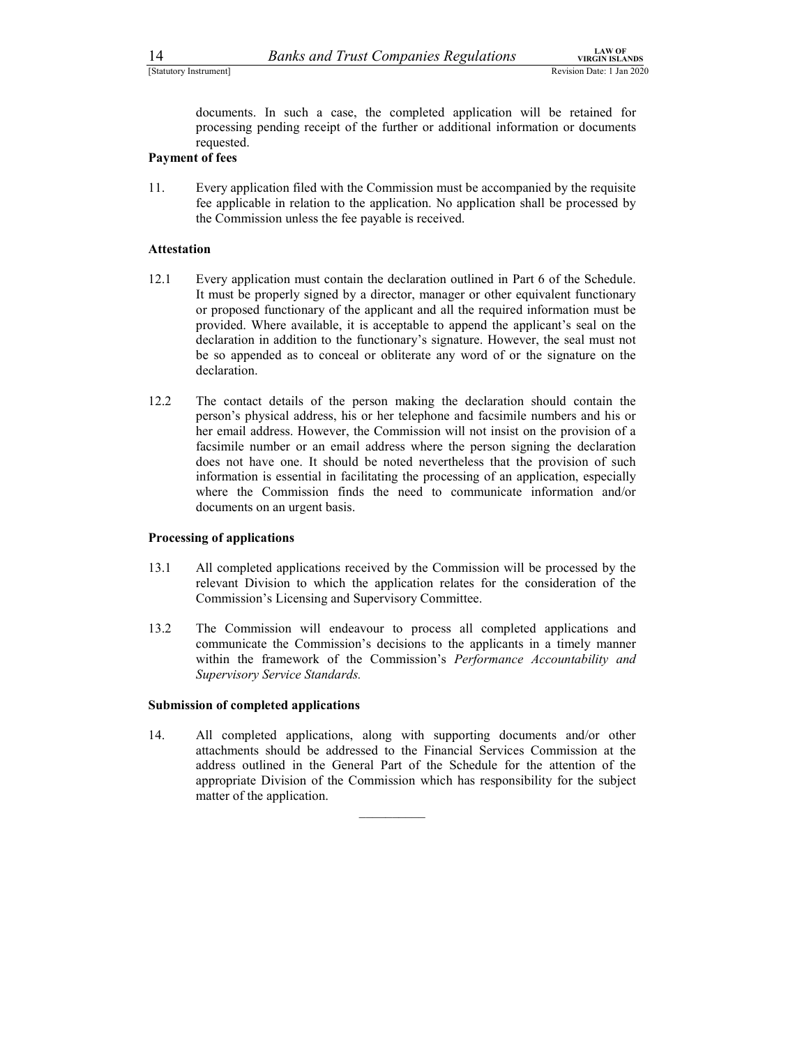documents. In such a case, the completed application will be retained for processing pending receipt of the further or additional information or documents requested.

**Payment of fees**

11. Every application filed with the Commission must be accompanied by the requisite fee applicable in relation to the application. No application shall be processed by the Commission unless the fee payable is received.

**Attestation**

12.1 Every application must contain the declaration outlined in Part 6 of the Schedule. It must be properly signed by a director, manager or other equivalent functionary or proposed functionary of the applicant and all the required information must be provided. Where available, it is acceptable to append the applicant's seal on the declaration in addition to the functionary's signature. However, the seal must not be so appended as to conceal or obliterate any word of or the signature on the declaration.

12.2 The contact details of the person making the declaration should contain the person's physical address, his or her telephone and facsimile numbers and his or her email address. However, the Commission will not insist on the provision of a facsimile number or an email address where the person signing the declaration does not have one. It should be noted nevertheless that the provision of such information is essential in facilitating the processing of an application, especially where the Commission finds the need to communicate information and/or documents on an urgent basis.

**Processing of applications**

13.1 All completed applications received by the Commission will be processed by the relevant Division to which the application relates for the consideration of the Commission's Licensing and Supervisory Committee.

13.2 The Commission will endeavour to process all completed applications and communicate the Commission's decisions to the applicants in a timely manner within the framework of the Commission's *Performance Accountability and Supervisory Service Standards.*

**Submission of completed applications**

14. All completed applications, along with supporting documents and/or other attachments should be addressed to the Financial Services Commission at the address outlined in the General Part of the Schedule for the attention of the appropriate Division of the Commission which has responsibility for the subject matter of the application.

\_\_\_\_\_\_\_\_\_\_\_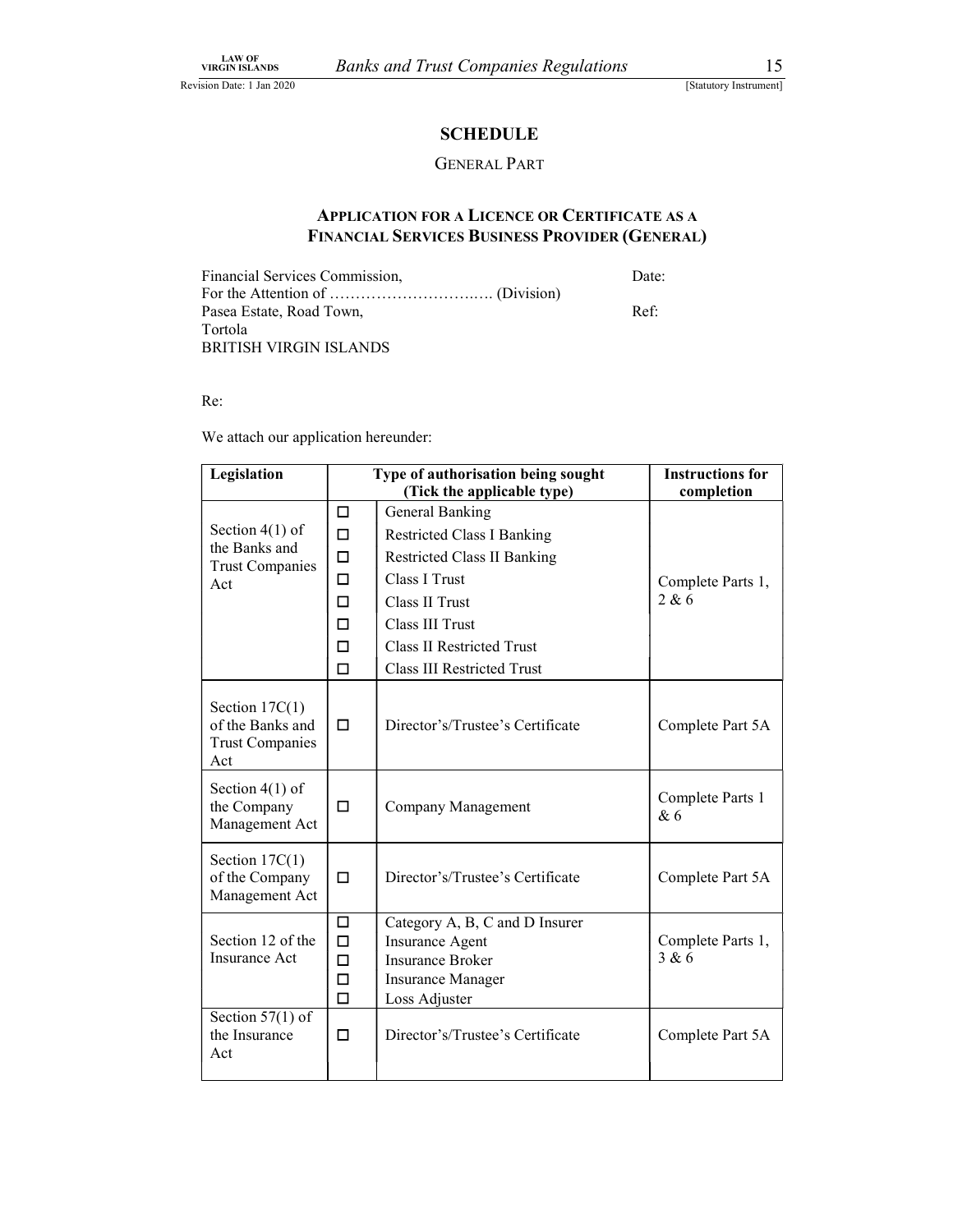# SCHEDULE

## GENERAL PART

### APPLICATION FOR A LICENCE OR CERTIFICATE AS A FINANCIAL SERVICES BUSINESS PROVIDER (GENERAL)

Financial Services Commission,
For the Attention of ………………………….. (Division)
Pasea Estate, Road Town,
Tortola
BRITISH VIRGIN ISLANDS

Date:

Ref:

Re:

We attach our application hereunder:

| Legislation | Type of authorisation being sought (Tick the applicable type) | | Instructions for completion |
|---|---|---|---|
| Section 4(1) of the Banks and Trust Companies Act | ☐ | General Banking | Complete Parts 1, 2 & 6 |
| | ☐ | Restricted Class I Banking | |
| | ☐ | Restricted Class II Banking | |
| | ☐ | Class I Trust | |
| | ☐ | Class II Trust | |
| | ☐ | Class III Trust | |
| | ☐ | Class II Restricted Trust | |
| | ☐ | Class III Restricted Trust | |
| Section 17C(1) of the Banks and Trust Companies Act | ☐ | Director's/Trustee's Certificate | Complete Part 5A |
| Section 4(1) of the Company Management Act | ☐ | Company Management | Complete Parts 1 & 6 |
| Section 17C(1) of the Company Management Act | ☐ | Director's/Trustee's Certificate | Complete Part 5A |
| Section 12 of the Insurance Act | ☐ | Category A, B, C and D Insurer | Complete Parts 1, 3 & 6 |
| | ☐ | Insurance Agent | |
| | ☐ | Insurance Broker | |
| | ☐ | Insurance Manager | |
| | ☐ | Loss Adjuster | |
| Section 57(1) of the Insurance Act | ☐ | Director's/Trustee's Certificate | Complete Part 5A |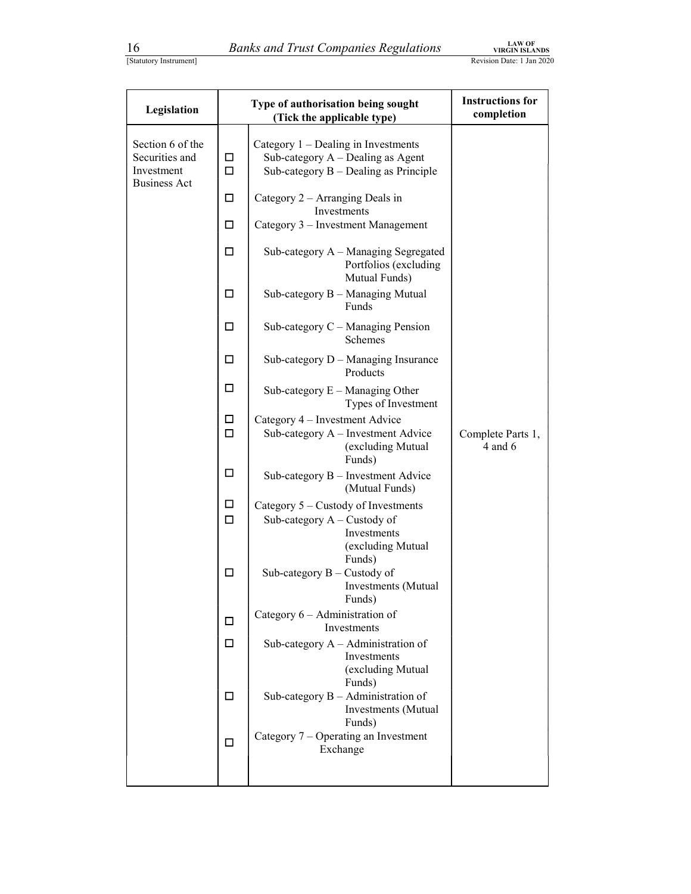| Legislation | Type of authorisation being sought (Tick the applicable type) | | Instructions for completion |
|---|---|---|---|
| Section 6 of the Securities and Investment Business Act | | Category 1 – Dealing in Investments | Complete Parts 1, 4 and 6 |
| | ☐ | Sub-category A – Dealing as Agent | |
| | ☐ | Sub-category B – Dealing as Principle | |
| | ☐ | Category 2 – Arranging Deals in Investments | |
| | ☐ | Category 3 – Investment Management | |
| | ☐ | Sub-category A – Managing Segregated Portfolios (excluding Mutual Funds) | |
| | ☐ | Sub-category B – Managing Mutual Funds | |
| | ☐ | Sub-category C – Managing Pension Schemes | |
| | ☐ | Sub-category D – Managing Insurance Products | |
| | ☐ | Sub-category E – Managing Other Types of Investment | |
| | ☐ | Category 4 – Investment Advice | |
| | ☐ | Sub-category A – Investment Advice (excluding Mutual Funds) | |
| | ☐ | Sub-category B – Investment Advice (Mutual Funds) | |
| | ☐ | Category 5 – Custody of Investments | |
| | ☐ | Sub-category A – Custody of Investments (excluding Mutual Funds) | |
| | ☐ | Sub-category B – Custody of Investments (Mutual Funds) | |
| | ☐ | Category 6 – Administration of Investments | |
| | ☐ | Sub-category A – Administration of Investments (excluding Mutual Funds) | |
| | ☐ | Sub-category B – Administration of Investments (Mutual Funds) | |
| | ☐ | Category 7 – Operating an Investment Exchange | |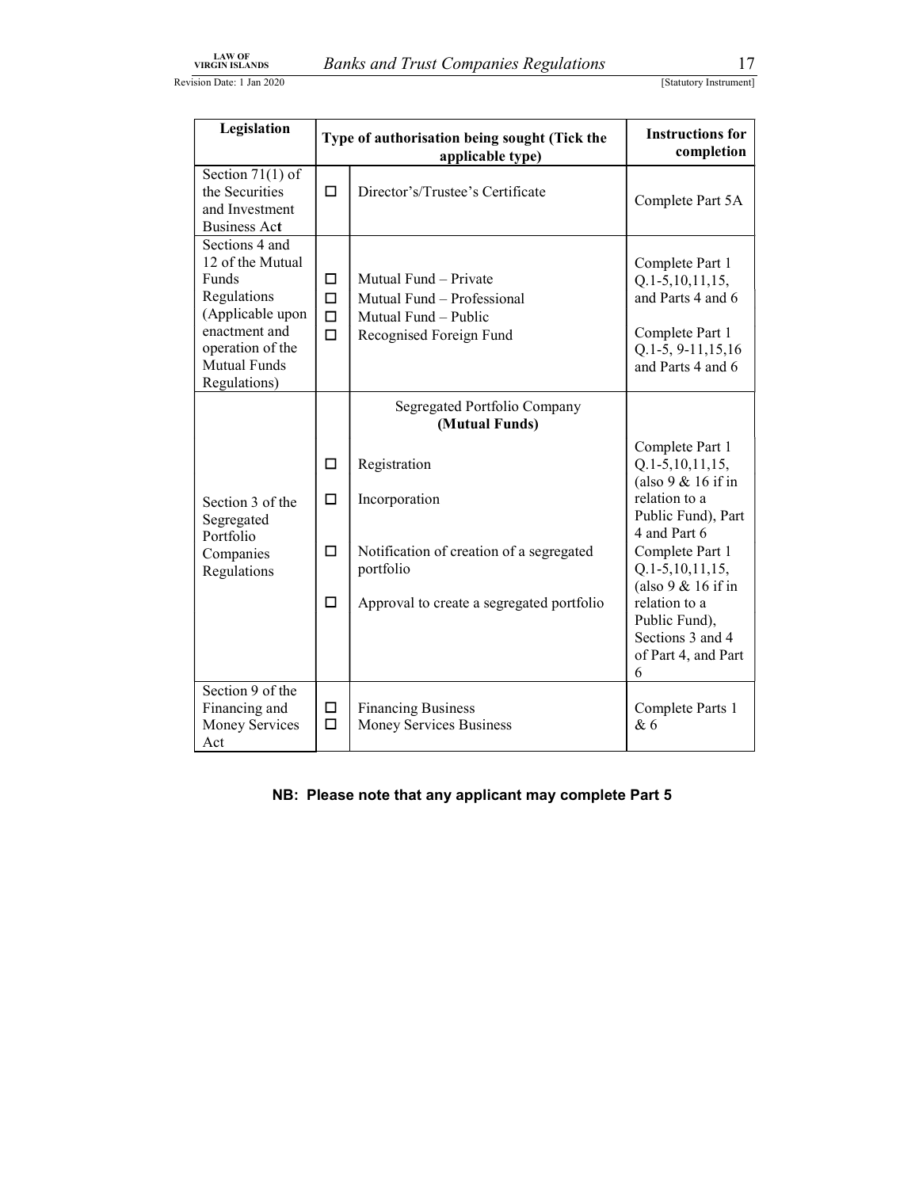| Legislation | Type of authorisation being sought (Tick the applicable type) | | Instructions for completion |
|---|---|---|---|
| Section 71(1) of the Securities and Investment Business Act | ☐ | Director's/Trustee's Certificate | Complete Part 5A |
| Sections 4 and 12 of the Mutual Funds Regulations (Applicable upon enactment and operation of the Mutual Funds Regulations) | ☐<br>☐<br>☐<br>☐ | Mutual Fund – Private<br>Mutual Fund – Professional<br>Mutual Fund – Public<br>Recognised Foreign Fund | Complete Part 1 Q.1-5,10,11,15, and Parts 4 and 6<br><br>Complete Part 1 Q.1-5, 9-11,15,16 and Parts 4 and 6 |
| Section 3 of the Segregated Portfolio Companies Regulations | <br><br>☐<br>☐<br>☐<br>☐ | Segregated Portfolio Company **(Mutual Funds)**<br><br>Registration<br>Incorporation<br>Notification of creation of a segregated portfolio<br>Approval to create a segregated portfolio | Complete Part 1 Q.1-5,10,11,15, (also 9 & 16 if in relation to a Public Fund), Part 4 and Part 6<br>Complete Part 1 Q.1-5,10,11,15, (also 9 & 16 if in relation to a Public Fund), Sections 3 and 4 of Part 4, and Part 6 |
| Section 9 of the Financing and Money Services Act | ☐<br>☐ | Financing Business<br>Money Services Business | Complete Parts 1 & 6 |

**NB: Please note that any applicant may complete Part 5**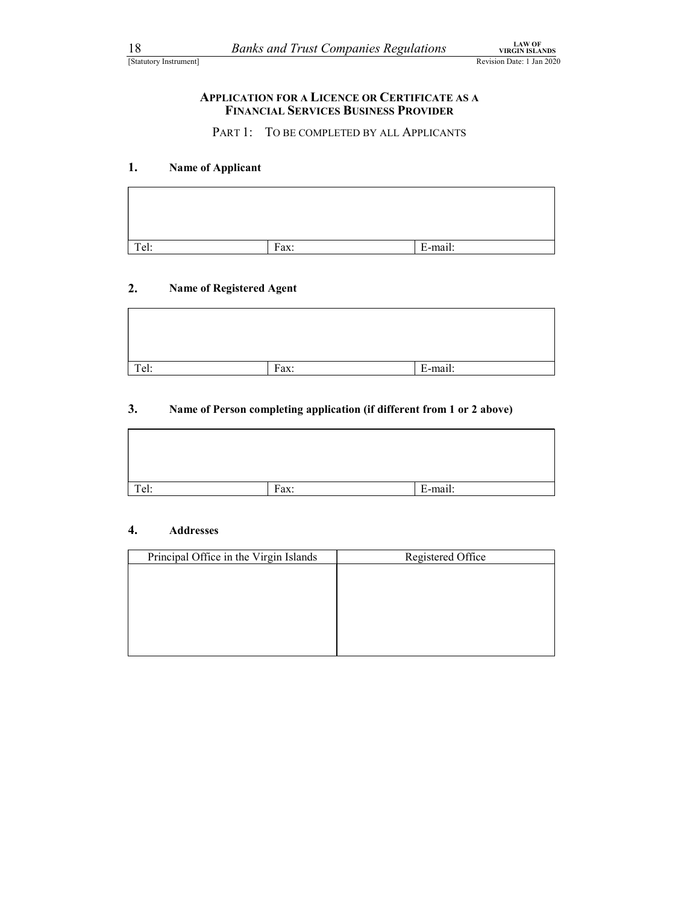## APPLICATION FOR A LICENCE OR CERTIFICATE AS A FINANCIAL SERVICES BUSINESS PROVIDER

PART 1: TO BE COMPLETED BY ALL APPLICANTS

### 1. Name of Applicant

| | | |
|---|---|---|
| | | |
| Tel: | Fax: | E-mail: |

### 2. Name of Registered Agent

| | | |
|---|---|---|
| | | |
| Tel: | Fax: | E-mail: |

### 3. Name of Person completing application (if different from 1 or 2 above)

| | | |
|---|---|---|
| | | |
| Tel: | Fax: | E-mail: |

### 4. Addresses

| Principal Office in the Virgin Islands | Registered Office |
|---|---|
| | |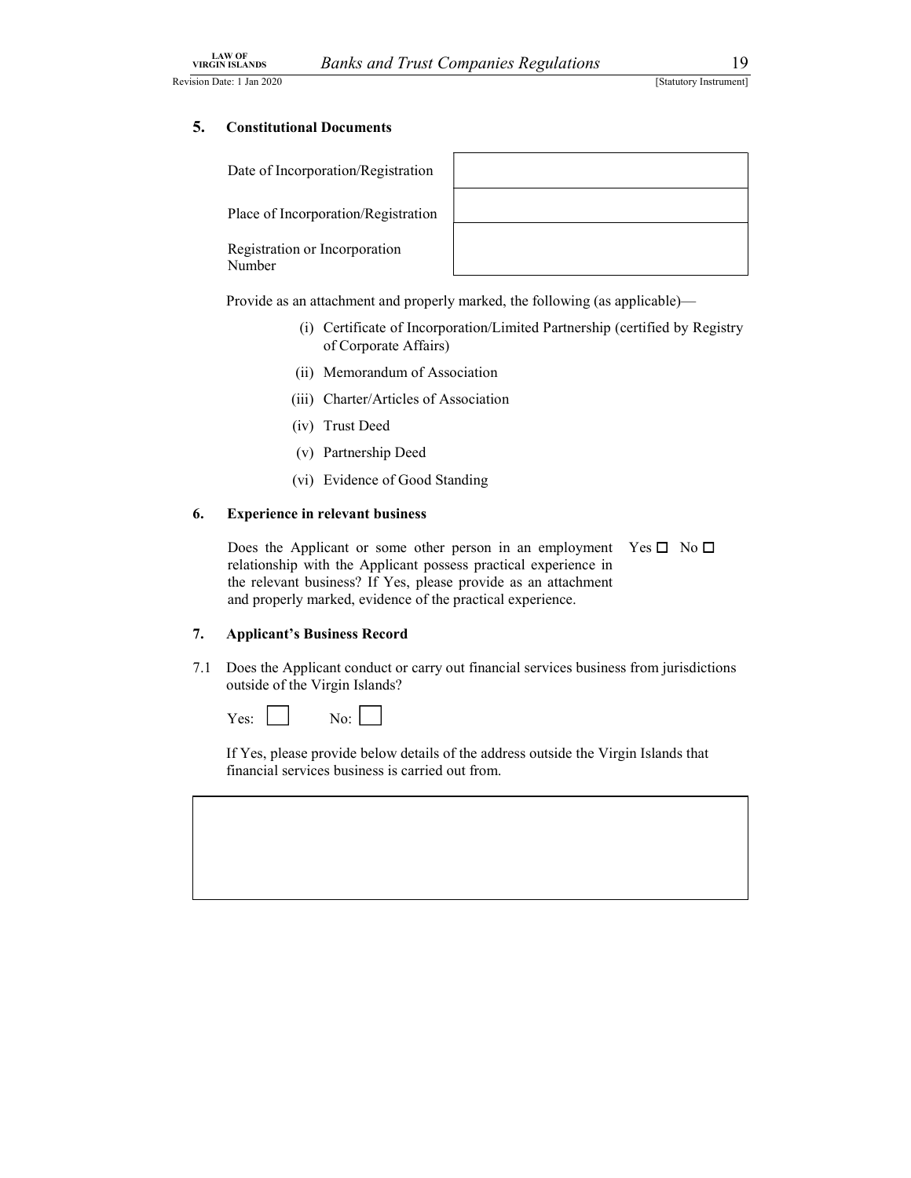## 5. Constitutional Documents

| | |
|---|---|
| Date of Incorporation/Registration | |
| Place of Incorporation/Registration | |
| Registration or Incorporation Number | |

Provide as an attachment and properly marked, the following (as applicable)—

(i) Certificate of Incorporation/Limited Partnership (certified by Registry of Corporate Affairs)

(ii) Memorandum of Association

(iii) Charter/Articles of Association

(iv) Trust Deed

(v) Partnership Deed

(vi) Evidence of Good Standing

## 6. Experience in relevant business

Does the Applicant or some other person in an employment relationship with the Applicant possess practical experience in the relevant business? If Yes, please provide as an attachment and properly marked, evidence of the practical experience. Yes ☐ No ☐

## 7. Applicant's Business Record

7.1 Does the Applicant conduct or carry out financial services business from jurisdictions outside of the Virgin Islands?

Yes: ☐ No: ☐

If Yes, please provide below details of the address outside the Virgin Islands that financial services business is carried out from.

| |
|---|
| |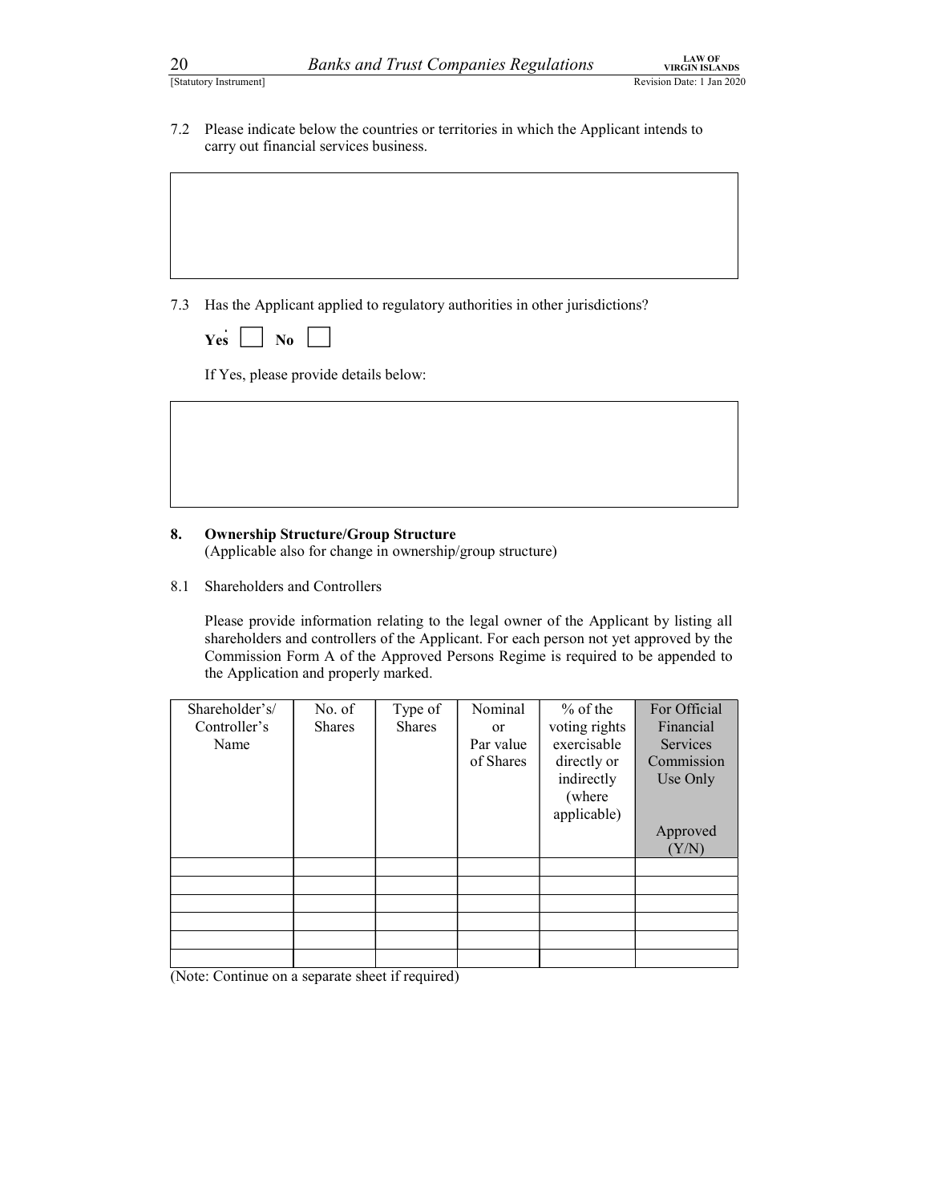7.2 Please indicate below the countries or territories in which the Applicant intends to carry out financial services business.

| |
|---|
| |

7.3 Has the Applicant applied to regulatory authorities in other jurisdictions?

**Yes** ☐ **No** ☐

If Yes, please provide details below:

| |
|---|
| |

## 8. Ownership Structure/Group Structure

(Applicable also for change in ownership/group structure)

8.1 Shareholders and Controllers

Please provide information relating to the legal owner of the Applicant by listing all shareholders and controllers of the Applicant. For each person not yet approved by the Commission Form A of the Approved Persons Regime is required to be appended to the Application and properly marked.

| Shareholder's/ Controller's Name | No. of Shares | Type of Shares | Nominal or Par value of Shares | % of the voting rights exercisable directly or indirectly (where applicable) | For Official Financial Services Commission Use Only<br><br>Approved (Y/N) |
|---|---|---|---|---|---|
| | | | | | |
| | | | | | |
| | | | | | |
| | | | | | |
| | | | | | |
| | | | | | |

(Note: Continue on a separate sheet if required)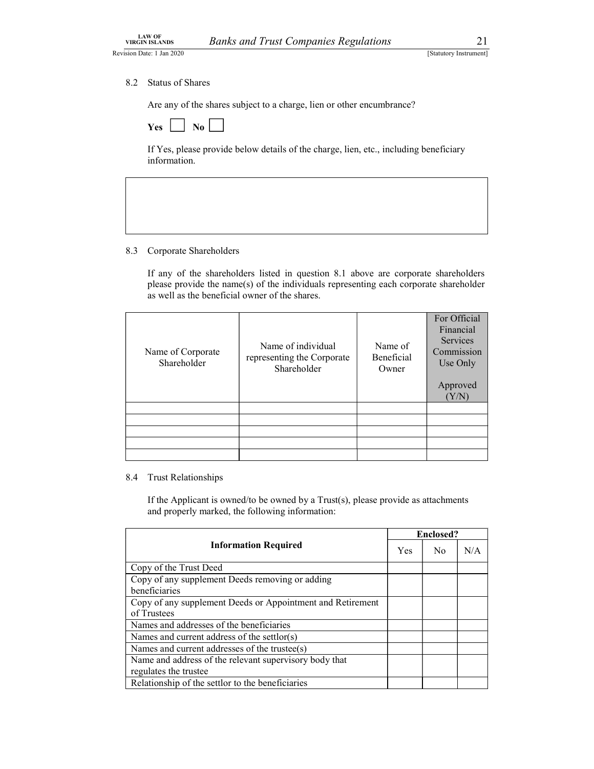8.2 Status of Shares

Are any of the shares subject to a charge, lien or other encumbrance?

**Yes** ☐ **No** ☐

If Yes, please provide below details of the charge, lien, etc., including beneficiary information.

| |
|---|
| |

8.3 Corporate Shareholders

If any of the shareholders listed in question 8.1 above are corporate shareholders please provide the name(s) of the individuals representing each corporate shareholder as well as the beneficial owner of the shares.

| Name of Corporate Shareholder | Name of individual representing the Corporate Shareholder | Name of Beneficial Owner | For Official Financial Services Commission Use Only<br><br>Approved (Y/N) |
|---|---|---|---|
| | | | |
| | | | |
| | | | |
| | | | |
| | | | |

8.4 Trust Relationships

If the Applicant is owned/to be owned by a Trust(s), please provide as attachments and properly marked, the following information:

| **Information Required** | **Enclosed?** | | |
|---|---|---|---|
| | Yes | No | N/A |
| Copy of the Trust Deed | | | |
| Copy of any supplement Deeds removing or adding beneficiaries | | | |
| Copy of any supplement Deeds or Appointment and Retirement of Trustees | | | |
| Names and addresses of the beneficiaries | | | |
| Names and current address of the settlor(s) | | | |
| Names and current addresses of the trustee(s) | | | |
| Name and address of the relevant supervisory body that regulates the trustee | | | |
| Relationship of the settlor to the beneficiaries | | | |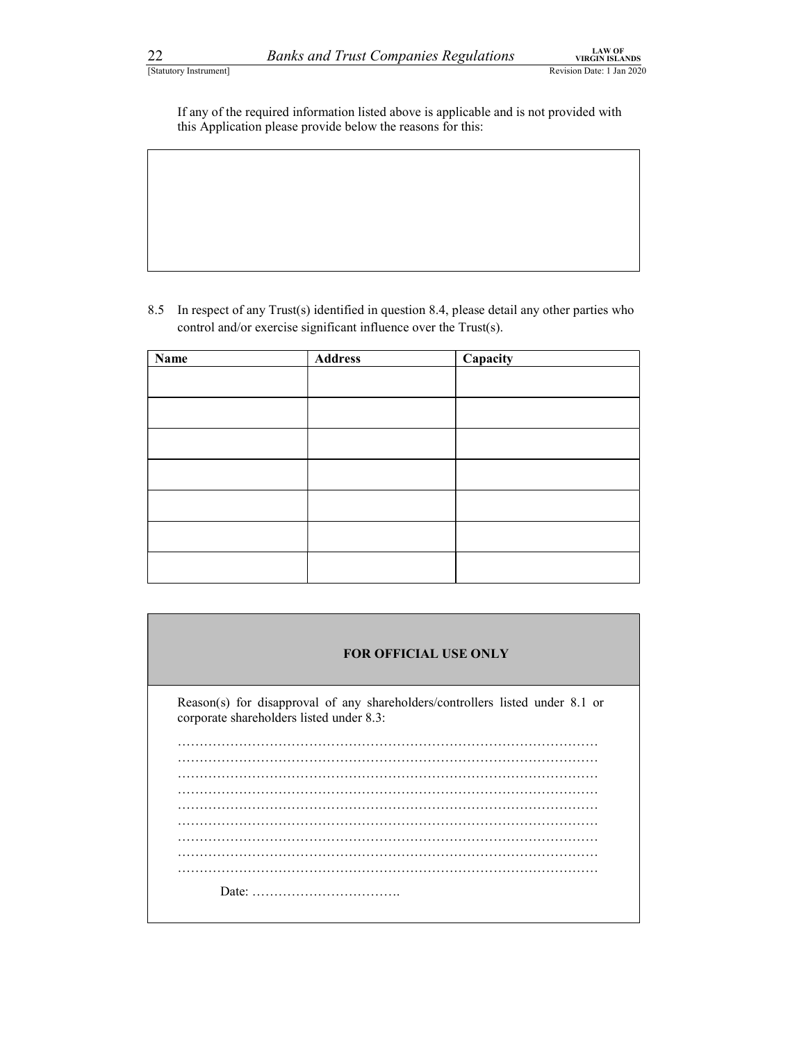If any of the required information listed above is applicable and is not provided with this Application please provide below the reasons for this:

| |
|---|
| |

8.5 In respect of any Trust(s) identified in question 8.4, please detail any other parties who control and/or exercise significant influence over the Trust(s).

| Name | Address | Capacity |
|---|---|---|
| | | |
| | | |
| | | |
| | | |
| | | |
| | | |
| | | |

| **FOR OFFICIAL USE ONLY** |
|---|
| Reason(s) for disapproval of any shareholders/controllers listed under 8.1 or corporate shareholders listed under 8.3:<br><br>………………………………………………………………………………………<br>………………………………………………………………………………………<br>………………………………………………………………………………………<br>………………………………………………………………………………………<br>………………………………………………………………………………………<br>………………………………………………………………………………………<br>………………………………………………………………………………………<br>………………………………………………………………………………………<br>………………………………………………………………………………………<br><br>Date: ……………………………. |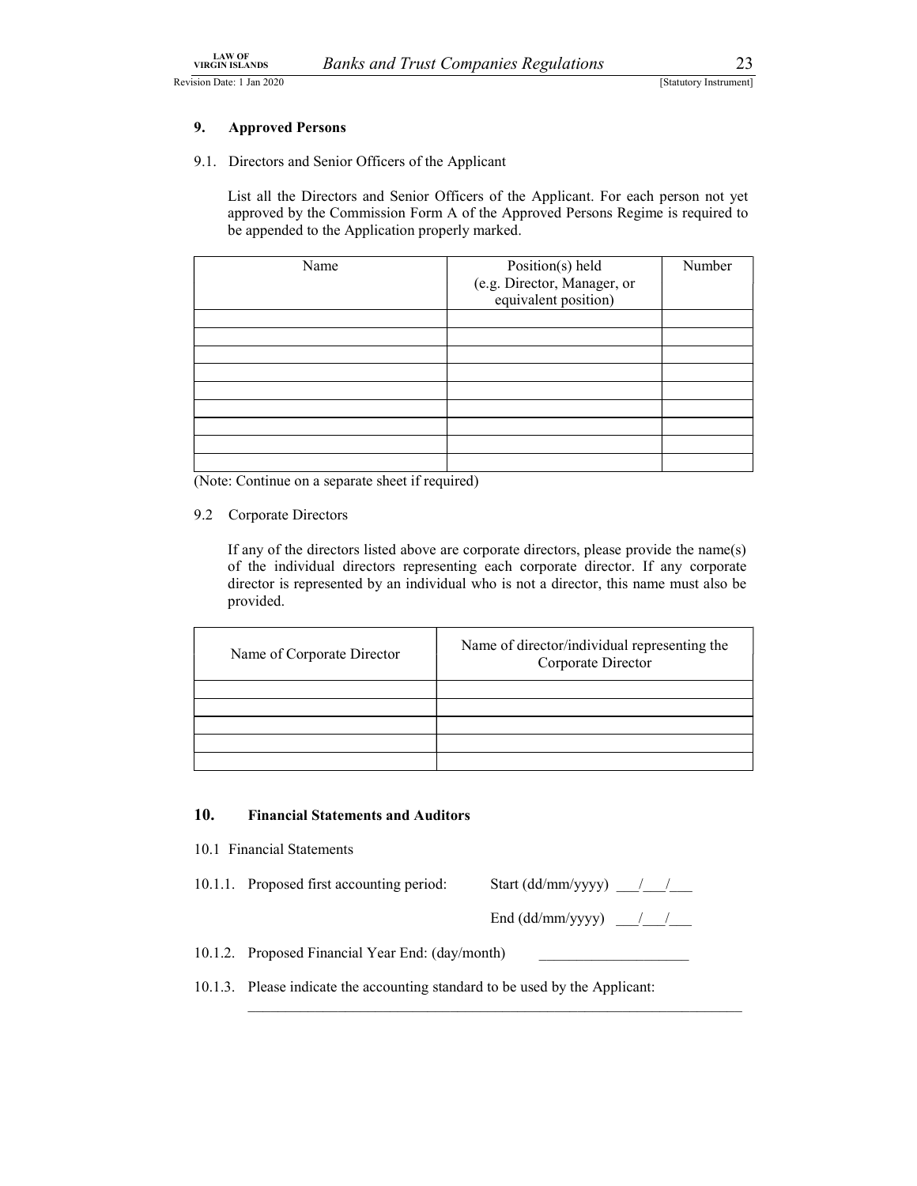## 9. Approved Persons

9.1. Directors and Senior Officers of the Applicant

List all the Directors and Senior Officers of the Applicant. For each person not yet approved by the Commission Form A of the Approved Persons Regime is required to be appended to the Application properly marked.

| Name | Position(s) held (e.g. Director, Manager, or equivalent position) | Number |
|---|---|---|
| | | |
| | | |
| | | |
| | | |
| | | |
| | | |
| | | |
| | | |
| | | |

(Note: Continue on a separate sheet if required)

9.2 Corporate Directors

If any of the directors listed above are corporate directors, please provide the name(s) of the individual directors representing each corporate director. If any corporate director is represented by an individual who is not a director, this name must also be provided.

| Name of Corporate Director | Name of director/individual representing the Corporate Director |
|---|---|
| | |
| | |
| | |
| | |
| | |

## 10. Financial Statements and Auditors

10.1 Financial Statements

10.1.1. Proposed first accounting period: Start (dd/mm/yyyy) \_\_\_/\_\_\_/\_\_\_

End (dd/mm/yyyy) \_\_\_/\_\_\_/\_\_\_

10.1.2. Proposed Financial Year End: (day/month) \_\_\_\_\_\_\_\_\_\_\_\_\_\_\_\_\_\_\_\_

10.1.3. Please indicate the accounting standard to be used by the Applicant:

\_\_\_\_\_\_\_\_\_\_\_\_\_\_\_\_\_\_\_\_\_\_\_\_\_\_\_\_\_\_\_\_\_\_\_\_\_\_\_\_\_\_\_\_\_\_\_\_\_\_\_\_\_\_\_\_\_\_\_\_\_\_\_\_\_\_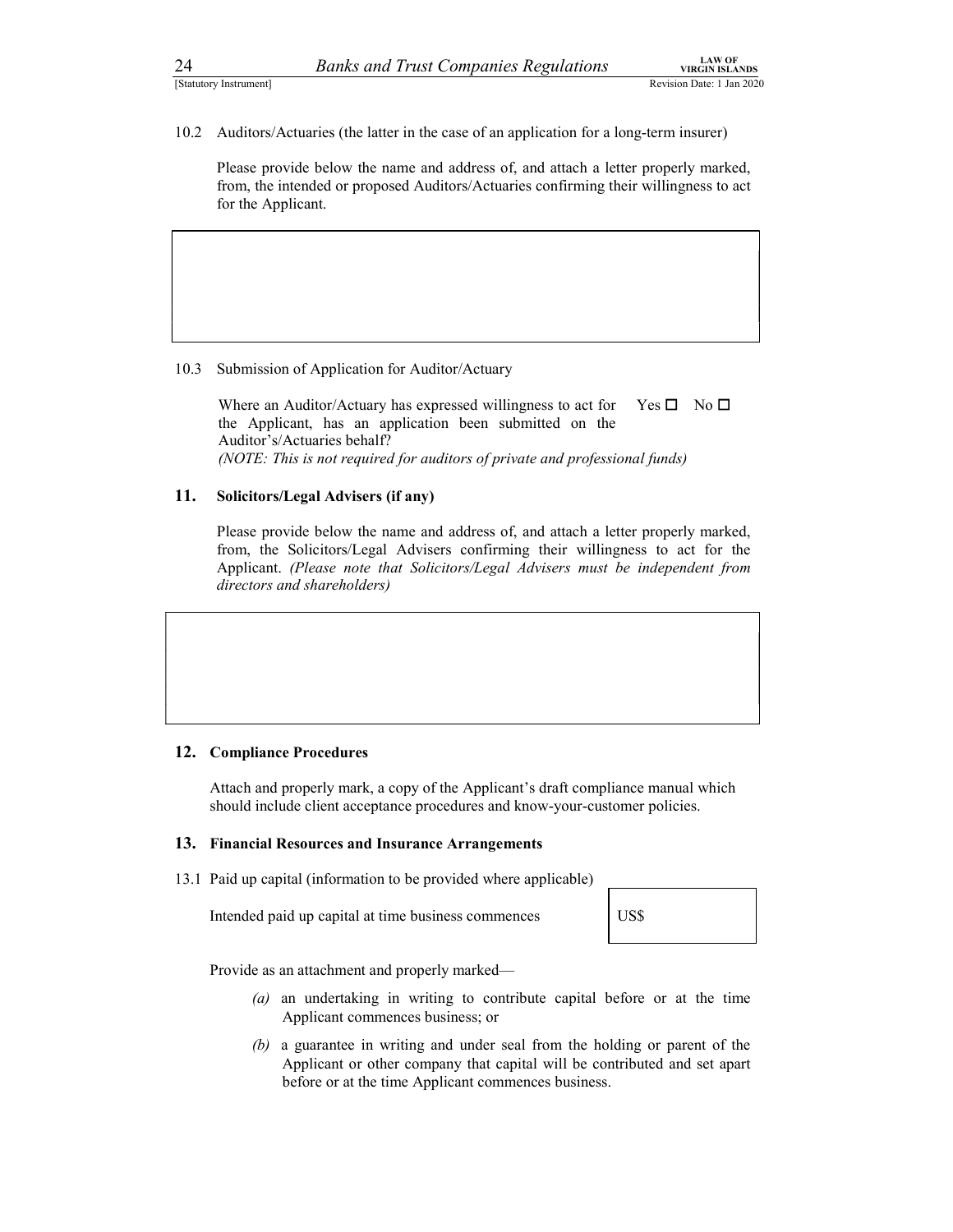10.2 Auditors/Actuaries (the latter in the case of an application for a long-term insurer)

Please provide below the name and address of, and attach a letter properly marked, from, the intended or proposed Auditors/Actuaries confirming their willingness to act for the Applicant.

| |
|---|
| |

10.3 Submission of Application for Auditor/Actuary

Where an Auditor/Actuary has expressed willingness to act for the Applicant, has an application been submitted on the Auditor's/Actuaries behalf? Yes ☐ No ☐

*(NOTE: This is not required for auditors of private and professional funds)*

## 11. Solicitors/Legal Advisers (if any)

Please provide below the name and address of, and attach a letter properly marked, from, the Solicitors/Legal Advisers confirming their willingness to act for the Applicant. *(Please note that Solicitors/Legal Advisers must be independent from directors and shareholders)*

| |
|---|
| |

## 12. Compliance Procedures

Attach and properly mark, a copy of the Applicant's draft compliance manual which should include client acceptance procedures and know-your-customer policies.

## 13. Financial Resources and Insurance Arrangements

13.1 Paid up capital (information to be provided where applicable)

| Intended paid up capital at time business commences | US$ |
|---|---|

Provide as an attachment and properly marked—

*(a)* an undertaking in writing to contribute capital before or at the time Applicant commences business; or

*(b)* a guarantee in writing and under seal from the holding or parent of the Applicant or other company that capital will be contributed and set apart before or at the time Applicant commences business.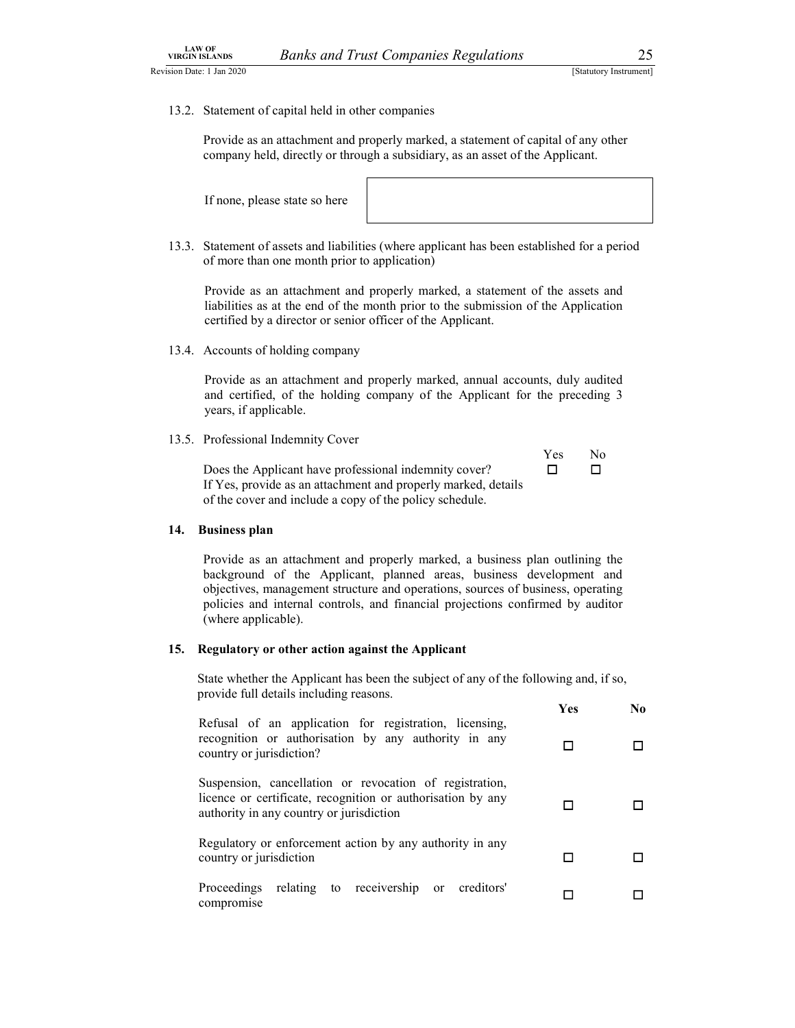13.2. Statement of capital held in other companies

Provide as an attachment and properly marked, a statement of capital of any other company held, directly or through a subsidiary, as an asset of the Applicant.

| If none, please state so here | |
|---|---|

13.3. Statement of assets and liabilities (where applicant has been established for a period of more than one month prior to application)

Provide as an attachment and properly marked, a statement of the assets and liabilities as at the end of the month prior to the submission of the Application certified by a director or senior officer of the Applicant.

13.4. Accounts of holding company

Provide as an attachment and properly marked, annual accounts, duly audited and certified, of the holding company of the Applicant for the preceding 3 years, if applicable.

13.5. Professional Indemnity Cover

| | Yes | No |
|---|---|---|
| Does the Applicant have professional indemnity cover? If Yes, provide as an attachment and properly marked, details of the cover and include a copy of the policy schedule. | ☐ | ☐ |

**14. Business plan**

Provide as an attachment and properly marked, a business plan outlining the background of the Applicant, planned areas, business development and objectives, management structure and operations, sources of business, operating policies and internal controls, and financial projections confirmed by auditor (where applicable).

**15. Regulatory or other action against the Applicant**

State whether the Applicant has been the subject of any of the following and, if so, provide full details including reasons.

| | **Yes** | **No** |
|---|---|---|
| Refusal of an application for registration, licensing, recognition or authorisation by any authority in any country or jurisdiction? | ☐ | ☐ |
| Suspension, cancellation or revocation of registration, licence or certificate, recognition or authorisation by any authority in any country or jurisdiction | ☐ | ☐ |
| Regulatory or enforcement action by any authority in any country or jurisdiction | ☐ | ☐ |
| Proceedings relating to receivership or creditors' compromise | ☐ | ☐ |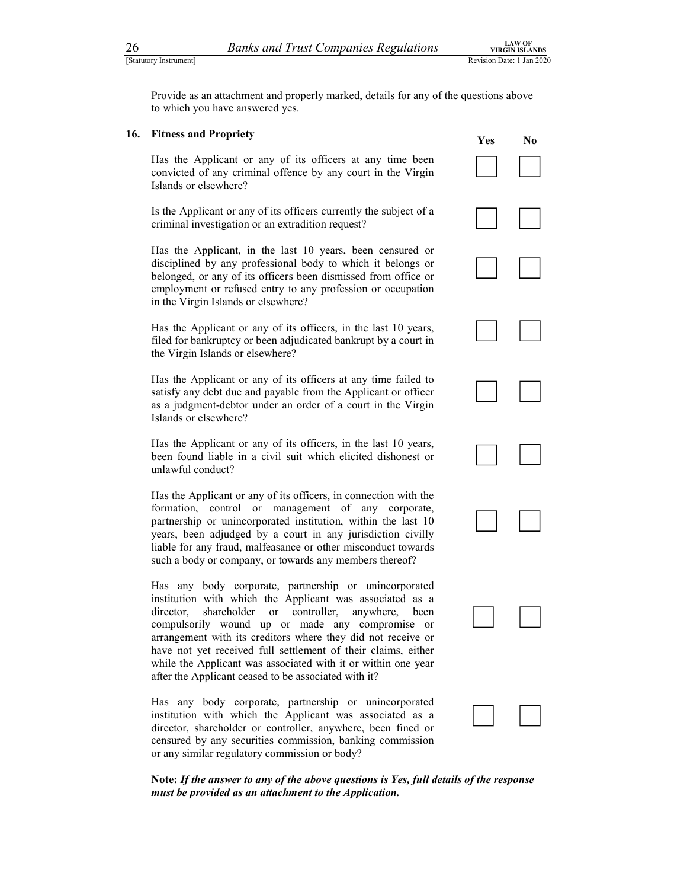Provide as an attachment and properly marked, details for any of the questions above to which you have answered yes.

## 16. Fitness and Propriety

| | Yes | No |
|---|---|---|
| Has the Applicant or any of its officers at any time been convicted of any criminal offence by any court in the Virgin Islands or elsewhere? | ☐ | ☐ |
| Is the Applicant or any of its officers currently the subject of a criminal investigation or an extradition request? | ☐ | ☐ |
| Has the Applicant, in the last 10 years, been censured or disciplined by any professional body to which it belongs or belonged, or any of its officers been dismissed from office or employment or refused entry to any profession or occupation in the Virgin Islands or elsewhere? | ☐ | ☐ |
| Has the Applicant or any of its officers, in the last 10 years, filed for bankruptcy or been adjudicated bankrupt by a court in the Virgin Islands or elsewhere? | ☐ | ☐ |
| Has the Applicant or any of its officers at any time failed to satisfy any debt due and payable from the Applicant or officer as a judgment-debtor under an order of a court in the Virgin Islands or elsewhere? | ☐ | ☐ |
| Has the Applicant or any of its officers, in the last 10 years, been found liable in a civil suit which elicited dishonest or unlawful conduct? | ☐ | ☐ |
| Has the Applicant or any of its officers, in connection with the formation, control or management of any corporate, partnership or unincorporated institution, within the last 10 years, been adjudged by a court in any jurisdiction civilly liable for any fraud, malfeasance or other misconduct towards such a body or company, or towards any members thereof? | ☐ | ☐ |
| Has any body corporate, partnership or unincorporated institution with which the Applicant was associated as a director, shareholder or controller, anywhere, been compulsorily wound up or made any compromise or arrangement with its creditors where they did not receive or have not yet received full settlement of their claims, either while the Applicant was associated with it or within one year after the Applicant ceased to be associated with it? | ☐ | ☐ |
| Has any body corporate, partnership or unincorporated institution with which the Applicant was associated as a director, shareholder or controller, anywhere, been fined or censured by any securities commission, banking commission or any similar regulatory commission or body? | ☐ | ☐ |

**Note:** ***If the answer to any of the above questions is Yes, full details of the response must be provided as an attachment to the Application.***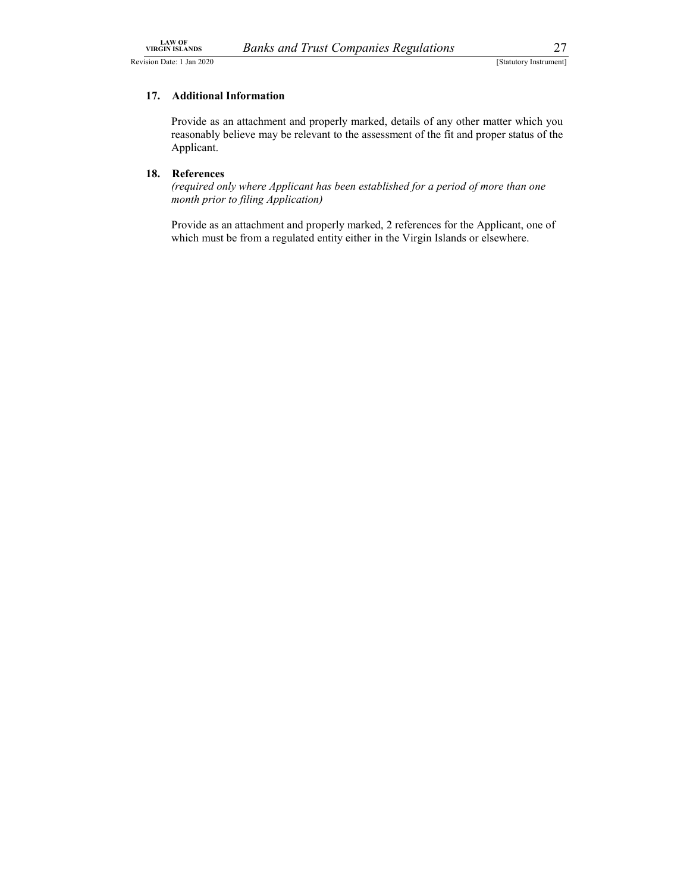**17. Additional Information**

Provide as an attachment and properly marked, details of any other matter which you reasonably believe may be relevant to the assessment of the fit and proper status of the Applicant.

**18. References**

*(required only where Applicant has been established for a period of more than one month prior to filing Application)*

Provide as an attachment and properly marked, 2 references for the Applicant, one of which must be from a regulated entity either in the Virgin Islands or elsewhere.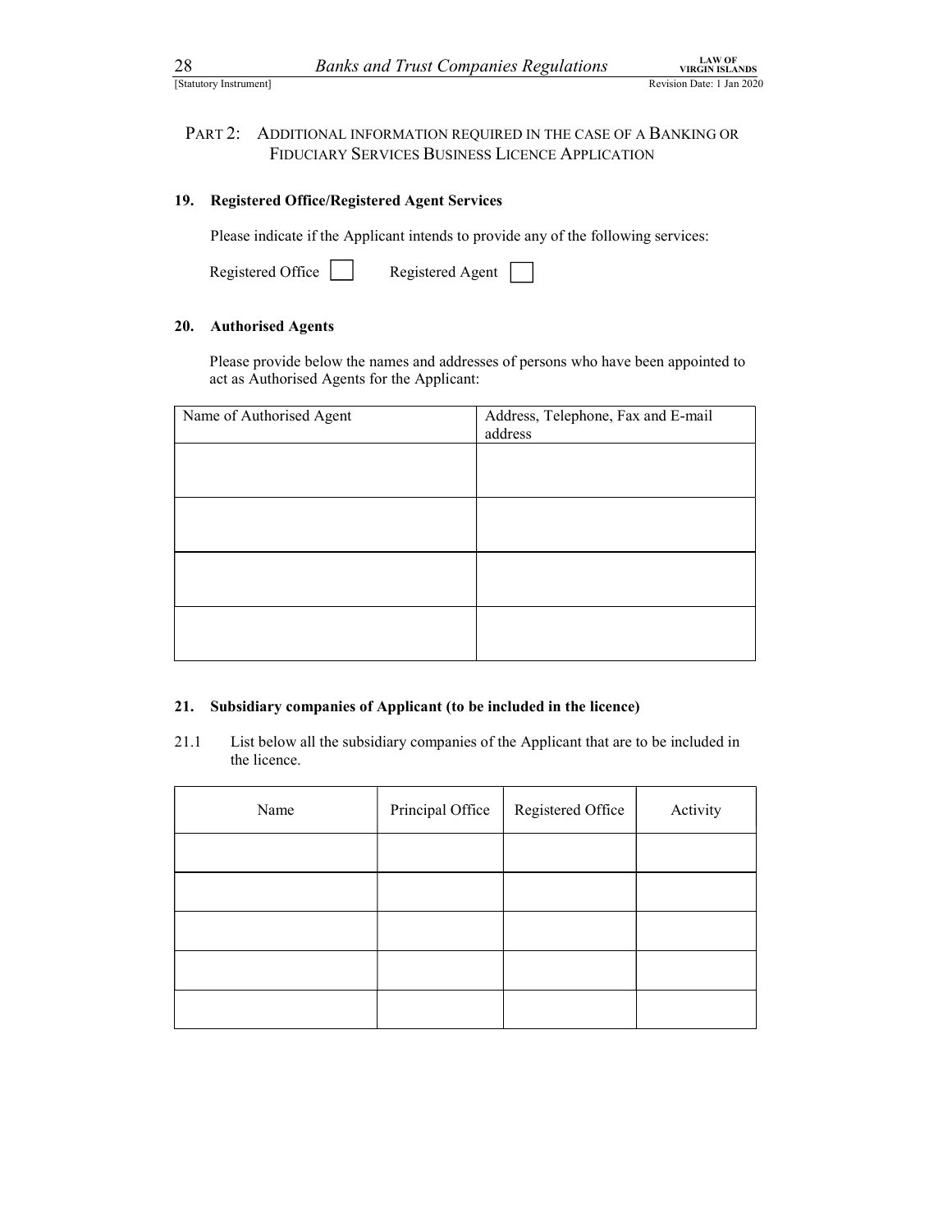## PART 2: ADDITIONAL INFORMATION REQUIRED IN THE CASE OF A BANKING OR FIDUCIARY SERVICES BUSINESS LICENCE APPLICATION

**19. Registered Office/Registered Agent Services**

Please indicate if the Applicant intends to provide any of the following services:

Registered Office ☐ Registered Agent ☐

**20. Authorised Agents**

Please provide below the names and addresses of persons who have been appointed to act as Authorised Agents for the Applicant:

| Name of Authorised Agent | Address, Telephone, Fax and E-mail address |
|---|---|
| | |
| | |
| | |
| | |

**21. Subsidiary companies of Applicant (to be included in the licence)**

21.1 List below all the subsidiary companies of the Applicant that are to be included in the licence.

| Name | Principal Office | Registered Office | Activity |
|---|---|---|---|
| | | | |
| | | | |
| | | | |
| | | | |
| | | | |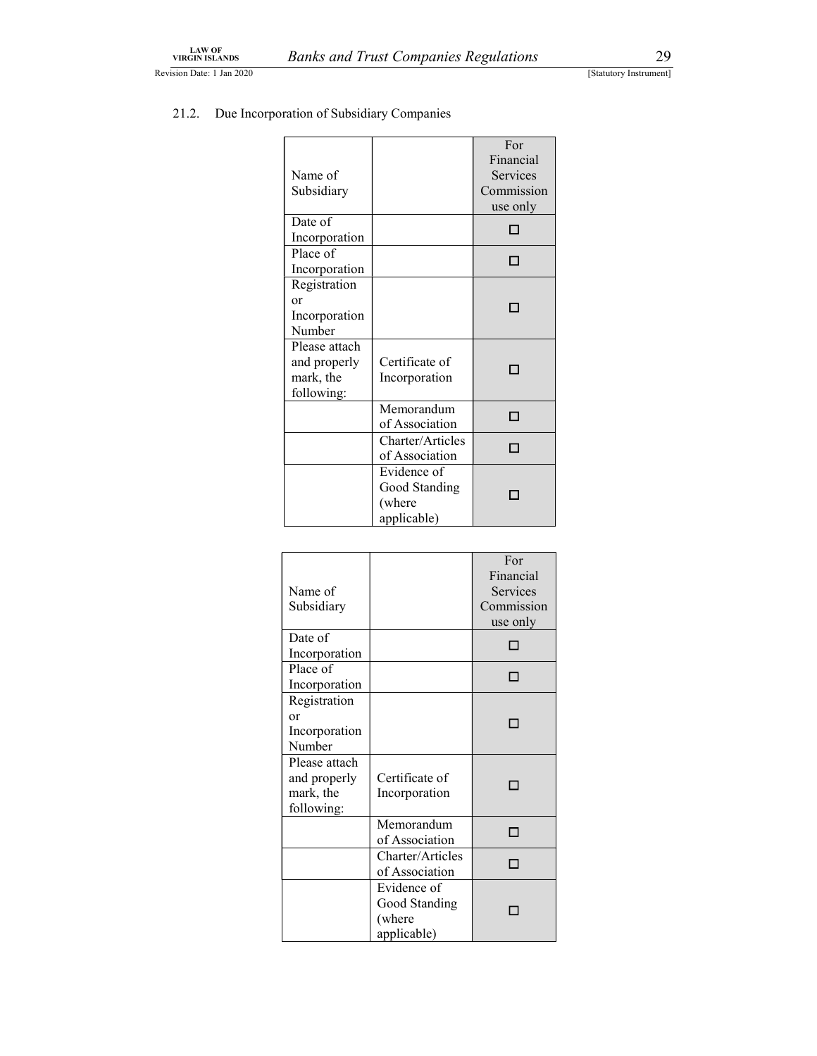21.2. Due Incorporation of Subsidiary Companies

| Name of Subsidiary | | For Financial Services Commission use only |
|---|---|---|
| Date of Incorporation | | ☐ |
| Place of Incorporation | | ☐ |
| Registration or Incorporation Number | | ☐ |
| Please attach and properly mark, the following: | Certificate of Incorporation | ☐ |
| | Memorandum of Association | ☐ |
| | Charter/Articles of Association | ☐ |
| | Evidence of Good Standing (where applicable) | ☐ |

| Name of Subsidiary | | For Financial Services Commission use only |
|---|---|---|
| Date of Incorporation | | ☐ |
| Place of Incorporation | | ☐ |
| Registration or Incorporation Number | | ☐ |
| Please attach and properly mark, the following: | Certificate of Incorporation | ☐ |
| | Memorandum of Association | ☐ |
| | Charter/Articles of Association | ☐ |
| | Evidence of Good Standing (where applicable) | ☐ |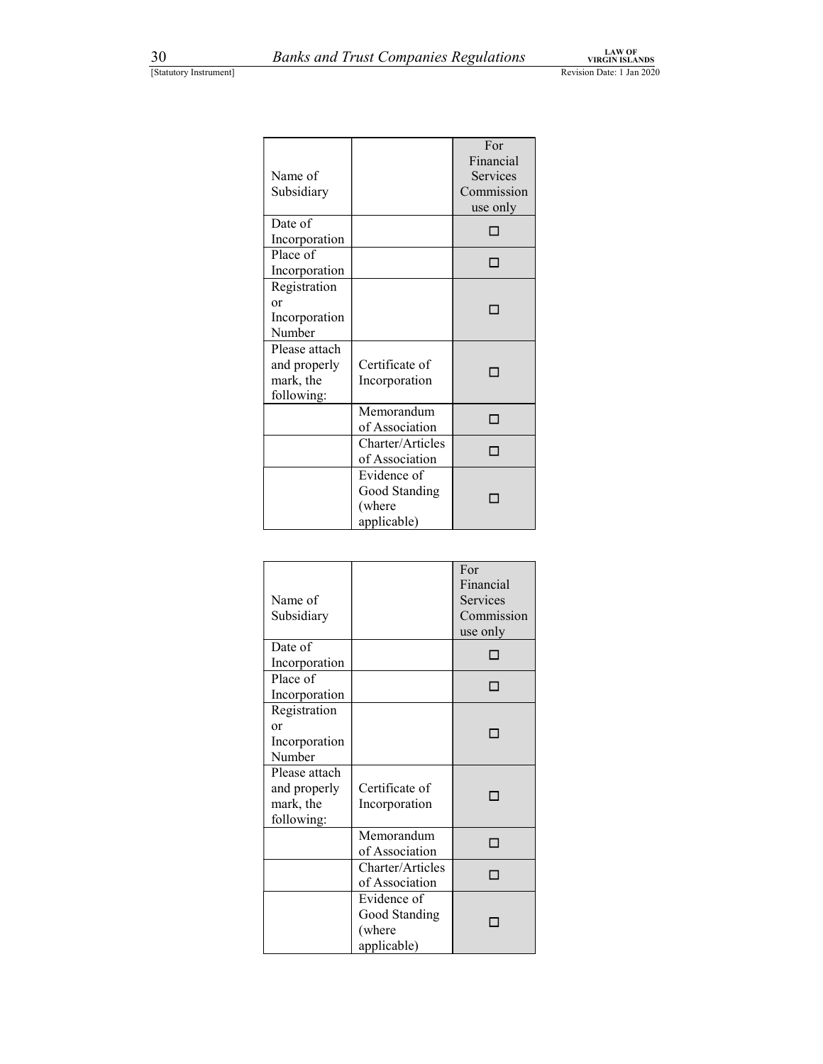| Name of Subsidiary | | For Financial Services Commission use only |
|---|---|---|
| Date of Incorporation | | ☐ |
| Place of Incorporation | | ☐ |
| Registration or Incorporation Number | | ☐ |
| Please attach and properly mark, the following: | Certificate of Incorporation | ☐ |
| | Memorandum of Association | ☐ |
| | Charter/Articles of Association | ☐ |
| | Evidence of Good Standing (where applicable) | ☐ |

| Name of Subsidiary | | For Financial Services Commission use only |
|---|---|---|
| Date of Incorporation | | ☐ |
| Place of Incorporation | | ☐ |
| Registration or Incorporation Number | | ☐ |
| Please attach and properly mark, the following: | Certificate of Incorporation | ☐ |
| | Memorandum of Association | ☐ |
| | Charter/Articles of Association | ☐ |
| | Evidence of Good Standing (where applicable) | ☐ |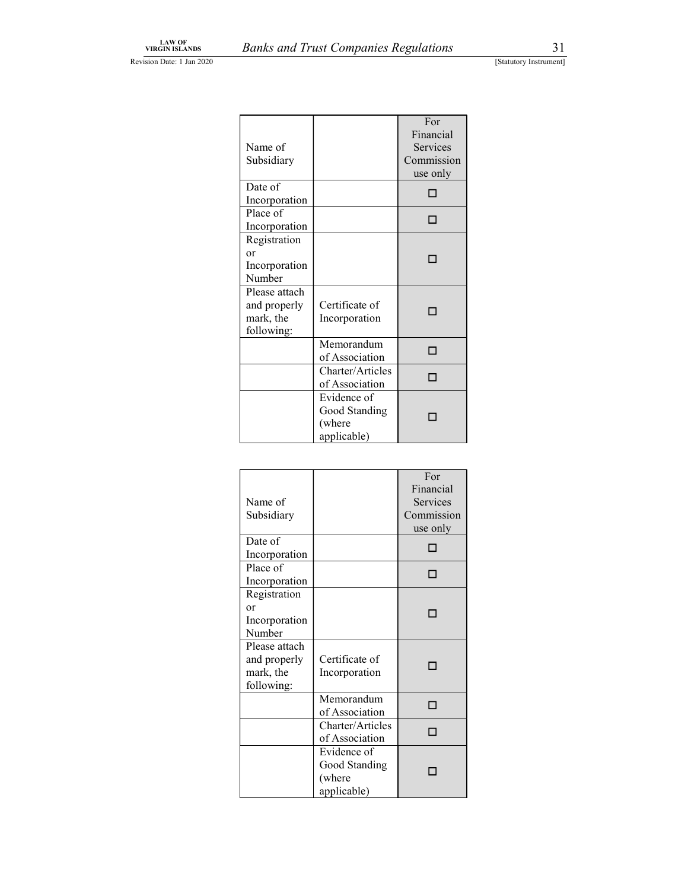| Name of Subsidiary | | For Financial Services Commission use only |
| --- | --- | --- |
| Date of Incorporation | | ☐ |
| Place of Incorporation | | ☐ |
| Registration or Incorporation Number | | ☐ |
| Please attach and properly mark, the following: | Certificate of Incorporation | ☐ |
| | Memorandum of Association | ☐ |
| | Charter/Articles of Association | ☐ |
| | Evidence of Good Standing (where applicable) | ☐ |

| Name of Subsidiary | | For Financial Services Commission use only |
| --- | --- | --- |
| Date of Incorporation | | ☐ |
| Place of Incorporation | | ☐ |
| Registration or Incorporation Number | | ☐ |
| Please attach and properly mark, the following: | Certificate of Incorporation | ☐ |
| | Memorandum of Association | ☐ |
| | Charter/Articles of Association | ☐ |
| | Evidence of Good Standing (where applicable) | ☐ |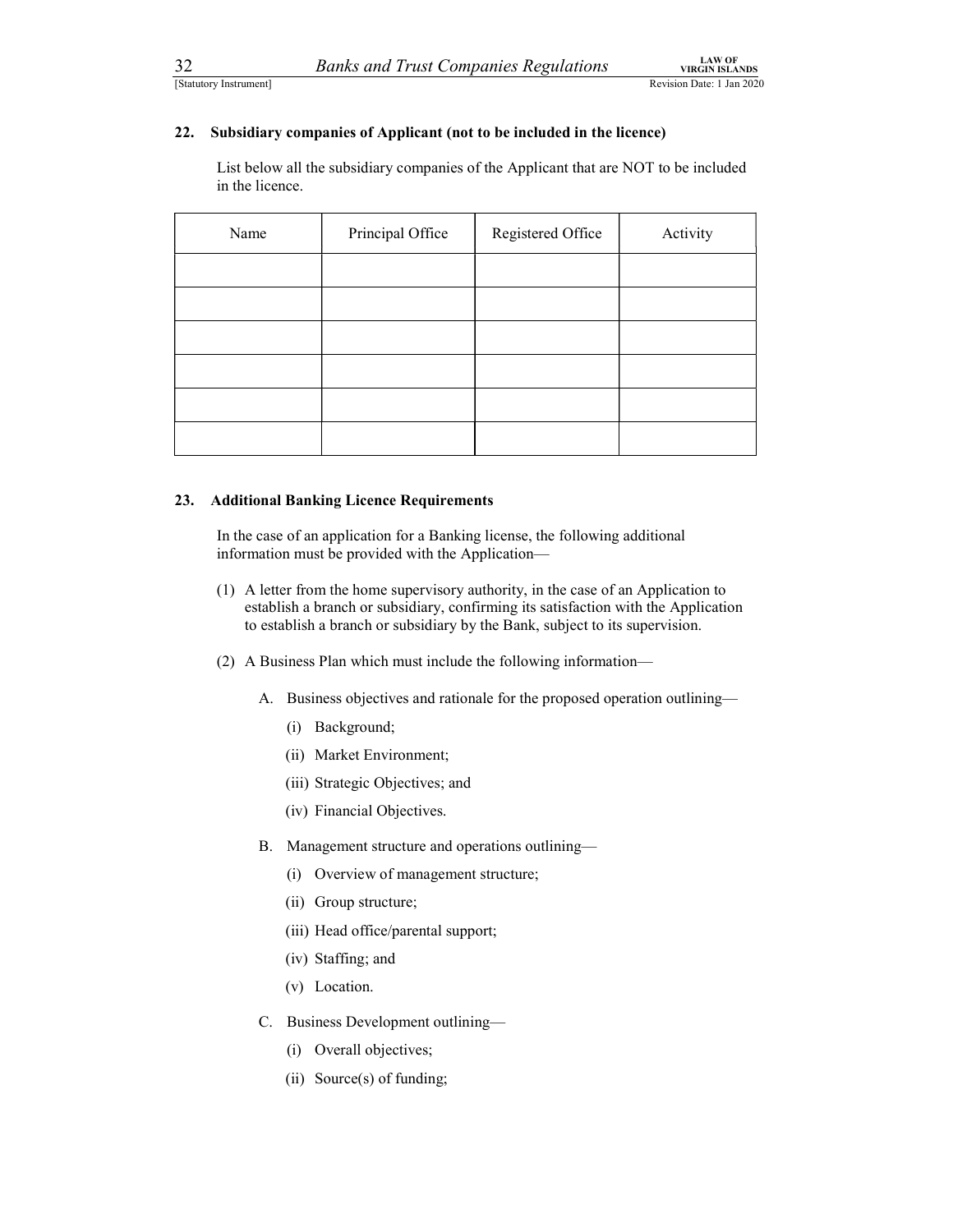**22. Subsidiary companies of Applicant (not to be included in the licence)**

List below all the subsidiary companies of the Applicant that are NOT to be included in the licence.

| Name | Principal Office | Registered Office | Activity |
|---|---|---|---|
| | | | |
| | | | |
| | | | |
| | | | |
| | | | |
| | | | |

**23. Additional Banking Licence Requirements**

In the case of an application for a Banking license, the following additional information must be provided with the Application—

(1) A letter from the home supervisory authority, in the case of an Application to establish a branch or subsidiary, confirming its satisfaction with the Application to establish a branch or subsidiary by the Bank, subject to its supervision.

(2) A Business Plan which must include the following information—

A. Business objectives and rationale for the proposed operation outlining—

(i) Background;

(ii) Market Environment;

(iii) Strategic Objectives; and

(iv) Financial Objectives.

B. Management structure and operations outlining—

(i) Overview of management structure;

(ii) Group structure;

(iii) Head office/parental support;

(iv) Staffing; and

(v) Location.

C. Business Development outlining—

(i) Overall objectives;

(ii) Source(s) of funding;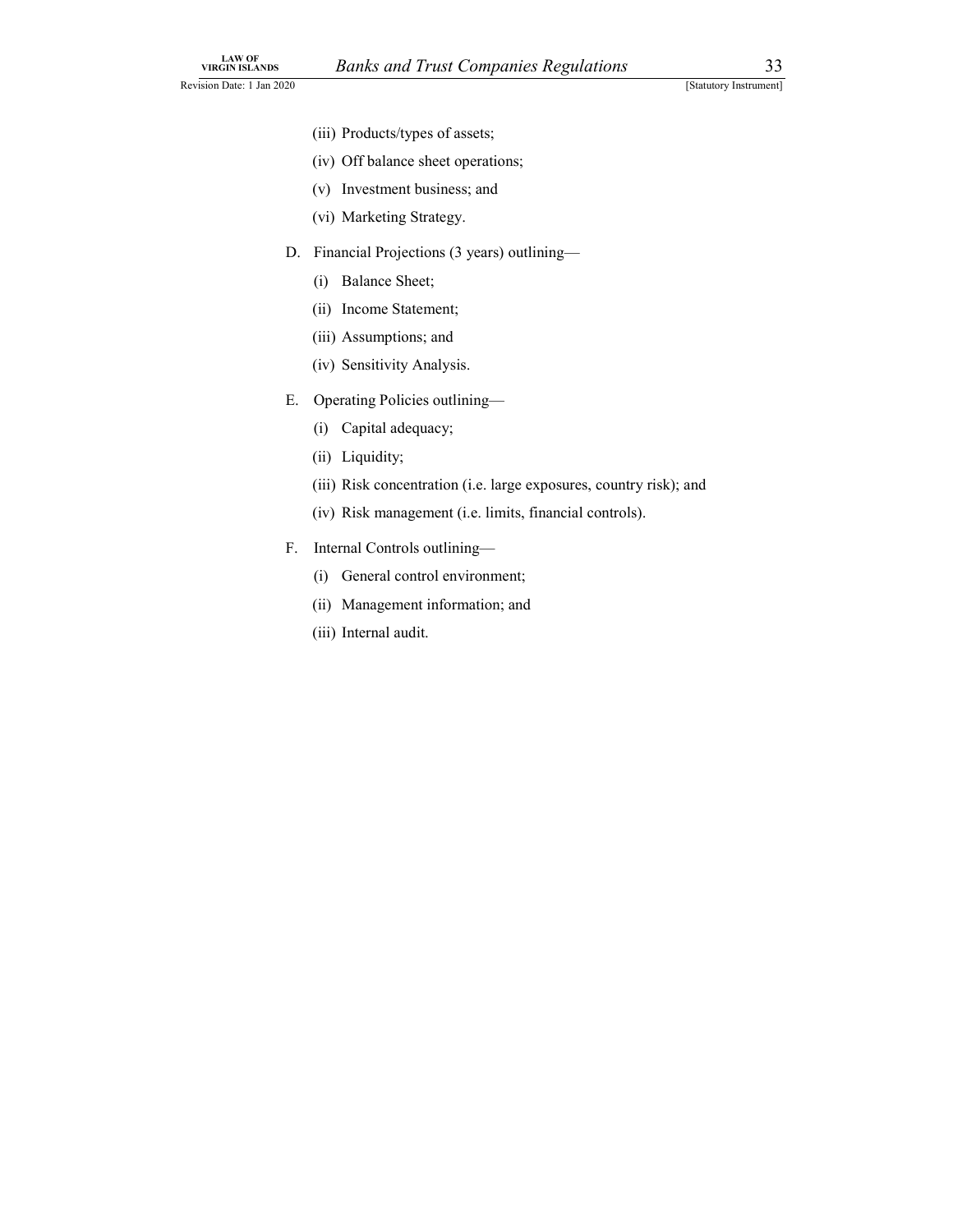(iii) Products/types of assets;

(iv) Off balance sheet operations;

(v) Investment business; and

(vi) Marketing Strategy.

D. Financial Projections (3 years) outlining—

(i) Balance Sheet;

(ii) Income Statement;

(iii) Assumptions; and

(iv) Sensitivity Analysis.

E. Operating Policies outlining—

(i) Capital adequacy;

(ii) Liquidity;

(iii) Risk concentration (i.e. large exposures, country risk); and

(iv) Risk management (i.e. limits, financial controls).

F. Internal Controls outlining—

(i) General control environment;

(ii) Management information; and

(iii) Internal audit.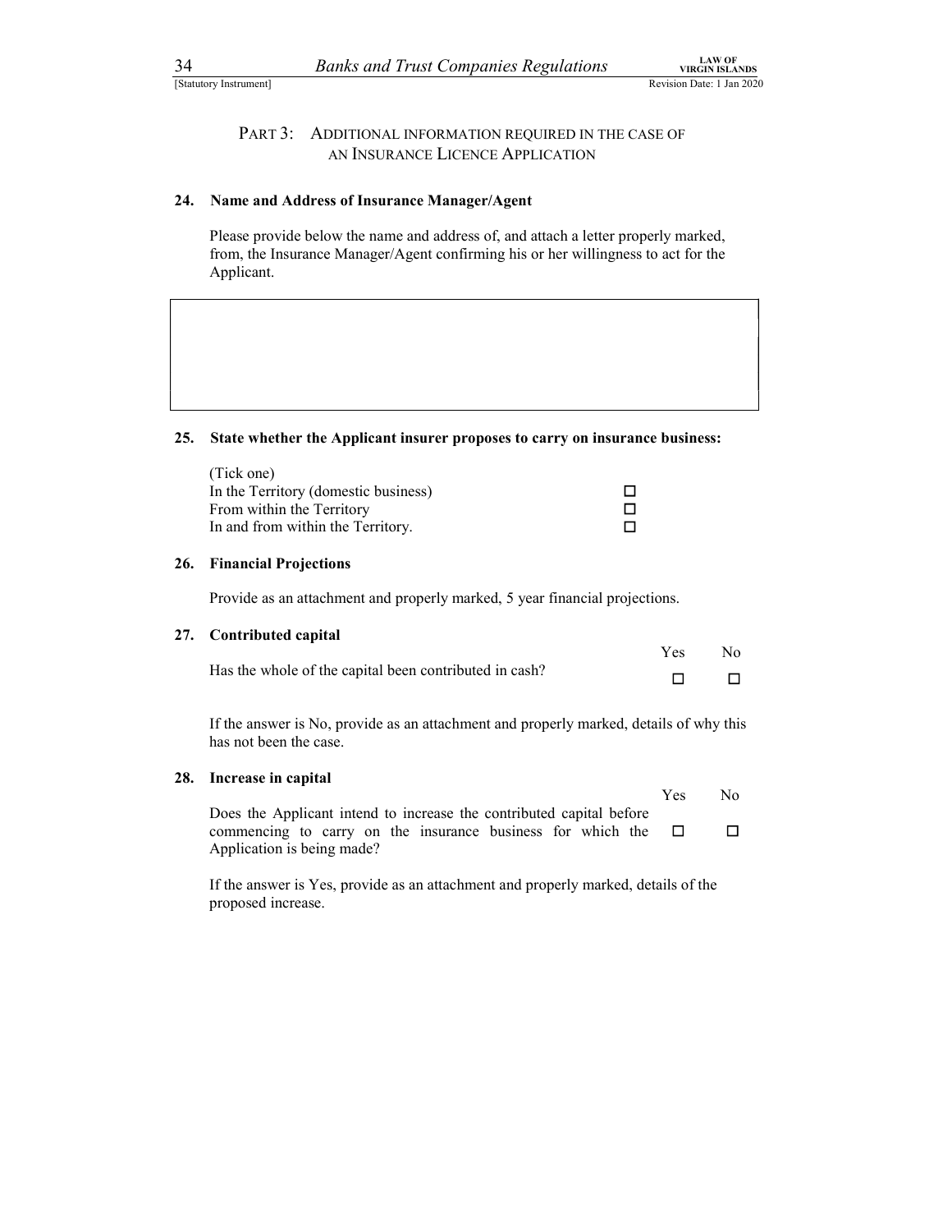## PART 3: ADDITIONAL INFORMATION REQUIRED IN THE CASE OF AN INSURANCE LICENCE APPLICATION

**24. Name and Address of Insurance Manager/Agent**

Please provide below the name and address of, and attach a letter properly marked, from, the Insurance Manager/Agent confirming his or her willingness to act for the Applicant.

| |
|---|
| |

**25. State whether the Applicant insurer proposes to carry on insurance business:**

(Tick one)

| | |
|---|---|
| In the Territory (domestic business) | ☐ |
| From within the Territory | ☐ |
| In and from within the Territory. | ☐ |

**26. Financial Projections**

Provide as an attachment and properly marked, 5 year financial projections.

**27. Contributed capital**

| | Yes | No |
|---|---|---|
| Has the whole of the capital been contributed in cash? | ☐ | ☐ |

If the answer is No, provide as an attachment and properly marked, details of why this has not been the case.

**28. Increase in capital**

| | Yes | No |
|---|---|---|
| Does the Applicant intend to increase the contributed capital before commencing to carry on the insurance business for which the Application is being made? | ☐ | ☐ |

If the answer is Yes, provide as an attachment and properly marked, details of the proposed increase.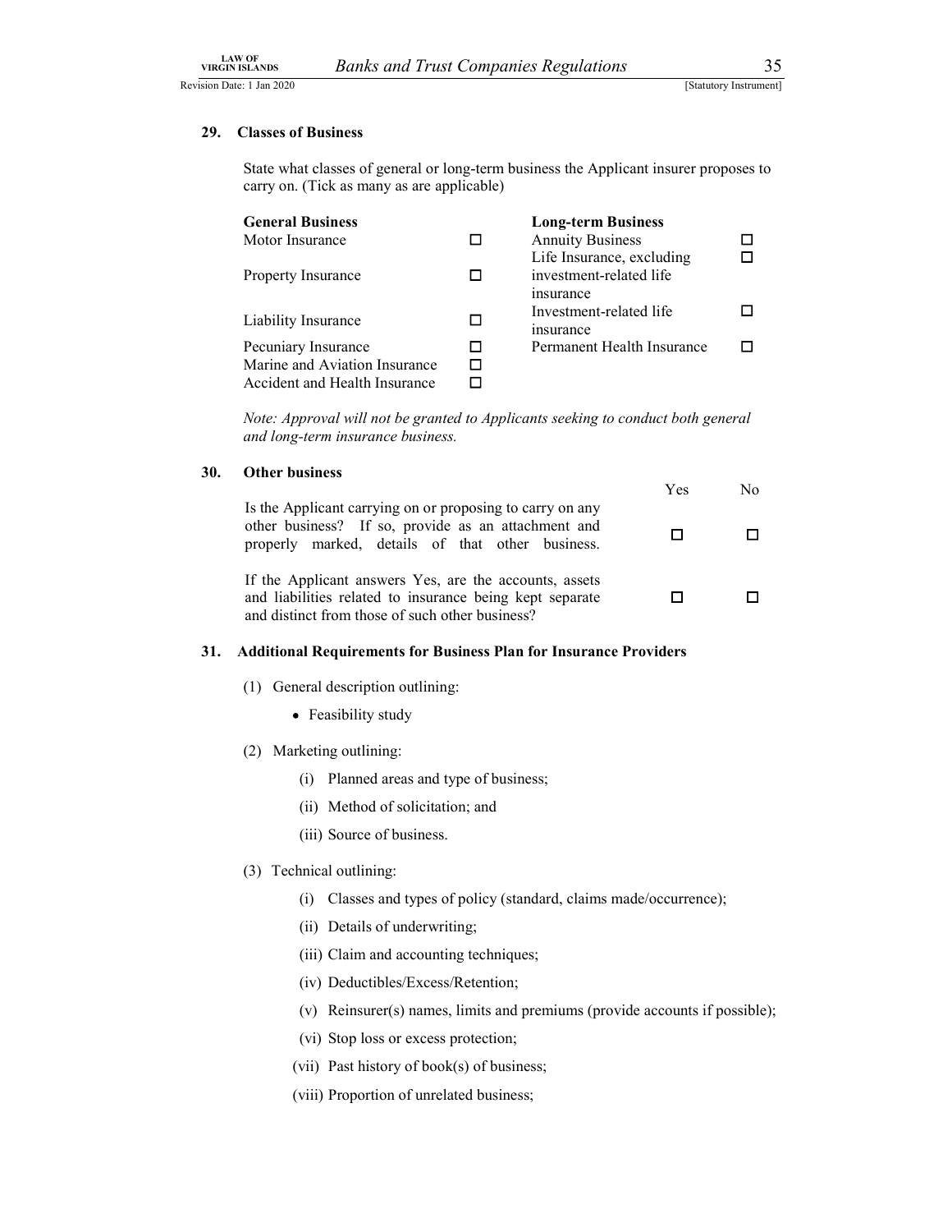## 29. Classes of Business

State what classes of general or long-term business the Applicant insurer proposes to carry on. (Tick as many as are applicable)

| **General Business** | | **Long-term Business** | |
|---|---|---|---|
| Motor Insurance | ☐ | Annuity Business | ☐ |
| Property Insurance | ☐ | Life Insurance, excluding investment-related life insurance | ☐ |
| Liability Insurance | ☐ | Investment-related life insurance | ☐ |
| Pecuniary Insurance | ☐ | Permanent Health Insurance | ☐ |
| Marine and Aviation Insurance | ☐ | | |
| Accident and Health Insurance | ☐ | | |

*Note: Approval will not be granted to Applicants seeking to conduct both general and long-term insurance business.*

## 30. Other business

| | Yes | No |
|---|---|---|
| Is the Applicant carrying on or proposing to carry on any other business? If so, provide as an attachment and properly marked, details of that other business. | ☐ | ☐ |
| If the Applicant answers Yes, are the accounts, assets and liabilities related to insurance being kept separate and distinct from those of such other business? | ☐ | ☐ |

## 31. Additional Requirements for Business Plan for Insurance Providers

(1) General description outlining:

- Feasibility study

(2) Marketing outlining:

(i) Planned areas and type of business;

(ii) Method of solicitation; and

(iii) Source of business.

(3) Technical outlining:

(i) Classes and types of policy (standard, claims made/occurrence);

(ii) Details of underwriting;

(iii) Claim and accounting techniques;

(iv) Deductibles/Excess/Retention;

(v) Reinsurer(s) names, limits and premiums (provide accounts if possible);

(vi) Stop loss or excess protection;

(vii) Past history of book(s) of business;

(viii) Proportion of unrelated business;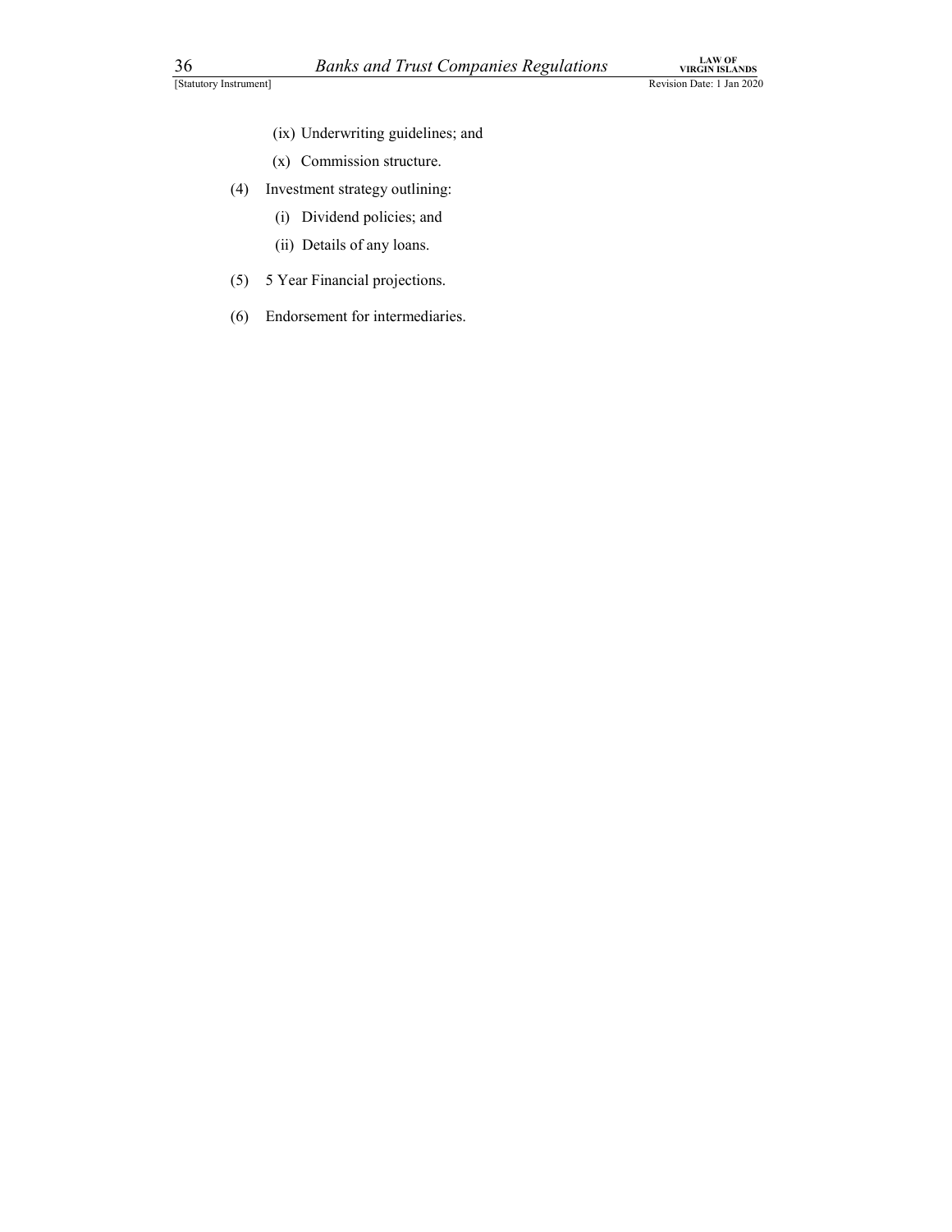(ix) Underwriting guidelines; and

(x) Commission structure.

(4) Investment strategy outlining:

(i) Dividend policies; and

(ii) Details of any loans.

(5) 5 Year Financial projections.

(6) Endorsement for intermediaries.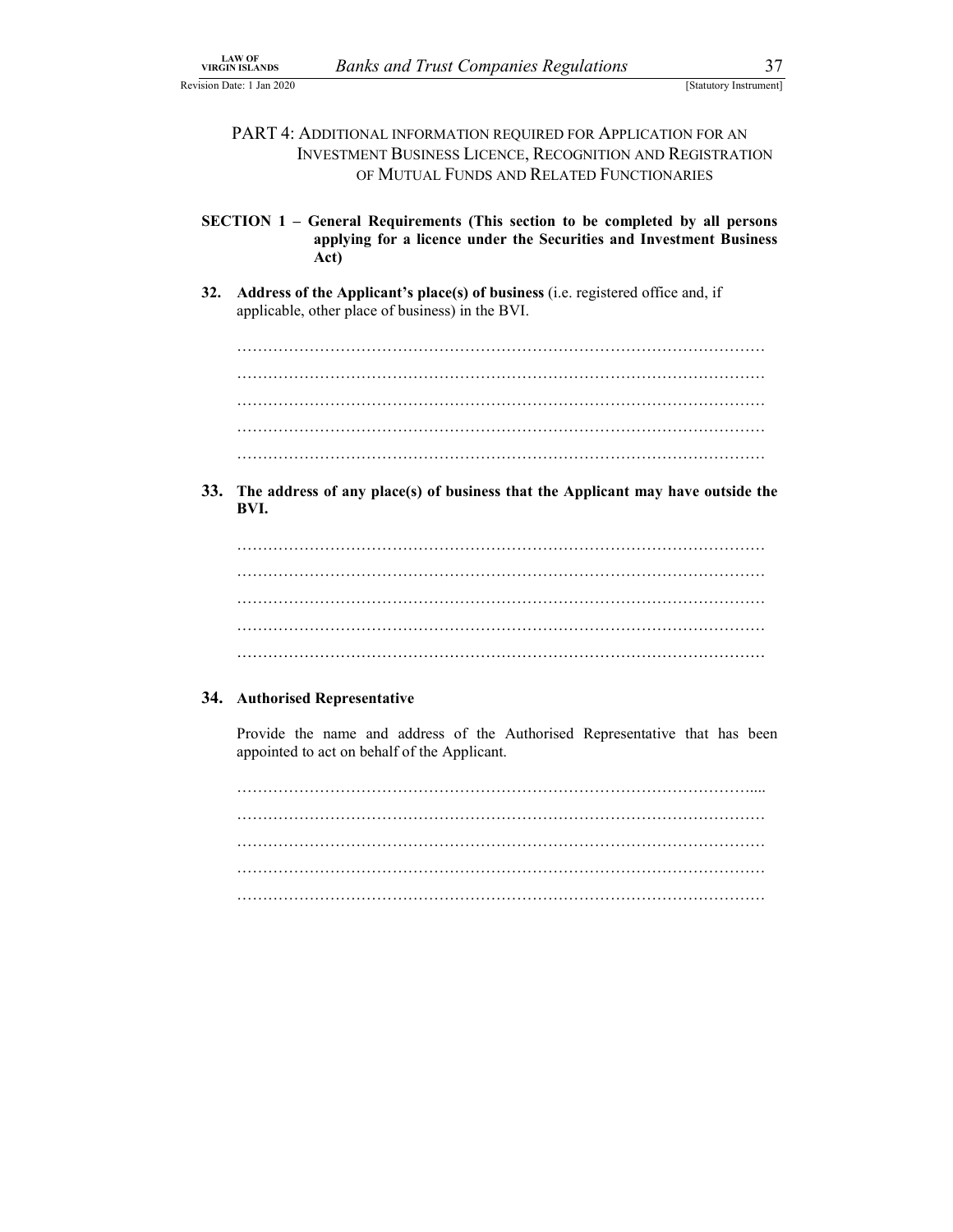## PART 4: ADDITIONAL INFORMATION REQUIRED FOR APPLICATION FOR AN INVESTMENT BUSINESS LICENCE, RECOGNITION AND REGISTRATION OF MUTUAL FUNDS AND RELATED FUNCTIONARIES

### SECTION 1 – General Requirements (This section to be completed by all persons applying for a licence under the Securities and Investment Business Act)

**32. Address of the Applicant's place(s) of business** (i.e. registered office and, if applicable, other place of business) in the BVI.

…………………………………………………………………………………………
…………………………………………………………………………………………
…………………………………………………………………………………………
…………………………………………………………………………………………
…………………………………………………………………………………………

**33. The address of any place(s) of business that the Applicant may have outside the BVI.**

…………………………………………………………………………………………
…………………………………………………………………………………………
…………………………………………………………………………………………
…………………………………………………………………………………………
…………………………………………………………………………………………

**34. Authorised Representative**

Provide the name and address of the Authorised Representative that has been appointed to act on behalf of the Applicant.

…………………………………………………………………………………………....
…………………………………………………………………………………………
…………………………………………………………………………………………
…………………………………………………………………………………………
…………………………………………………………………………………………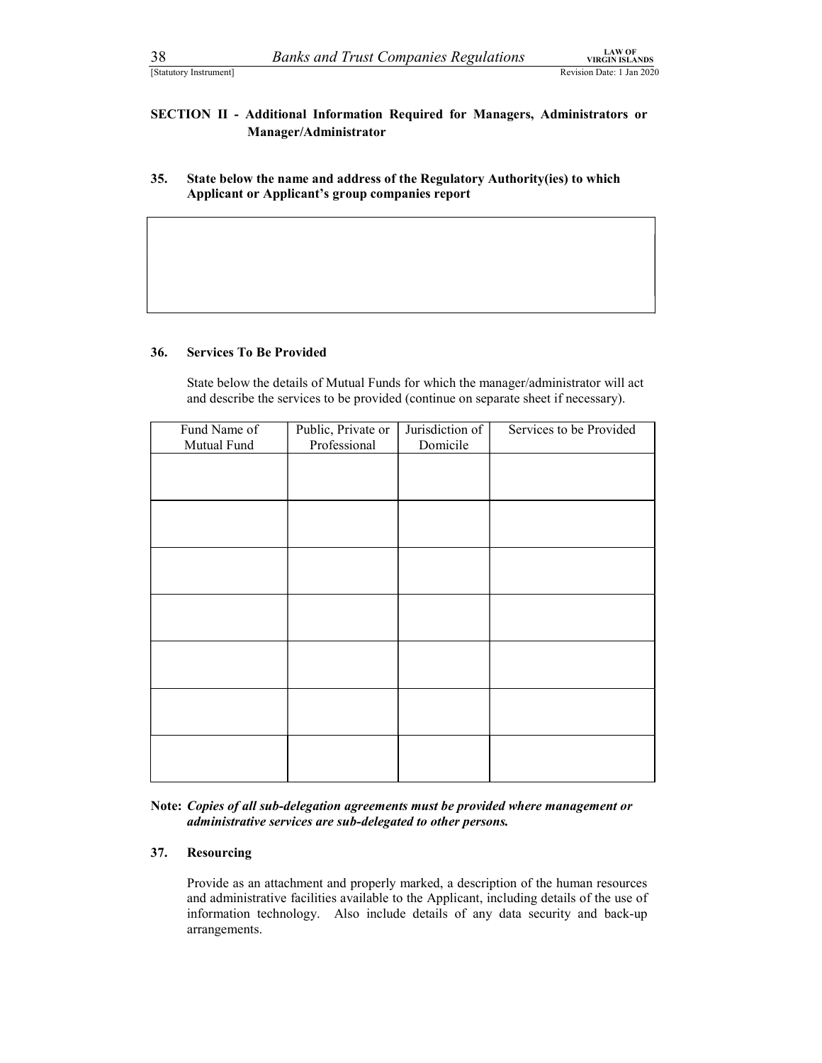## SECTION II - Additional Information Required for Managers, Administrators or Manager/Administrator

**35. State below the name and address of the Regulatory Authority(ies) to which Applicant or Applicant's group companies report**

| |
|---|
| |

**36. Services To Be Provided**

State below the details of Mutual Funds for which the manager/administrator will act and describe the services to be provided (continue on separate sheet if necessary).

| Fund Name of Mutual Fund | Public, Private or Professional | Jurisdiction of Domicile | Services to be Provided |
|---|---|---|---|
| | | | |
| | | | |
| | | | |
| | | | |
| | | | |
| | | | |
| | | | |

**Note:** ***Copies of all sub-delegation agreements must be provided where management or administrative services are sub-delegated to other persons.***

**37. Resourcing**

Provide as an attachment and properly marked, a description of the human resources and administrative facilities available to the Applicant, including details of the use of information technology. Also include details of any data security and back-up arrangements.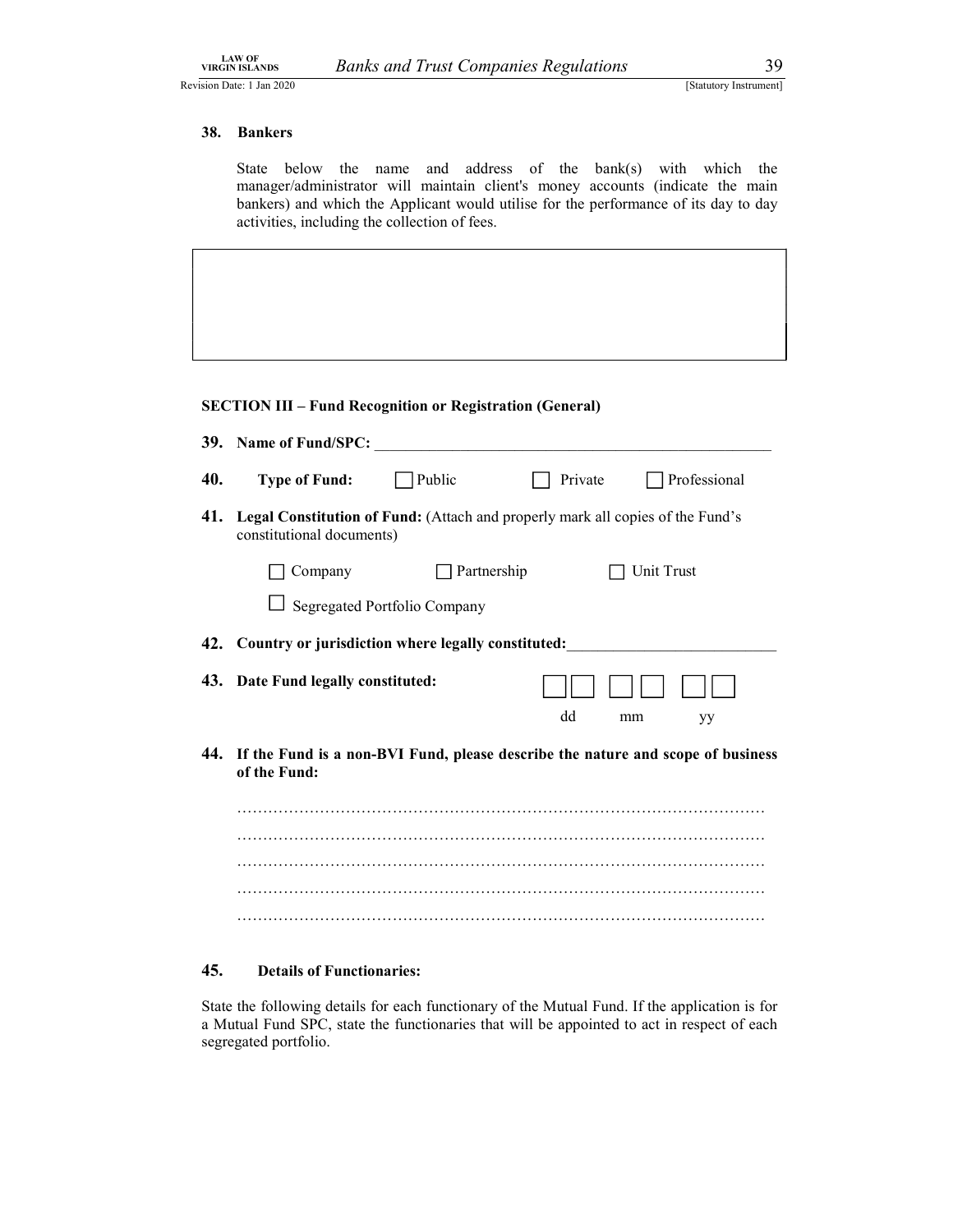**38. Bankers**

State below the name and address of the bank(s) with which the manager/administrator will maintain client's money accounts (indicate the main bankers) and which the Applicant would utilise for the performance of its day to day activities, including the collection of fees.

| |
|---|
| |

**SECTION III – Fund Recognition or Registration (General)**

**39. Name of Fund/SPC:** ____________________________________________________

**40. Type of Fund:** ☐ Public ☐ Private ☐ Professional

**41. Legal Constitution of Fund:** (Attach and properly mark all copies of the Fund's constitutional documents)

☐ Company ☐ Partnership ☐ Unit Trust

☐ Segregated Portfolio Company

**42. Country or jurisdiction where legally constituted:**__________________________

**43. Date Fund legally constituted:** ☐☐ ☐☐ ☐☐

dd mm yy

**44. If the Fund is a non-BVI Fund, please describe the nature and scope of business of the Fund:**

…………………………………………………………………………………………

…………………………………………………………………………………………

…………………………………………………………………………………………

…………………………………………………………………………………………

…………………………………………………………………………………………

**45. Details of Functionaries:**

State the following details for each functionary of the Mutual Fund. If the application is for a Mutual Fund SPC, state the functionaries that will be appointed to act in respect of each segregated portfolio.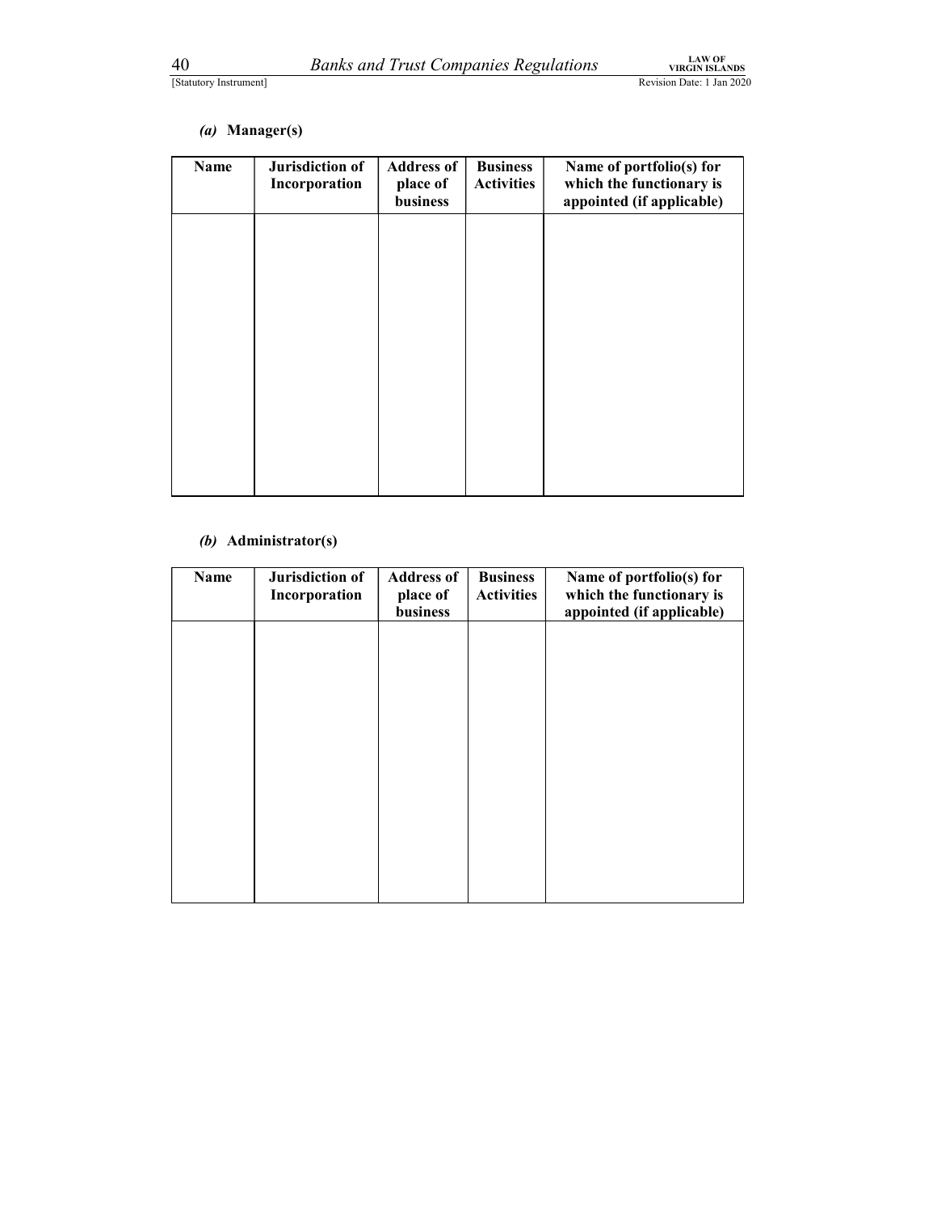*(a)* **Manager(s)**

| Name | Jurisdiction of Incorporation | Address of place of business | Business Activities | Name of portfolio(s) for which the functionary is appointed (if applicable) |
|---|---|---|---|---|
| | | | | |

*(b)* **Administrator(s)**

| Name | Jurisdiction of Incorporation | Address of place of business | Business Activities | Name of portfolio(s) for which the functionary is appointed (if applicable) |
|---|---|---|---|---|
| | | | | |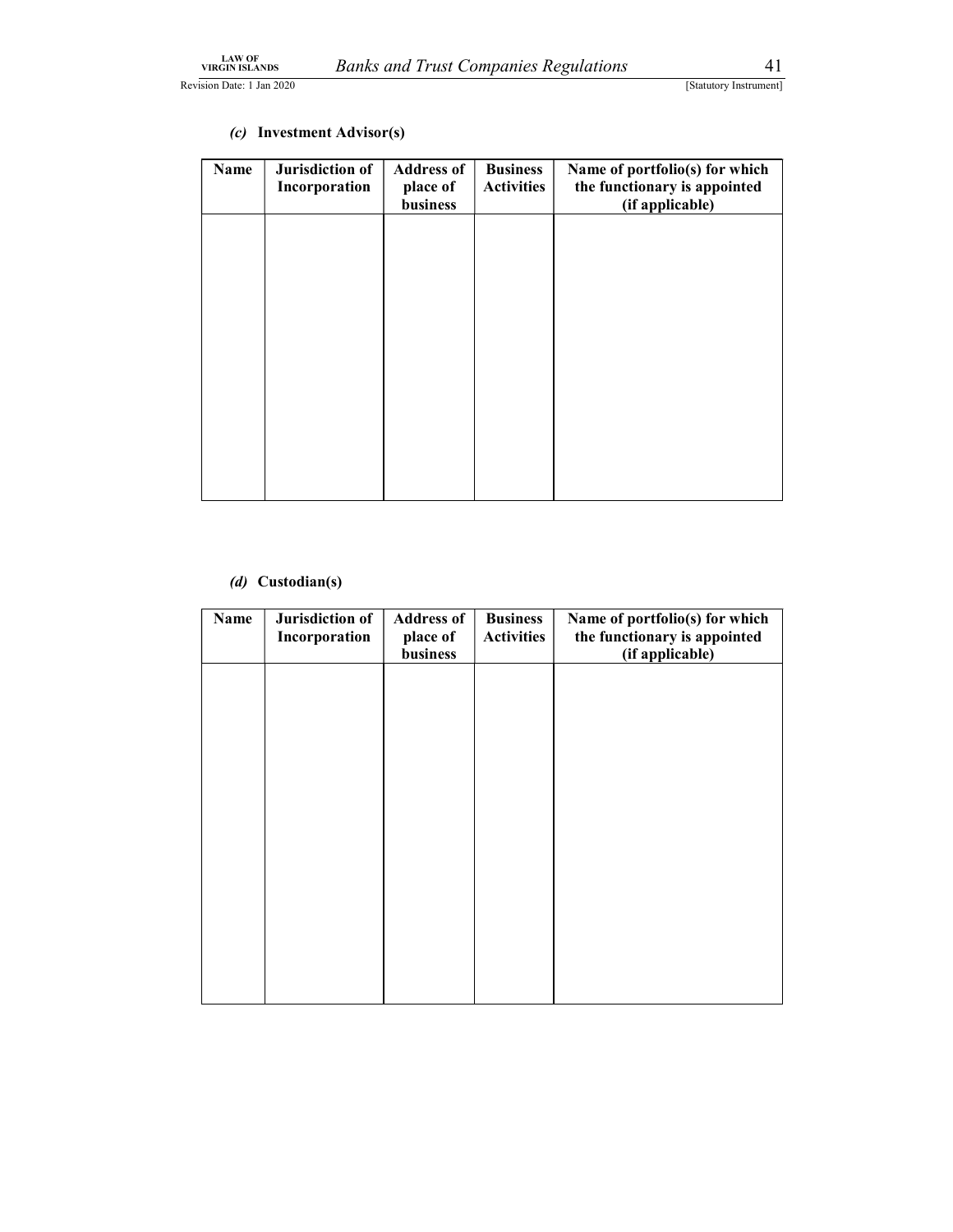*(c)* **Investment Advisor(s)**

| Name | Jurisdiction of Incorporation | Address of place of business | Business Activities | Name of portfolio(s) for which the functionary is appointed (if applicable) |
|---|---|---|---|---|
| | | | | |

*(d)* **Custodian(s)**

| Name | Jurisdiction of Incorporation | Address of place of business | Business Activities | Name of portfolio(s) for which the functionary is appointed (if applicable) |
|---|---|---|---|---|
| | | | | |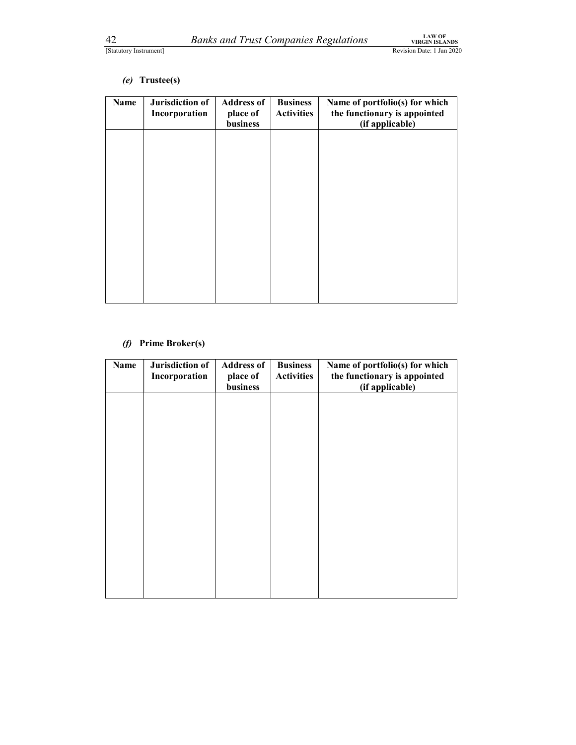*(e)* **Trustee(s)**

| Name | Jurisdiction of Incorporation | Address of place of business | Business Activities | Name of portfolio(s) for which the functionary is appointed (if applicable) |
| --- | --- | --- | --- | --- |
| | | | | |

*(f)* **Prime Broker(s)**

| Name | Jurisdiction of Incorporation | Address of place of business | Business Activities | Name of portfolio(s) for which the functionary is appointed (if applicable) |
| --- | --- | --- | --- | --- |
| | | | | |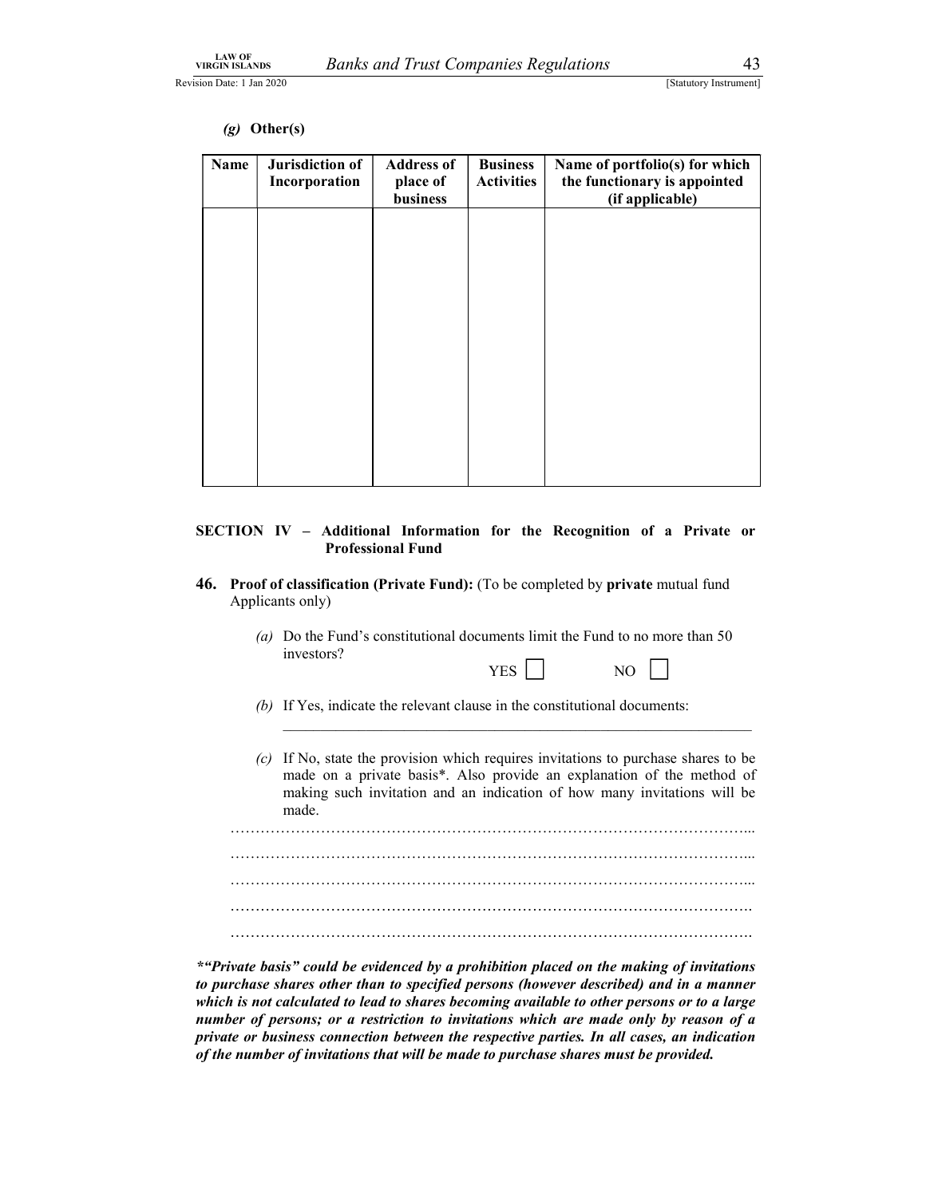*(g)* **Other(s)**

| Name | Jurisdiction of Incorporation | Address of place of business | Business Activities | Name of portfolio(s) for which the functionary is appointed (if applicable) |
|---|---|---|---|---|
| | | | | |

**SECTION IV – Additional Information for the Recognition of a Private or Professional Fund**

**46. Proof of classification (Private Fund):** (To be completed by **private** mutual fund Applicants only)

*(a)* Do the Fund's constitutional documents limit the Fund to no more than 50 investors?

YES ☐ NO ☐

*(b)* If Yes, indicate the relevant clause in the constitutional documents:

\_\_\_\_\_\_\_\_\_\_\_\_\_\_\_\_\_\_\_\_\_\_\_\_\_\_\_\_\_\_\_\_\_\_\_\_\_\_\_\_\_\_\_\_\_\_\_\_\_\_\_\_\_\_\_\_\_\_\_\_

*(c)* If No, state the provision which requires invitations to purchase shares to be made on a private basis*. Also provide an explanation of the method of making such invitation and an indication of how many invitations will be made.

…………………………………………………………………………………………...

…………………………………………………………………………………………...

…………………………………………………………………………………………...

………………………………………………………………………………………….

………………………………………………………………………………………….

****"Private basis" could be evidenced by a prohibition placed on the making of invitations to purchase shares other than to specified persons (however described) and in a manner which is not calculated to lead to shares becoming available to other persons or to a large number of persons; or a restriction to invitations which are made only by reason of a private or business connection between the respective parties. In all cases, an indication of the number of invitations that will be made to purchase shares must be provided.***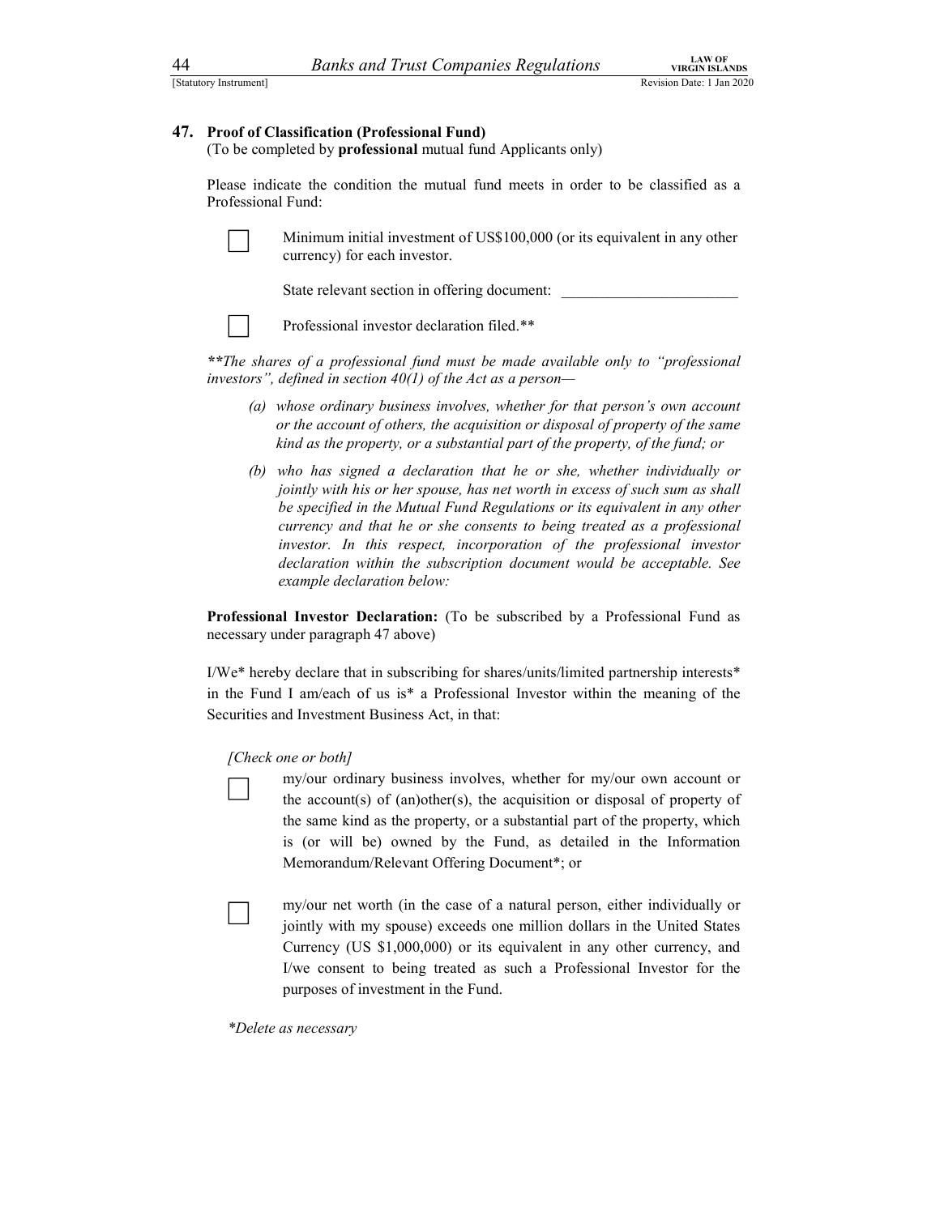## 47. Proof of Classification (Professional Fund)

(To be completed by **professional** mutual fund Applicants only)

Please indicate the condition the mutual fund meets in order to be classified as a Professional Fund:

☐ Minimum initial investment of US$100,000 (or its equivalent in any other currency) for each investor.

State relevant section in offering document: \_\_\_\_\_\_\_\_\_\_\_\_\_\_\_\_\_\_\_\_\_\_\_

☐ Professional investor declaration filed.**

***\*\*The shares of a professional fund must be made available only to "professional investors", defined in section 40(1) of the Act as a person—***

*(a) whose ordinary business involves, whether for that person's own account or the account of others, the acquisition or disposal of property of the same kind as the property, or a substantial part of the property, of the fund; or*

*(b) who has signed a declaration that he or she, whether individually or jointly with his or her spouse, has net worth in excess of such sum as shall be specified in the Mutual Fund Regulations or its equivalent in any other currency and that he or she consents to being treated as a professional investor. In this respect, incorporation of the professional investor declaration within the subscription document would be acceptable. See example declaration below:*

**Professional Investor Declaration:** (To be subscribed by a Professional Fund as necessary under paragraph 47 above)

I/We* hereby declare that in subscribing for shares/units/limited partnership interests* in the Fund I am/each of us is* a Professional Investor within the meaning of the Securities and Investment Business Act, in that:

*[Check one or both]*

☐ my/our ordinary business involves, whether for my/our own account or the account(s) of (an)other(s), the acquisition or disposal of property of the same kind as the property, or a substantial part of the property, which is (or will be) owned by the Fund, as detailed in the Information Memorandum/Relevant Offering Document*; or

☐ my/our net worth (in the case of a natural person, either individually or jointly with my spouse) exceeds one million dollars in the United States Currency (US $1,000,000) or its equivalent in any other currency, and I/we consent to being treated as such a Professional Investor for the purposes of investment in the Fund.

*\*Delete as necessary*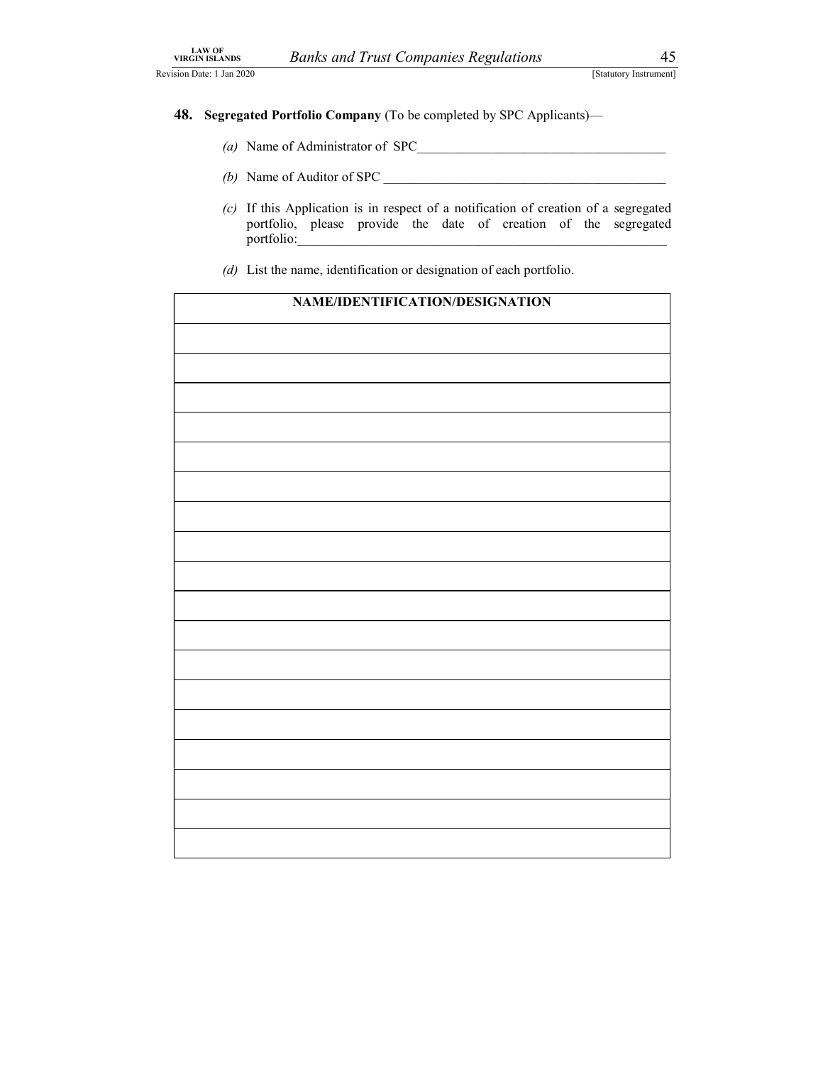**48. Segregated Portfolio Company** (To be completed by SPC Applicants)—

*(a)* Name of Administrator of SPC\_\_\_\_\_\_\_\_\_\_\_\_\_\_\_\_\_\_\_\_\_\_\_\_\_\_\_\_\_\_\_\_\_\_\_\_\_\_

*(b)* Name of Auditor of SPC \_\_\_\_\_\_\_\_\_\_\_\_\_\_\_\_\_\_\_\_\_\_\_\_\_\_\_\_\_\_\_\_\_\_\_\_\_\_\_\_\_\_\_

*(c)* If this Application is in respect of a notification of creation of a segregated portfolio, please provide the date of creation of the segregated portfolio:\_\_\_\_\_\_\_\_\_\_\_\_\_\_\_\_\_\_\_\_\_\_\_\_\_\_\_\_\_\_\_\_\_\_\_\_\_\_\_\_\_\_\_\_\_\_\_\_\_\_\_\_\_\_\_\_

*(d)* List the name, identification or designation of each portfolio.

| NAME/IDENTIFICATION/DESIGNATION |
| --- |
| |
| |
| |
| |
| |
| |
| |
| |
| |
| |
| |
| |
| |
| |
| |
| |
| |
| |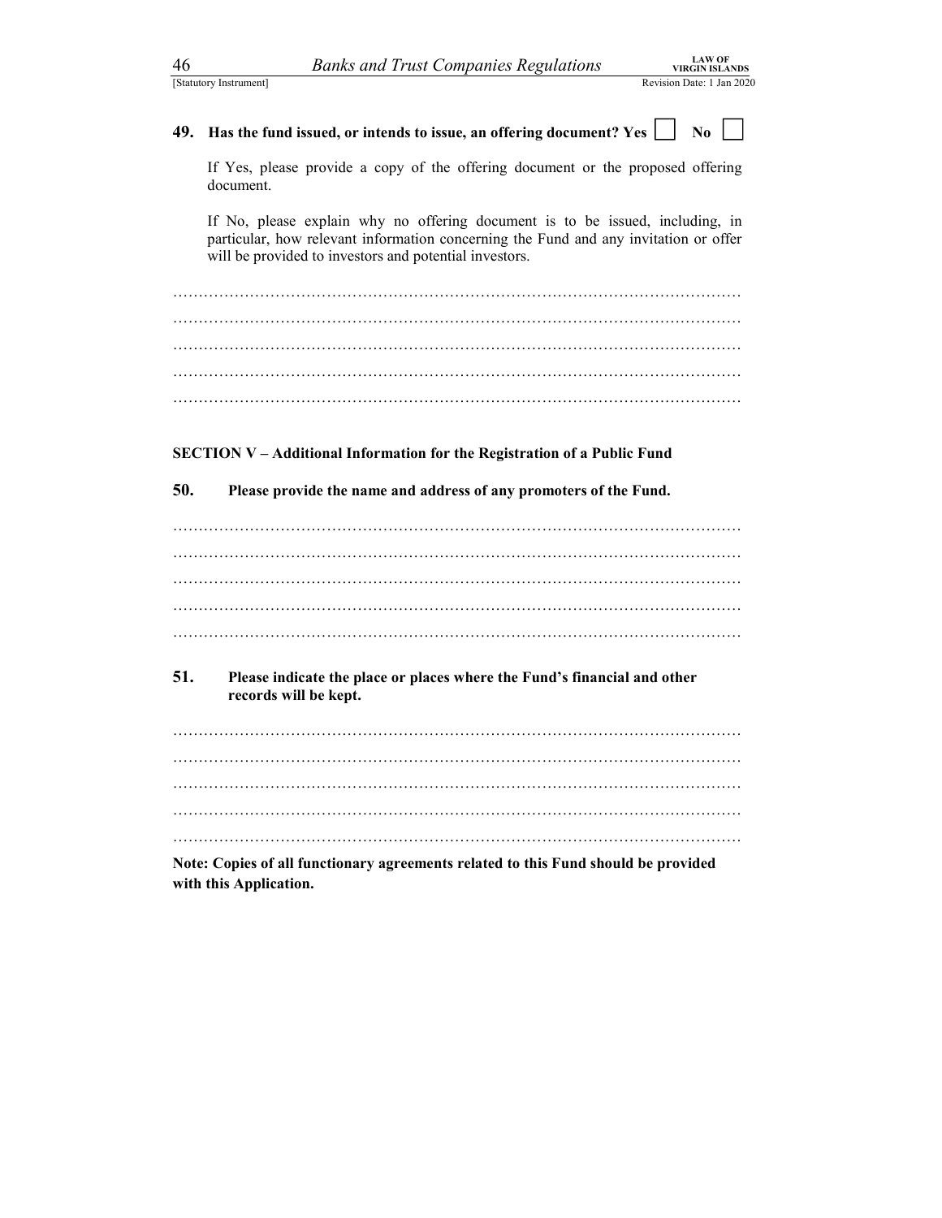**49. Has the fund issued, or intends to issue, an offering document? Yes ☐ No ☐**

If Yes, please provide a copy of the offering document or the proposed offering document.

If No, please explain why no offering document is to be issued, including, in particular, how relevant information concerning the Fund and any invitation or offer will be provided to investors and potential investors.

…………………………………………………………………………………………………
…………………………………………………………………………………………………
…………………………………………………………………………………………………
…………………………………………………………………………………………………
…………………………………………………………………………………………………

**SECTION V – Additional Information for the Registration of a Public Fund**

**50. Please provide the name and address of any promoters of the Fund.**

…………………………………………………………………………………………………
…………………………………………………………………………………………………
…………………………………………………………………………………………………
…………………………………………………………………………………………………
…………………………………………………………………………………………………

**51. Please indicate the place or places where the Fund's financial and other records will be kept.**

…………………………………………………………………………………………………
…………………………………………………………………………………………………
…………………………………………………………………………………………………
…………………………………………………………………………………………………
…………………………………………………………………………………………………

**Note: Copies of all functionary agreements related to this Fund should be provided with this Application.**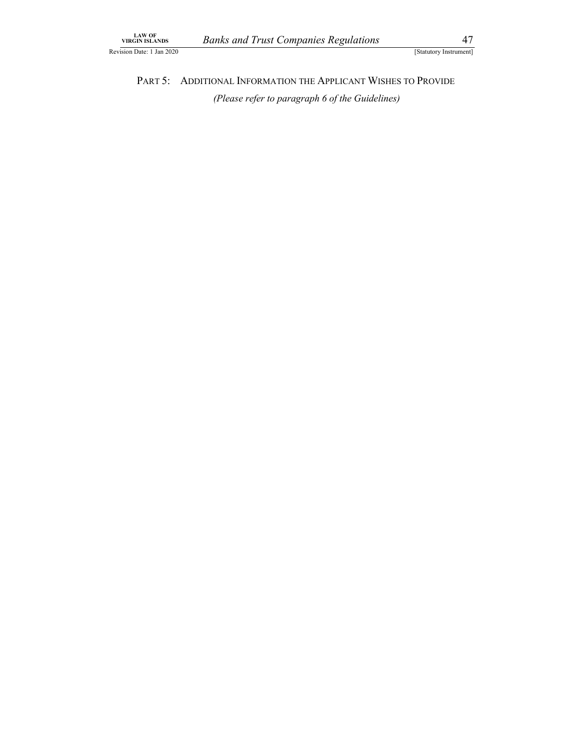## PART 5: ADDITIONAL INFORMATION THE APPLICANT WISHES TO PROVIDE

*(Please refer to paragraph 6 of the Guidelines)*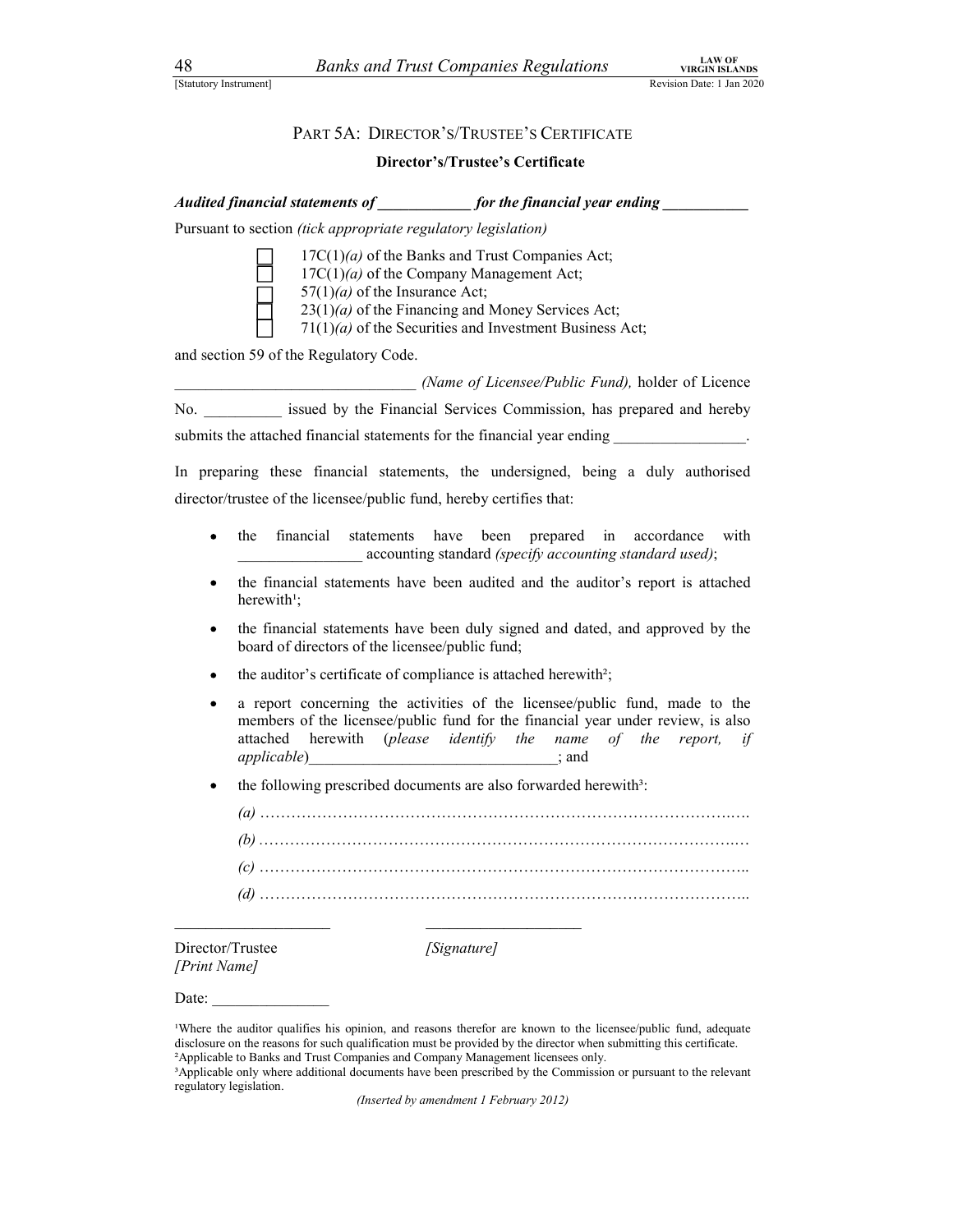## PART 5A: DIRECTOR'S/TRUSTEE'S CERTIFICATE

### Director's/Trustee's Certificate

***Audited financial statements of \_\_\_\_\_\_\_\_\_\_\_\_ for the financial year ending \_\_\_\_\_\_\_\_\_\_\_***

Pursuant to section *(tick appropriate regulatory legislation)*

- ☐ 17C(1)*(a)* of the Banks and Trust Companies Act;
- ☐ 17C(1)*(a)* of the Company Management Act;
- ☐ 57(1)*(a)* of the Insurance Act;
- ☐ 23(1)*(a)* of the Financing and Money Services Act;
- ☐ 71(1)*(a)* of the Securities and Investment Business Act;

and section 59 of the Regulatory Code.

\_\_\_\_\_\_\_\_\_\_\_\_\_\_\_\_\_\_\_\_\_\_\_\_\_\_\_\_\_\_ *(Name of Licensee/Public Fund),* holder of Licence No. \_\_\_\_\_\_\_\_\_\_ issued by the Financial Services Commission, has prepared and hereby submits the attached financial statements for the financial year ending \_\_\_\_\_\_\_\_\_\_\_\_\_\_\_\_.

In preparing these financial statements, the undersigned, being a duly authorised director/trustee of the licensee/public fund, hereby certifies that:

- the financial statements have been prepared in accordance with \_\_\_\_\_\_\_\_\_\_\_\_\_\_\_\_ accounting standard *(specify accounting standard used)*;
- the financial statements have been audited and the auditor's report is attached herewith[1];
- the financial statements have been duly signed and dated, and approved by the board of directors of the licensee/public fund;
- the auditor's certificate of compliance is attached herewith[2];
- a report concerning the activities of the licensee/public fund, made to the members of the licensee/public fund for the financial year under review, is also attached herewith (*please identify the name of the report, if applicable*)\_\_\_\_\_\_\_\_\_\_\_\_\_\_\_\_\_\_\_\_\_\_\_\_\_\_\_\_\_\_; and
- the following prescribed documents are also forwarded herewith[3]:

  *(a)* …………………………………………………………………………………….

  *(b)* …………………………………………………………………………………….

  *(c)* …………………………………………………………………………………….

  *(d)* …………………………………………………………………………………….

\_\_\_\_\_\_\_\_\_\_\_\_\_\_\_\_\_\_\_\_ &nbsp;&nbsp;&nbsp;&nbsp;&nbsp;&nbsp;&nbsp;&nbsp; \_\_\_\_\_\_\_\_\_\_\_\_\_\_\_\_\_\_\_\_

Director/Trustee &nbsp;&nbsp;&nbsp;&nbsp;&nbsp;&nbsp;&nbsp;&nbsp; *[Signature]*

*[Print Name]*

Date: \_\_\_\_\_\_\_\_\_\_\_\_\_\_\_

[1]Where the auditor qualifies his opinion, and reasons therefor are known to the licensee/public fund, adequate disclosure on the reasons for such qualification must be provided by the director when submitting this certificate.

[2]Applicable to Banks and Trust Companies and Company Management licensees only.

[3]Applicable only where additional documents have been prescribed by the Commission or pursuant to the relevant regulatory legislation.

*(Inserted by amendment 1 February 2012)*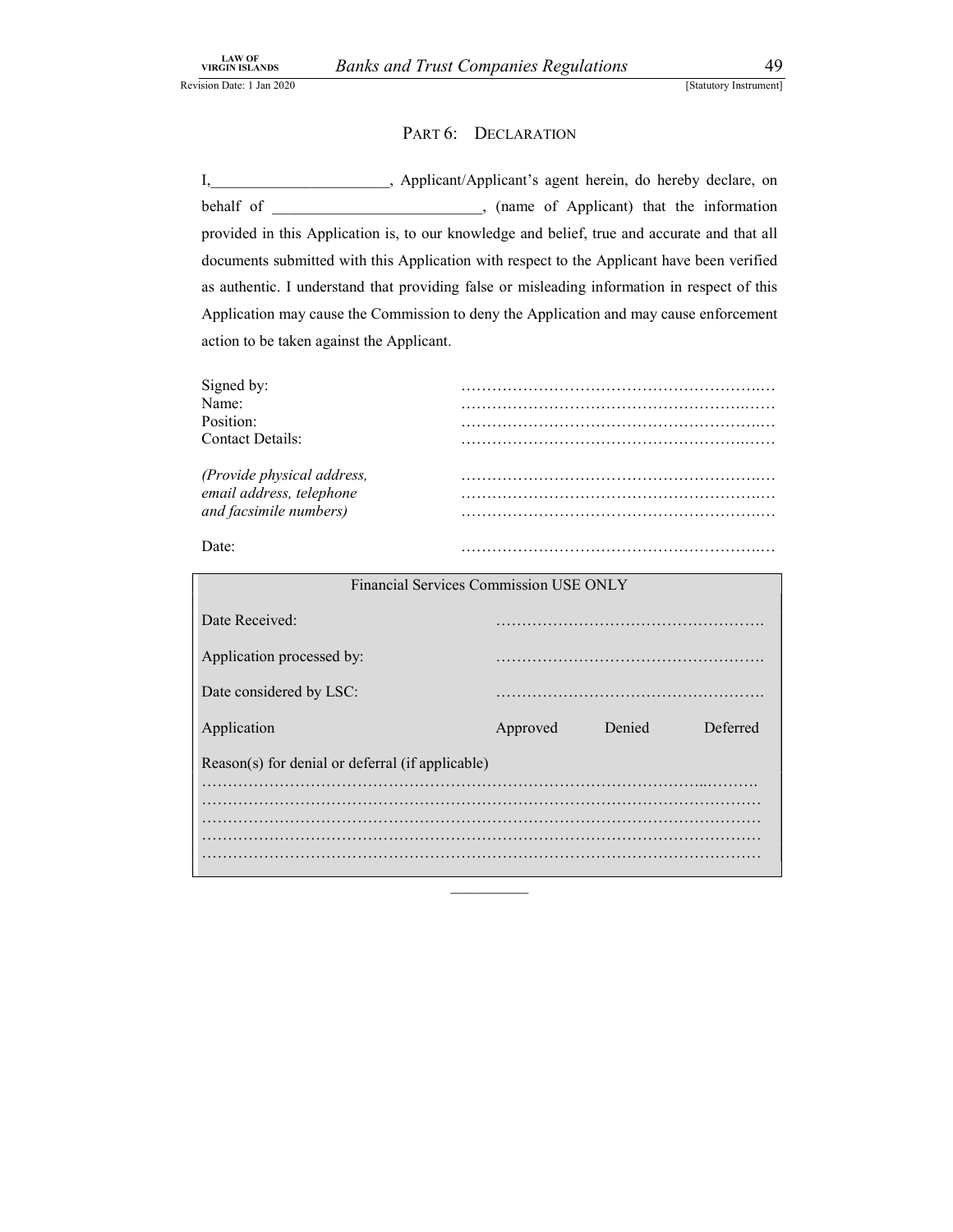## PART 6: DECLARATION

I,______________________, Applicant/Applicant's agent herein, do hereby declare, on behalf of __________________________, (name of Applicant) that the information provided in this Application is, to our knowledge and belief, true and accurate and that all documents submitted with this Application with respect to the Applicant have been verified as authentic. I understand that providing false or misleading information in respect of this Application may cause the Commission to deny the Application and may cause enforcement action to be taken against the Applicant.

| | |
|---|---|
| Signed by: | …………………………………………………… |
| Name: | …………………………………………………… |
| Position: | …………………………………………………… |
| Contact Details: | …………………………………………………… |
| *(Provide physical address, email address, telephone and facsimile numbers)* | …………………………………………………… …………………………………………………… …………………………………………………… |
| Date: | …………………………………………………… |

| Financial Services Commission USE ONLY | | | |
|---|---|---|---|
| Date Received: | …………………………………………… | | |
| Application processed by: | …………………………………………… | | |
| Date considered by LSC: | …………………………………………… | | |
| Application | Approved | Denied | Deferred |
| Reason(s) for denial or deferral (if applicable) | | | |
| ………………………………………………………………………………………… | | | |
| ………………………………………………………………………………………… | | | |
| ………………………………………………………………………………………… | | | |
| ………………………………………………………………………………………… | | | |
| ………………………………………………………………………………………… | | | |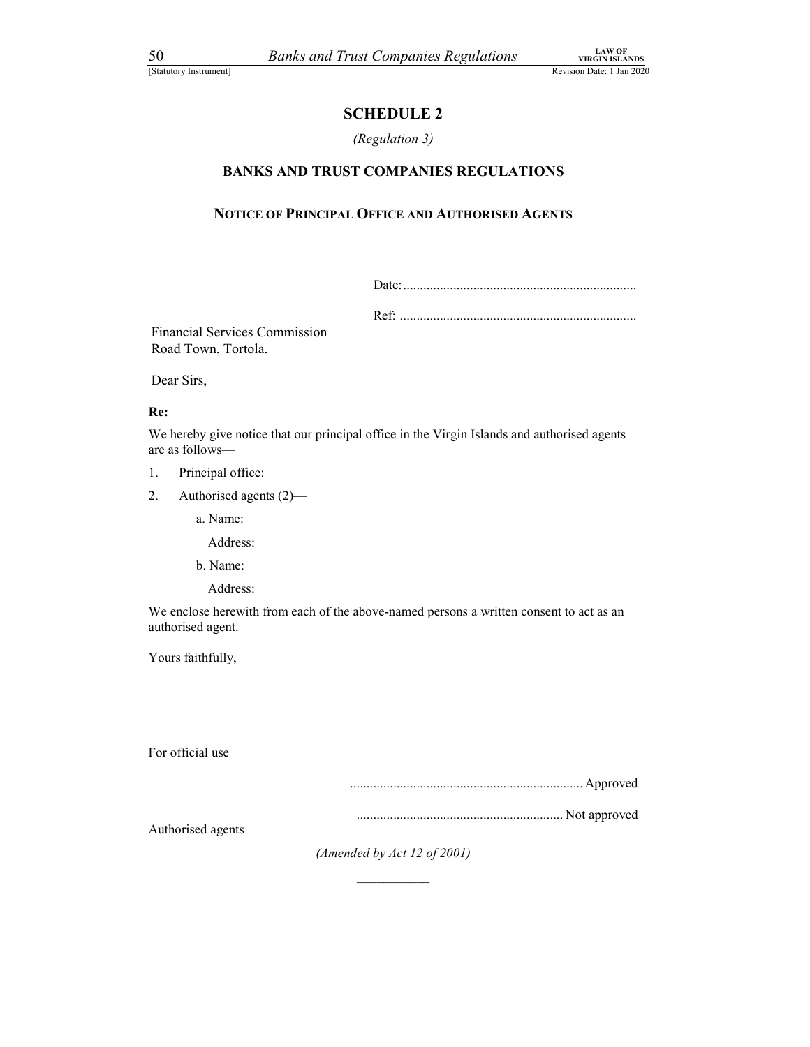## SCHEDULE 2

*(Regulation 3)*

### BANKS AND TRUST COMPANIES REGULATIONS

### NOTICE OF PRINCIPAL OFFICE AND AUTHORISED AGENTS

Date:......................................................................

Ref: .......................................................................

Financial Services Commission
Road Town, Tortola.

Dear Sirs,

**Re:**

We hereby give notice that our principal office in the Virgin Islands and authorised agents are as follows—

1. Principal office:
2. Authorised agents (2)—

   a. Name:

      Address:

   b. Name:

      Address:

We enclose herewith from each of the above-named persons a written consent to act as an authorised agent.

Yours faithfully,

---

For official use

..................................................................... Approved

............................................................. Not approved

Authorised agents

*(Amended by Act 12 of 2001)*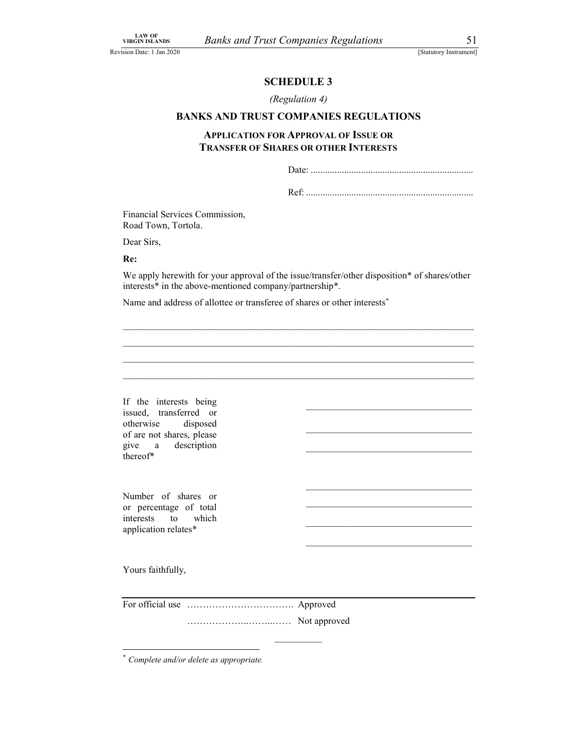## SCHEDULE 3

*(Regulation 4)*

## BANKS AND TRUST COMPANIES REGULATIONS

### APPLICATION FOR APPROVAL OF ISSUE OR TRANSFER OF SHARES OR OTHER INTERESTS

Date: ...................................................................

Ref: .....................................................................

Financial Services Commission,
Road Town, Tortola.

Dear Sirs,

**Re:**

We apply herewith for your approval of the issue/transfer/other disposition* of shares/other interests* in the above-mentioned company/partnership*.

Name and address of allottee or transferee of shares or other interests*

___________________________________________________________________________

___________________________________________________________________________

___________________________________________________________________________

___________________________________________________________________________

| | |
|---|---|
| If the interests being issued, transferred or otherwise disposed of are not shares, please give a description thereof* | ___________________________________<br>___________________________________<br>___________________________________ |
| Number of shares or or percentage of total interests to which application relates* | ___________________________________<br>___________________________________<br>___________________________________<br>___________________________________ |

Yours faithfully,

For official use ……………………………. Approved

……………….……..…… Not approved

__________

* *Complete and/or delete as appropriate.*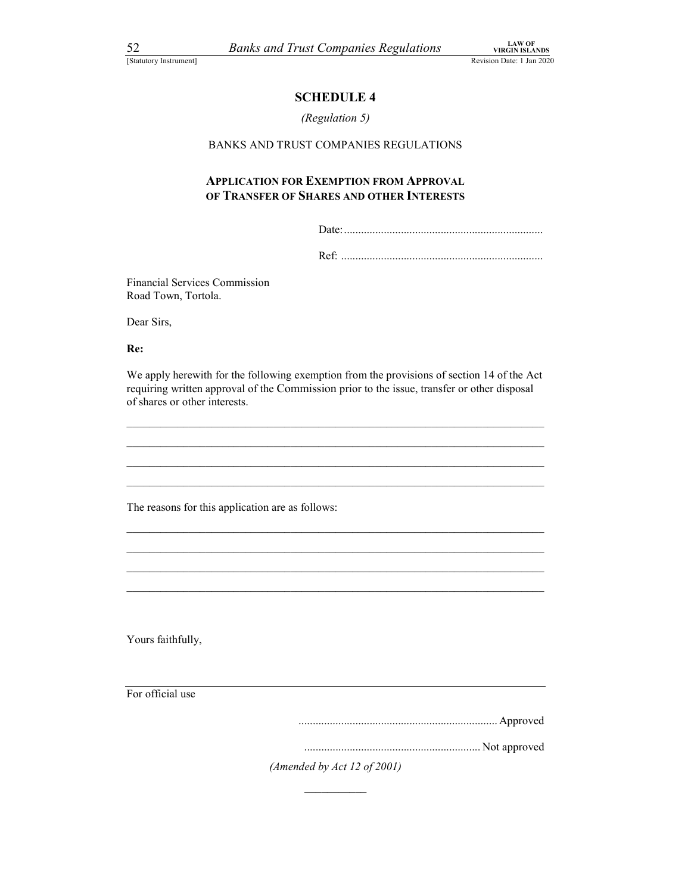# SCHEDULE 4

*(Regulation 5)*

BANKS AND TRUST COMPANIES REGULATIONS

## APPLICATION FOR EXEMPTION FROM APPROVAL OF TRANSFER OF SHARES AND OTHER INTERESTS

Date:......................................................................

Ref: .......................................................................

Financial Services Commission
Road Town, Tortola.

Dear Sirs,

**Re:**

We apply herewith for the following exemption from the provisions of section 14 of the Act requiring written approval of the Commission prior to the issue, transfer or other disposal of shares or other interests.

\_\_\_\_\_\_\_\_\_\_\_\_\_\_\_\_\_\_\_\_\_\_\_\_\_\_\_\_\_\_\_\_\_\_\_\_\_\_\_\_\_\_\_\_\_\_\_\_\_\_\_\_\_\_\_\_\_\_\_\_\_\_\_\_\_\_\_\_\_\_

\_\_\_\_\_\_\_\_\_\_\_\_\_\_\_\_\_\_\_\_\_\_\_\_\_\_\_\_\_\_\_\_\_\_\_\_\_\_\_\_\_\_\_\_\_\_\_\_\_\_\_\_\_\_\_\_\_\_\_\_\_\_\_\_\_\_\_\_\_\_

\_\_\_\_\_\_\_\_\_\_\_\_\_\_\_\_\_\_\_\_\_\_\_\_\_\_\_\_\_\_\_\_\_\_\_\_\_\_\_\_\_\_\_\_\_\_\_\_\_\_\_\_\_\_\_\_\_\_\_\_\_\_\_\_\_\_\_\_\_\_

\_\_\_\_\_\_\_\_\_\_\_\_\_\_\_\_\_\_\_\_\_\_\_\_\_\_\_\_\_\_\_\_\_\_\_\_\_\_\_\_\_\_\_\_\_\_\_\_\_\_\_\_\_\_\_\_\_\_\_\_\_\_\_\_\_\_\_\_\_\_

The reasons for this application are as follows:

\_\_\_\_\_\_\_\_\_\_\_\_\_\_\_\_\_\_\_\_\_\_\_\_\_\_\_\_\_\_\_\_\_\_\_\_\_\_\_\_\_\_\_\_\_\_\_\_\_\_\_\_\_\_\_\_\_\_\_\_\_\_\_\_\_\_\_\_\_\_

\_\_\_\_\_\_\_\_\_\_\_\_\_\_\_\_\_\_\_\_\_\_\_\_\_\_\_\_\_\_\_\_\_\_\_\_\_\_\_\_\_\_\_\_\_\_\_\_\_\_\_\_\_\_\_\_\_\_\_\_\_\_\_\_\_\_\_\_\_\_

\_\_\_\_\_\_\_\_\_\_\_\_\_\_\_\_\_\_\_\_\_\_\_\_\_\_\_\_\_\_\_\_\_\_\_\_\_\_\_\_\_\_\_\_\_\_\_\_\_\_\_\_\_\_\_\_\_\_\_\_\_\_\_\_\_\_\_\_\_\_

\_\_\_\_\_\_\_\_\_\_\_\_\_\_\_\_\_\_\_\_\_\_\_\_\_\_\_\_\_\_\_\_\_\_\_\_\_\_\_\_\_\_\_\_\_\_\_\_\_\_\_\_\_\_\_\_\_\_\_\_\_\_\_\_\_\_\_\_\_\_

Yours faithfully,

---

For official use

......................................................................Approved

.............................................................. Not approved

*(Amended by Act 12 of 2001)*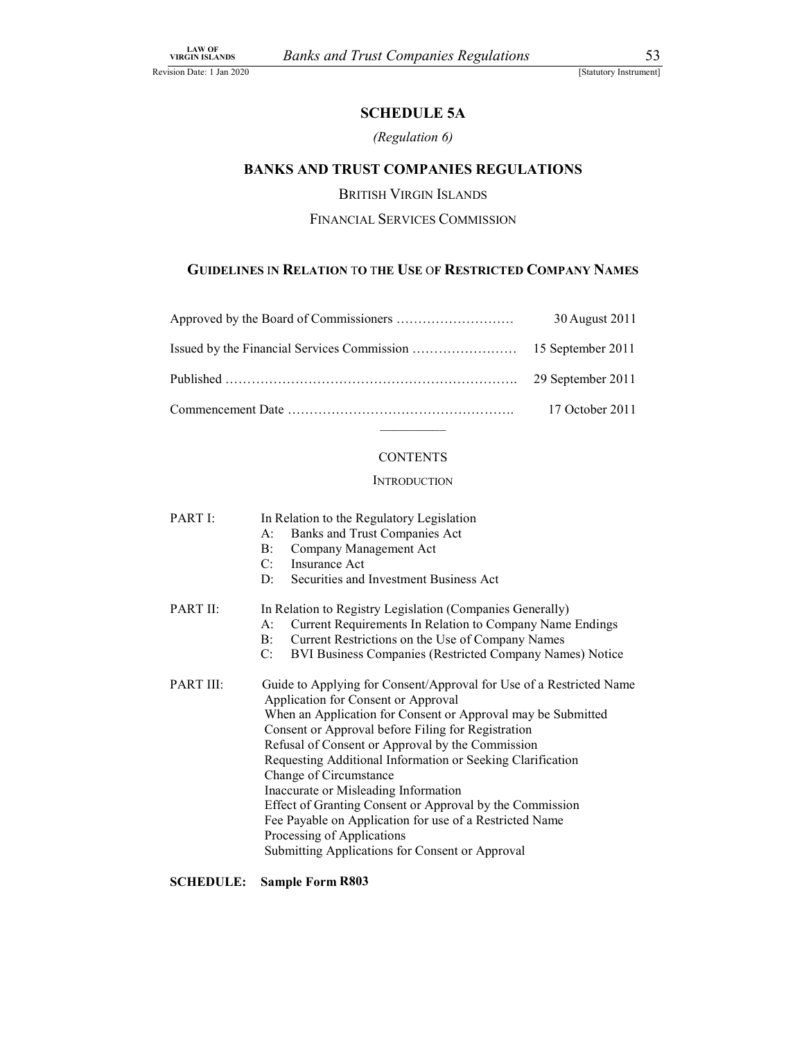# SCHEDULE 5A

*(Regulation 6)*

## BANKS AND TRUST COMPANIES REGULATIONS

BRITISH VIRGIN ISLANDS

FINANCIAL SERVICES COMMISSION

### GUIDELINES IN RELATION TO THE USE OF RESTRICTED COMPANY NAMES

| | |
|---|---|
| Approved by the Board of Commissioners ……………………… | 30 August 2011 |
| Issued by the Financial Services Commission …………………… | 15 September 2011 |
| Published ………………………………………………………. | 29 September 2011 |
| Commencement Date ……………………………………………. | 17 October 2011 |

---

CONTENTS

INTRODUCTION

PART I: In Relation to the Regulatory Legislation
- A: Banks and Trust Companies Act
- B: Company Management Act
- C: Insurance Act
- D: Securities and Investment Business Act

PART II: In Relation to Registry Legislation (Companies Generally)
- A: Current Requirements In Relation to Company Name Endings
- B: Current Restrictions on the Use of Company Names
- C: BVI Business Companies (Restricted Company Names) Notice

PART III: Guide to Applying for Consent/Approval for Use of a Restricted Name
- Application for Consent or Approval
- When an Application for Consent or Approval may be Submitted
- Consent or Approval before Filing for Registration
- Refusal of Consent or Approval by the Commission
- Requesting Additional Information or Seeking Clarification
- Change of Circumstance
- Inaccurate or Misleading Information
- Effect of Granting Consent or Approval by the Commission
- Fee Payable on Application for use of a Restricted Name
- Processing of Applications
- Submitting Applications for Consent or Approval

**SCHEDULE: Sample Form R803**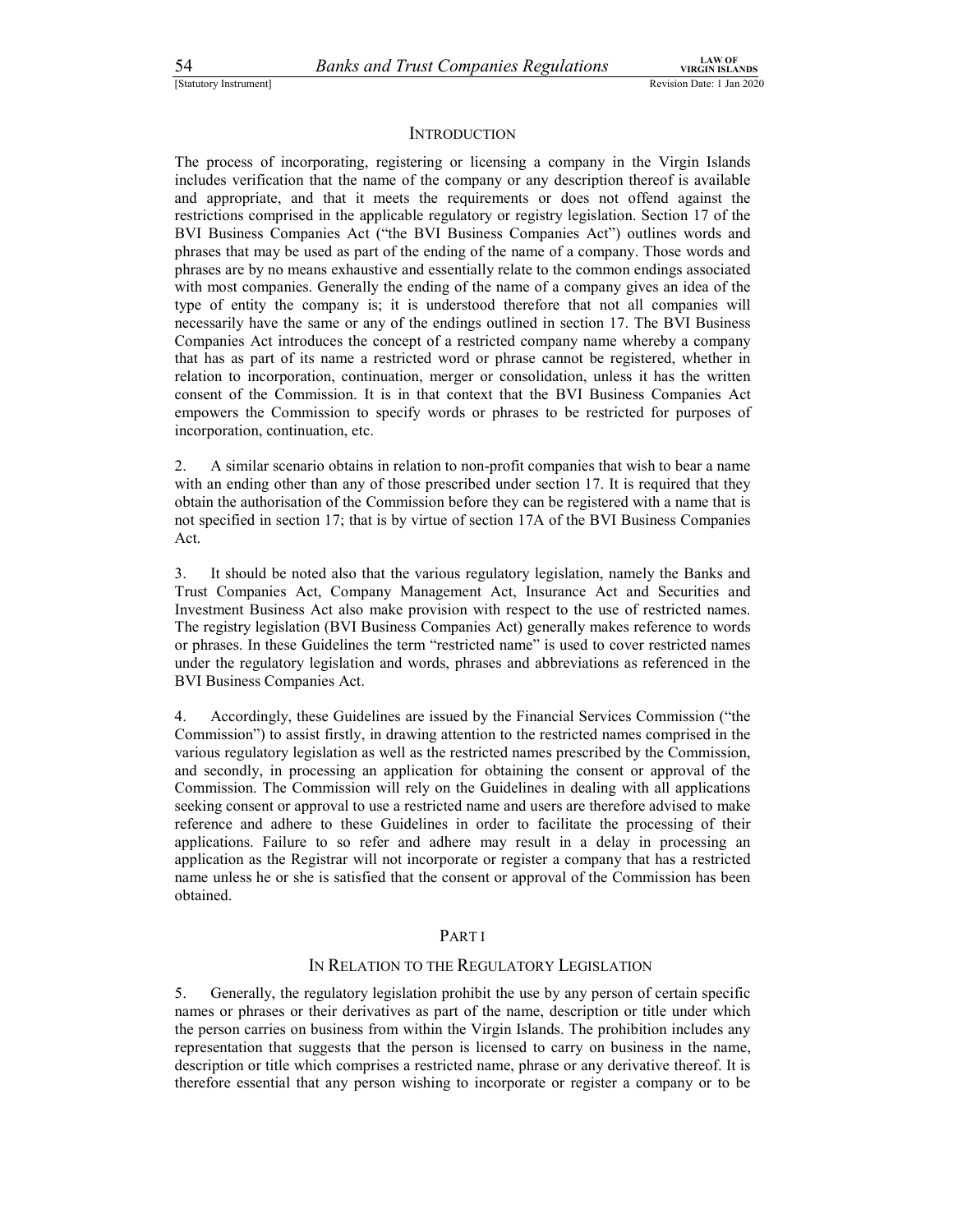## INTRODUCTION

The process of incorporating, registering or licensing a company in the Virgin Islands includes verification that the name of the company or any description thereof is available and appropriate, and that it meets the requirements or does not offend against the restrictions comprised in the applicable regulatory or registry legislation. Section 17 of the BVI Business Companies Act ("the BVI Business Companies Act") outlines words and phrases that may be used as part of the ending of the name of a company. Those words and phrases are by no means exhaustive and essentially relate to the common endings associated with most companies. Generally the ending of the name of a company gives an idea of the type of entity the company is; it is understood therefore that not all companies will necessarily have the same or any of the endings outlined in section 17. The BVI Business Companies Act introduces the concept of a restricted company name whereby a company that has as part of its name a restricted word or phrase cannot be registered, whether in relation to incorporation, continuation, merger or consolidation, unless it has the written consent of the Commission. It is in that context that the BVI Business Companies Act empowers the Commission to specify words or phrases to be restricted for purposes of incorporation, continuation, etc.

2. A similar scenario obtains in relation to non-profit companies that wish to bear a name with an ending other than any of those prescribed under section 17. It is required that they obtain the authorisation of the Commission before they can be registered with a name that is not specified in section 17; that is by virtue of section 17A of the BVI Business Companies Act.

3. It should be noted also that the various regulatory legislation, namely the Banks and Trust Companies Act, Company Management Act, Insurance Act and Securities and Investment Business Act also make provision with respect to the use of restricted names. The registry legislation (BVI Business Companies Act) generally makes reference to words or phrases. In these Guidelines the term "restricted name" is used to cover restricted names under the regulatory legislation and words, phrases and abbreviations as referenced in the BVI Business Companies Act.

4. Accordingly, these Guidelines are issued by the Financial Services Commission ("the Commission") to assist firstly, in drawing attention to the restricted names comprised in the various regulatory legislation as well as the restricted names prescribed by the Commission, and secondly, in processing an application for obtaining the consent or approval of the Commission. The Commission will rely on the Guidelines in dealing with all applications seeking consent or approval to use a restricted name and users are therefore advised to make reference and adhere to these Guidelines in order to facilitate the processing of their applications. Failure to so refer and adhere may result in a delay in processing an application as the Registrar will not incorporate or register a company that has a restricted name unless he or she is satisfied that the consent or approval of the Commission has been obtained.

## PART I

### IN RELATION TO THE REGULATORY LEGISLATION

5. Generally, the regulatory legislation prohibit the use by any person of certain specific names or phrases or their derivatives as part of the name, description or title under which the person carries on business from within the Virgin Islands. The prohibition includes any representation that suggests that the person is licensed to carry on business in the name, description or title which comprises a restricted name, phrase or any derivative thereof. It is therefore essential that any person wishing to incorporate or register a company or to be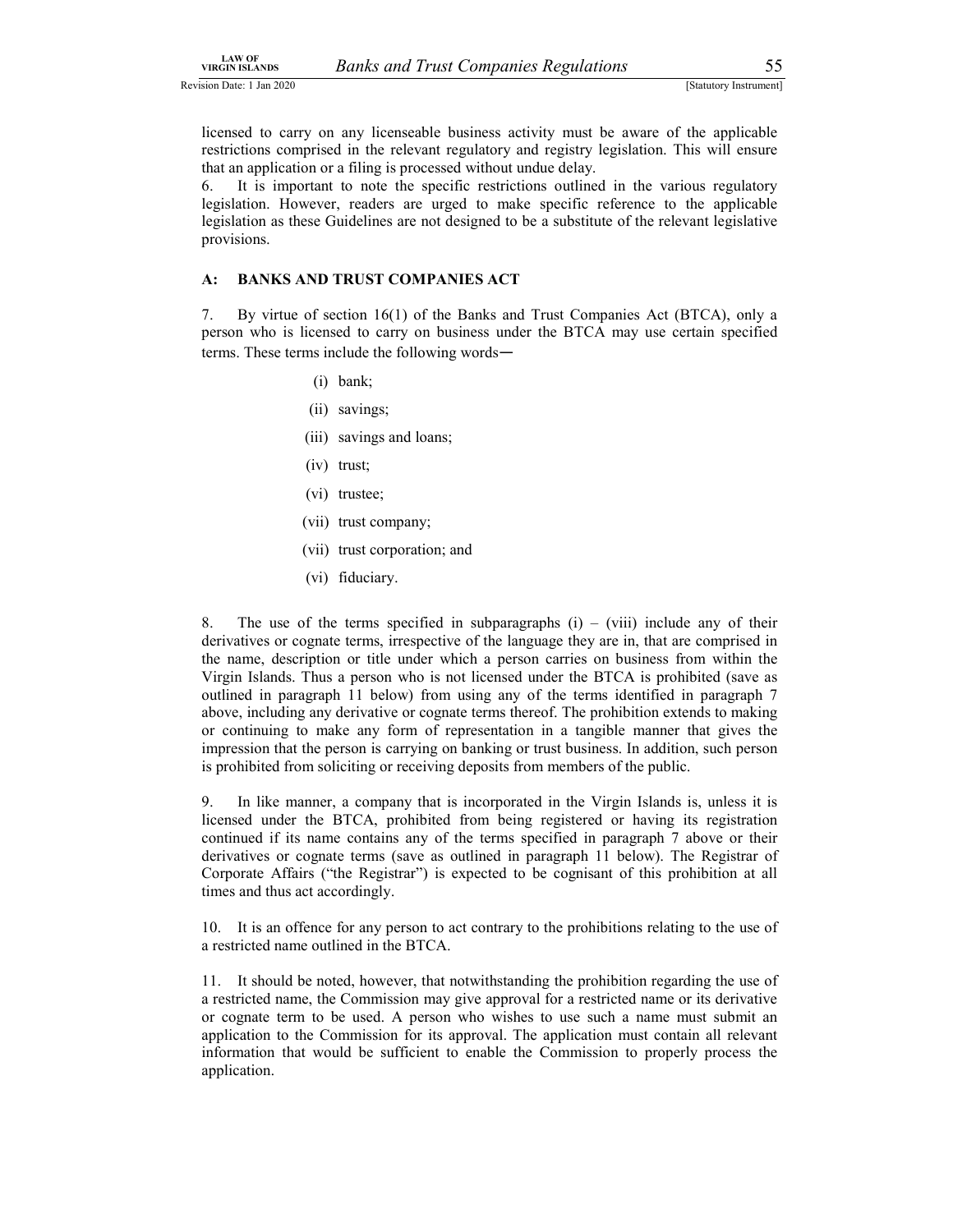licensed to carry on any licenseable business activity must be aware of the applicable restrictions comprised in the relevant regulatory and registry legislation. This will ensure that an application or a filing is processed without undue delay.

6. It is important to note the specific restrictions outlined in the various regulatory legislation. However, readers are urged to make specific reference to the applicable legislation as these Guidelines are not designed to be a substitute of the relevant legislative provisions.

**A: BANKS AND TRUST COMPANIES ACT**

7. By virtue of section 16(1) of the Banks and Trust Companies Act (BTCA), only a person who is licensed to carry on business under the BTCA may use certain specified terms. These terms include the following words—

(i) bank;

(ii) savings;

(iii) savings and loans;

(iv) trust;

(vi) trustee;

(vii) trust company;

(vii) trust corporation; and

(vi) fiduciary.

8. The use of the terms specified in subparagraphs (i) – (viii) include any of their derivatives or cognate terms, irrespective of the language they are in, that are comprised in the name, description or title under which a person carries on business from within the Virgin Islands. Thus a person who is not licensed under the BTCA is prohibited (save as outlined in paragraph 11 below) from using any of the terms identified in paragraph 7 above, including any derivative or cognate terms thereof. The prohibition extends to making or continuing to make any form of representation in a tangible manner that gives the impression that the person is carrying on banking or trust business. In addition, such person is prohibited from soliciting or receiving deposits from members of the public.

9. In like manner, a company that is incorporated in the Virgin Islands is, unless it is licensed under the BTCA, prohibited from being registered or having its registration continued if its name contains any of the terms specified in paragraph 7 above or their derivatives or cognate terms (save as outlined in paragraph 11 below). The Registrar of Corporate Affairs ("the Registrar") is expected to be cognisant of this prohibition at all times and thus act accordingly.

10. It is an offence for any person to act contrary to the prohibitions relating to the use of a restricted name outlined in the BTCA.

11. It should be noted, however, that notwithstanding the prohibition regarding the use of a restricted name, the Commission may give approval for a restricted name or its derivative or cognate term to be used. A person who wishes to use such a name must submit an application to the Commission for its approval. The application must contain all relevant information that would be sufficient to enable the Commission to properly process the application.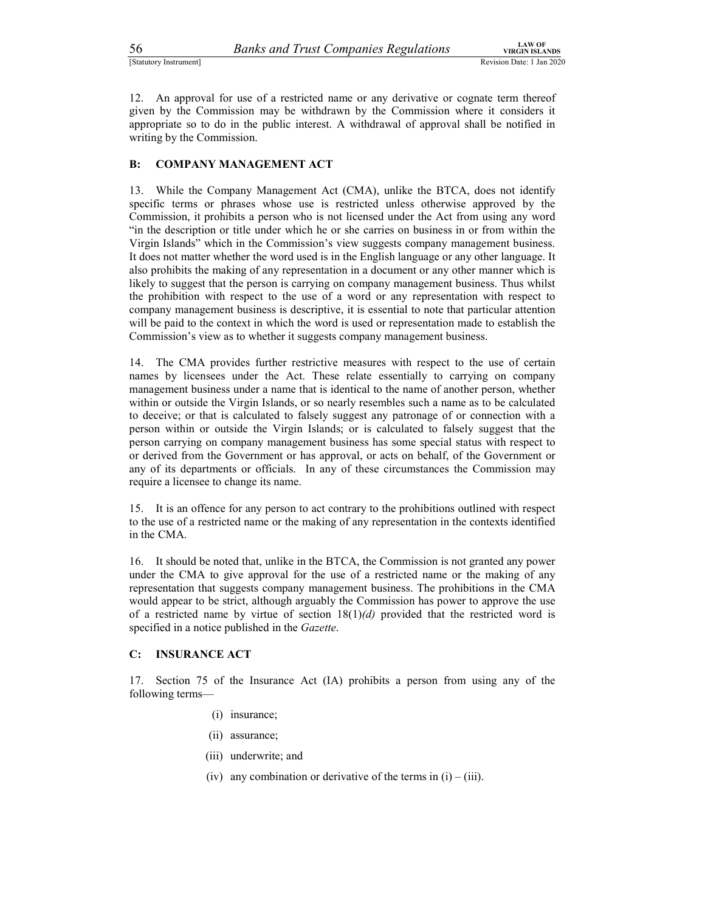12. An approval for use of a restricted name or any derivative or cognate term thereof given by the Commission may be withdrawn by the Commission where it considers it appropriate so to do in the public interest. A withdrawal of approval shall be notified in writing by the Commission.

## B: COMPANY MANAGEMENT ACT

13. While the Company Management Act (CMA), unlike the BTCA, does not identify specific terms or phrases whose use is restricted unless otherwise approved by the Commission, it prohibits a person who is not licensed under the Act from using any word "in the description or title under which he or she carries on business in or from within the Virgin Islands" which in the Commission's view suggests company management business. It does not matter whether the word used is in the English language or any other language. It also prohibits the making of any representation in a document or any other manner which is likely to suggest that the person is carrying on company management business. Thus whilst the prohibition with respect to the use of a word or any representation with respect to company management business is descriptive, it is essential to note that particular attention will be paid to the context in which the word is used or representation made to establish the Commission's view as to whether it suggests company management business.

14. The CMA provides further restrictive measures with respect to the use of certain names by licensees under the Act. These relate essentially to carrying on company management business under a name that is identical to the name of another person, whether within or outside the Virgin Islands, or so nearly resembles such a name as to be calculated to deceive; or that is calculated to falsely suggest any patronage of or connection with a person within or outside the Virgin Islands; or is calculated to falsely suggest that the person carrying on company management business has some special status with respect to or derived from the Government or has approval, or acts on behalf, of the Government or any of its departments or officials. In any of these circumstances the Commission may require a licensee to change its name.

15. It is an offence for any person to act contrary to the prohibitions outlined with respect to the use of a restricted name or the making of any representation in the contexts identified in the CMA.

16. It should be noted that, unlike in the BTCA, the Commission is not granted any power under the CMA to give approval for the use of a restricted name or the making of any representation that suggests company management business. The prohibitions in the CMA would appear to be strict, although arguably the Commission has power to approve the use of a restricted name by virtue of section 18(1)*(d)* provided that the restricted word is specified in a notice published in the *Gazette*.

## C: INSURANCE ACT

17. Section 75 of the Insurance Act (IA) prohibits a person from using any of the following terms—

(i) insurance;

(ii) assurance;

(iii) underwrite; and

(iv) any combination or derivative of the terms in (i) – (iii).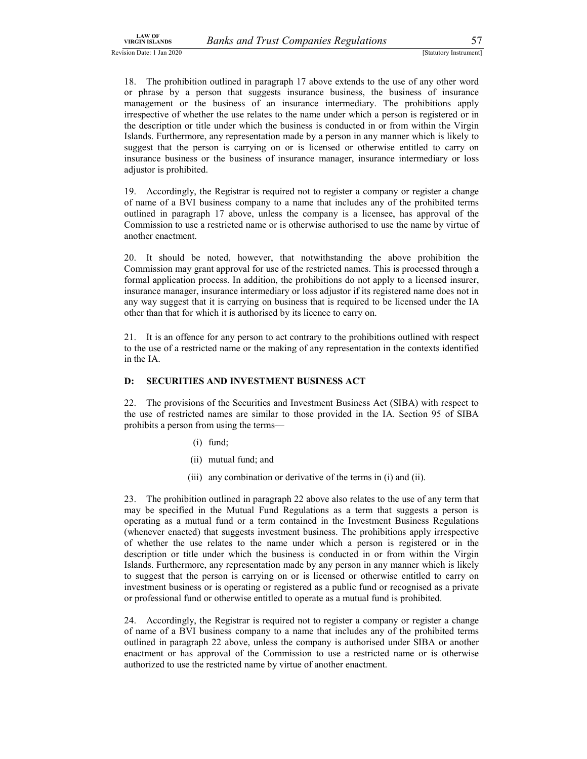18. The prohibition outlined in paragraph 17 above extends to the use of any other word or phrase by a person that suggests insurance business, the business of insurance management or the business of an insurance intermediary. The prohibitions apply irrespective of whether the use relates to the name under which a person is registered or in the description or title under which the business is conducted in or from within the Virgin Islands. Furthermore, any representation made by a person in any manner which is likely to suggest that the person is carrying on or is licensed or otherwise entitled to carry on insurance business or the business of insurance manager, insurance intermediary or loss adjustor is prohibited.

19. Accordingly, the Registrar is required not to register a company or register a change of name of a BVI business company to a name that includes any of the prohibited terms outlined in paragraph 17 above, unless the company is a licensee, has approval of the Commission to use a restricted name or is otherwise authorised to use the name by virtue of another enactment.

20. It should be noted, however, that notwithstanding the above prohibition the Commission may grant approval for use of the restricted names. This is processed through a formal application process. In addition, the prohibitions do not apply to a licensed insurer, insurance manager, insurance intermediary or loss adjustor if its registered name does not in any way suggest that it is carrying on business that is required to be licensed under the IA other than that for which it is authorised by its licence to carry on.

21. It is an offence for any person to act contrary to the prohibitions outlined with respect to the use of a restricted name or the making of any representation in the contexts identified in the IA.

## D: SECURITIES AND INVESTMENT BUSINESS ACT

22. The provisions of the Securities and Investment Business Act (SIBA) with respect to the use of restricted names are similar to those provided in the IA. Section 95 of SIBA prohibits a person from using the terms—

(i) fund;

(ii) mutual fund; and

(iii) any combination or derivative of the terms in (i) and (ii).

23. The prohibition outlined in paragraph 22 above also relates to the use of any term that may be specified in the Mutual Fund Regulations as a term that suggests a person is operating as a mutual fund or a term contained in the Investment Business Regulations (whenever enacted) that suggests investment business. The prohibitions apply irrespective of whether the use relates to the name under which a person is registered or in the description or title under which the business is conducted in or from within the Virgin Islands. Furthermore, any representation made by any person in any manner which is likely to suggest that the person is carrying on or is licensed or otherwise entitled to carry on investment business or is operating or registered as a public fund or recognised as a private or professional fund or otherwise entitled to operate as a mutual fund is prohibited.

24. Accordingly, the Registrar is required not to register a company or register a change of name of a BVI business company to a name that includes any of the prohibited terms outlined in paragraph 22 above, unless the company is authorised under SIBA or another enactment or has approval of the Commission to use a restricted name or is otherwise authorized to use the restricted name by virtue of another enactment.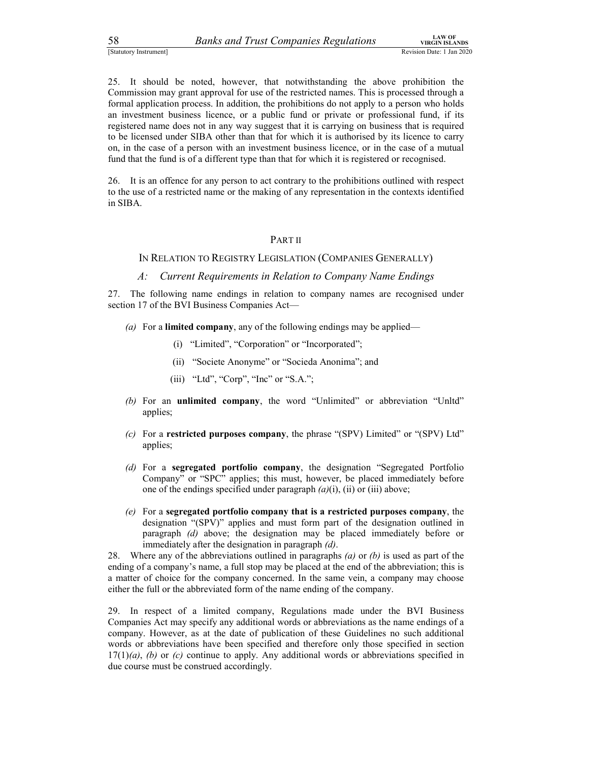25. It should be noted, however, that notwithstanding the above prohibition the Commission may grant approval for use of the restricted names. This is processed through a formal application process. In addition, the prohibitions do not apply to a person who holds an investment business licence, or a public fund or private or professional fund, if its registered name does not in any way suggest that it is carrying on business that is required to be licensed under SIBA other than that for which it is authorised by its licence to carry on, in the case of a person with an investment business licence, or in the case of a mutual fund that the fund is of a different type than that for which it is registered or recognised.

26. It is an offence for any person to act contrary to the prohibitions outlined with respect to the use of a restricted name or the making of any representation in the contexts identified in SIBA.

## PART II

## IN RELATION TO REGISTRY LEGISLATION (COMPANIES GENERALLY)

### *A: Current Requirements in Relation to Company Name Endings*

27. The following name endings in relation to company names are recognised under section 17 of the BVI Business Companies Act—

*(a)* For a **limited company**, any of the following endings may be applied—

  (i) "Limited", "Corporation" or "Incorporated";

  (ii) "Societe Anonyme" or "Socieda Anonima"; and

  (iii) "Ltd", "Corp", "Inc" or "S.A.";

*(b)* For an **unlimited company**, the word "Unlimited" or abbreviation "Unltd" applies;

*(c)* For a **restricted purposes company**, the phrase "(SPV) Limited" or "(SPV) Ltd" applies;

*(d)* For a **segregated portfolio company**, the designation "Segregated Portfolio Company" or "SPC" applies; this must, however, be placed immediately before one of the endings specified under paragraph *(a)*(i), (ii) or (iii) above;

*(e)* For a **segregated portfolio company that is a restricted purposes company**, the designation "(SPV)" applies and must form part of the designation outlined in paragraph *(d)* above; the designation may be placed immediately before or immediately after the designation in paragraph *(d)*.

28. Where any of the abbreviations outlined in paragraphs *(a)* or *(b)* is used as part of the ending of a company's name, a full stop may be placed at the end of the abbreviation; this is a matter of choice for the company concerned. In the same vein, a company may choose either the full or the abbreviated form of the name ending of the company.

29. In respect of a limited company, Regulations made under the BVI Business Companies Act may specify any additional words or abbreviations as the name endings of a company. However, as at the date of publication of these Guidelines no such additional words or abbreviations have been specified and therefore only those specified in section 17(1)*(a)*, *(b)* or *(c)* continue to apply. Any additional words or abbreviations specified in due course must be construed accordingly.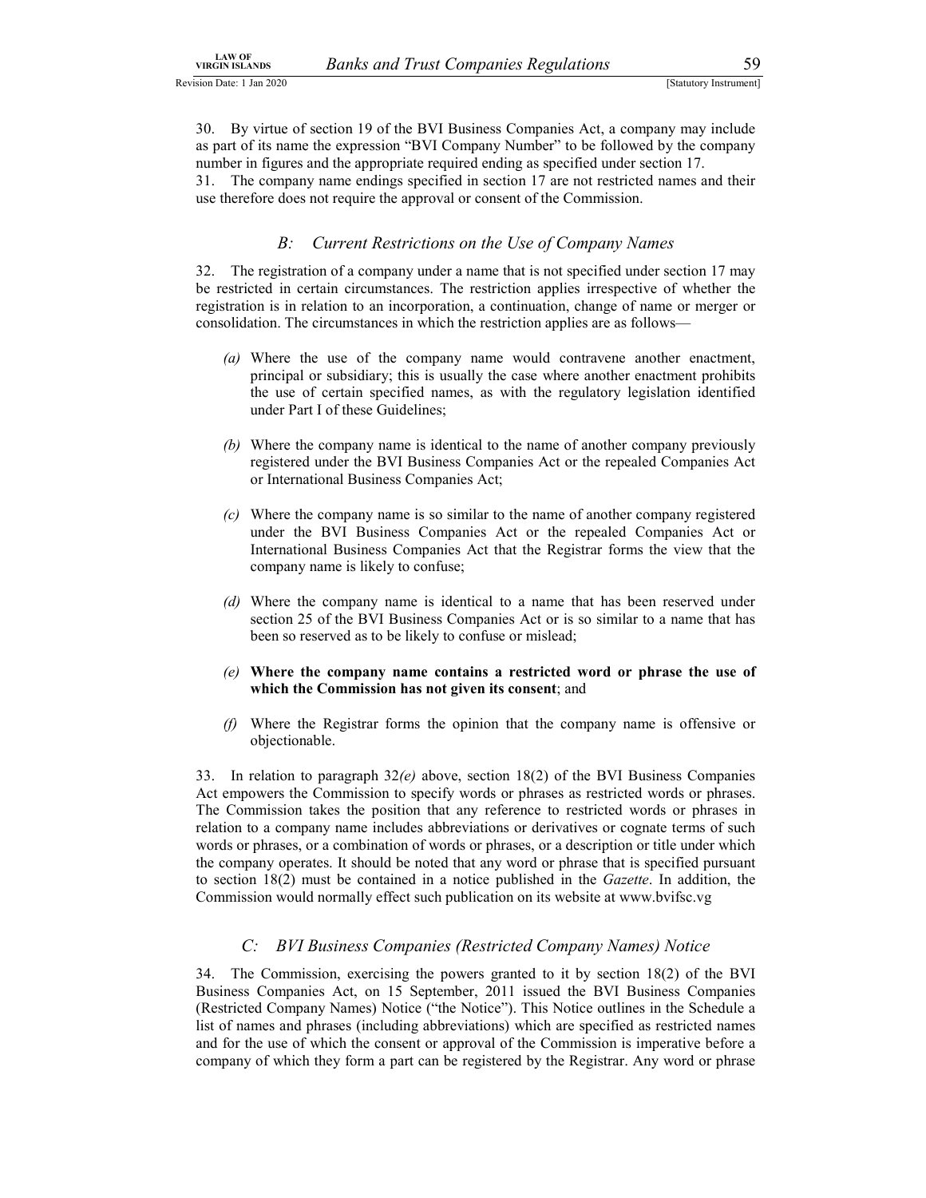30. By virtue of section 19 of the BVI Business Companies Act, a company may include as part of its name the expression "BVI Company Number" to be followed by the company number in figures and the appropriate required ending as specified under section 17.

31. The company name endings specified in section 17 are not restricted names and their use therefore does not require the approval or consent of the Commission.

### *B: Current Restrictions on the Use of Company Names*

32. The registration of a company under a name that is not specified under section 17 may be restricted in certain circumstances. The restriction applies irrespective of whether the registration is in relation to an incorporation, a continuation, change of name or merger or consolidation. The circumstances in which the restriction applies are as follows—

*(a)* Where the use of the company name would contravene another enactment, principal or subsidiary; this is usually the case where another enactment prohibits the use of certain specified names, as with the regulatory legislation identified under Part I of these Guidelines;

*(b)* Where the company name is identical to the name of another company previously registered under the BVI Business Companies Act or the repealed Companies Act or International Business Companies Act;

*(c)* Where the company name is so similar to the name of another company registered under the BVI Business Companies Act or the repealed Companies Act or International Business Companies Act that the Registrar forms the view that the company name is likely to confuse;

*(d)* Where the company name is identical to a name that has been reserved under section 25 of the BVI Business Companies Act or is so similar to a name that has been so reserved as to be likely to confuse or mislead;

*(e)* **Where the company name contains a restricted word or phrase the use of which the Commission has not given its consent**; and

*(f)* Where the Registrar forms the opinion that the company name is offensive or objectionable.

33. In relation to paragraph 32*(e)* above, section 18(2) of the BVI Business Companies Act empowers the Commission to specify words or phrases as restricted words or phrases. The Commission takes the position that any reference to restricted words or phrases in relation to a company name includes abbreviations or derivatives or cognate terms of such words or phrases, or a combination of words or phrases, or a description or title under which the company operates. It should be noted that any word or phrase that is specified pursuant to section 18(2) must be contained in a notice published in the *Gazette*. In addition, the Commission would normally effect such publication on its website at www.bvifsc.vg

### *C: BVI Business Companies (Restricted Company Names) Notice*

34. The Commission, exercising the powers granted to it by section 18(2) of the BVI Business Companies Act, on 15 September, 2011 issued the BVI Business Companies (Restricted Company Names) Notice ("the Notice"). This Notice outlines in the Schedule a list of names and phrases (including abbreviations) which are specified as restricted names and for the use of which the consent or approval of the Commission is imperative before a company of which they form a part can be registered by the Registrar. Any word or phrase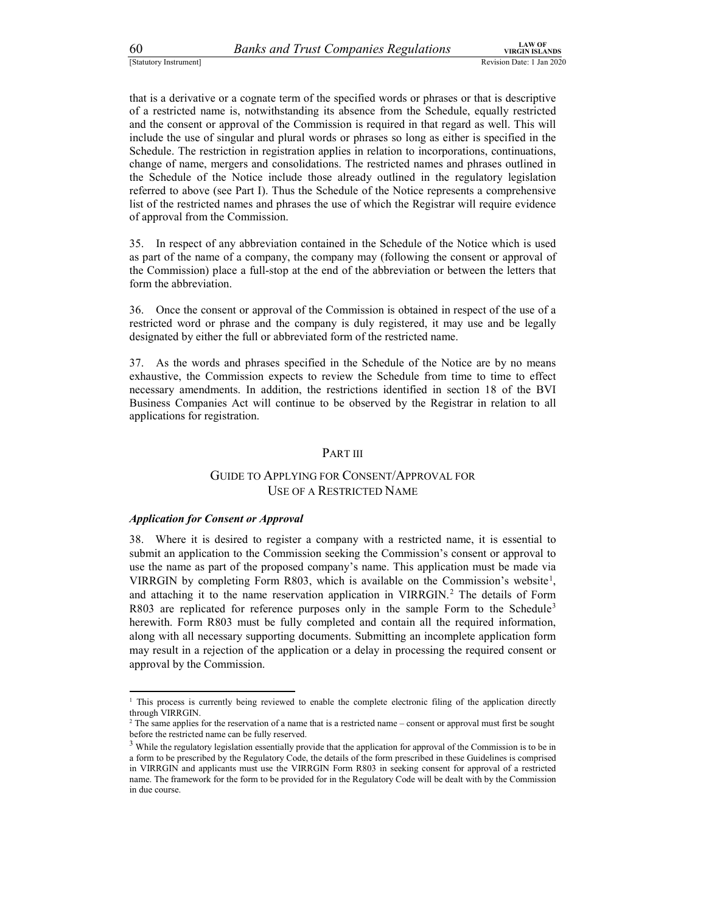that is a derivative or a cognate term of the specified words or phrases or that is descriptive of a restricted name is, notwithstanding its absence from the Schedule, equally restricted and the consent or approval of the Commission is required in that regard as well. This will include the use of singular and plural words or phrases so long as either is specified in the Schedule. The restriction in registration applies in relation to incorporations, continuations, change of name, mergers and consolidations. The restricted names and phrases outlined in the Schedule of the Notice include those already outlined in the regulatory legislation referred to above (see Part I). Thus the Schedule of the Notice represents a comprehensive list of the restricted names and phrases the use of which the Registrar will require evidence of approval from the Commission.

35. In respect of any abbreviation contained in the Schedule of the Notice which is used as part of the name of a company, the company may (following the consent or approval of the Commission) place a full-stop at the end of the abbreviation or between the letters that form the abbreviation.

36. Once the consent or approval of the Commission is obtained in respect of the use of a restricted word or phrase and the company is duly registered, it may use and be legally designated by either the full or abbreviated form of the restricted name.

37. As the words and phrases specified in the Schedule of the Notice are by no means exhaustive, the Commission expects to review the Schedule from time to time to effect necessary amendments. In addition, the restrictions identified in section 18 of the BVI Business Companies Act will continue to be observed by the Registrar in relation to all applications for registration.

## PART III

## GUIDE TO APPLYING FOR CONSENT/APPROVAL FOR USE OF A RESTRICTED NAME

***Application for Consent or Approval***

38. Where it is desired to register a company with a restricted name, it is essential to submit an application to the Commission seeking the Commission's consent or approval to use the name as part of the proposed company's name. This application must be made via VIRRGIN by completing Form R803, which is available on the Commission's website[1], and attaching it to the name reservation application in VIRRGIN.[2] The details of Form R803 are replicated for reference purposes only in the sample Form to the Schedule[3] herewith. Form R803 must be fully completed and contain all the required information, along with all necessary supporting documents. Submitting an incomplete application form may result in a rejection of the application or a delay in processing the required consent or approval by the Commission.

---

[1] This process is currently being reviewed to enable the complete electronic filing of the application directly through VIRRGIN.

[2] The same applies for the reservation of a name that is a restricted name – consent or approval must first be sought before the restricted name can be fully reserved.

[3] While the regulatory legislation essentially provide that the application for approval of the Commission is to be in a form to be prescribed by the Regulatory Code, the details of the form prescribed in these Guidelines is comprised in VIRRGIN and applicants must use the VIRRGIN Form R803 in seeking consent for approval of a restricted name. The framework for the form to be provided for in the Regulatory Code will be dealt with by the Commission in due course.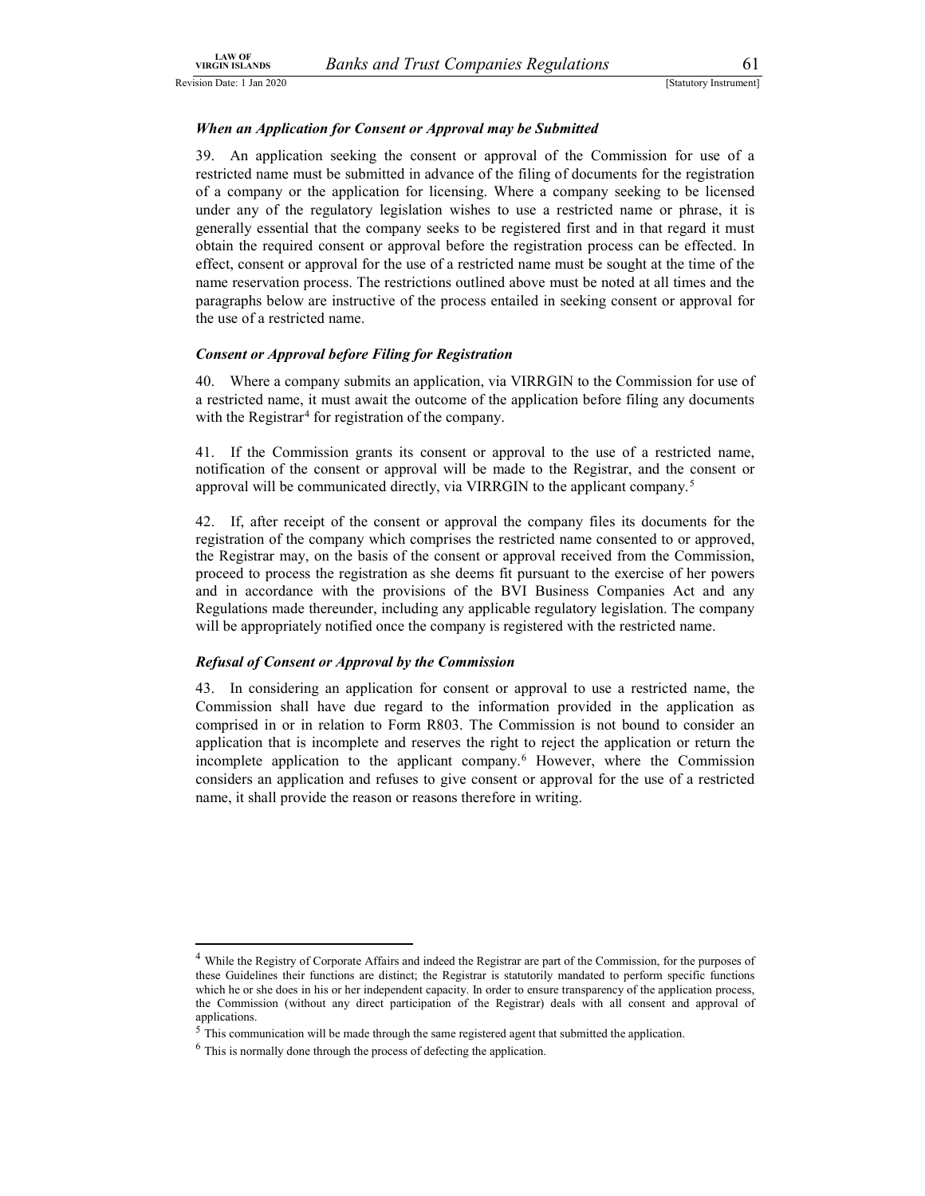***When an Application for Consent or Approval may be Submitted***

39. An application seeking the consent or approval of the Commission for use of a restricted name must be submitted in advance of the filing of documents for the registration of a company or the application for licensing. Where a company seeking to be licensed under any of the regulatory legislation wishes to use a restricted name or phrase, it is generally essential that the company seeks to be registered first and in that regard it must obtain the required consent or approval before the registration process can be effected. In effect, consent or approval for the use of a restricted name must be sought at the time of the name reservation process. The restrictions outlined above must be noted at all times and the paragraphs below are instructive of the process entailed in seeking consent or approval for the use of a restricted name.

***Consent or Approval before Filing for Registration***

40. Where a company submits an application, via VIRRGIN to the Commission for use of a restricted name, it must await the outcome of the application before filing any documents with the Registrar[4] for registration of the company.

41. If the Commission grants its consent or approval to the use of a restricted name, notification of the consent or approval will be made to the Registrar, and the consent or approval will be communicated directly, via VIRRGIN to the applicant company.[5]

42. If, after receipt of the consent or approval the company files its documents for the registration of the company which comprises the restricted name consented to or approved, the Registrar may, on the basis of the consent or approval received from the Commission, proceed to process the registration as she deems fit pursuant to the exercise of her powers and in accordance with the provisions of the BVI Business Companies Act and any Regulations made thereunder, including any applicable regulatory legislation. The company will be appropriately notified once the company is registered with the restricted name.

***Refusal of Consent or Approval by the Commission***

43. In considering an application for consent or approval to use a restricted name, the Commission shall have due regard to the information provided in the application as comprised in or in relation to Form R803. The Commission is not bound to consider an application that is incomplete and reserves the right to reject the application or return the incomplete application to the applicant company.[6] However, where the Commission considers an application and refuses to give consent or approval for the use of a restricted name, it shall provide the reason or reasons therefore in writing.

---

[4] While the Registry of Corporate Affairs and indeed the Registrar are part of the Commission, for the purposes of these Guidelines their functions are distinct; the Registrar is statutorily mandated to perform specific functions which he or she does in his or her independent capacity. In order to ensure transparency of the application process, the Commission (without any direct participation of the Registrar) deals with all consent and approval of applications.

[5] This communication will be made through the same registered agent that submitted the application.

[6] This is normally done through the process of defecting the application.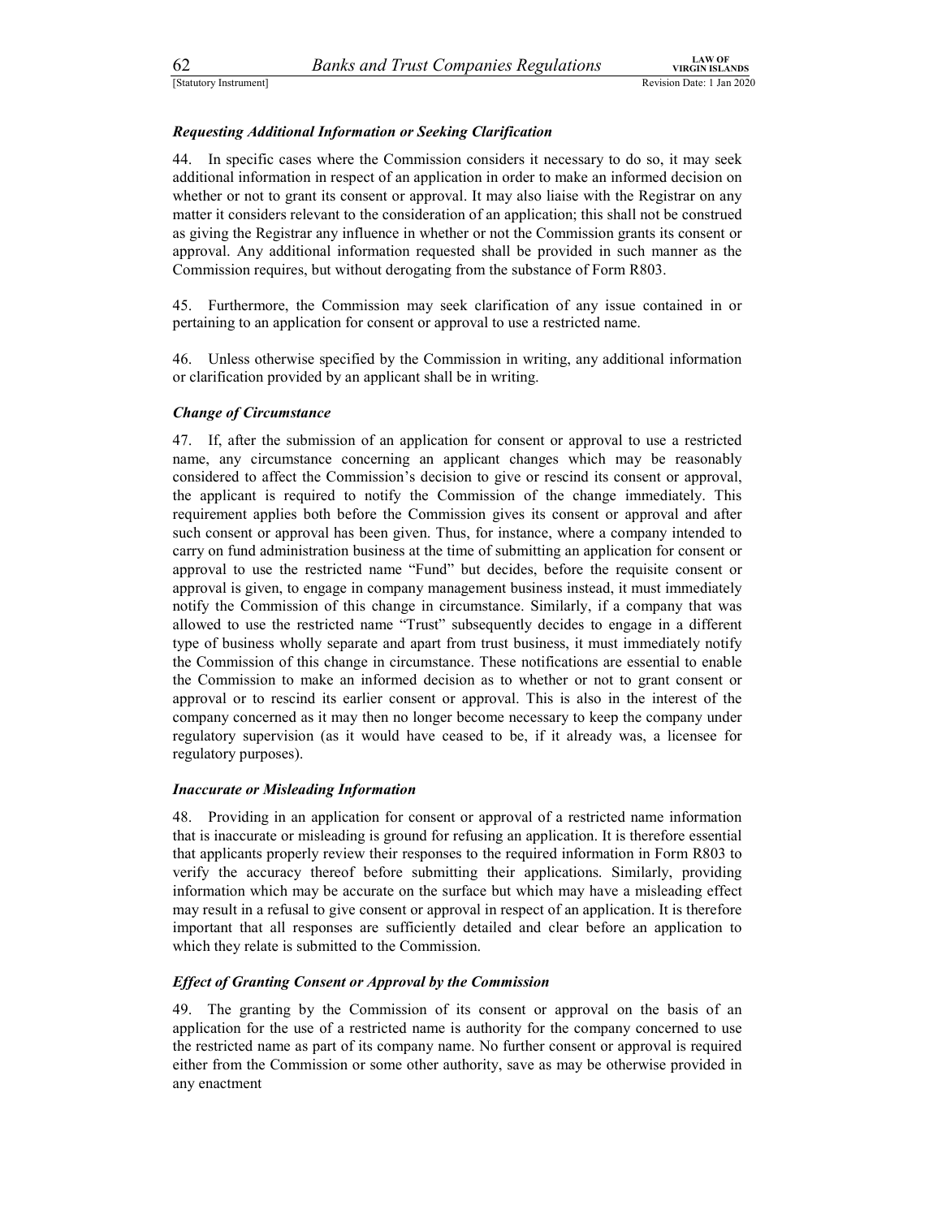***Requesting Additional Information or Seeking Clarification***

44. In specific cases where the Commission considers it necessary to do so, it may seek additional information in respect of an application in order to make an informed decision on whether or not to grant its consent or approval. It may also liaise with the Registrar on any matter it considers relevant to the consideration of an application; this shall not be construed as giving the Registrar any influence in whether or not the Commission grants its consent or approval. Any additional information requested shall be provided in such manner as the Commission requires, but without derogating from the substance of Form R803.

45. Furthermore, the Commission may seek clarification of any issue contained in or pertaining to an application for consent or approval to use a restricted name.

46. Unless otherwise specified by the Commission in writing, any additional information or clarification provided by an applicant shall be in writing.

***Change of Circumstance***

47. If, after the submission of an application for consent or approval to use a restricted name, any circumstance concerning an applicant changes which may be reasonably considered to affect the Commission's decision to give or rescind its consent or approval, the applicant is required to notify the Commission of the change immediately. This requirement applies both before the Commission gives its consent or approval and after such consent or approval has been given. Thus, for instance, where a company intended to carry on fund administration business at the time of submitting an application for consent or approval to use the restricted name "Fund" but decides, before the requisite consent or approval is given, to engage in company management business instead, it must immediately notify the Commission of this change in circumstance. Similarly, if a company that was allowed to use the restricted name "Trust" subsequently decides to engage in a different type of business wholly separate and apart from trust business, it must immediately notify the Commission of this change in circumstance. These notifications are essential to enable the Commission to make an informed decision as to whether or not to grant consent or approval or to rescind its earlier consent or approval. This is also in the interest of the company concerned as it may then no longer become necessary to keep the company under regulatory supervision (as it would have ceased to be, if it already was, a licensee for regulatory purposes).

***Inaccurate or Misleading Information***

48. Providing in an application for consent or approval of a restricted name information that is inaccurate or misleading is ground for refusing an application. It is therefore essential that applicants properly review their responses to the required information in Form R803 to verify the accuracy thereof before submitting their applications. Similarly, providing information which may be accurate on the surface but which may have a misleading effect may result in a refusal to give consent or approval in respect of an application. It is therefore important that all responses are sufficiently detailed and clear before an application to which they relate is submitted to the Commission.

***Effect of Granting Consent or Approval by the Commission***

49. The granting by the Commission of its consent or approval on the basis of an application for the use of a restricted name is authority for the company concerned to use the restricted name as part of its company name. No further consent or approval is required either from the Commission or some other authority, save as may be otherwise provided in any enactment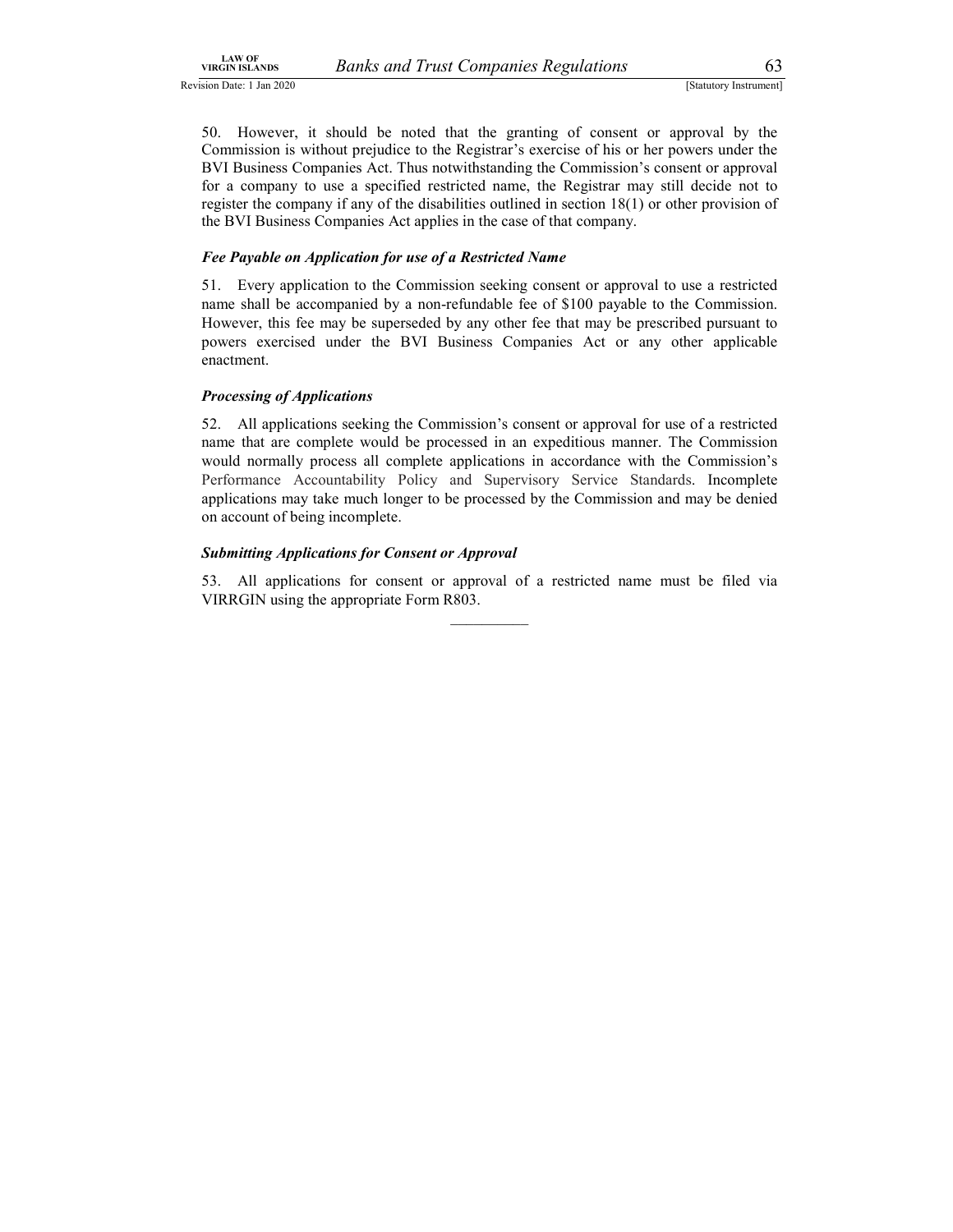50. However, it should be noted that the granting of consent or approval by the Commission is without prejudice to the Registrar's exercise of his or her powers under the BVI Business Companies Act. Thus notwithstanding the Commission's consent or approval for a company to use a specified restricted name, the Registrar may still decide not to register the company if any of the disabilities outlined in section 18(1) or other provision of the BVI Business Companies Act applies in the case of that company.

***Fee Payable on Application for use of a Restricted Name***

51. Every application to the Commission seeking consent or approval to use a restricted name shall be accompanied by a non-refundable fee of $100 payable to the Commission. However, this fee may be superseded by any other fee that may be prescribed pursuant to powers exercised under the BVI Business Companies Act or any other applicable enactment.

***Processing of Applications***

52. All applications seeking the Commission's consent or approval for use of a restricted name that are complete would be processed in an expeditious manner. The Commission would normally process all complete applications in accordance with the Commission's Performance Accountability Policy and Supervisory Service Standards. Incomplete applications may take much longer to be processed by the Commission and may be denied on account of being incomplete.

***Submitting Applications for Consent or Approval***

53. All applications for consent or approval of a restricted name must be filed via VIRRGIN using the appropriate Form R803.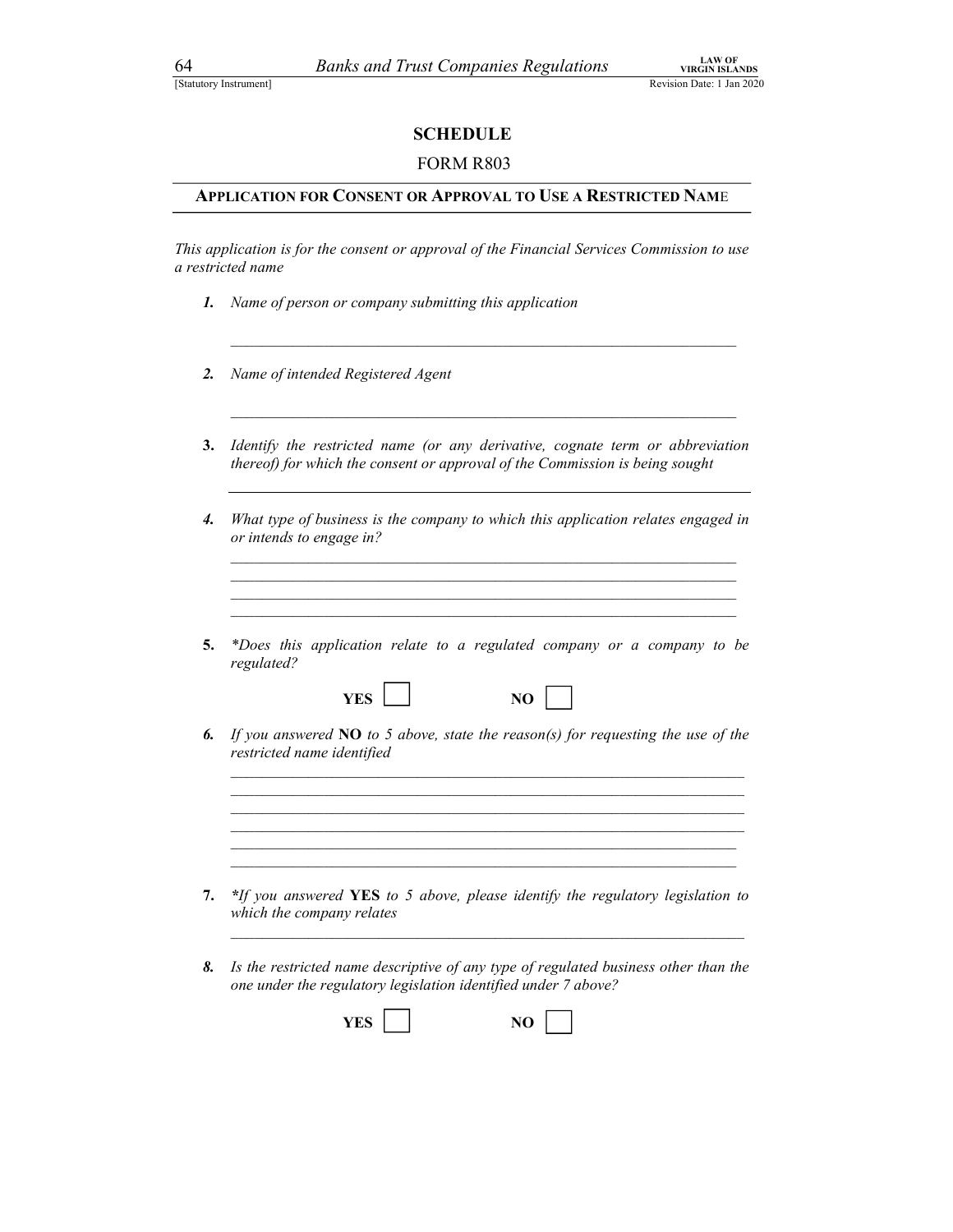## SCHEDULE

FORM R803

### APPLICATION FOR CONSENT OR APPROVAL TO USE A RESTRICTED NAME

*This application is for the consent or approval of the Financial Services Commission to use a restricted name*

***1.*** *Name of person or company submitting this application*

_______________________________________________________________

***2.*** *Name of intended Registered Agent*

_______________________________________________________________

**3.** *Identify the restricted name (or any derivative, cognate term or abbreviation thereof) for which the consent or approval of the Commission is being sought*

_______________________________________________________________

***4.*** *What type of business is the company to which this application relates engaged in or intends to engage in?*

_______________________________________________________________
_______________________________________________________________
_______________________________________________________________
_______________________________________________________________

**5.** *\*Does this application relate to a regulated company or a company to be regulated?*

**YES** ☐ **NO** ☐

***6.*** *If you answered* **NO** *to 5 above, state the reason(s) for requesting the use of the restricted name identified*

_______________________________________________________________
_______________________________________________________________
_______________________________________________________________
_______________________________________________________________
_______________________________________________________________
_______________________________________________________________

**7.** ***\****If you answered* **YES** *to 5 above, please identify the regulatory legislation to which the company relates*

_______________________________________________________________

***8.*** *Is the restricted name descriptive of any type of regulated business other than the one under the regulatory legislation identified under 7 above?*

**YES** ☐ **NO** ☐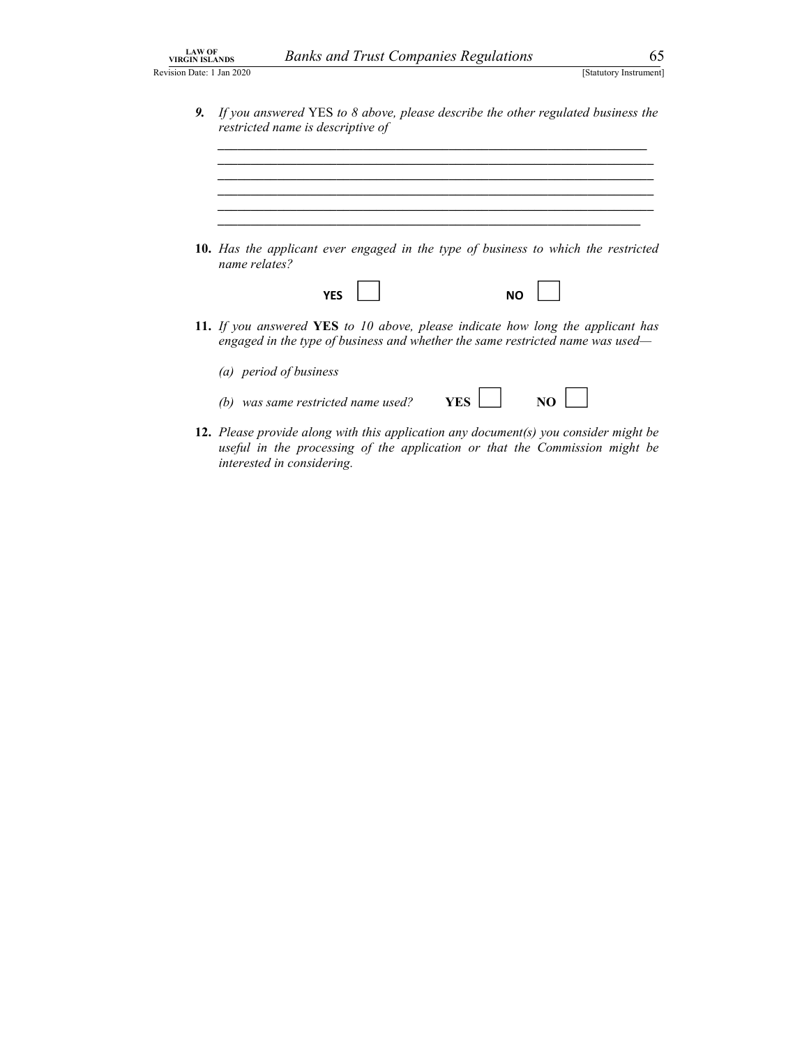***9.*** *If you answered* YES *to 8 above, please describe the other regulated business the restricted name is descriptive of*

\_\_\_\_\_\_\_\_\_\_\_\_\_\_\_\_\_\_\_\_\_\_\_\_\_\_\_\_\_\_\_\_\_\_\_\_\_\_\_\_\_\_\_\_\_\_\_\_\_\_\_\_\_\_\_\_\_\_\_\_\_\_\_\_

\_\_\_\_\_\_\_\_\_\_\_\_\_\_\_\_\_\_\_\_\_\_\_\_\_\_\_\_\_\_\_\_\_\_\_\_\_\_\_\_\_\_\_\_\_\_\_\_\_\_\_\_\_\_\_\_\_\_\_\_\_\_\_\_

\_\_\_\_\_\_\_\_\_\_\_\_\_\_\_\_\_\_\_\_\_\_\_\_\_\_\_\_\_\_\_\_\_\_\_\_\_\_\_\_\_\_\_\_\_\_\_\_\_\_\_\_\_\_\_\_\_\_\_\_\_\_\_\_

\_\_\_\_\_\_\_\_\_\_\_\_\_\_\_\_\_\_\_\_\_\_\_\_\_\_\_\_\_\_\_\_\_\_\_\_\_\_\_\_\_\_\_\_\_\_\_\_\_\_\_\_\_\_\_\_\_\_\_\_\_\_\_\_

\_\_\_\_\_\_\_\_\_\_\_\_\_\_\_\_\_\_\_\_\_\_\_\_\_\_\_\_\_\_\_\_\_\_\_\_\_\_\_\_\_\_\_\_\_\_\_\_\_\_\_\_\_\_\_\_\_\_\_\_\_\_\_\_

\_\_\_\_\_\_\_\_\_\_\_\_\_\_\_\_\_\_\_\_\_\_\_\_\_\_\_\_\_\_\_\_\_\_\_\_\_\_\_\_\_\_\_\_\_\_\_\_\_\_\_\_\_\_\_\_\_\_\_\_\_\_\_\_

**10.** *Has the applicant ever engaged in the type of business to which the restricted name relates?*

**YES** ☐ **NO** ☐

**11.** *If you answered* **YES** *to 10 above, please indicate how long the applicant has engaged in the type of business and whether the same restricted name was used—*

*(a) period of business*

*(b) was same restricted name used?* **YES** ☐ **NO** ☐

**12.** *Please provide along with this application any document(s) you consider might be useful in the processing of the application or that the Commission might be interested in considering.*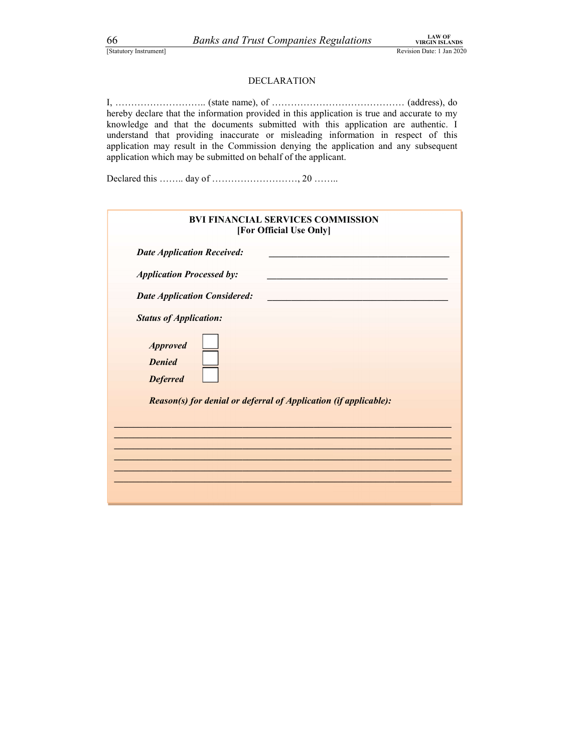## DECLARATION

I, ……………………….. (state name), of …………………………………… (address), do hereby declare that the information provided in this application is true and accurate to my knowledge and that the documents submitted with this application are authentic. I understand that providing inaccurate or misleading information in respect of this application may result in the Commission denying the application and any subsequent application which may be submitted on behalf of the applicant.

Declared this …….. day of ………………………, 20 ……..

**BVI FINANCIAL SERVICES COMMISSION**
**[For Official Use Only]**

***Date Application Received:*** ____________________________________

***Application Processed by:*** ____________________________________

***Date Application Considered:*** ____________________________________

***Status of Application:***

***Approved*** ☐

***Denied*** ☐

***Deferred*** ☐

***Reason(s) for denial or deferral of Application (if applicable):***

______________________________________________________________________
______________________________________________________________________
______________________________________________________________________
______________________________________________________________________
______________________________________________________________________
______________________________________________________________________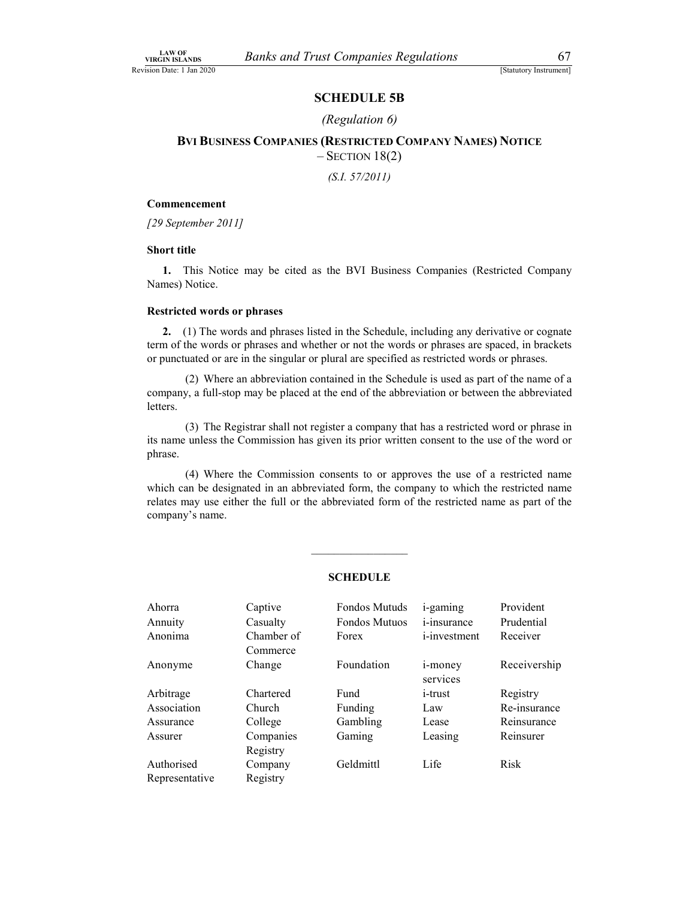## SCHEDULE 5B

*(Regulation 6)*

### BVI BUSINESS COMPANIES (RESTRICTED COMPANY NAMES) NOTICE – SECTION 18(2)

*(S.I. 57/2011)*

**Commencement**

*[29 September 2011]*

**Short title**

**1.** This Notice may be cited as the BVI Business Companies (Restricted Company Names) Notice.

**Restricted words or phrases**

**2.** (1) The words and phrases listed in the Schedule, including any derivative or cognate term of the words or phrases and whether or not the words or phrases are spaced, in brackets or punctuated or are in the singular or plural are specified as restricted words or phrases.

(2) Where an abbreviation contained in the Schedule is used as part of the name of a company, a full-stop may be placed at the end of the abbreviation or between the abbreviated letters.

(3) The Registrar shall not register a company that has a restricted word or phrase in its name unless the Commission has given its prior written consent to the use of the word or phrase.

(4) Where the Commission consents to or approves the use of a restricted name which can be designated in an abbreviated form, the company to which the restricted name relates may use either the full or the abbreviated form of the restricted name as part of the company's name.

---

**SCHEDULE**

| | | | | |
|---|---|---|---|---|
| Ahorra | Captive | Fondos Mutuds | i-gaming | Provident |
| Annuity | Casualty | Fondos Mutuos | i-insurance | Prudential |
| Anonima | Chamber of Commerce | Forex | i-investment | Receiver |
| Anonyme | Change | Foundation | i-money services | Receivership |
| Arbitrage | Chartered | Fund | i-trust | Registry |
| Association | Church | Funding | Law | Re-insurance |
| Assurance | College | Gambling | Lease | Reinsurance |
| Assurer | Companies Registry | Gaming | Leasing | Reinsurer |
| Authorised Representative | Company Registry | Geldmittl | Life | Risk |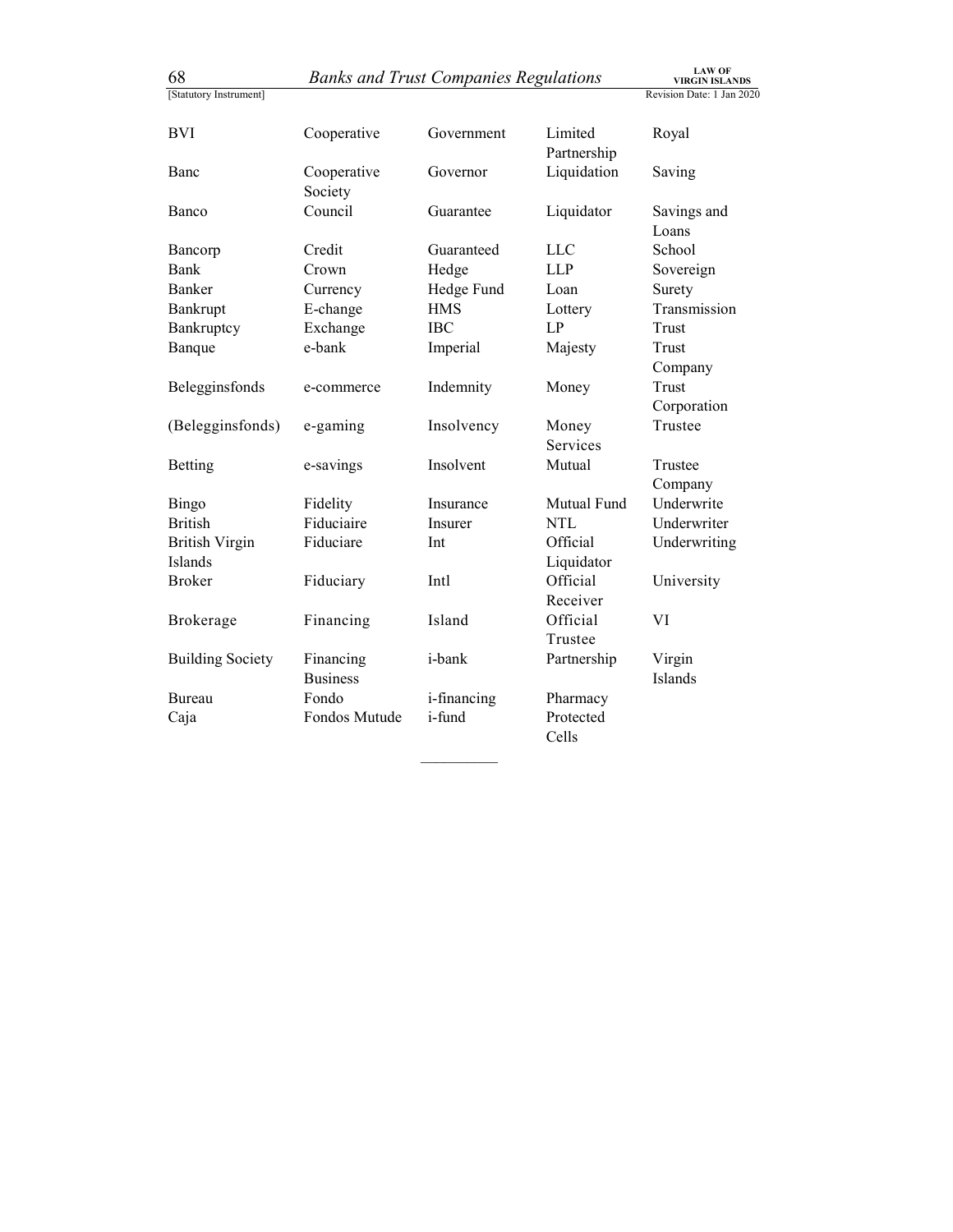| | | | | |
|---|---|---|---|---|
| BVI | Cooperative | Government | Limited Partnership | Royal |
| Banc | Cooperative Society | Governor | Liquidation | Saving |
| Banco | Council | Guarantee | Liquidator | Savings and Loans |
| Bancorp | Credit | Guaranteed | LLC | School |
| Bank | Crown | Hedge | LLP | Sovereign |
| Banker | Currency | Hedge Fund | Loan | Surety |
| Bankrupt | E-change | HMS | Lottery | Transmission |
| Bankruptcy | Exchange | IBC | LP | Trust |
| Banque | e-bank | Imperial | Majesty | Trust Company |
| Belegginsfonds | e-commerce | Indemnity | Money | Trust Corporation |
| (Belegginsfonds) | e-gaming | Insolvency | Money Services | Trustee |
| Betting | e-savings | Insolvent | Mutual | Trustee Company |
| Bingo | Fidelity | Insurance | Mutual Fund | Underwrite |
| British | Fiduciaire | Insurer | NTL | Underwriter |
| British Virgin Islands | Fiduciare | Int | Official Liquidator | Underwriting |
| Broker | Fiduciary | Intl | Official Receiver | University |
| Brokerage | Financing | Island | Official Trustee | VI |
| Building Society | Financing Business | i-bank | Partnership | Virgin Islands |
| Bureau | Fondo | i-financing | Pharmacy | |
| Caja | Fondos Mutude | i-fund | Protected Cells | |

__________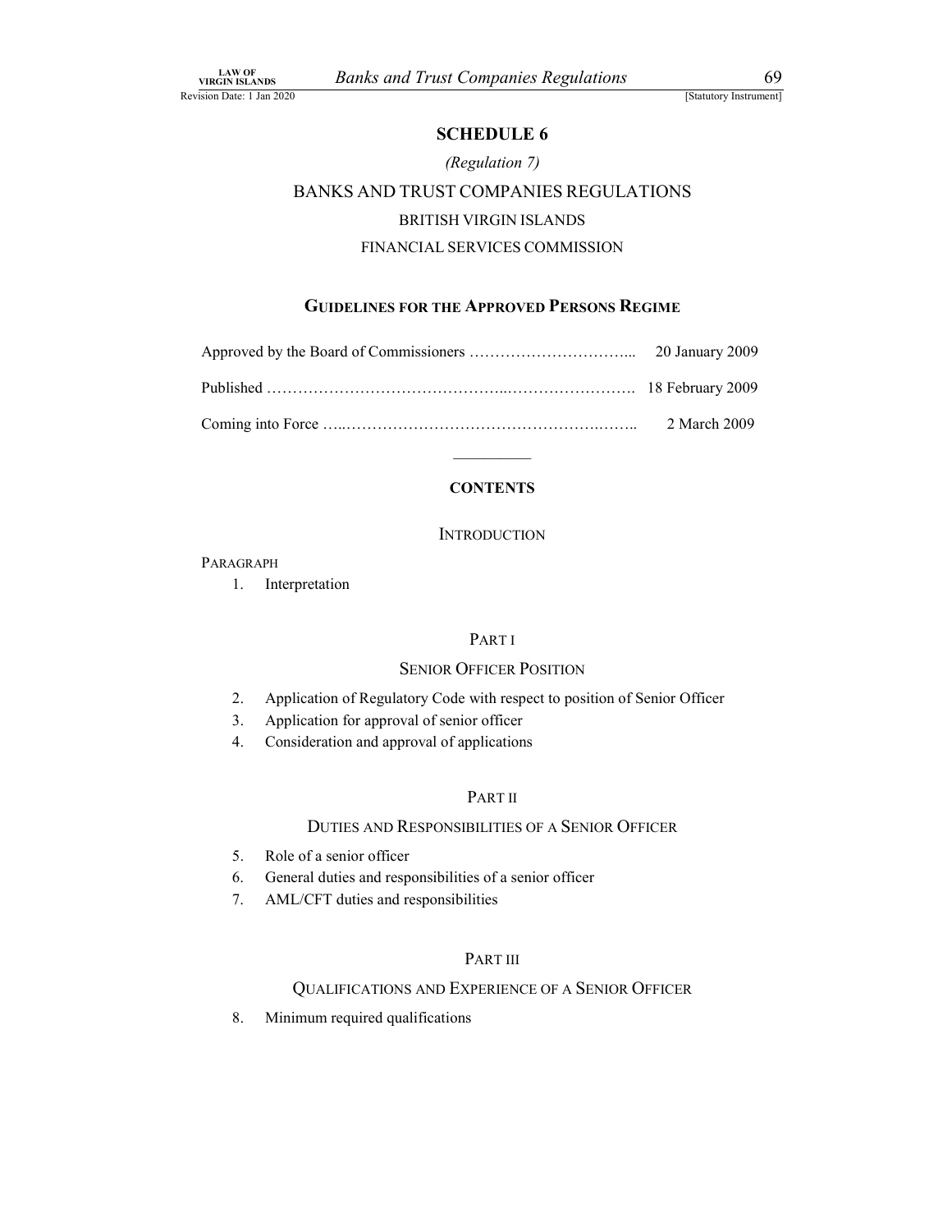## SCHEDULE 6

*(Regulation 7)*

BANKS AND TRUST COMPANIES REGULATIONS

BRITISH VIRGIN ISLANDS

FINANCIAL SERVICES COMMISSION

### GUIDELINES FOR THE APPROVED PERSONS REGIME

Approved by the Board of Commissioners ………………………….. 20 January 2009

Published ……………………………………..……………………. 18 February 2009

Coming into Force …..…………………………………………..…….. 2 March 2009

---

**CONTENTS**

INTRODUCTION

PARAGRAPH

1. Interpretation

PART I

SENIOR OFFICER POSITION

2. Application of Regulatory Code with respect to position of Senior Officer
3. Application for approval of senior officer
4. Consideration and approval of applications

PART II

DUTIES AND RESPONSIBILITIES OF A SENIOR OFFICER

5. Role of a senior officer
6. General duties and responsibilities of a senior officer
7. AML/CFT duties and responsibilities

PART III

QUALIFICATIONS AND EXPERIENCE OF A SENIOR OFFICER

8. Minimum required qualifications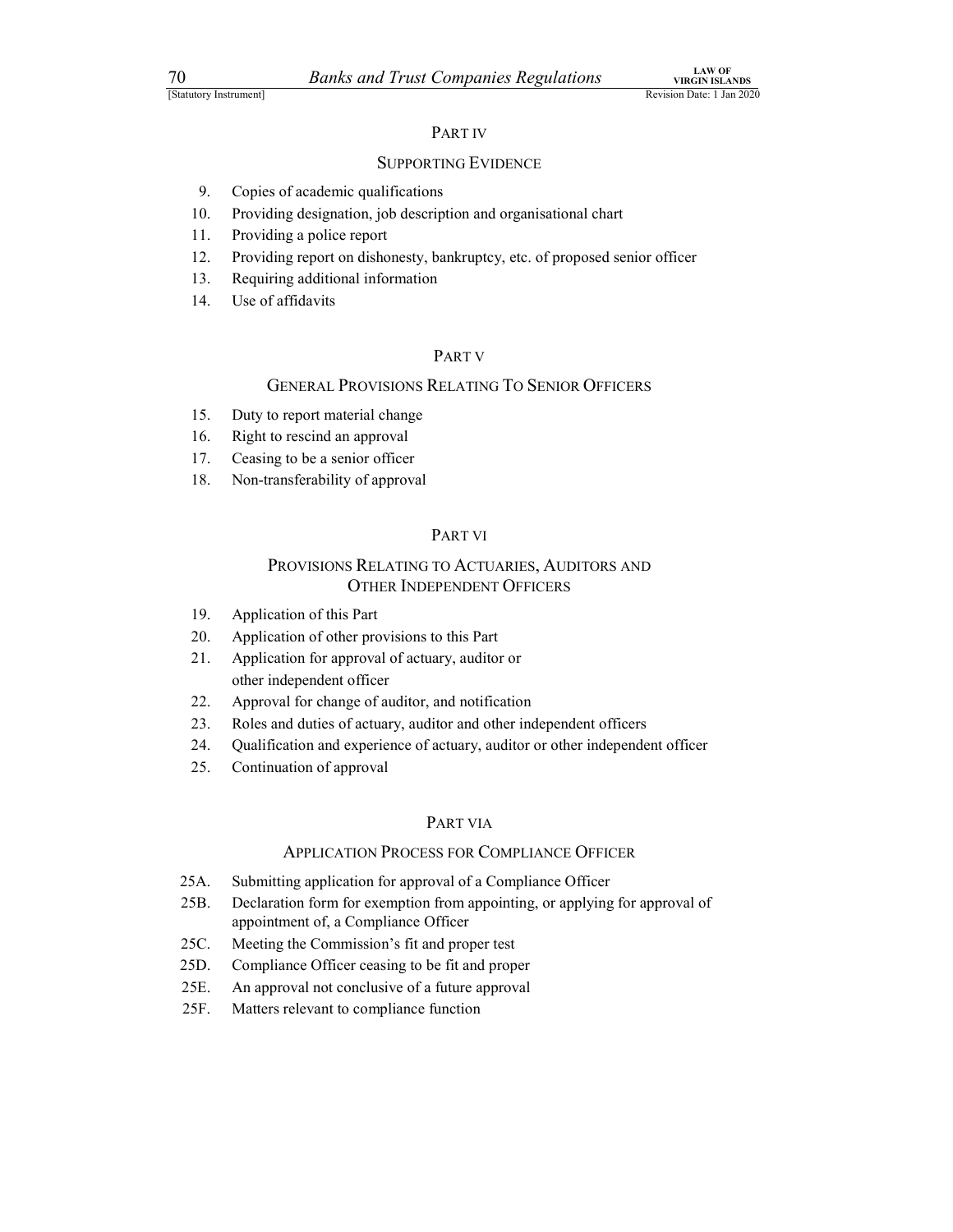PART IV

SUPPORTING EVIDENCE

9. Copies of academic qualifications
10. Providing designation, job description and organisational chart
11. Providing a police report
12. Providing report on dishonesty, bankruptcy, etc. of proposed senior officer
13. Requiring additional information
14. Use of affidavits

PART V

GENERAL PROVISIONS RELATING TO SENIOR OFFICERS

15. Duty to report material change
16. Right to rescind an approval
17. Ceasing to be a senior officer
18. Non-transferability of approval

PART VI

PROVISIONS RELATING TO ACTUARIES, AUDITORS AND OTHER INDEPENDENT OFFICERS

19. Application of this Part
20. Application of other provisions to this Part
21. Application for approval of actuary, auditor or other independent officer
22. Approval for change of auditor, and notification
23. Roles and duties of actuary, auditor and other independent officers
24. Qualification and experience of actuary, auditor or other independent officer
25. Continuation of approval

PART VIA

APPLICATION PROCESS FOR COMPLIANCE OFFICER

25A. Submitting application for approval of a Compliance Officer
25B. Declaration form for exemption from appointing, or applying for approval of appointment of, a Compliance Officer
25C. Meeting the Commission's fit and proper test
25D. Compliance Officer ceasing to be fit and proper
25E. An approval not conclusive of a future approval
25F. Matters relevant to compliance function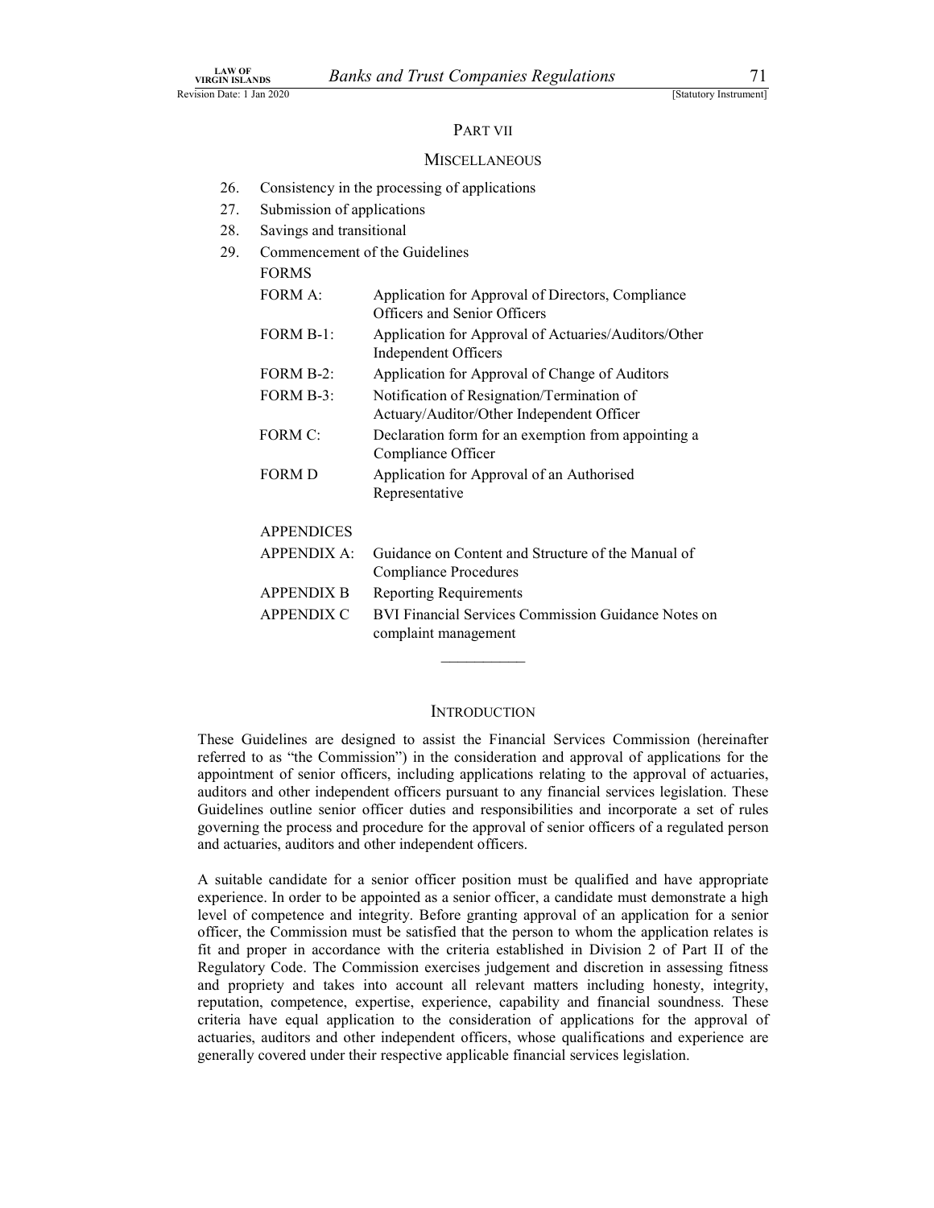PART VII

MISCELLANEOUS

26. Consistency in the processing of applications
27. Submission of applications
28. Savings and transitional
29. Commencement of the Guidelines

FORMS

| | |
|---|---|
| FORM A: | Application for Approval of Directors, Compliance Officers and Senior Officers |
| FORM B-1: | Application for Approval of Actuaries/Auditors/Other Independent Officers |
| FORM B-2: | Application for Approval of Change of Auditors |
| FORM B-3: | Notification of Resignation/Termination of Actuary/Auditor/Other Independent Officer |
| FORM C: | Declaration form for an exemption from appointing a Compliance Officer |
| FORM D | Application for Approval of an Authorised Representative |

APPENDICES

| | |
|---|---|
| APPENDIX A: | Guidance on Content and Structure of the Manual of Compliance Procedures |
| APPENDIX B | Reporting Requirements |
| APPENDIX C | BVI Financial Services Commission Guidance Notes on complaint management |

___________

## INTRODUCTION

These Guidelines are designed to assist the Financial Services Commission (hereinafter referred to as "the Commission") in the consideration and approval of applications for the appointment of senior officers, including applications relating to the approval of actuaries, auditors and other independent officers pursuant to any financial services legislation. These Guidelines outline senior officer duties and responsibilities and incorporate a set of rules governing the process and procedure for the approval of senior officers of a regulated person and actuaries, auditors and other independent officers.

A suitable candidate for a senior officer position must be qualified and have appropriate experience. In order to be appointed as a senior officer, a candidate must demonstrate a high level of competence and integrity. Before granting approval of an application for a senior officer, the Commission must be satisfied that the person to whom the application relates is fit and proper in accordance with the criteria established in Division 2 of Part II of the Regulatory Code. The Commission exercises judgement and discretion in assessing fitness and propriety and takes into account all relevant matters including honesty, integrity, reputation, competence, expertise, experience, capability and financial soundness. These criteria have equal application to the consideration of applications for the approval of actuaries, auditors and other independent officers, whose qualifications and experience are generally covered under their respective applicable financial services legislation.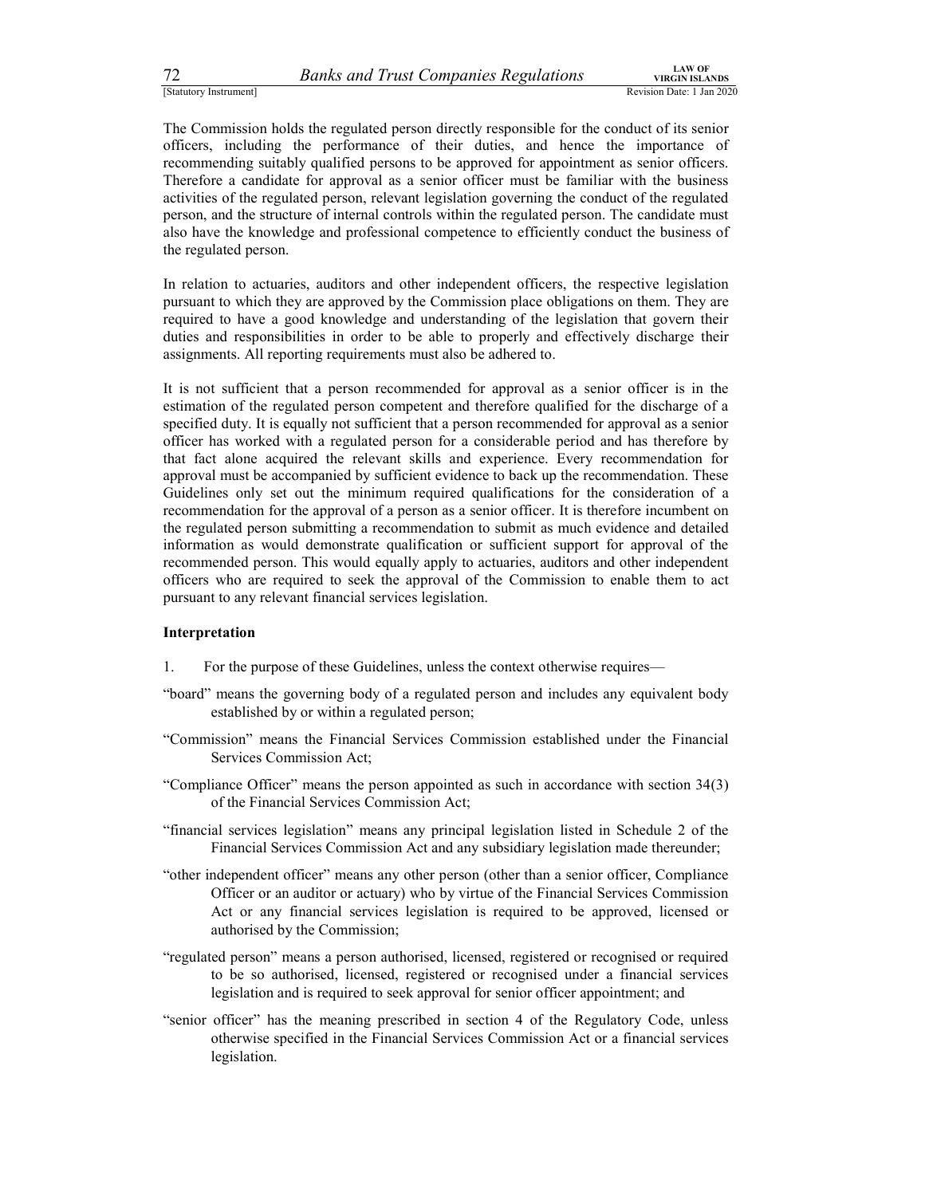The Commission holds the regulated person directly responsible for the conduct of its senior officers, including the performance of their duties, and hence the importance of recommending suitably qualified persons to be approved for appointment as senior officers. Therefore a candidate for approval as a senior officer must be familiar with the business activities of the regulated person, relevant legislation governing the conduct of the regulated person, and the structure of internal controls within the regulated person. The candidate must also have the knowledge and professional competence to efficiently conduct the business of the regulated person.

In relation to actuaries, auditors and other independent officers, the respective legislation pursuant to which they are approved by the Commission place obligations on them. They are required to have a good knowledge and understanding of the legislation that govern their duties and responsibilities in order to be able to properly and effectively discharge their assignments. All reporting requirements must also be adhered to.

It is not sufficient that a person recommended for approval as a senior officer is in the estimation of the regulated person competent and therefore qualified for the discharge of a specified duty. It is equally not sufficient that a person recommended for approval as a senior officer has worked with a regulated person for a considerable period and has therefore by that fact alone acquired the relevant skills and experience. Every recommendation for approval must be accompanied by sufficient evidence to back up the recommendation. These Guidelines only set out the minimum required qualifications for the consideration of a recommendation for the approval of a person as a senior officer. It is therefore incumbent on the regulated person submitting a recommendation to submit as much evidence and detailed information as would demonstrate qualification or sufficient support for approval of the recommended person. This would equally apply to actuaries, auditors and other independent officers who are required to seek the approval of the Commission to enable them to act pursuant to any relevant financial services legislation.

**Interpretation**

1. For the purpose of these Guidelines, unless the context otherwise requires—

"board" means the governing body of a regulated person and includes any equivalent body established by or within a regulated person;

"Commission" means the Financial Services Commission established under the Financial Services Commission Act;

"Compliance Officer" means the person appointed as such in accordance with section 34(3) of the Financial Services Commission Act;

"financial services legislation" means any principal legislation listed in Schedule 2 of the Financial Services Commission Act and any subsidiary legislation made thereunder;

"other independent officer" means any other person (other than a senior officer, Compliance Officer or an auditor or actuary) who by virtue of the Financial Services Commission Act or any financial services legislation is required to be approved, licensed or authorised by the Commission;

"regulated person" means a person authorised, licensed, registered or recognised or required to be so authorised, licensed, registered or recognised under a financial services legislation and is required to seek approval for senior officer appointment; and

"senior officer" has the meaning prescribed in section 4 of the Regulatory Code, unless otherwise specified in the Financial Services Commission Act or a financial services legislation.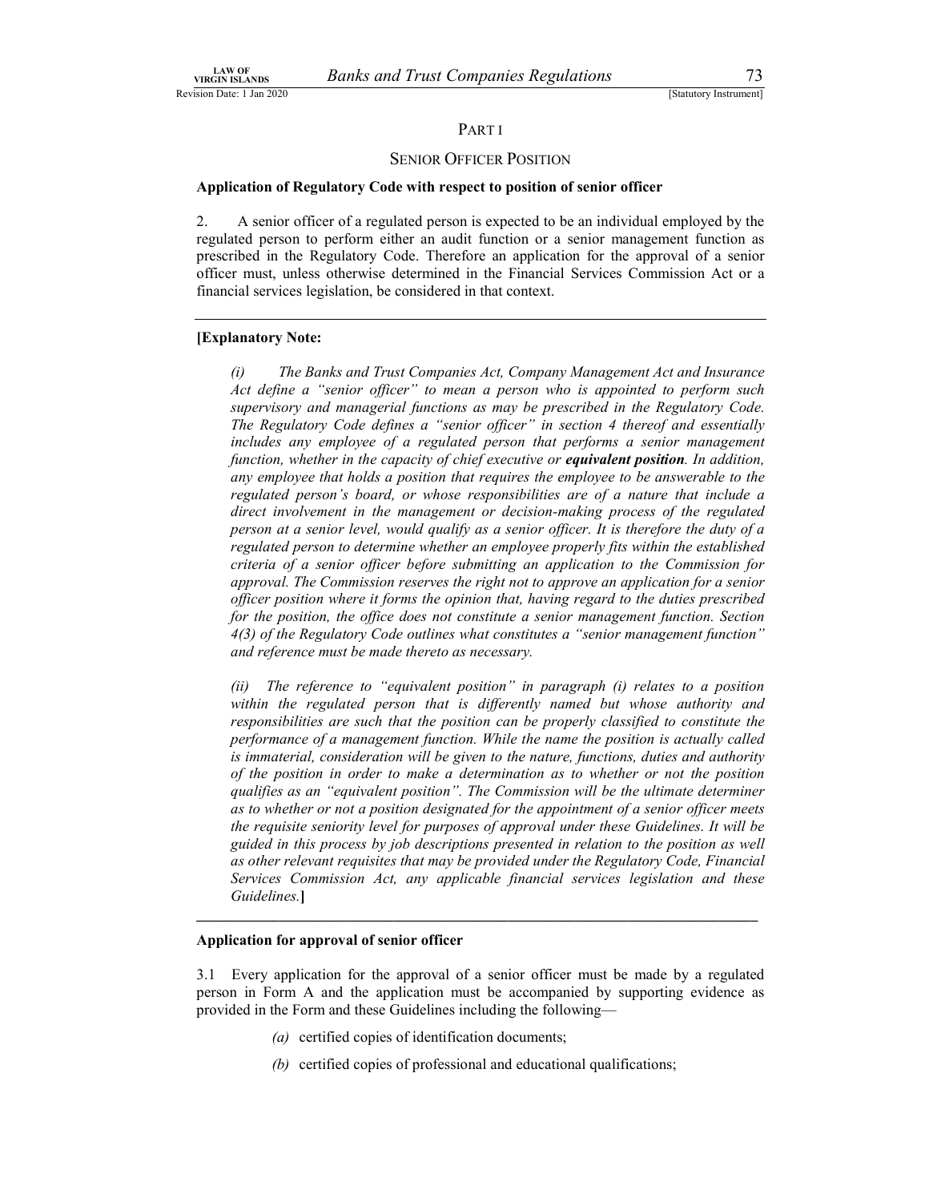## PART I

## SENIOR OFFICER POSITION

**Application of Regulatory Code with respect to position of senior officer**

2. A senior officer of a regulated person is expected to be an individual employed by the regulated person to perform either an audit function or a senior management function as prescribed in the Regulatory Code. Therefore an application for the approval of a senior officer must, unless otherwise determined in the Financial Services Commission Act or a financial services legislation, be considered in that context.

---

**[Explanatory Note:**

*(i) The Banks and Trust Companies Act, Company Management Act and Insurance Act define a "senior officer" to mean a person who is appointed to perform such supervisory and managerial functions as may be prescribed in the Regulatory Code. The Regulatory Code defines a "senior officer" in section 4 thereof and essentially includes any employee of a regulated person that performs a senior management function, whether in the capacity of chief executive or* ***equivalent position****. In addition, any employee that holds a position that requires the employee to be answerable to the regulated person's board, or whose responsibilities are of a nature that include a direct involvement in the management or decision-making process of the regulated person at a senior level, would qualify as a senior officer. It is therefore the duty of a regulated person to determine whether an employee properly fits within the established criteria of a senior officer before submitting an application to the Commission for approval. The Commission reserves the right not to approve an application for a senior officer position where it forms the opinion that, having regard to the duties prescribed for the position, the office does not constitute a senior management function. Section 4(3) of the Regulatory Code outlines what constitutes a "senior management function" and reference must be made thereto as necessary.*

*(ii) The reference to "equivalent position" in paragraph (i) relates to a position within the regulated person that is differently named but whose authority and responsibilities are such that the position can be properly classified to constitute the performance of a management function. While the name the position is actually called is immaterial, consideration will be given to the nature, functions, duties and authority of the position in order to make a determination as to whether or not the position qualifies as an "equivalent position". The Commission will be the ultimate determiner as to whether or not a position designated for the appointment of a senior officer meets the requisite seniority level for purposes of approval under these Guidelines. It will be guided in this process by job descriptions presented in relation to the position as well as other relevant requisites that may be provided under the Regulatory Code, Financial Services Commission Act, any applicable financial services legislation and these Guidelines.***]**

---

**Application for approval of senior officer**

3.1 Every application for the approval of a senior officer must be made by a regulated person in Form A and the application must be accompanied by supporting evidence as provided in the Form and these Guidelines including the following—

*(a)* certified copies of identification documents;

*(b)* certified copies of professional and educational qualifications;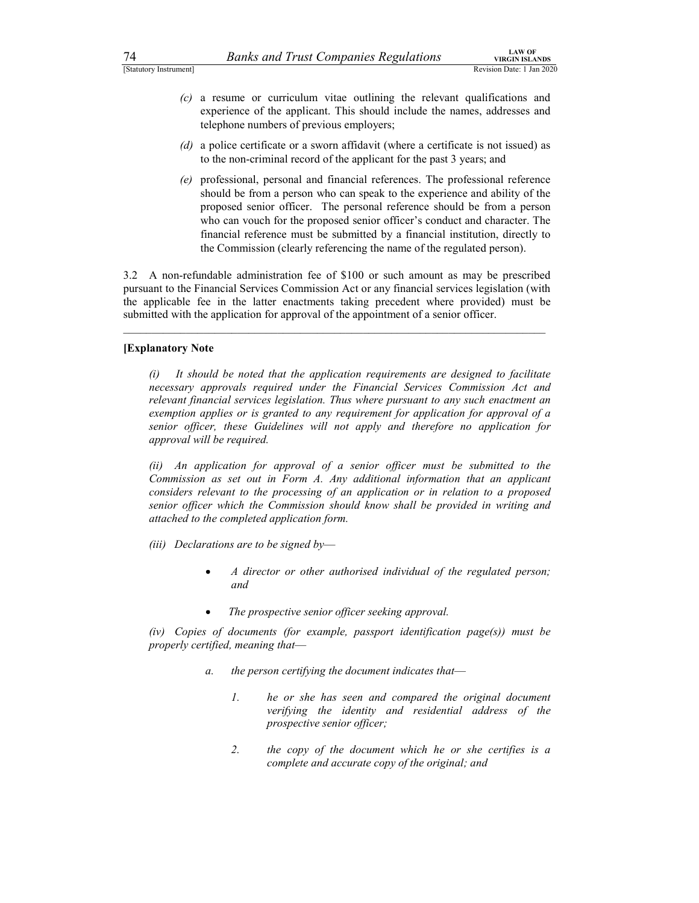(c) a resume or curriculum vitae outlining the relevant qualifications and experience of the applicant. This should include the names, addresses and telephone numbers of previous employers;

(d) a police certificate or a sworn affidavit (where a certificate is not issued) as to the non-criminal record of the applicant for the past 3 years; and

(e) professional, personal and financial references. The professional reference should be from a person who can speak to the experience and ability of the proposed senior officer. The personal reference should be from a person who can vouch for the proposed senior officer's conduct and character. The financial reference must be submitted by a financial institution, directly to the Commission (clearly referencing the name of the regulated person).

3.2 A non-refundable administration fee of $100 or such amount as may be prescribed pursuant to the Financial Services Commission Act or any financial services legislation (with the applicable fee in the latter enactments taking precedent where provided) must be submitted with the application for approval of the appointment of a senior officer.

---

**[Explanatory Note**

*(i) It should be noted that the application requirements are designed to facilitate necessary approvals required under the Financial Services Commission Act and relevant financial services legislation. Thus where pursuant to any such enactment an exemption applies or is granted to any requirement for application for approval of a senior officer, these Guidelines will not apply and therefore no application for approval will be required.*

*(ii) An application for approval of a senior officer must be submitted to the Commission as set out in Form A. Any additional information that an applicant considers relevant to the processing of an application or in relation to a proposed senior officer which the Commission should know shall be provided in writing and attached to the completed application form.*

*(iii) Declarations are to be signed by—*

- *A director or other authorised individual of the regulated person; and*
- *The prospective senior officer seeking approval.*

*(iv) Copies of documents (for example, passport identification page(s)) must be properly certified, meaning that—*

*a. the person certifying the document indicates that—*

*1. he or she has seen and compared the original document verifying the identity and residential address of the prospective senior officer;*

*2. the copy of the document which he or she certifies is a complete and accurate copy of the original; and*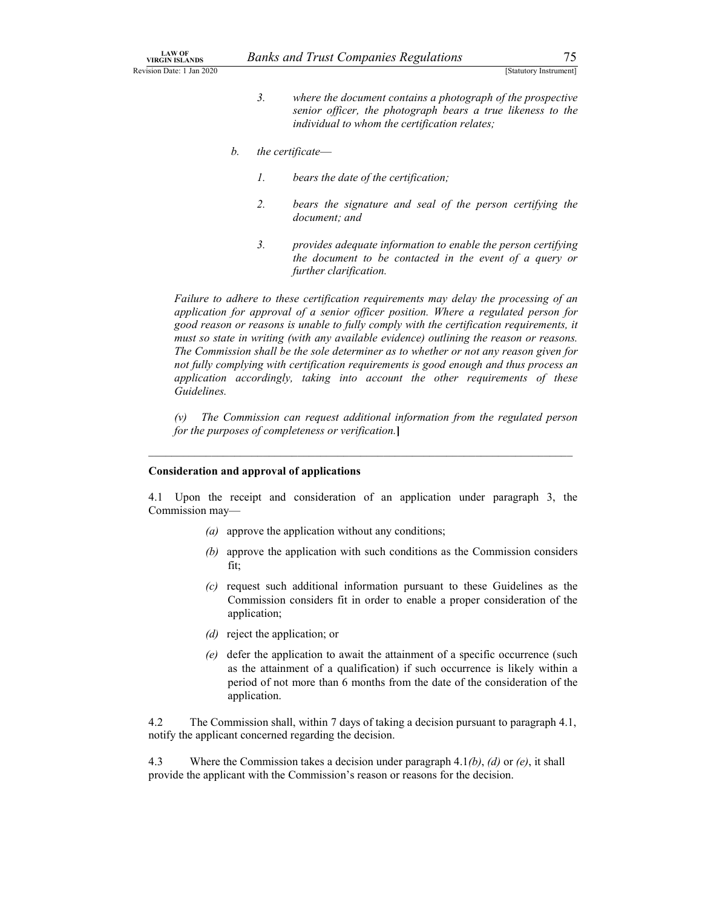*3. where the document contains a photograph of the prospective senior officer, the photograph bears a true likeness to the individual to whom the certification relates;*

*b. the certificate—*

*1. bears the date of the certification;*

*2. bears the signature and seal of the person certifying the document; and*

*3. provides adequate information to enable the person certifying the document to be contacted in the event of a query or further clarification.*

*Failure to adhere to these certification requirements may delay the processing of an application for approval of a senior officer position. Where a regulated person for good reason or reasons is unable to fully comply with the certification requirements, it must so state in writing (with any available evidence) outlining the reason or reasons. The Commission shall be the sole determiner as to whether or not any reason given for not fully complying with certification requirements is good enough and thus process an application accordingly, taking into account the other requirements of these Guidelines.*

*(v) The Commission can request additional information from the regulated person for the purposes of completeness or verification.***]**

---

**Consideration and approval of applications**

4.1 Upon the receipt and consideration of an application under paragraph 3, the Commission may—

*(a)* approve the application without any conditions;

*(b)* approve the application with such conditions as the Commission considers fit;

*(c)* request such additional information pursuant to these Guidelines as the Commission considers fit in order to enable a proper consideration of the application;

*(d)* reject the application; or

*(e)* defer the application to await the attainment of a specific occurrence (such as the attainment of a qualification) if such occurrence is likely within a period of not more than 6 months from the date of the consideration of the application.

4.2 The Commission shall, within 7 days of taking a decision pursuant to paragraph 4.1, notify the applicant concerned regarding the decision.

4.3 Where the Commission takes a decision under paragraph 4.1*(b)*, *(d)* or *(e)*, it shall provide the applicant with the Commission's reason or reasons for the decision.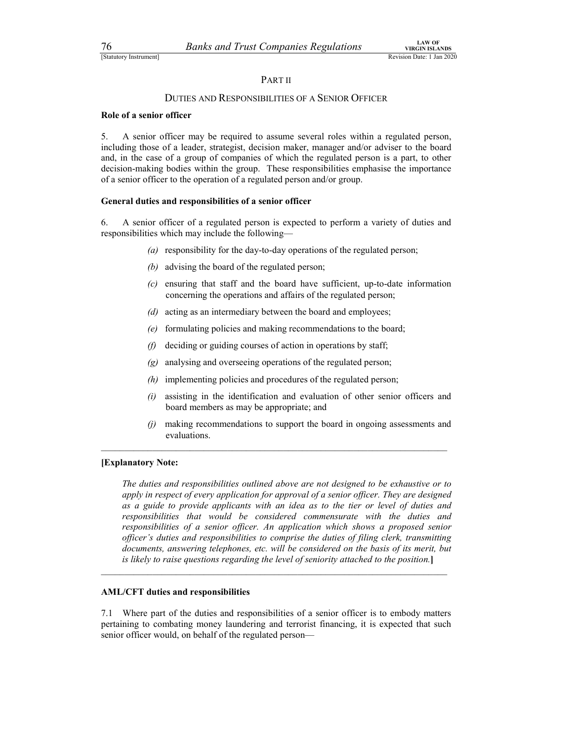## PART II

## DUTIES AND RESPONSIBILITIES OF A SENIOR OFFICER

**Role of a senior officer**

5. A senior officer may be required to assume several roles within a regulated person, including those of a leader, strategist, decision maker, manager and/or adviser to the board and, in the case of a group of companies of which the regulated person is a part, to other decision-making bodies within the group. These responsibilities emphasise the importance of a senior officer to the operation of a regulated person and/or group.

**General duties and responsibilities of a senior officer**

6. A senior officer of a regulated person is expected to perform a variety of duties and responsibilities which may include the following—

*(a)* responsibility for the day-to-day operations of the regulated person;

*(b)* advising the board of the regulated person;

*(c)* ensuring that staff and the board have sufficient, up-to-date information concerning the operations and affairs of the regulated person;

*(d)* acting as an intermediary between the board and employees;

*(e)* formulating policies and making recommendations to the board;

*(f)* deciding or guiding courses of action in operations by staff;

*(g)* analysing and overseeing operations of the regulated person;

*(h)* implementing policies and procedures of the regulated person;

*(i)* assisting in the identification and evaluation of other senior officers and board members as may be appropriate; and

*(j)* making recommendations to support the board in ongoing assessments and evaluations.

---

**[Explanatory Note:**

*The duties and responsibilities outlined above are not designed to be exhaustive or to apply in respect of every application for approval of a senior officer. They are designed as a guide to provide applicants with an idea as to the tier or level of duties and responsibilities that would be considered commensurate with the duties and responsibilities of a senior officer. An application which shows a proposed senior officer's duties and responsibilities to comprise the duties of filing clerk, transmitting documents, answering telephones, etc. will be considered on the basis of its merit, but is likely to raise questions regarding the level of seniority attached to the position.***]**

---

**AML/CFT duties and responsibilities**

7.1 Where part of the duties and responsibilities of a senior officer is to embody matters pertaining to combating money laundering and terrorist financing, it is expected that such senior officer would, on behalf of the regulated person—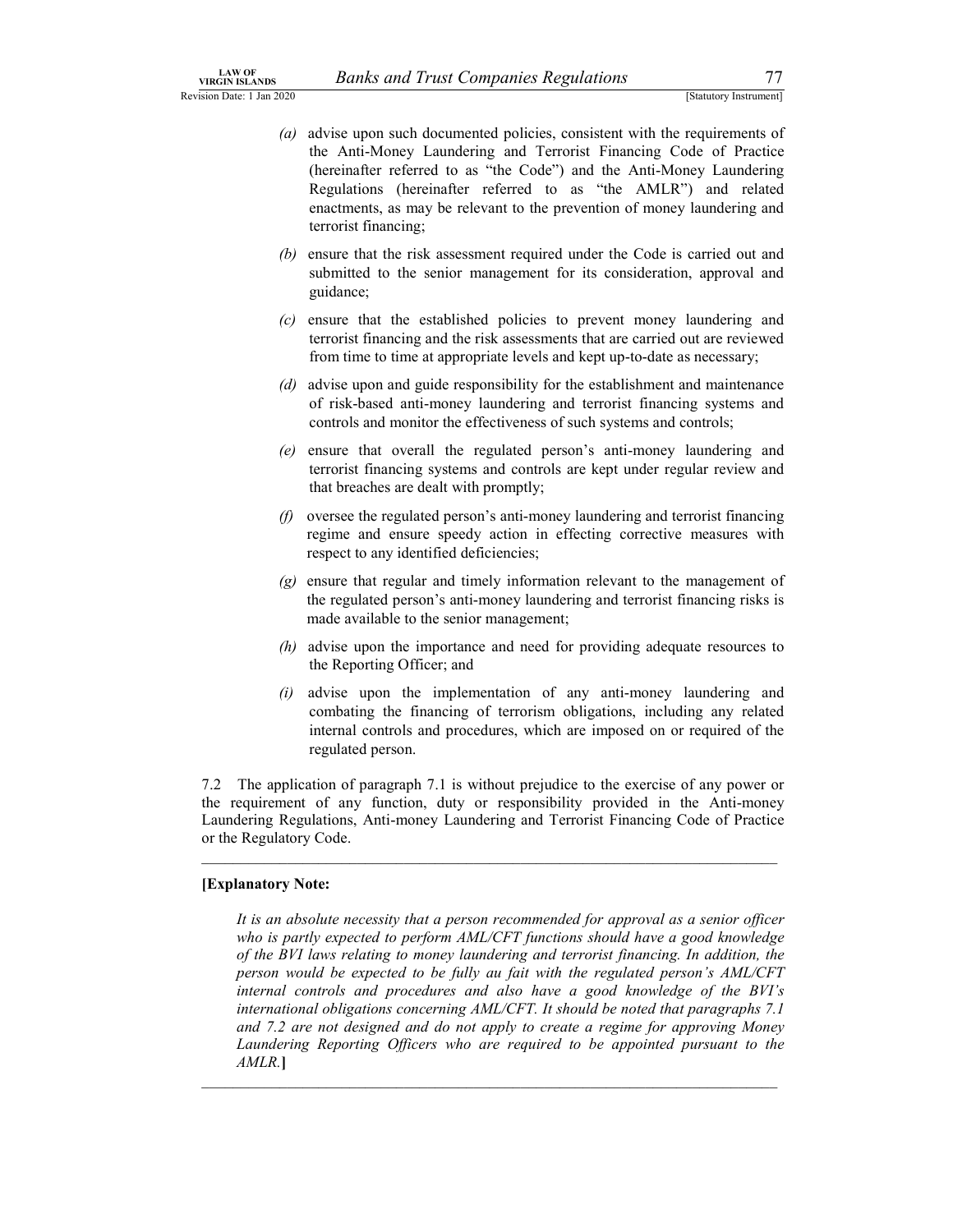*(a)* advise upon such documented policies, consistent with the requirements of the Anti-Money Laundering and Terrorist Financing Code of Practice (hereinafter referred to as "the Code") and the Anti-Money Laundering Regulations (hereinafter referred to as "the AMLR") and related enactments, as may be relevant to the prevention of money laundering and terrorist financing;

*(b)* ensure that the risk assessment required under the Code is carried out and submitted to the senior management for its consideration, approval and guidance;

*(c)* ensure that the established policies to prevent money laundering and terrorist financing and the risk assessments that are carried out are reviewed from time to time at appropriate levels and kept up-to-date as necessary;

*(d)* advise upon and guide responsibility for the establishment and maintenance of risk-based anti-money laundering and terrorist financing systems and controls and monitor the effectiveness of such systems and controls;

*(e)* ensure that overall the regulated person's anti-money laundering and terrorist financing systems and controls are kept under regular review and that breaches are dealt with promptly;

*(f)* oversee the regulated person's anti-money laundering and terrorist financing regime and ensure speedy action in effecting corrective measures with respect to any identified deficiencies;

*(g)* ensure that regular and timely information relevant to the management of the regulated person's anti-money laundering and terrorist financing risks is made available to the senior management;

*(h)* advise upon the importance and need for providing adequate resources to the Reporting Officer; and

*(i)* advise upon the implementation of any anti-money laundering and combating the financing of terrorism obligations, including any related internal controls and procedures, which are imposed on or required of the regulated person.

7.2 The application of paragraph 7.1 is without prejudice to the exercise of any power or the requirement of any function, duty or responsibility provided in the Anti-money Laundering Regulations, Anti-money Laundering and Terrorist Financing Code of Practice or the Regulatory Code.

---

**[Explanatory Note:**

*It is an absolute necessity that a person recommended for approval as a senior officer who is partly expected to perform AML/CFT functions should have a good knowledge of the BVI laws relating to money laundering and terrorist financing. In addition, the person would be expected to be fully au fait with the regulated person's AML/CFT internal controls and procedures and also have a good knowledge of the BVI's international obligations concerning AML/CFT. It should be noted that paragraphs 7.1 and 7.2 are not designed and do not apply to create a regime for approving Money Laundering Reporting Officers who are required to be appointed pursuant to the AMLR.***]**

---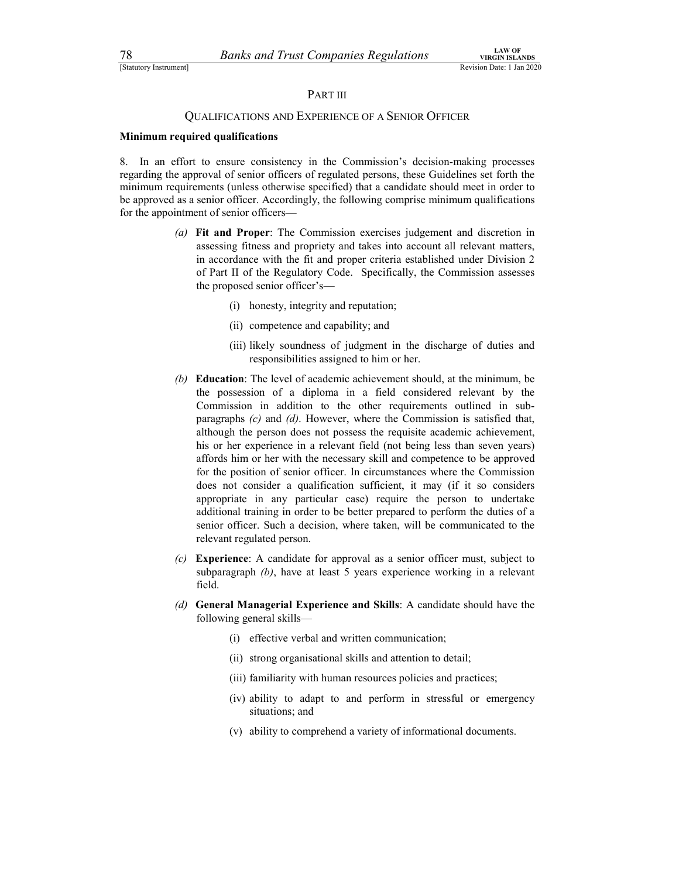## PART III

### QUALIFICATIONS AND EXPERIENCE OF A SENIOR OFFICER

**Minimum required qualifications**

8. In an effort to ensure consistency in the Commission's decision-making processes regarding the approval of senior officers of regulated persons, these Guidelines set forth the minimum requirements (unless otherwise specified) that a candidate should meet in order to be approved as a senior officer. Accordingly, the following comprise minimum qualifications for the appointment of senior officers—

*(a)* **Fit and Proper**: The Commission exercises judgement and discretion in assessing fitness and propriety and takes into account all relevant matters, in accordance with the fit and proper criteria established under Division 2 of Part II of the Regulatory Code. Specifically, the Commission assesses the proposed senior officer's—

(i) honesty, integrity and reputation;

(ii) competence and capability; and

(iii) likely soundness of judgment in the discharge of duties and responsibilities assigned to him or her.

*(b)* **Education**: The level of academic achievement should, at the minimum, be the possession of a diploma in a field considered relevant by the Commission in addition to the other requirements outlined in sub-paragraphs *(c)* and *(d)*. However, where the Commission is satisfied that, although the person does not possess the requisite academic achievement, his or her experience in a relevant field (not being less than seven years) affords him or her with the necessary skill and competence to be approved for the position of senior officer. In circumstances where the Commission does not consider a qualification sufficient, it may (if it so considers appropriate in any particular case) require the person to undertake additional training in order to be better prepared to perform the duties of a senior officer. Such a decision, where taken, will be communicated to the relevant regulated person.

*(c)* **Experience**: A candidate for approval as a senior officer must, subject to subparagraph *(b)*, have at least 5 years experience working in a relevant field.

*(d)* **General Managerial Experience and Skills**: A candidate should have the following general skills—

(i) effective verbal and written communication;

(ii) strong organisational skills and attention to detail;

(iii) familiarity with human resources policies and practices;

(iv) ability to adapt to and perform in stressful or emergency situations; and

(v) ability to comprehend a variety of informational documents.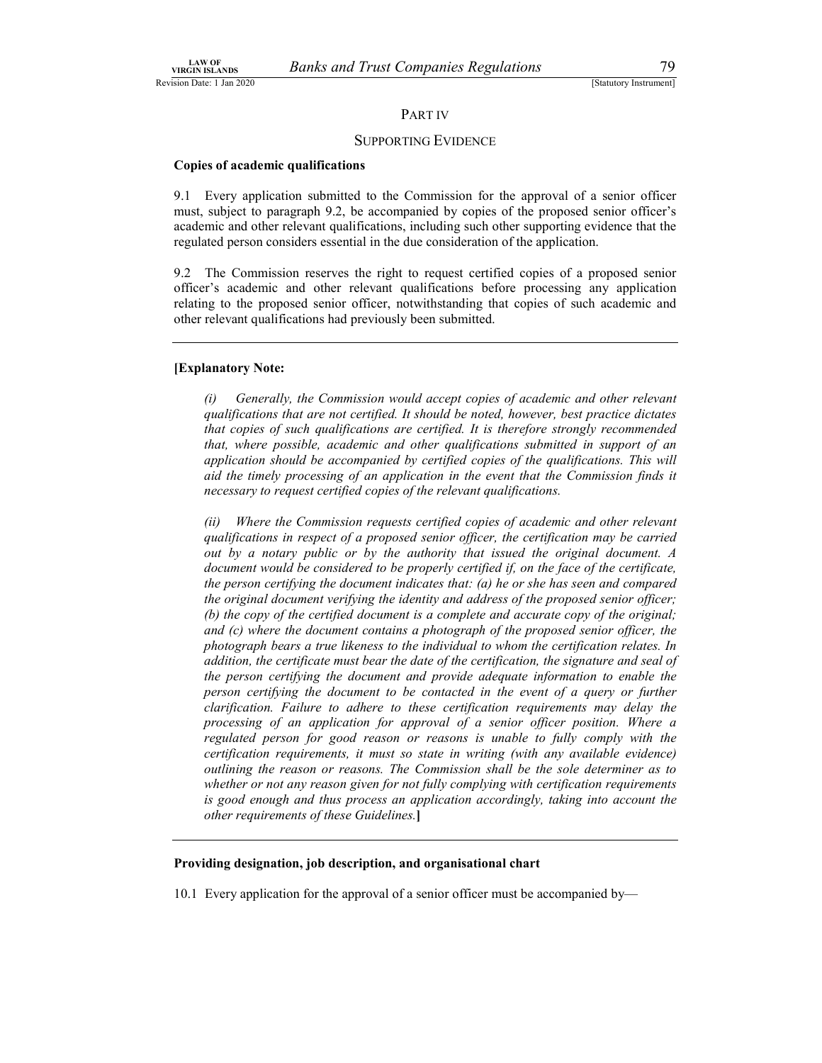## PART IV

## SUPPORTING EVIDENCE

**Copies of academic qualifications**

9.1 Every application submitted to the Commission for the approval of a senior officer must, subject to paragraph 9.2, be accompanied by copies of the proposed senior officer's academic and other relevant qualifications, including such other supporting evidence that the regulated person considers essential in the due consideration of the application.

9.2 The Commission reserves the right to request certified copies of a proposed senior officer's academic and other relevant qualifications before processing any application relating to the proposed senior officer, notwithstanding that copies of such academic and other relevant qualifications had previously been submitted.

---

**[Explanatory Note:**

*(i) Generally, the Commission would accept copies of academic and other relevant qualifications that are not certified. It should be noted, however, best practice dictates that copies of such qualifications are certified. It is therefore strongly recommended that, where possible, academic and other qualifications submitted in support of an application should be accompanied by certified copies of the qualifications. This will aid the timely processing of an application in the event that the Commission finds it necessary to request certified copies of the relevant qualifications.*

*(ii) Where the Commission requests certified copies of academic and other relevant qualifications in respect of a proposed senior officer, the certification may be carried out by a notary public or by the authority that issued the original document. A document would be considered to be properly certified if, on the face of the certificate, the person certifying the document indicates that: (a) he or she has seen and compared the original document verifying the identity and address of the proposed senior officer; (b) the copy of the certified document is a complete and accurate copy of the original; and (c) where the document contains a photograph of the proposed senior officer, the photograph bears a true likeness to the individual to whom the certification relates. In addition, the certificate must bear the date of the certification, the signature and seal of the person certifying the document and provide adequate information to enable the person certifying the document to be contacted in the event of a query or further clarification. Failure to adhere to these certification requirements may delay the processing of an application for approval of a senior officer position. Where a regulated person for good reason or reasons is unable to fully comply with the certification requirements, it must so state in writing (with any available evidence) outlining the reason or reasons. The Commission shall be the sole determiner as to whether or not any reason given for not fully complying with certification requirements is good enough and thus process an application accordingly, taking into account the other requirements of these Guidelines.***]**

---

**Providing designation, job description, and organisational chart**

10.1 Every application for the approval of a senior officer must be accompanied by—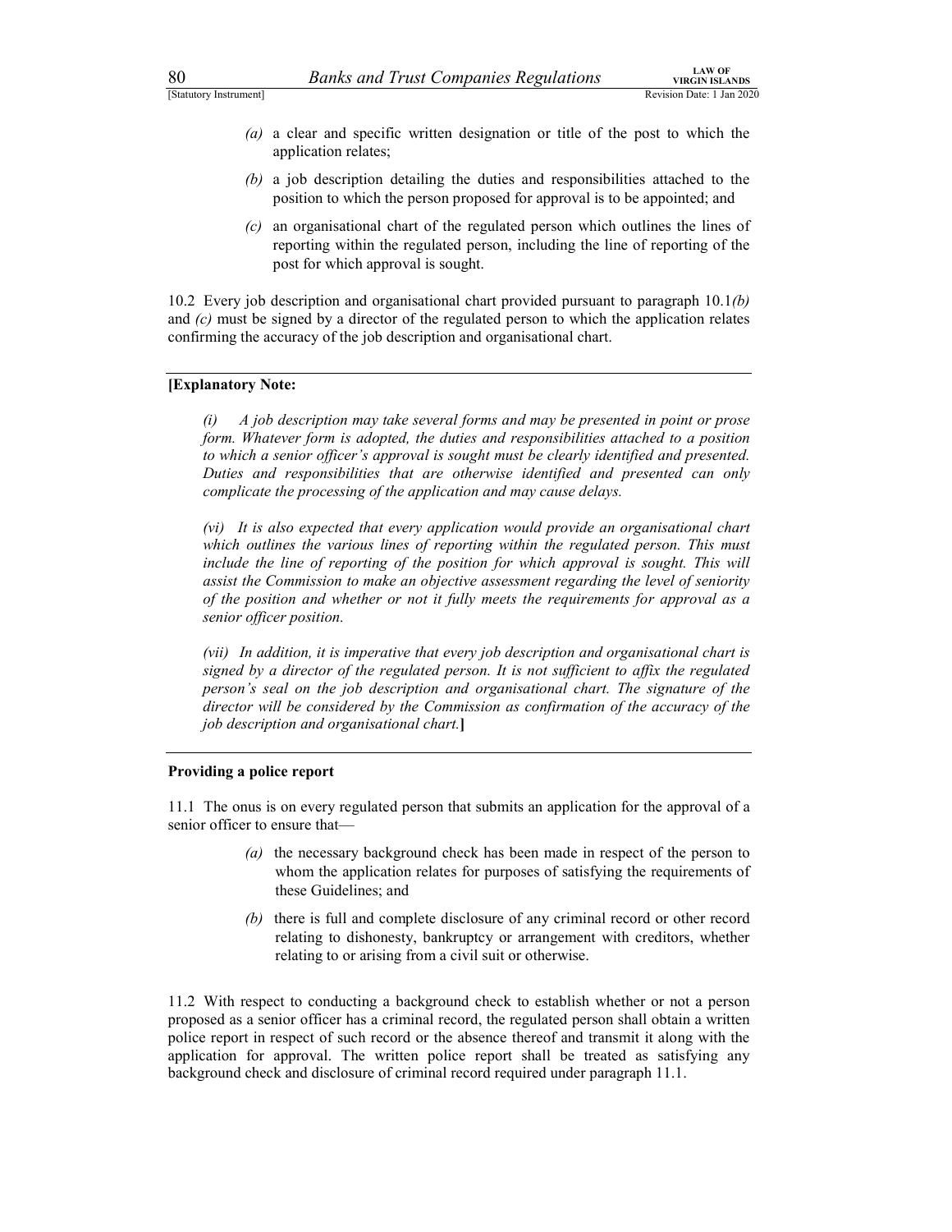*(a)* a clear and specific written designation or title of the post to which the application relates;

*(b)* a job description detailing the duties and responsibilities attached to the position to which the person proposed for approval is to be appointed; and

*(c)* an organisational chart of the regulated person which outlines the lines of reporting within the regulated person, including the line of reporting of the post for which approval is sought.

10.2 Every job description and organisational chart provided pursuant to paragraph 10.1*(b)* and *(c)* must be signed by a director of the regulated person to which the application relates confirming the accuracy of the job description and organisational chart.

---

**[Explanatory Note:**

*(i) A job description may take several forms and may be presented in point or prose form. Whatever form is adopted, the duties and responsibilities attached to a position to which a senior officer's approval is sought must be clearly identified and presented. Duties and responsibilities that are otherwise identified and presented can only complicate the processing of the application and may cause delays.*

*(vi) It is also expected that every application would provide an organisational chart which outlines the various lines of reporting within the regulated person. This must include the line of reporting of the position for which approval is sought. This will assist the Commission to make an objective assessment regarding the level of seniority of the position and whether or not it fully meets the requirements for approval as a senior officer position.*

*(vii) In addition, it is imperative that every job description and organisational chart is signed by a director of the regulated person. It is not sufficient to affix the regulated person's seal on the job description and organisational chart. The signature of the director will be considered by the Commission as confirmation of the accuracy of the job description and organisational chart.***]**

---

**Providing a police report**

11.1 The onus is on every regulated person that submits an application for the approval of a senior officer to ensure that—

*(a)* the necessary background check has been made in respect of the person to whom the application relates for purposes of satisfying the requirements of these Guidelines; and

*(b)* there is full and complete disclosure of any criminal record or other record relating to dishonesty, bankruptcy or arrangement with creditors, whether relating to or arising from a civil suit or otherwise.

11.2 With respect to conducting a background check to establish whether or not a person proposed as a senior officer has a criminal record, the regulated person shall obtain a written police report in respect of such record or the absence thereof and transmit it along with the application for approval. The written police report shall be treated as satisfying any background check and disclosure of criminal record required under paragraph 11.1.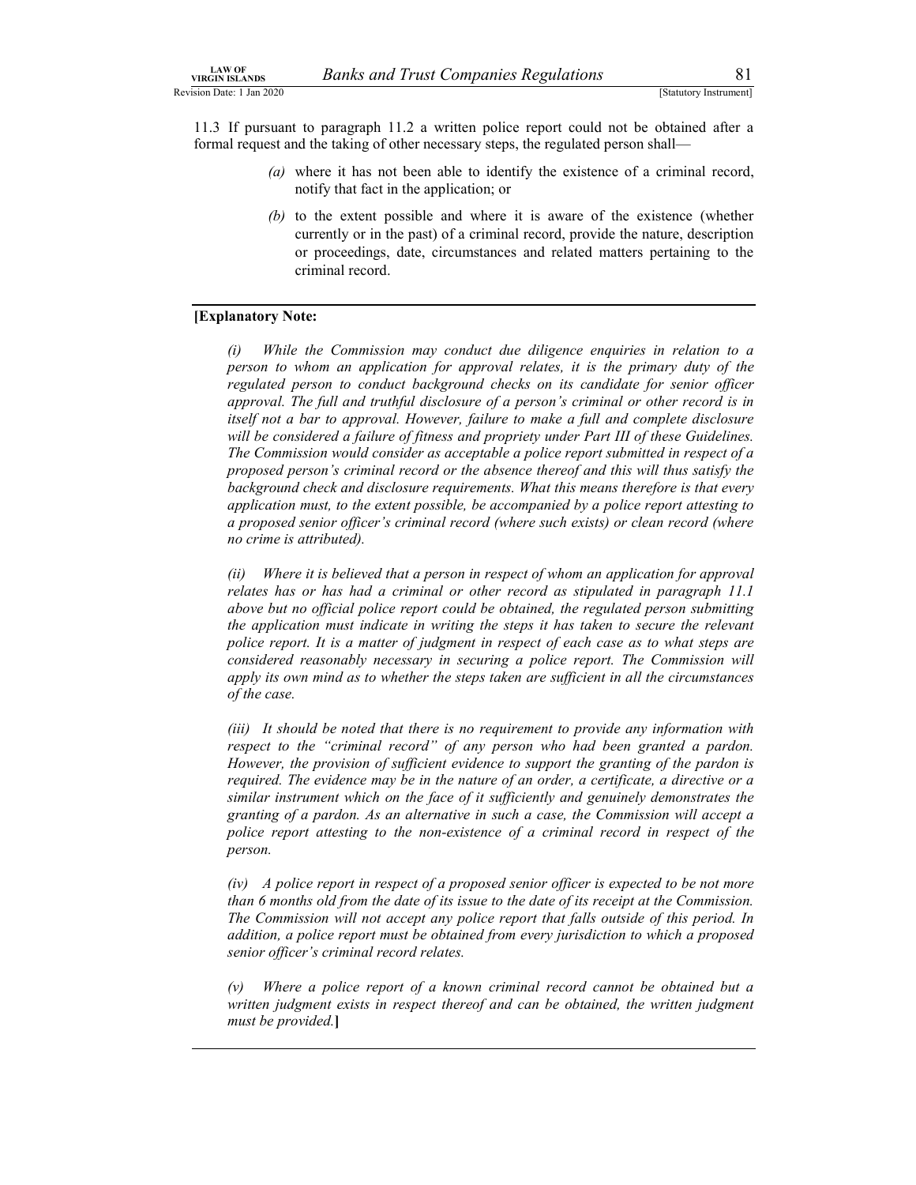11.3 If pursuant to paragraph 11.2 a written police report could not be obtained after a formal request and the taking of other necessary steps, the regulated person shall—

> *(a)* where it has not been able to identify the existence of a criminal record, notify that fact in the application; or
>
> *(b)* to the extent possible and where it is aware of the existence (whether currently or in the past) of a criminal record, provide the nature, description or proceedings, date, circumstances and related matters pertaining to the criminal record.

---

**[Explanatory Note:**

*(i) While the Commission may conduct due diligence enquiries in relation to a person to whom an application for approval relates, it is the primary duty of the regulated person to conduct background checks on its candidate for senior officer approval. The full and truthful disclosure of a person's criminal or other record is in itself not a bar to approval. However, failure to make a full and complete disclosure will be considered a failure of fitness and propriety under Part III of these Guidelines. The Commission would consider as acceptable a police report submitted in respect of a proposed person's criminal record or the absence thereof and this will thus satisfy the background check and disclosure requirements. What this means therefore is that every application must, to the extent possible, be accompanied by a police report attesting to a proposed senior officer's criminal record (where such exists) or clean record (where no crime is attributed).*

*(ii) Where it is believed that a person in respect of whom an application for approval relates has or has had a criminal or other record as stipulated in paragraph 11.1 above but no official police report could be obtained, the regulated person submitting the application must indicate in writing the steps it has taken to secure the relevant police report. It is a matter of judgment in respect of each case as to what steps are considered reasonably necessary in securing a police report. The Commission will apply its own mind as to whether the steps taken are sufficient in all the circumstances of the case.*

*(iii) It should be noted that there is no requirement to provide any information with respect to the "criminal record" of any person who had been granted a pardon. However, the provision of sufficient evidence to support the granting of the pardon is required. The evidence may be in the nature of an order, a certificate, a directive or a similar instrument which on the face of it sufficiently and genuinely demonstrates the granting of a pardon. As an alternative in such a case, the Commission will accept a police report attesting to the non-existence of a criminal record in respect of the person.*

*(iv) A police report in respect of a proposed senior officer is expected to be not more than 6 months old from the date of its issue to the date of its receipt at the Commission. The Commission will not accept any police report that falls outside of this period. In addition, a police report must be obtained from every jurisdiction to which a proposed senior officer's criminal record relates.*

*(v) Where a police report of a known criminal record cannot be obtained but a written judgment exists in respect thereof and can be obtained, the written judgment must be provided.***]**

---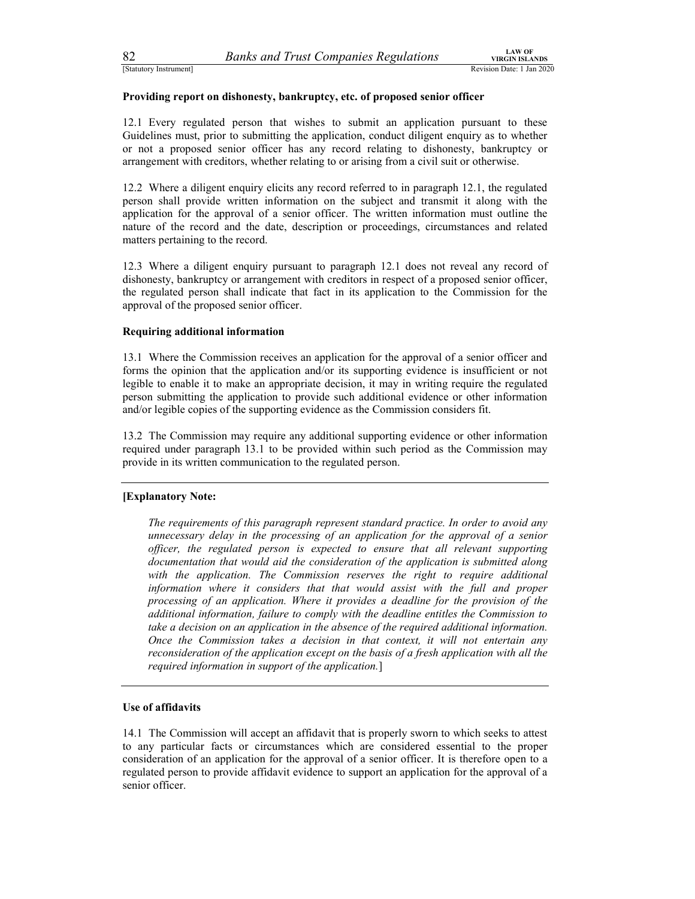**Providing report on dishonesty, bankruptcy, etc. of proposed senior officer**

12.1 Every regulated person that wishes to submit an application pursuant to these Guidelines must, prior to submitting the application, conduct diligent enquiry as to whether or not a proposed senior officer has any record relating to dishonesty, bankruptcy or arrangement with creditors, whether relating to or arising from a civil suit or otherwise.

12.2 Where a diligent enquiry elicits any record referred to in paragraph 12.1, the regulated person shall provide written information on the subject and transmit it along with the application for the approval of a senior officer. The written information must outline the nature of the record and the date, description or proceedings, circumstances and related matters pertaining to the record.

12.3 Where a diligent enquiry pursuant to paragraph 12.1 does not reveal any record of dishonesty, bankruptcy or arrangement with creditors in respect of a proposed senior officer, the regulated person shall indicate that fact in its application to the Commission for the approval of the proposed senior officer.

**Requiring additional information**

13.1 Where the Commission receives an application for the approval of a senior officer and forms the opinion that the application and/or its supporting evidence is insufficient or not legible to enable it to make an appropriate decision, it may in writing require the regulated person submitting the application to provide such additional evidence or other information and/or legible copies of the supporting evidence as the Commission considers fit.

13.2 The Commission may require any additional supporting evidence or other information required under paragraph 13.1 to be provided within such period as the Commission may provide in its written communication to the regulated person.

---

**[Explanatory Note:**

> *The requirements of this paragraph represent standard practice. In order to avoid any unnecessary delay in the processing of an application for the approval of a senior officer, the regulated person is expected to ensure that all relevant supporting documentation that would aid the consideration of the application is submitted along with the application. The Commission reserves the right to require additional information where it considers that that would assist with the full and proper processing of an application. Where it provides a deadline for the provision of the additional information, failure to comply with the deadline entitles the Commission to take a decision on an application in the absence of the required additional information. Once the Commission takes a decision in that context, it will not entertain any reconsideration of the application except on the basis of a fresh application with all the required information in support of the application.*]

---

**Use of affidavits**

14.1 The Commission will accept an affidavit that is properly sworn to which seeks to attest to any particular facts or circumstances which are considered essential to the proper consideration of an application for the approval of a senior officer. It is therefore open to a regulated person to provide affidavit evidence to support an application for the approval of a senior officer.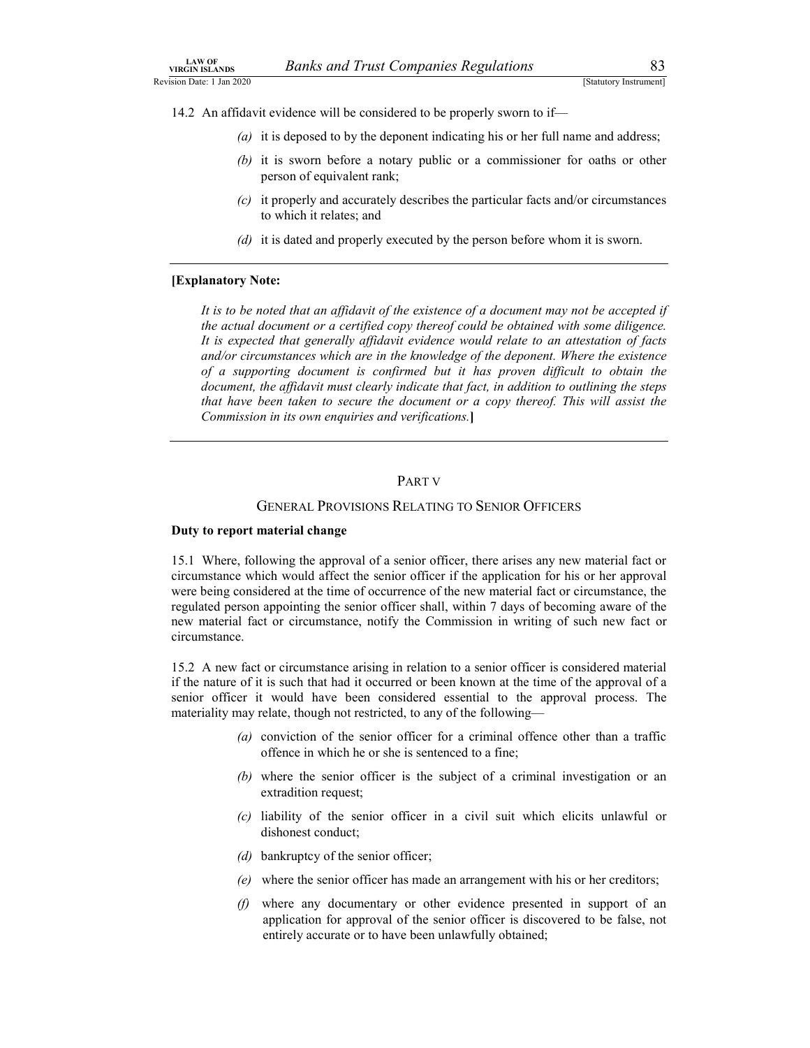14.2 An affidavit evidence will be considered to be properly sworn to if—

*(a)* it is deposed to by the deponent indicating his or her full name and address;

*(b)* it is sworn before a notary public or a commissioner for oaths or other person of equivalent rank;

*(c)* it properly and accurately describes the particular facts and/or circumstances to which it relates; and

*(d)* it is dated and properly executed by the person before whom it is sworn.

---

**[Explanatory Note:**

*It is to be noted that an affidavit of the existence of a document may not be accepted if the actual document or a certified copy thereof could be obtained with some diligence. It is expected that generally affidavit evidence would relate to an attestation of facts and/or circumstances which are in the knowledge of the deponent. Where the existence of a supporting document is confirmed but it has proven difficult to obtain the document, the affidavit must clearly indicate that fact, in addition to outlining the steps that have been taken to secure the document or a copy thereof. This will assist the Commission in its own enquiries and verifications.***]**

---

## PART V

## GENERAL PROVISIONS RELATING TO SENIOR OFFICERS

**Duty to report material change**

15.1 Where, following the approval of a senior officer, there arises any new material fact or circumstance which would affect the senior officer if the application for his or her approval were being considered at the time of occurrence of the new material fact or circumstance, the regulated person appointing the senior officer shall, within 7 days of becoming aware of the new material fact or circumstance, notify the Commission in writing of such new fact or circumstance.

15.2 A new fact or circumstance arising in relation to a senior officer is considered material if the nature of it is such that had it occurred or been known at the time of the approval of a senior officer it would have been considered essential to the approval process. The materiality may relate, though not restricted, to any of the following—

*(a)* conviction of the senior officer for a criminal offence other than a traffic offence in which he or she is sentenced to a fine;

*(b)* where the senior officer is the subject of a criminal investigation or an extradition request;

*(c)* liability of the senior officer in a civil suit which elicits unlawful or dishonest conduct;

*(d)* bankruptcy of the senior officer;

*(e)* where the senior officer has made an arrangement with his or her creditors;

*(f)* where any documentary or other evidence presented in support of an application for approval of the senior officer is discovered to be false, not entirely accurate or to have been unlawfully obtained;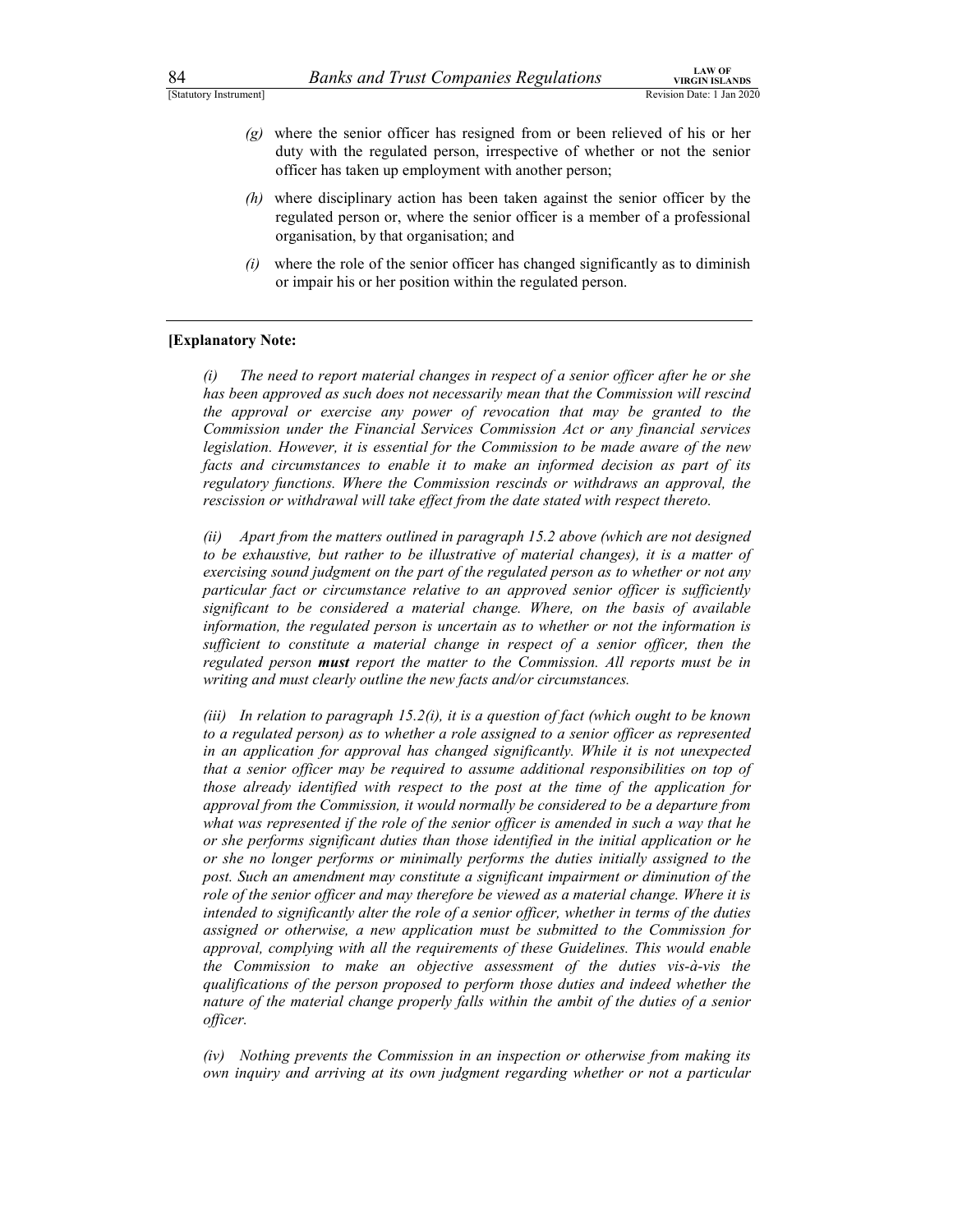*(g)* where the senior officer has resigned from or been relieved of his or her duty with the regulated person, irrespective of whether or not the senior officer has taken up employment with another person;

*(h)* where disciplinary action has been taken against the senior officer by the regulated person or, where the senior officer is a member of a professional organisation, by that organisation; and

*(i)* where the role of the senior officer has changed significantly as to diminish or impair his or her position within the regulated person.

---

**[Explanatory Note:**

*(i) The need to report material changes in respect of a senior officer after he or she has been approved as such does not necessarily mean that the Commission will rescind the approval or exercise any power of revocation that may be granted to the Commission under the Financial Services Commission Act or any financial services legislation. However, it is essential for the Commission to be made aware of the new facts and circumstances to enable it to make an informed decision as part of its regulatory functions. Where the Commission rescinds or withdraws an approval, the rescission or withdrawal will take effect from the date stated with respect thereto.*

*(ii) Apart from the matters outlined in paragraph 15.2 above (which are not designed to be exhaustive, but rather to be illustrative of material changes), it is a matter of exercising sound judgment on the part of the regulated person as to whether or not any particular fact or circumstance relative to an approved senior officer is sufficiently significant to be considered a material change. Where, on the basis of available information, the regulated person is uncertain as to whether or not the information is sufficient to constitute a material change in respect of a senior officer, then the regulated person* ***must*** *report the matter to the Commission. All reports must be in writing and must clearly outline the new facts and/or circumstances.*

*(iii) In relation to paragraph 15.2(i), it is a question of fact (which ought to be known to a regulated person) as to whether a role assigned to a senior officer as represented in an application for approval has changed significantly. While it is not unexpected that a senior officer may be required to assume additional responsibilities on top of those already identified with respect to the post at the time of the application for approval from the Commission, it would normally be considered to be a departure from what was represented if the role of the senior officer is amended in such a way that he or she performs significant duties than those identified in the initial application or he or she no longer performs or minimally performs the duties initially assigned to the post. Such an amendment may constitute a significant impairment or diminution of the role of the senior officer and may therefore be viewed as a material change. Where it is intended to significantly alter the role of a senior officer, whether in terms of the duties assigned or otherwise, a new application must be submitted to the Commission for approval, complying with all the requirements of these Guidelines. This would enable the Commission to make an objective assessment of the duties vis-à-vis the qualifications of the person proposed to perform those duties and indeed whether the nature of the material change properly falls within the ambit of the duties of a senior officer.*

*(iv) Nothing prevents the Commission in an inspection or otherwise from making its own inquiry and arriving at its own judgment regarding whether or not a particular*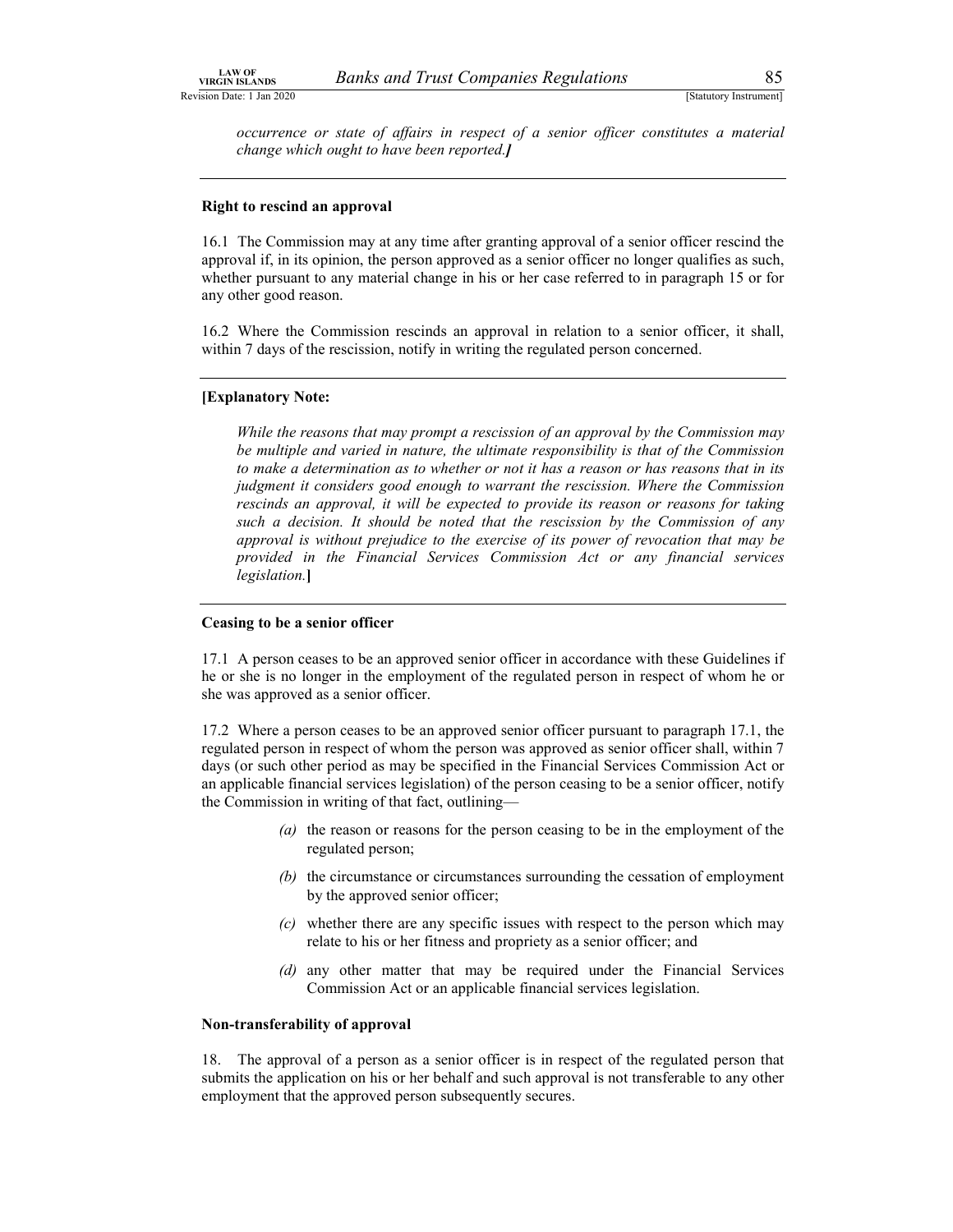*occurrence or state of affairs in respect of a senior officer constitutes a material change which ought to have been reported.]*

---

**Right to rescind an approval**

16.1 The Commission may at any time after granting approval of a senior officer rescind the approval if, in its opinion, the person approved as a senior officer no longer qualifies as such, whether pursuant to any material change in his or her case referred to in paragraph 15 or for any other good reason.

16.2 Where the Commission rescinds an approval in relation to a senior officer, it shall, within 7 days of the rescission, notify in writing the regulated person concerned.

---

**[Explanatory Note:**

*While the reasons that may prompt a rescission of an approval by the Commission may be multiple and varied in nature, the ultimate responsibility is that of the Commission to make a determination as to whether or not it has a reason or has reasons that in its judgment it considers good enough to warrant the rescission. Where the Commission rescinds an approval, it will be expected to provide its reason or reasons for taking such a decision. It should be noted that the rescission by the Commission of any approval is without prejudice to the exercise of its power of revocation that may be provided in the Financial Services Commission Act or any financial services legislation.***]**

---

**Ceasing to be a senior officer**

17.1 A person ceases to be an approved senior officer in accordance with these Guidelines if he or she is no longer in the employment of the regulated person in respect of whom he or she was approved as a senior officer.

17.2 Where a person ceases to be an approved senior officer pursuant to paragraph 17.1, the regulated person in respect of whom the person was approved as senior officer shall, within 7 days (or such other period as may be specified in the Financial Services Commission Act or an applicable financial services legislation) of the person ceasing to be a senior officer, notify the Commission in writing of that fact, outlining—

*(a)* the reason or reasons for the person ceasing to be in the employment of the regulated person;

*(b)* the circumstance or circumstances surrounding the cessation of employment by the approved senior officer;

*(c)* whether there are any specific issues with respect to the person which may relate to his or her fitness and propriety as a senior officer; and

*(d)* any other matter that may be required under the Financial Services Commission Act or an applicable financial services legislation.

**Non-transferability of approval**

18. The approval of a person as a senior officer is in respect of the regulated person that submits the application on his or her behalf and such approval is not transferable to any other employment that the approved person subsequently secures.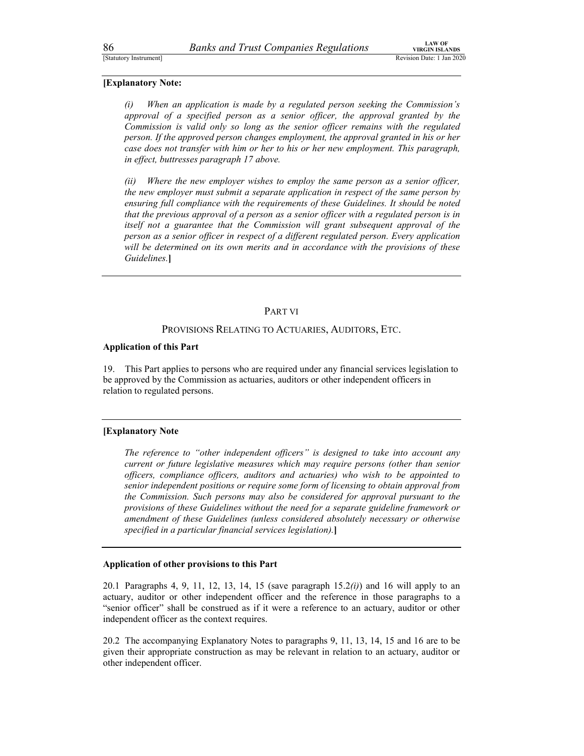**[Explanatory Note:**

*(i) When an application is made by a regulated person seeking the Commission's approval of a specified person as a senior officer, the approval granted by the Commission is valid only so long as the senior officer remains with the regulated person. If the approved person changes employment, the approval granted in his or her case does not transfer with him or her to his or her new employment. This paragraph, in effect, buttresses paragraph 17 above.*

*(ii) Where the new employer wishes to employ the same person as a senior officer, the new employer must submit a separate application in respect of the same person by ensuring full compliance with the requirements of these Guidelines. It should be noted that the previous approval of a person as a senior officer with a regulated person is in itself not a guarantee that the Commission will grant subsequent approval of the person as a senior officer in respect of a different regulated person. Every application will be determined on its own merits and in accordance with the provisions of these Guidelines.***]**

## PART VI

## PROVISIONS RELATING TO ACTUARIES, AUDITORS, ETC.

**Application of this Part**

19. This Part applies to persons who are required under any financial services legislation to be approved by the Commission as actuaries, auditors or other independent officers in relation to regulated persons.

**[Explanatory Note**

*The reference to "other independent officers" is designed to take into account any current or future legislative measures which may require persons (other than senior officers, compliance officers, auditors and actuaries) who wish to be appointed to senior independent positions or require some form of licensing to obtain approval from the Commission. Such persons may also be considered for approval pursuant to the provisions of these Guidelines without the need for a separate guideline framework or amendment of these Guidelines (unless considered absolutely necessary or otherwise specified in a particular financial services legislation).***]**

**Application of other provisions to this Part**

20.1 Paragraphs 4, 9, 11, 12, 13, 14, 15 (save paragraph 15.2*(i)*) and 16 will apply to an actuary, auditor or other independent officer and the reference in those paragraphs to a "senior officer" shall be construed as if it were a reference to an actuary, auditor or other independent officer as the context requires.

20.2 The accompanying Explanatory Notes to paragraphs 9, 11, 13, 14, 15 and 16 are to be given their appropriate construction as may be relevant in relation to an actuary, auditor or other independent officer.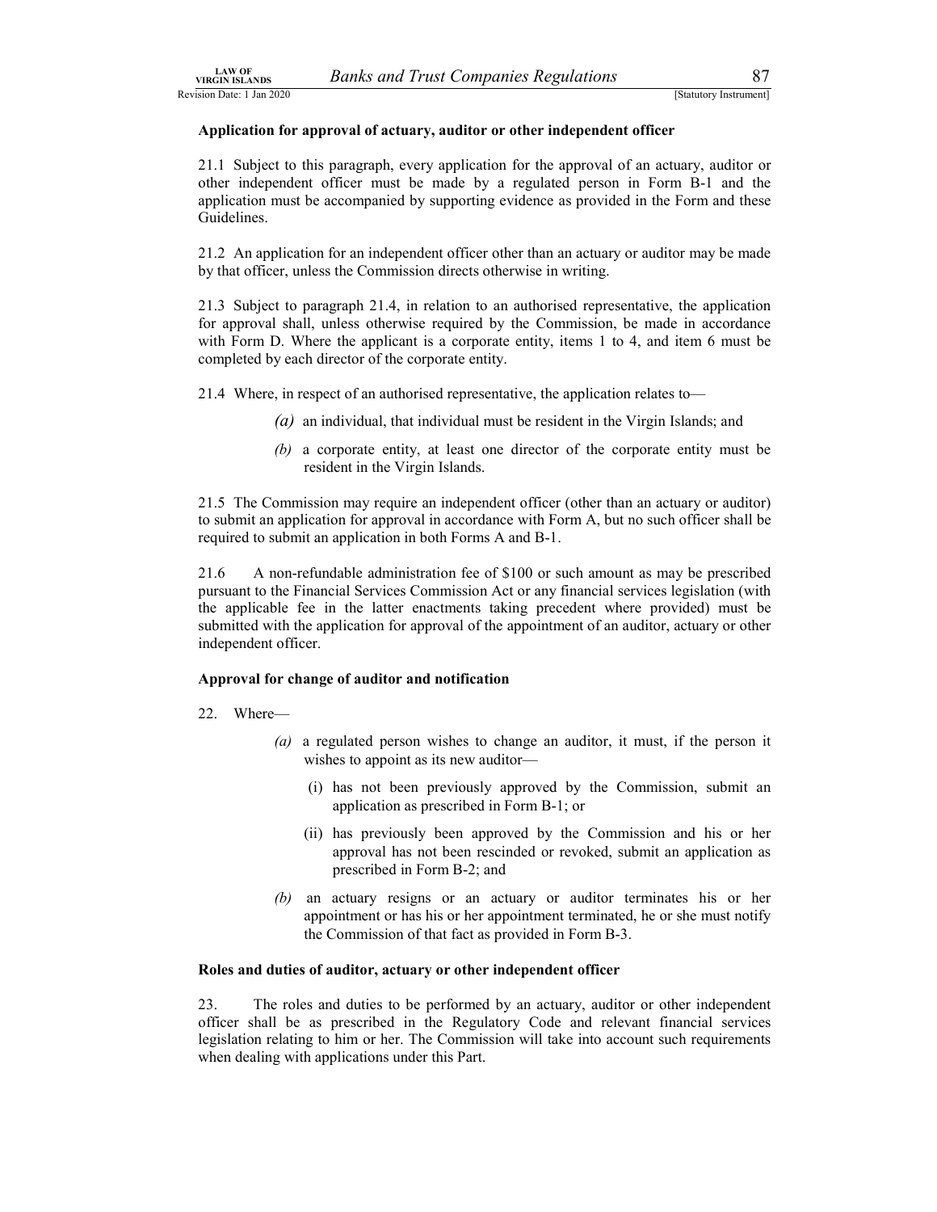**Application for approval of actuary, auditor or other independent officer**

21.1 Subject to this paragraph, every application for the approval of an actuary, auditor or other independent officer must be made by a regulated person in Form B-1 and the application must be accompanied by supporting evidence as provided in the Form and these Guidelines.

21.2 An application for an independent officer other than an actuary or auditor may be made by that officer, unless the Commission directs otherwise in writing.

21.3 Subject to paragraph 21.4, in relation to an authorised representative, the application for approval shall, unless otherwise required by the Commission, be made in accordance with Form D. Where the applicant is a corporate entity, items 1 to 4, and item 6 must be completed by each director of the corporate entity.

21.4 Where, in respect of an authorised representative, the application relates to—

- *(a)* an individual, that individual must be resident in the Virgin Islands; and
- *(b)* a corporate entity, at least one director of the corporate entity must be resident in the Virgin Islands.

21.5 The Commission may require an independent officer (other than an actuary or auditor) to submit an application for approval in accordance with Form A, but no such officer shall be required to submit an application in both Forms A and B-1.

21.6 A non-refundable administration fee of $100 or such amount as may be prescribed pursuant to the Financial Services Commission Act or any financial services legislation (with the applicable fee in the latter enactments taking precedent where provided) must be submitted with the application for approval of the appointment of an auditor, actuary or other independent officer.

**Approval for change of auditor and notification**

22. Where—

- *(a)* a regulated person wishes to change an auditor, it must, if the person it wishes to appoint as its new auditor—
  - (i) has not been previously approved by the Commission, submit an application as prescribed in Form B-1; or
  - (ii) has previously been approved by the Commission and his or her approval has not been rescinded or revoked, submit an application as prescribed in Form B-2; and
- *(b)* an actuary resigns or an actuary or auditor terminates his or her appointment or has his or her appointment terminated, he or she must notify the Commission of that fact as provided in Form B-3.

**Roles and duties of auditor, actuary or other independent officer**

23. The roles and duties to be performed by an actuary, auditor or other independent officer shall be as prescribed in the Regulatory Code and relevant financial services legislation relating to him or her. The Commission will take into account such requirements when dealing with applications under this Part.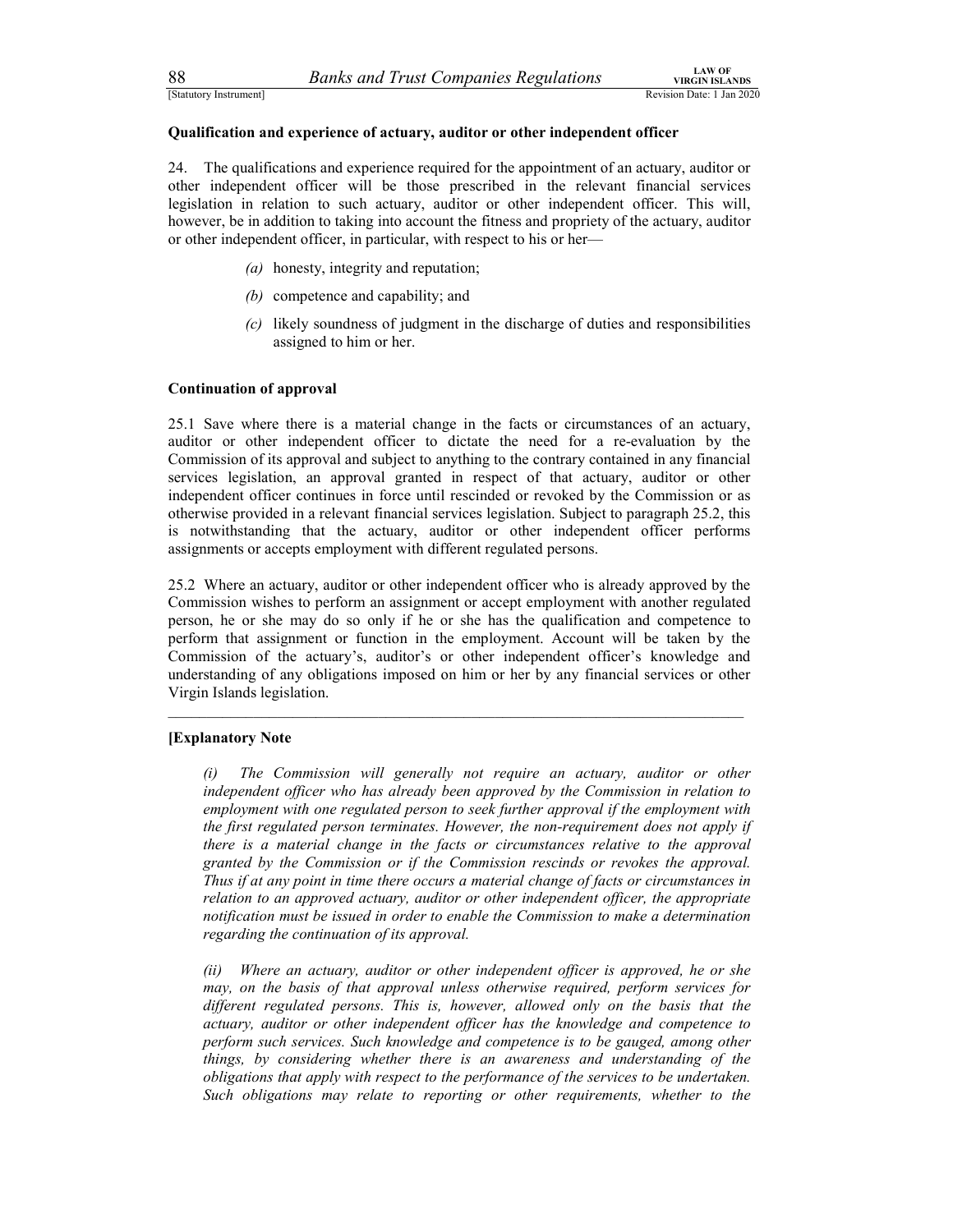**Qualification and experience of actuary, auditor or other independent officer**

24. The qualifications and experience required for the appointment of an actuary, auditor or other independent officer will be those prescribed in the relevant financial services legislation in relation to such actuary, auditor or other independent officer. This will, however, be in addition to taking into account the fitness and propriety of the actuary, auditor or other independent officer, in particular, with respect to his or her—

*(a)* honesty, integrity and reputation;

*(b)* competence and capability; and

*(c)* likely soundness of judgment in the discharge of duties and responsibilities assigned to him or her.

**Continuation of approval**

25.1 Save where there is a material change in the facts or circumstances of an actuary, auditor or other independent officer to dictate the need for a re-evaluation by the Commission of its approval and subject to anything to the contrary contained in any financial services legislation, an approval granted in respect of that actuary, auditor or other independent officer continues in force until rescinded or revoked by the Commission or as otherwise provided in a relevant financial services legislation. Subject to paragraph 25.2, this is notwithstanding that the actuary, auditor or other independent officer performs assignments or accepts employment with different regulated persons.

25.2 Where an actuary, auditor or other independent officer who is already approved by the Commission wishes to perform an assignment or accept employment with another regulated person, he or she may do so only if he or she has the qualification and competence to perform that assignment or function in the employment. Account will be taken by the Commission of the actuary's, auditor's or other independent officer's knowledge and understanding of any obligations imposed on him or her by any financial services or other Virgin Islands legislation.

---

**[Explanatory Note**

*(i) The Commission will generally not require an actuary, auditor or other independent officer who has already been approved by the Commission in relation to employment with one regulated person to seek further approval if the employment with the first regulated person terminates. However, the non-requirement does not apply if there is a material change in the facts or circumstances relative to the approval granted by the Commission or if the Commission rescinds or revokes the approval. Thus if at any point in time there occurs a material change of facts or circumstances in relation to an approved actuary, auditor or other independent officer, the appropriate notification must be issued in order to enable the Commission to make a determination regarding the continuation of its approval.*

*(ii) Where an actuary, auditor or other independent officer is approved, he or she may, on the basis of that approval unless otherwise required, perform services for different regulated persons. This is, however, allowed only on the basis that the actuary, auditor or other independent officer has the knowledge and competence to perform such services. Such knowledge and competence is to be gauged, among other things, by considering whether there is an awareness and understanding of the obligations that apply with respect to the performance of the services to be undertaken. Such obligations may relate to reporting or other requirements, whether to the*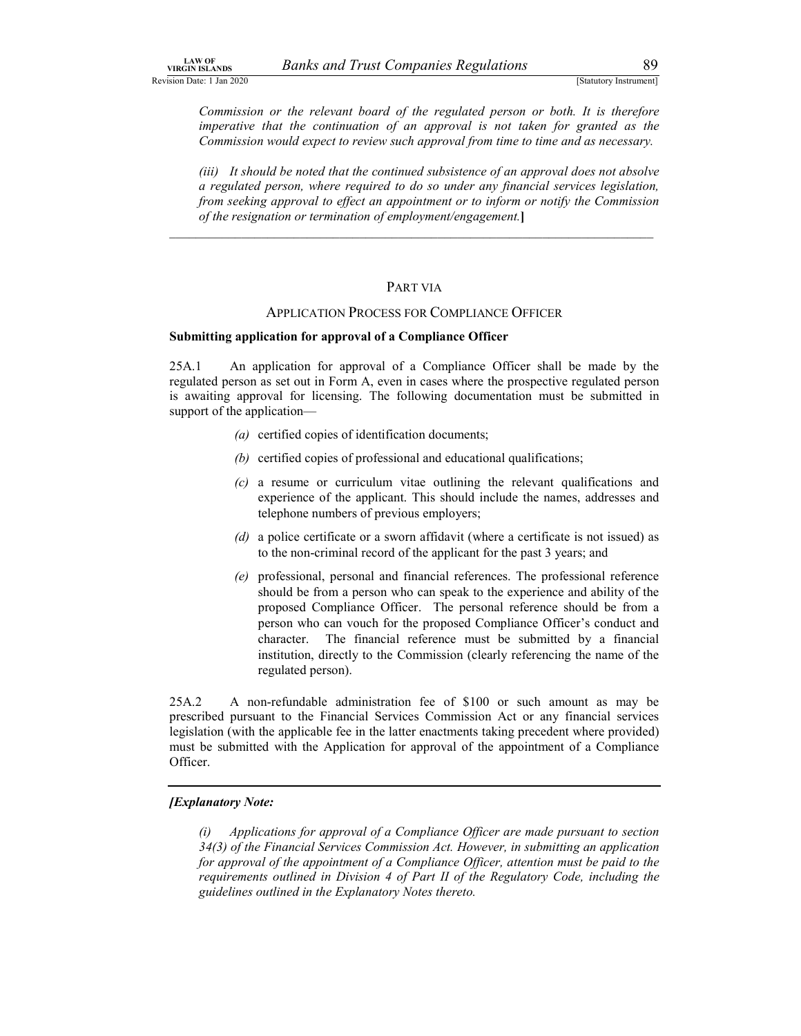*Commission or the relevant board of the regulated person or both. It is therefore imperative that the continuation of an approval is not taken for granted as the Commission would expect to review such approval from time to time and as necessary.*

*(iii) It should be noted that the continued subsistence of an approval does not absolve a regulated person, where required to do so under any financial services legislation, from seeking approval to effect an appointment or to inform or notify the Commission of the resignation or termination of employment/engagement.*]

---

## PART VIA

### APPLICATION PROCESS FOR COMPLIANCE OFFICER

**Submitting application for approval of a Compliance Officer**

25A.1 An application for approval of a Compliance Officer shall be made by the regulated person as set out in Form A, even in cases where the prospective regulated person is awaiting approval for licensing. The following documentation must be submitted in support of the application—

*(a)* certified copies of identification documents;

*(b)* certified copies of professional and educational qualifications;

*(c)* a resume or curriculum vitae outlining the relevant qualifications and experience of the applicant. This should include the names, addresses and telephone numbers of previous employers;

*(d)* a police certificate or a sworn affidavit (where a certificate is not issued) as to the non-criminal record of the applicant for the past 3 years; and

*(e)* professional, personal and financial references. The professional reference should be from a person who can speak to the experience and ability of the proposed Compliance Officer. The personal reference should be from a person who can vouch for the proposed Compliance Officer's conduct and character. The financial reference must be submitted by a financial institution, directly to the Commission (clearly referencing the name of the regulated person).

25A.2 A non-refundable administration fee of $100 or such amount as may be prescribed pursuant to the Financial Services Commission Act or any financial services legislation (with the applicable fee in the latter enactments taking precedent where provided) must be submitted with the Application for approval of the appointment of a Compliance Officer.

---

***[Explanatory Note:***

*(i) Applications for approval of a Compliance Officer are made pursuant to section 34(3) of the Financial Services Commission Act. However, in submitting an application for approval of the appointment of a Compliance Officer, attention must be paid to the requirements outlined in Division 4 of Part II of the Regulatory Code, including the guidelines outlined in the Explanatory Notes thereto.*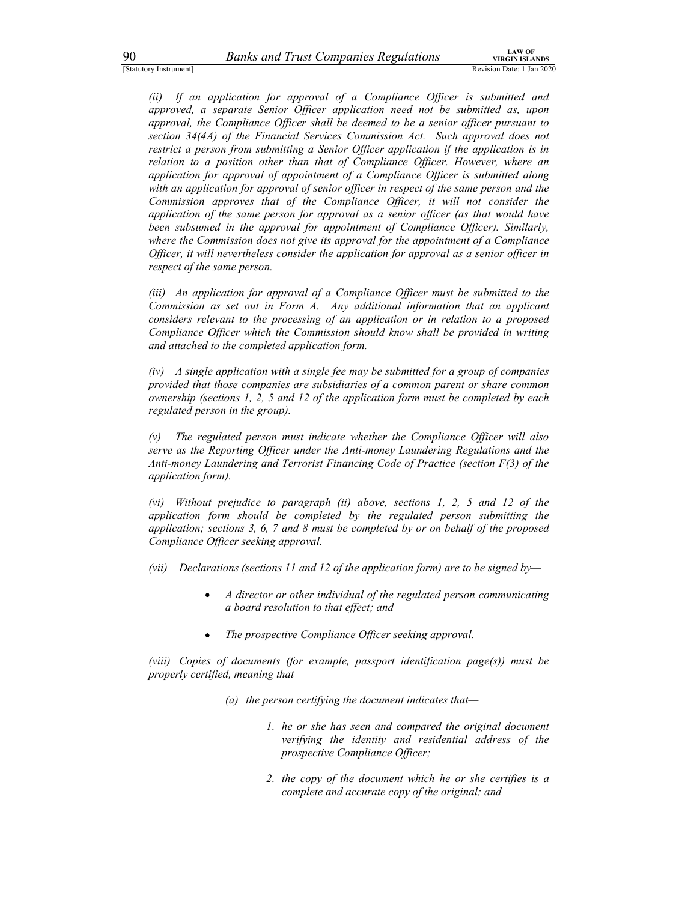*(ii) If an application for approval of a Compliance Officer is submitted and approved, a separate Senior Officer application need not be submitted as, upon approval, the Compliance Officer shall be deemed to be a senior officer pursuant to section 34(4A) of the Financial Services Commission Act. Such approval does not restrict a person from submitting a Senior Officer application if the application is in relation to a position other than that of Compliance Officer. However, where an application for approval of appointment of a Compliance Officer is submitted along with an application for approval of senior officer in respect of the same person and the Commission approves that of the Compliance Officer, it will not consider the application of the same person for approval as a senior officer (as that would have been subsumed in the approval for appointment of Compliance Officer). Similarly, where the Commission does not give its approval for the appointment of a Compliance Officer, it will nevertheless consider the application for approval as a senior officer in respect of the same person.*

*(iii) An application for approval of a Compliance Officer must be submitted to the Commission as set out in Form A. Any additional information that an applicant considers relevant to the processing of an application or in relation to a proposed Compliance Officer which the Commission should know shall be provided in writing and attached to the completed application form.*

*(iv) A single application with a single fee may be submitted for a group of companies provided that those companies are subsidiaries of a common parent or share common ownership (sections 1, 2, 5 and 12 of the application form must be completed by each regulated person in the group).*

*(v) The regulated person must indicate whether the Compliance Officer will also serve as the Reporting Officer under the Anti-money Laundering Regulations and the Anti-money Laundering and Terrorist Financing Code of Practice (section F(3) of the application form).*

*(vi) Without prejudice to paragraph (ii) above, sections 1, 2, 5 and 12 of the application form should be completed by the regulated person submitting the application; sections 3, 6, 7 and 8 must be completed by or on behalf of the proposed Compliance Officer seeking approval.*

*(vii) Declarations (sections 11 and 12 of the application form) are to be signed by—*

- *A director or other individual of the regulated person communicating a board resolution to that effect; and*
- *The prospective Compliance Officer seeking approval.*

*(viii) Copies of documents (for example, passport identification page(s)) must be properly certified, meaning that—*

*(a) the person certifying the document indicates that—*

*1. he or she has seen and compared the original document verifying the identity and residential address of the prospective Compliance Officer;*

*2. the copy of the document which he or she certifies is a complete and accurate copy of the original; and*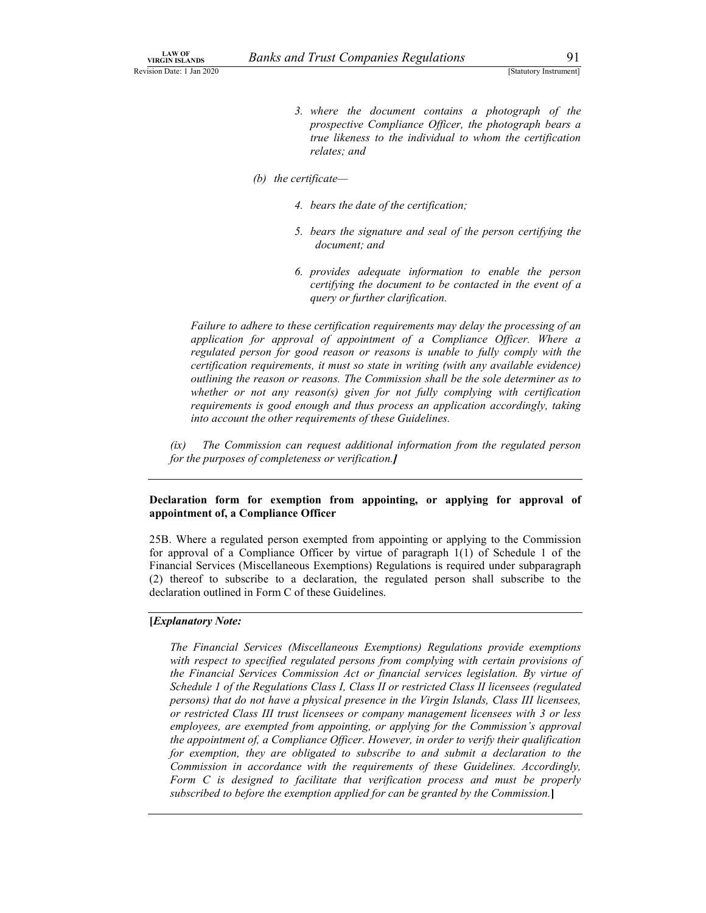3. *where the document contains a photograph of the prospective Compliance Officer, the photograph bears a true likeness to the individual to whom the certification relates; and*

*(b) the certificate—*

4. *bears the date of the certification;*

5. *bears the signature and seal of the person certifying the document; and*

6. *provides adequate information to enable the person certifying the document to be contacted in the event of a query or further clarification.*

*Failure to adhere to these certification requirements may delay the processing of an application for approval of appointment of a Compliance Officer. Where a regulated person for good reason or reasons is unable to fully comply with the certification requirements, it must so state in writing (with any available evidence) outlining the reason or reasons. The Commission shall be the sole determiner as to whether or not any reason(s) given for not fully complying with certification requirements is good enough and thus process an application accordingly, taking into account the other requirements of these Guidelines.*

*(ix) The Commission can request additional information from the regulated person for the purposes of completeness or verification.]*

---

**Declaration form for exemption from appointing, or applying for approval of appointment of, a Compliance Officer**

25B. Where a regulated person exempted from appointing or applying to the Commission for approval of a Compliance Officer by virtue of paragraph 1(1) of Schedule 1 of the Financial Services (Miscellaneous Exemptions) Regulations is required under subparagraph (2) thereof to subscribe to a declaration, the regulated person shall subscribe to the declaration outlined in Form C of these Guidelines.

---

**[*Explanatory Note:***

*The Financial Services (Miscellaneous Exemptions) Regulations provide exemptions with respect to specified regulated persons from complying with certain provisions of the Financial Services Commission Act or financial services legislation. By virtue of Schedule 1 of the Regulations Class I, Class II or restricted Class II licensees (regulated persons) that do not have a physical presence in the Virgin Islands, Class III licensees, or restricted Class III trust licensees or company management licensees with 3 or less employees, are exempted from appointing, or applying for the Commission's approval the appointment of, a Compliance Officer. However, in order to verify their qualification for exemption, they are obligated to subscribe to and submit a declaration to the Commission in accordance with the requirements of these Guidelines. Accordingly, Form C is designed to facilitate that verification process and must be properly subscribed to before the exemption applied for can be granted by the Commission.*]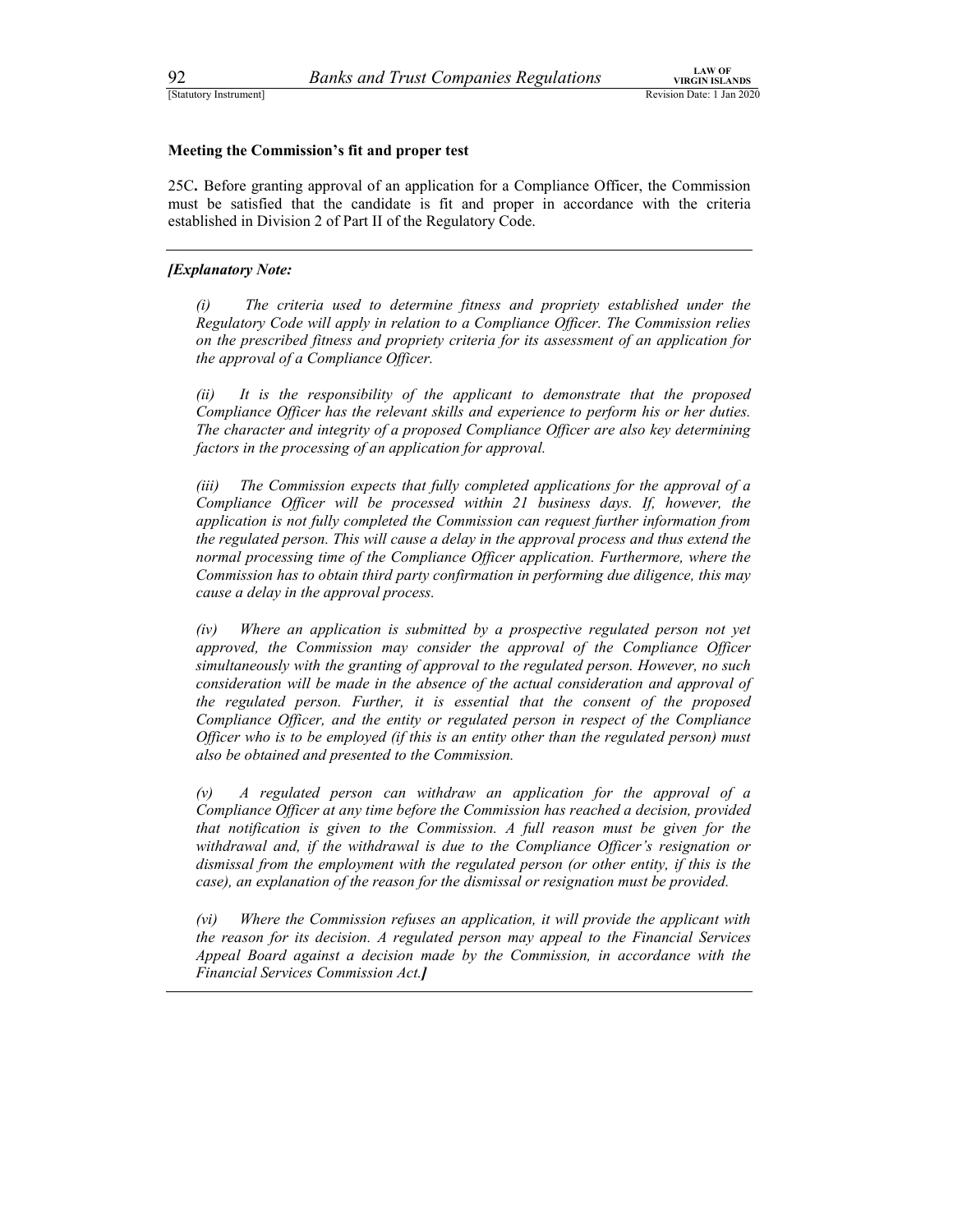**Meeting the Commission's fit and proper test**

25C**.** Before granting approval of an application for a Compliance Officer, the Commission must be satisfied that the candidate is fit and proper in accordance with the criteria established in Division 2 of Part II of the Regulatory Code.

---

***[Explanatory Note:***

*(i) The criteria used to determine fitness and propriety established under the Regulatory Code will apply in relation to a Compliance Officer. The Commission relies on the prescribed fitness and propriety criteria for its assessment of an application for the approval of a Compliance Officer.*

*(ii) It is the responsibility of the applicant to demonstrate that the proposed Compliance Officer has the relevant skills and experience to perform his or her duties. The character and integrity of a proposed Compliance Officer are also key determining factors in the processing of an application for approval.*

*(iii) The Commission expects that fully completed applications for the approval of a Compliance Officer will be processed within 21 business days. If, however, the application is not fully completed the Commission can request further information from the regulated person. This will cause a delay in the approval process and thus extend the normal processing time of the Compliance Officer application. Furthermore, where the Commission has to obtain third party confirmation in performing due diligence, this may cause a delay in the approval process.*

*(iv) Where an application is submitted by a prospective regulated person not yet approved, the Commission may consider the approval of the Compliance Officer simultaneously with the granting of approval to the regulated person. However, no such consideration will be made in the absence of the actual consideration and approval of the regulated person. Further, it is essential that the consent of the proposed Compliance Officer, and the entity or regulated person in respect of the Compliance Officer who is to be employed (if this is an entity other than the regulated person) must also be obtained and presented to the Commission.*

*(v) A regulated person can withdraw an application for the approval of a Compliance Officer at any time before the Commission has reached a decision, provided that notification is given to the Commission. A full reason must be given for the withdrawal and, if the withdrawal is due to the Compliance Officer's resignation or dismissal from the employment with the regulated person (or other entity, if this is the case), an explanation of the reason for the dismissal or resignation must be provided.*

*(vi) Where the Commission refuses an application, it will provide the applicant with the reason for its decision. A regulated person may appeal to the Financial Services Appeal Board against a decision made by the Commission, in accordance with the Financial Services Commission Act.**]***

---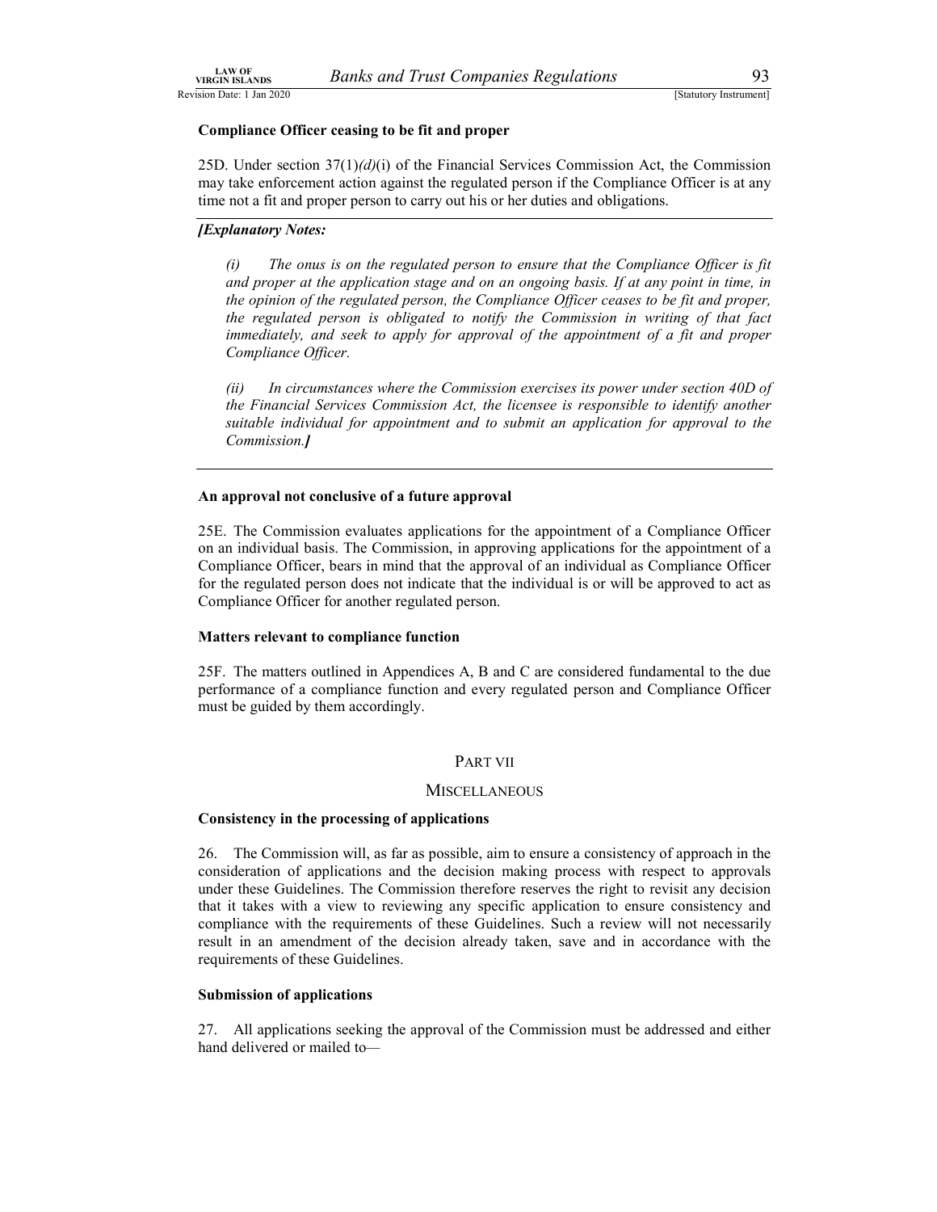**Compliance Officer ceasing to be fit and proper**

25D. Under section 37(1)*(d)*(i) of the Financial Services Commission Act, the Commission may take enforcement action against the regulated person if the Compliance Officer is at any time not a fit and proper person to carry out his or her duties and obligations.

***[Explanatory Notes:***

*(i) The onus is on the regulated person to ensure that the Compliance Officer is fit and proper at the application stage and on an ongoing basis. If at any point in time, in the opinion of the regulated person, the Compliance Officer ceases to be fit and proper, the regulated person is obligated to notify the Commission in writing of that fact immediately, and seek to apply for approval of the appointment of a fit and proper Compliance Officer.*

*(ii) In circumstances where the Commission exercises its power under section 40D of the Financial Services Commission Act, the licensee is responsible to identify another suitable individual for appointment and to submit an application for approval to the Commission.]*

**An approval not conclusive of a future approval**

25E. The Commission evaluates applications for the appointment of a Compliance Officer on an individual basis. The Commission, in approving applications for the appointment of a Compliance Officer, bears in mind that the approval of an individual as Compliance Officer for the regulated person does not indicate that the individual is or will be approved to act as Compliance Officer for another regulated person.

**Matters relevant to compliance function**

25F. The matters outlined in Appendices A, B and C are considered fundamental to the due performance of a compliance function and every regulated person and Compliance Officer must be guided by them accordingly.

## PART VII

## MISCELLANEOUS

**Consistency in the processing of applications**

26. The Commission will, as far as possible, aim to ensure a consistency of approach in the consideration of applications and the decision making process with respect to approvals under these Guidelines. The Commission therefore reserves the right to revisit any decision that it takes with a view to reviewing any specific application to ensure consistency and compliance with the requirements of these Guidelines. Such a review will not necessarily result in an amendment of the decision already taken, save and in accordance with the requirements of these Guidelines.

**Submission of applications**

27. All applications seeking the approval of the Commission must be addressed and either hand delivered or mailed to—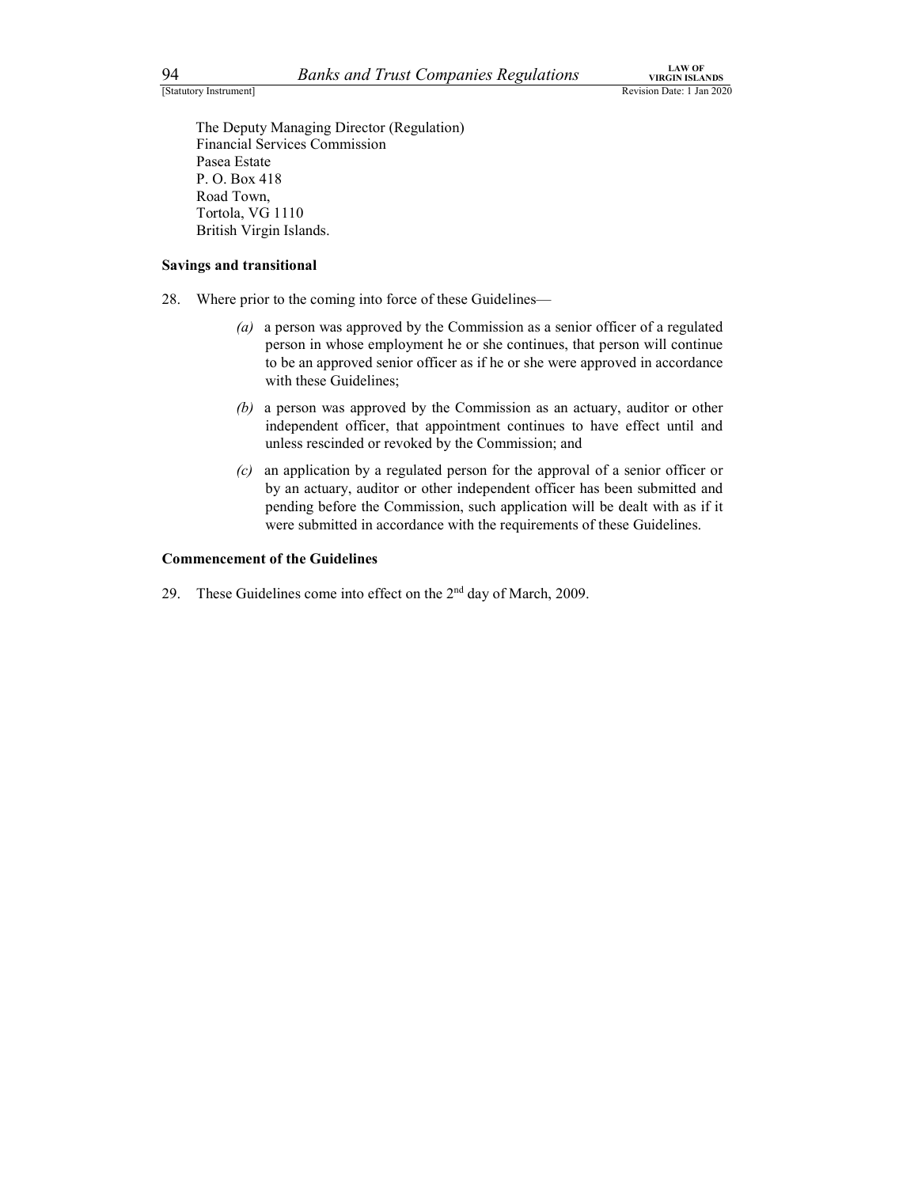The Deputy Managing Director (Regulation)
Financial Services Commission
Pasea Estate
P. O. Box 418
Road Town,
Tortola, VG 1110
British Virgin Islands.

**Savings and transitional**

28. Where prior to the coming into force of these Guidelines—

*(a)* a person was approved by the Commission as a senior officer of a regulated person in whose employment he or she continues, that person will continue to be an approved senior officer as if he or she were approved in accordance with these Guidelines;

*(b)* a person was approved by the Commission as an actuary, auditor or other independent officer, that appointment continues to have effect until and unless rescinded or revoked by the Commission; and

*(c)* an application by a regulated person for the approval of a senior officer or by an actuary, auditor or other independent officer has been submitted and pending before the Commission, such application will be dealt with as if it were submitted in accordance with the requirements of these Guidelines.

**Commencement of the Guidelines**

29. These Guidelines come into effect on the 2nd day of March, 2009.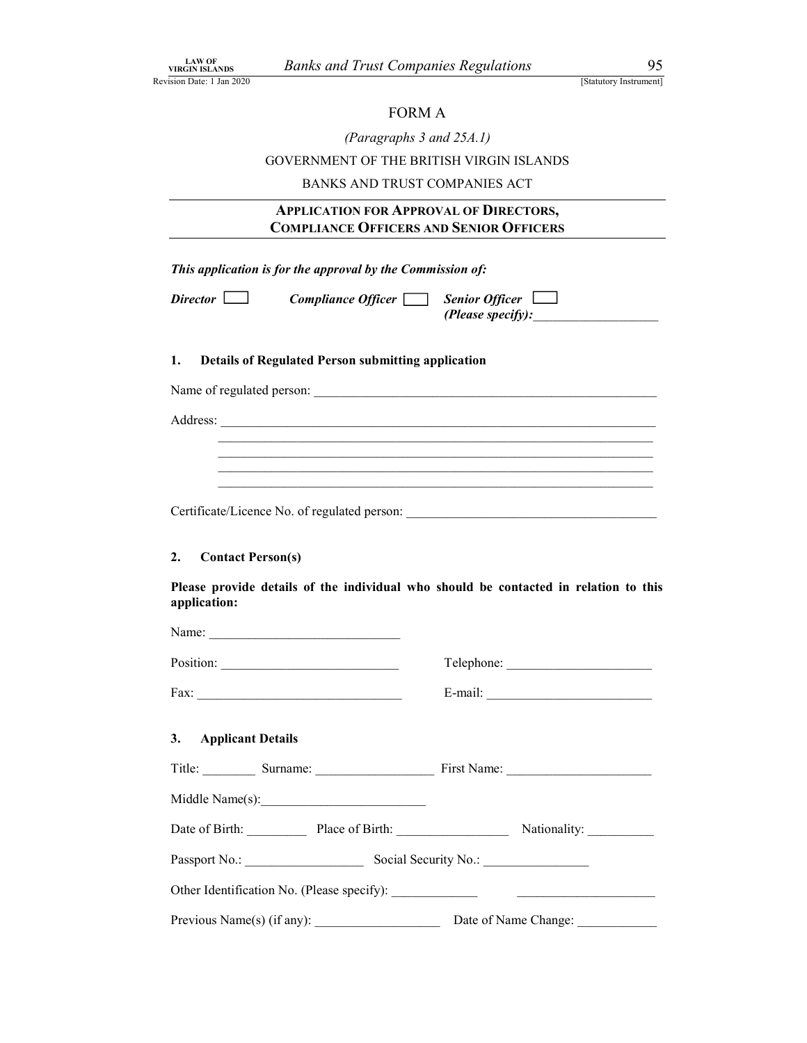FORM A

*(Paragraphs 3 and 25A.1)*

GOVERNMENT OF THE BRITISH VIRGIN ISLANDS

BANKS AND TRUST COMPANIES ACT

## APPLICATION FOR APPROVAL OF DIRECTORS, COMPLIANCE OFFICERS AND SENIOR OFFICERS

***This application is for the approval by the Commission of:***

***Director*** ☐ ***Compliance Officer*** ☐ ***Senior Officer*** ☐ ***(Please specify):***___________________

### 1. Details of Regulated Person submitting application

Name of regulated person: ____________________________________________________

Address: ____________________________________________________________________
____________________________________________________________________
____________________________________________________________________
____________________________________________________________________
____________________________________________________________________

Certificate/Licence No. of regulated person: ______________________________________

### 2. Contact Person(s)

**Please provide details of the individual who should be contacted in relation to this application:**

Name: ______________________________

Position: ___________________________ Telephone: ______________________

Fax: _______________________________ E-mail: _________________________

### 3. Applicant Details

Title: ________ Surname: __________________ First Name: ______________________

Middle Name(s):_________________________

Date of Birth: _________ Place of Birth: _________________ Nationality: __________

Passport No.: __________________ Social Security No.: ________________

Other Identification No. (Please specify): _____________ _____________________

Previous Name(s) (if any): ___________________ Date of Name Change: ____________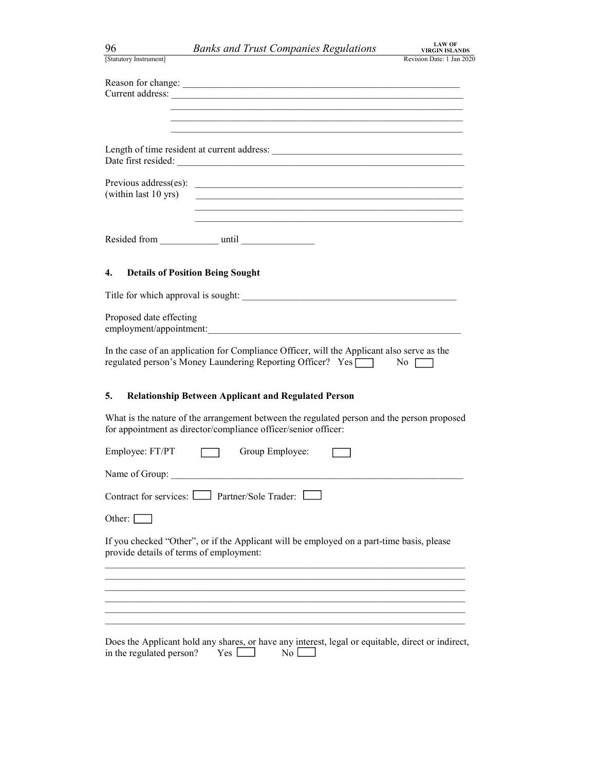Reason for change: ___________________________________________________________

Current address: ____________________________________________________________

____________________________________________________________

____________________________________________________________

____________________________________________________________

Length of time resident at current address: _______________________________________

Date first resided: ___________________________________________________________

Previous address(es): _______________________________________________________
(within last 10 yrs) _______________________________________________________

_______________________________________________________

_______________________________________________________

Resided from ____________ until _______________

## 4. Details of Position Being Sought

Title for which approval is sought: ____________________________________________

Proposed date effecting employment/appointment: ____________________________________________________

In the case of an application for Compliance Officer, will the Applicant also serve as the regulated person's Money Laundering Reporting Officer? Yes [ ] No [ ]

## 5. Relationship Between Applicant and Regulated Person

What is the nature of the arrangement between the regulated person and the person proposed for appointment as director/compliance officer/senior officer:

Employee: FT/PT [ ] Group Employee: [ ]

Name of Group: ____________________________________________________________

Contract for services: [ ] Partner/Sole Trader: [ ]

Other: [ ]

If you checked "Other", or if the Applicant will be employed on a part-time basis, please provide details of terms of employment:

___________________________________________________________________________

___________________________________________________________________________

___________________________________________________________________________

___________________________________________________________________________

___________________________________________________________________________

___________________________________________________________________________

Does the Applicant hold any shares, or have any interest, legal or equitable, direct or indirect, in the regulated person? Yes [ ] No [ ]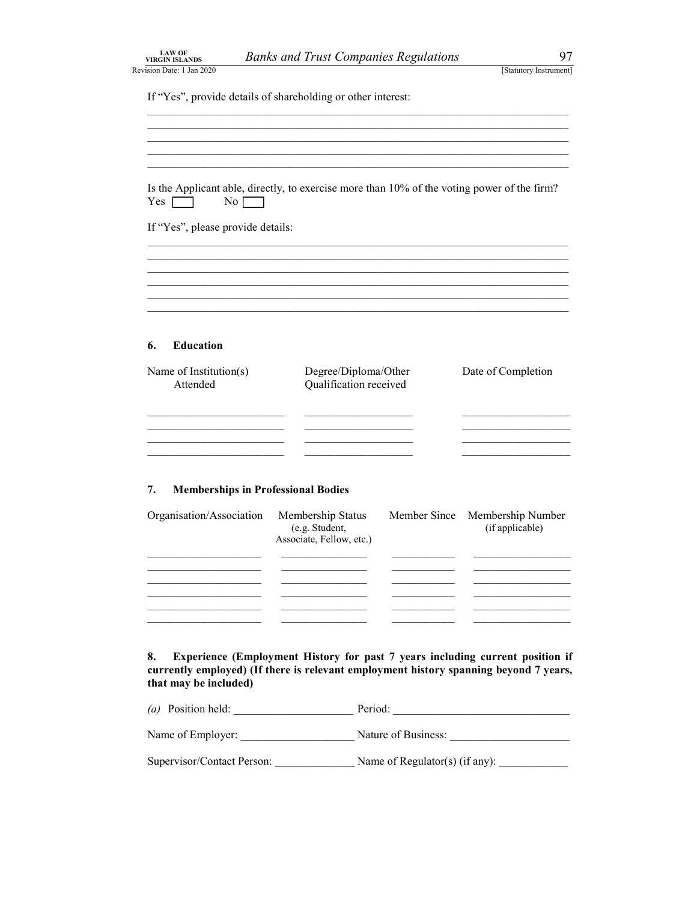If "Yes", provide details of shareholding or other interest:

\_\_\_\_\_\_\_\_\_\_\_\_\_\_\_\_\_\_\_\_\_\_\_\_\_\_\_\_\_\_\_\_\_\_\_\_\_\_\_\_\_\_\_\_\_\_\_\_\_\_\_\_\_\_\_\_\_\_\_\_\_\_\_\_\_\_\_\_\_\_\_\_
\_\_\_\_\_\_\_\_\_\_\_\_\_\_\_\_\_\_\_\_\_\_\_\_\_\_\_\_\_\_\_\_\_\_\_\_\_\_\_\_\_\_\_\_\_\_\_\_\_\_\_\_\_\_\_\_\_\_\_\_\_\_\_\_\_\_\_\_\_\_\_\_
\_\_\_\_\_\_\_\_\_\_\_\_\_\_\_\_\_\_\_\_\_\_\_\_\_\_\_\_\_\_\_\_\_\_\_\_\_\_\_\_\_\_\_\_\_\_\_\_\_\_\_\_\_\_\_\_\_\_\_\_\_\_\_\_\_\_\_\_\_\_\_\_
\_\_\_\_\_\_\_\_\_\_\_\_\_\_\_\_\_\_\_\_\_\_\_\_\_\_\_\_\_\_\_\_\_\_\_\_\_\_\_\_\_\_\_\_\_\_\_\_\_\_\_\_\_\_\_\_\_\_\_\_\_\_\_\_\_\_\_\_\_\_\_\_
\_\_\_\_\_\_\_\_\_\_\_\_\_\_\_\_\_\_\_\_\_\_\_\_\_\_\_\_\_\_\_\_\_\_\_\_\_\_\_\_\_\_\_\_\_\_\_\_\_\_\_\_\_\_\_\_\_\_\_\_\_\_\_\_\_\_\_\_\_\_\_\_

Is the Applicant able, directly, to exercise more than 10% of the voting power of the firm?
Yes ☐ No ☐

If "Yes", please provide details:

\_\_\_\_\_\_\_\_\_\_\_\_\_\_\_\_\_\_\_\_\_\_\_\_\_\_\_\_\_\_\_\_\_\_\_\_\_\_\_\_\_\_\_\_\_\_\_\_\_\_\_\_\_\_\_\_\_\_\_\_\_\_\_\_\_\_\_\_\_\_\_\_
\_\_\_\_\_\_\_\_\_\_\_\_\_\_\_\_\_\_\_\_\_\_\_\_\_\_\_\_\_\_\_\_\_\_\_\_\_\_\_\_\_\_\_\_\_\_\_\_\_\_\_\_\_\_\_\_\_\_\_\_\_\_\_\_\_\_\_\_\_\_\_\_
\_\_\_\_\_\_\_\_\_\_\_\_\_\_\_\_\_\_\_\_\_\_\_\_\_\_\_\_\_\_\_\_\_\_\_\_\_\_\_\_\_\_\_\_\_\_\_\_\_\_\_\_\_\_\_\_\_\_\_\_\_\_\_\_\_\_\_\_\_\_\_\_
\_\_\_\_\_\_\_\_\_\_\_\_\_\_\_\_\_\_\_\_\_\_\_\_\_\_\_\_\_\_\_\_\_\_\_\_\_\_\_\_\_\_\_\_\_\_\_\_\_\_\_\_\_\_\_\_\_\_\_\_\_\_\_\_\_\_\_\_\_\_\_\_
\_\_\_\_\_\_\_\_\_\_\_\_\_\_\_\_\_\_\_\_\_\_\_\_\_\_\_\_\_\_\_\_\_\_\_\_\_\_\_\_\_\_\_\_\_\_\_\_\_\_\_\_\_\_\_\_\_\_\_\_\_\_\_\_\_\_\_\_\_\_\_\_
\_\_\_\_\_\_\_\_\_\_\_\_\_\_\_\_\_\_\_\_\_\_\_\_\_\_\_\_\_\_\_\_\_\_\_\_\_\_\_\_\_\_\_\_\_\_\_\_\_\_\_\_\_\_\_\_\_\_\_\_\_\_\_\_\_\_\_\_\_\_\_\_

## 6. Education

| Name of Institution(s) Attended | Degree/Diploma/Other Qualification received | Date of Completion |
|---|---|---|
| | | |
| | | |
| | | |
| | | |

## 7. Memberships in Professional Bodies

| Organisation/Association | Membership Status (e.g. Student, Associate, Fellow, etc.) | Member Since | Membership Number (if applicable) |
|---|---|---|---|
| | | | |
| | | | |
| | | | |
| | | | |
| | | | |
| | | | |

## 8. Experience (Employment History for past 7 years including current position if currently employed) (If there is relevant employment history spanning beyond 7 years, that may be included)

*(a)* Position held: \_\_\_\_\_\_\_\_\_\_\_\_\_\_\_\_\_\_\_\_ Period: \_\_\_\_\_\_\_\_\_\_\_\_\_\_\_\_\_\_\_\_\_\_\_\_\_\_\_\_\_\_

Name of Employer: \_\_\_\_\_\_\_\_\_\_\_\_\_\_\_\_\_\_\_\_ Nature of Business: \_\_\_\_\_\_\_\_\_\_\_\_\_\_\_\_\_\_\_\_

Supervisor/Contact Person: \_\_\_\_\_\_\_\_\_\_\_\_\_\_ Name of Regulator(s) (if any): \_\_\_\_\_\_\_\_\_\_\_\_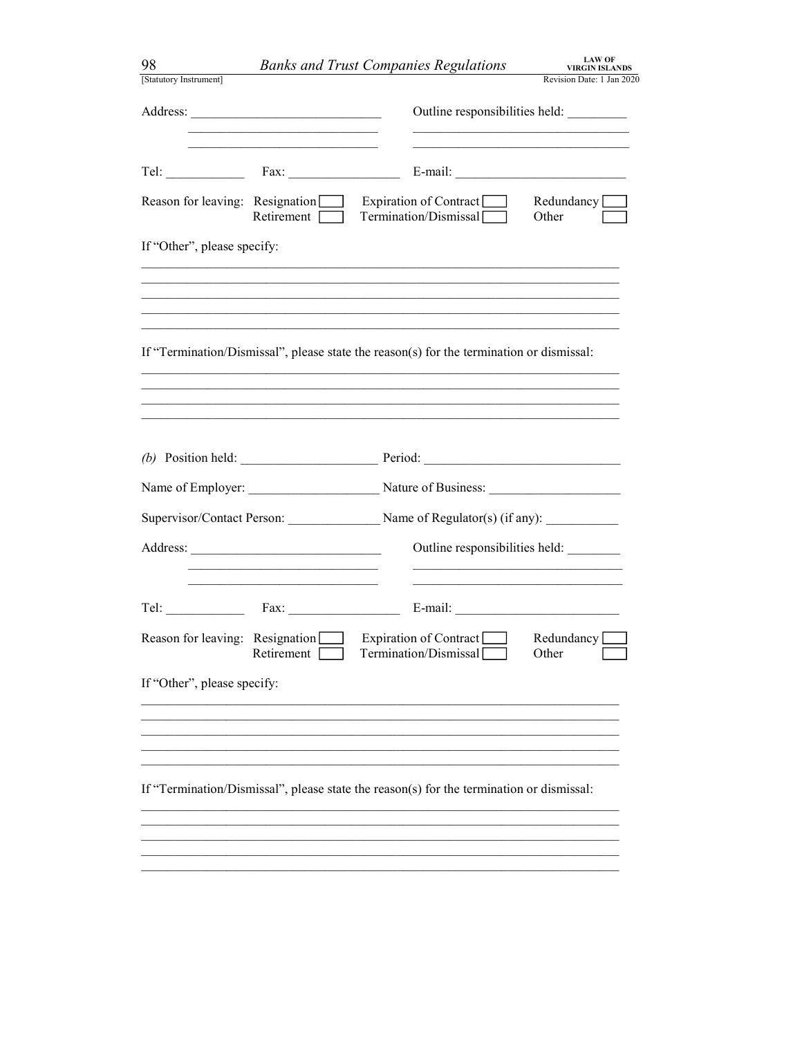Address: ____________________________ Outline responsibilities held: _________

____________________________ ________________________________

____________________________ ________________________________

Tel: ____________ Fax: _________________ E-mail: _________________________

Reason for leaving: Resignation ☐ Expiration of Contract ☐ Redundancy ☐
Retirement ☐ Termination/Dismissal ☐ Other ☐

If "Other", please specify:

_______________________________________________________________________

_______________________________________________________________________

_______________________________________________________________________

_______________________________________________________________________

_______________________________________________________________________

If "Termination/Dismissal", please state the reason(s) for the termination or dismissal:

_______________________________________________________________________

_______________________________________________________________________

_______________________________________________________________________

_______________________________________________________________________

*(b)* Position held: _____________________ Period: _____________________________

Name of Employer: ____________________ Nature of Business: ___________________

Supervisor/Contact Person: ______________ Name of Regulator(s) (if any): ___________

Address: ____________________________ Outline responsibilities held: ________

____________________________ ________________________________

____________________________ ________________________________

Tel: ____________ Fax: _________________ E-mail: ________________________

Reason for leaving: Resignation ☐ Expiration of Contract ☐ Redundancy ☐
Retirement ☐ Termination/Dismissal ☐ Other ☐

If "Other", please specify:

_______________________________________________________________________

_______________________________________________________________________

_______________________________________________________________________

_______________________________________________________________________

_______________________________________________________________________

If "Termination/Dismissal", please state the reason(s) for the termination or dismissal:

_______________________________________________________________________

_______________________________________________________________________

_______________________________________________________________________

_______________________________________________________________________

_______________________________________________________________________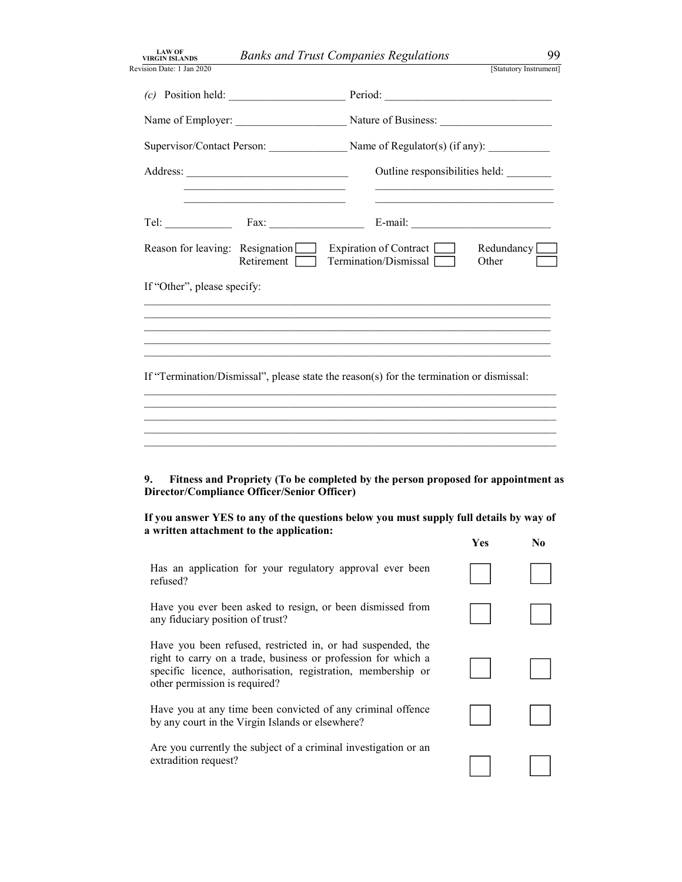(c) Position held: ____________________ Period: ______________________________

Name of Employer: ____________________ Nature of Business: ____________________

Supervisor/Contact Person: ______________ Name of Regulator(s) (if any): ___________

Address: ____________________________ Outline responsibilities held: ________

____________________________ ________________________________

____________________________ ________________________________

Tel: ____________ Fax: _________________ E-mail: _________________________

Reason for leaving: Resignation ☐ Expiration of Contract ☐ Redundancy ☐
Retirement ☐ Termination/Dismissal ☐ Other ☐

If "Other", please specify:

_____________________________________________________________________________

_____________________________________________________________________________

_____________________________________________________________________________

_____________________________________________________________________________

_____________________________________________________________________________

If "Termination/Dismissal", please state the reason(s) for the termination or dismissal:

_____________________________________________________________________________

_____________________________________________________________________________

_____________________________________________________________________________

_____________________________________________________________________________

_____________________________________________________________________________

**9. Fitness and Propriety (To be completed by the person proposed for appointment as Director/Compliance Officer/Senior Officer)**

**If you answer YES to any of the questions below you must supply full details by way of a written attachment to the application:**

| | **Yes** | **No** |
|---|---|---|
| Has an application for your regulatory approval ever been refused? | ☐ | ☐ |
| Have you ever been asked to resign, or been dismissed from any fiduciary position of trust? | ☐ | ☐ |
| Have you been refused, restricted in, or had suspended, the right to carry on a trade, business or profession for which a specific licence, authorisation, registration, membership or other permission is required? | ☐ | ☐ |
| Have you at any time been convicted of any criminal offence by any court in the Virgin Islands or elsewhere? | ☐ | ☐ |
| Are you currently the subject of a criminal investigation or an extradition request? | ☐ | ☐ |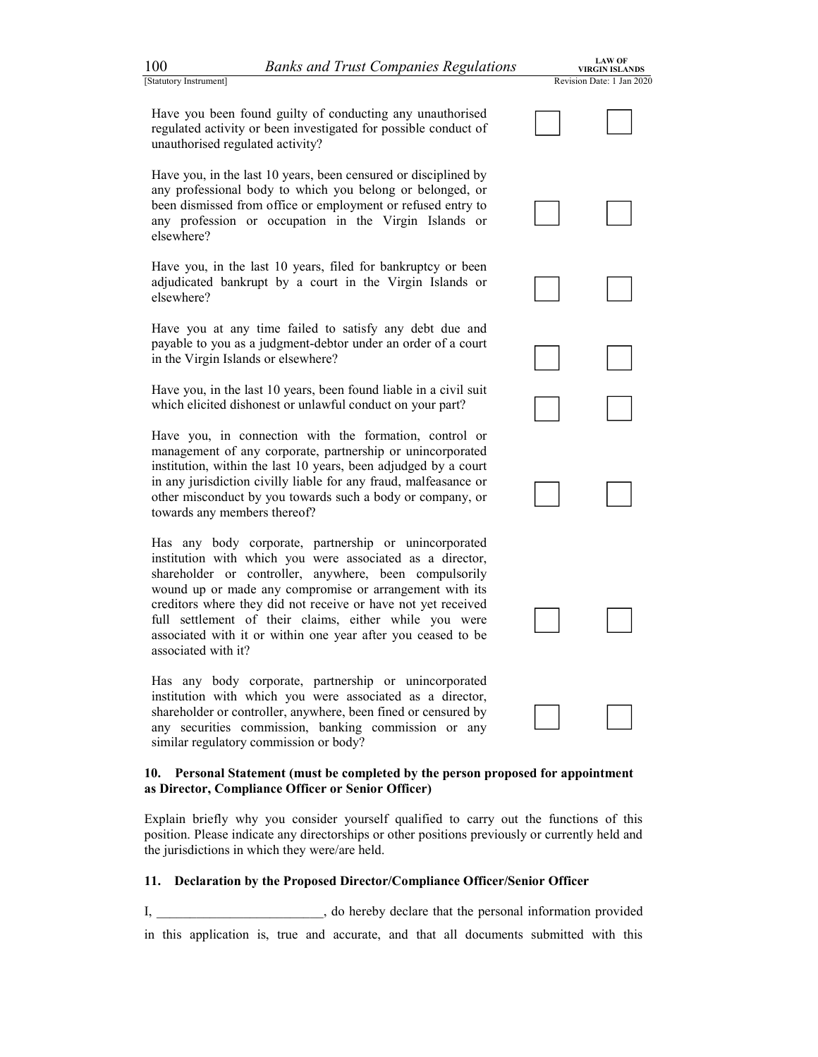| | | |
|---|---|---|
| Have you been found guilty of conducting any unauthorised regulated activity or been investigated for possible conduct of unauthorised regulated activity? | ☐ | ☐ |
| Have you, in the last 10 years, been censured or disciplined by any professional body to which you belong or belonged, or been dismissed from office or employment or refused entry to any profession or occupation in the Virgin Islands or elsewhere? | ☐ | ☐ |
| Have you, in the last 10 years, filed for bankruptcy or been adjudicated bankrupt by a court in the Virgin Islands or elsewhere? | ☐ | ☐ |
| Have you at any time failed to satisfy any debt due and payable to you as a judgment-debtor under an order of a court in the Virgin Islands or elsewhere? | ☐ | ☐ |
| Have you, in the last 10 years, been found liable in a civil suit which elicited dishonest or unlawful conduct on your part? | ☐ | ☐ |
| Have you, in connection with the formation, control or management of any corporate, partnership or unincorporated institution, within the last 10 years, been adjudged by a court in any jurisdiction civilly liable for any fraud, malfeasance or other misconduct by you towards such a body or company, or towards any members thereof? | ☐ | ☐ |
| Has any body corporate, partnership or unincorporated institution with which you were associated as a director, shareholder or controller, anywhere, been compulsorily wound up or made any compromise or arrangement with its creditors where they did not receive or have not yet received full settlement of their claims, either while you were associated with it or within one year after you ceased to be associated with it? | ☐ | ☐ |
| Has any body corporate, partnership or unincorporated institution with which you were associated as a director, shareholder or controller, anywhere, been fined or censured by any securities commission, banking commission or any similar regulatory commission or body? | ☐ | ☐ |

**10. Personal Statement (must be completed by the person proposed for appointment as Director, Compliance Officer or Senior Officer)**

Explain briefly why you consider yourself qualified to carry out the functions of this position. Please indicate any directorships or other positions previously or currently held and the jurisdictions in which they were/are held.

**11. Declaration by the Proposed Director/Compliance Officer/Senior Officer**

I, ________________________, do hereby declare that the personal information provided in this application is, true and accurate, and that all documents submitted with this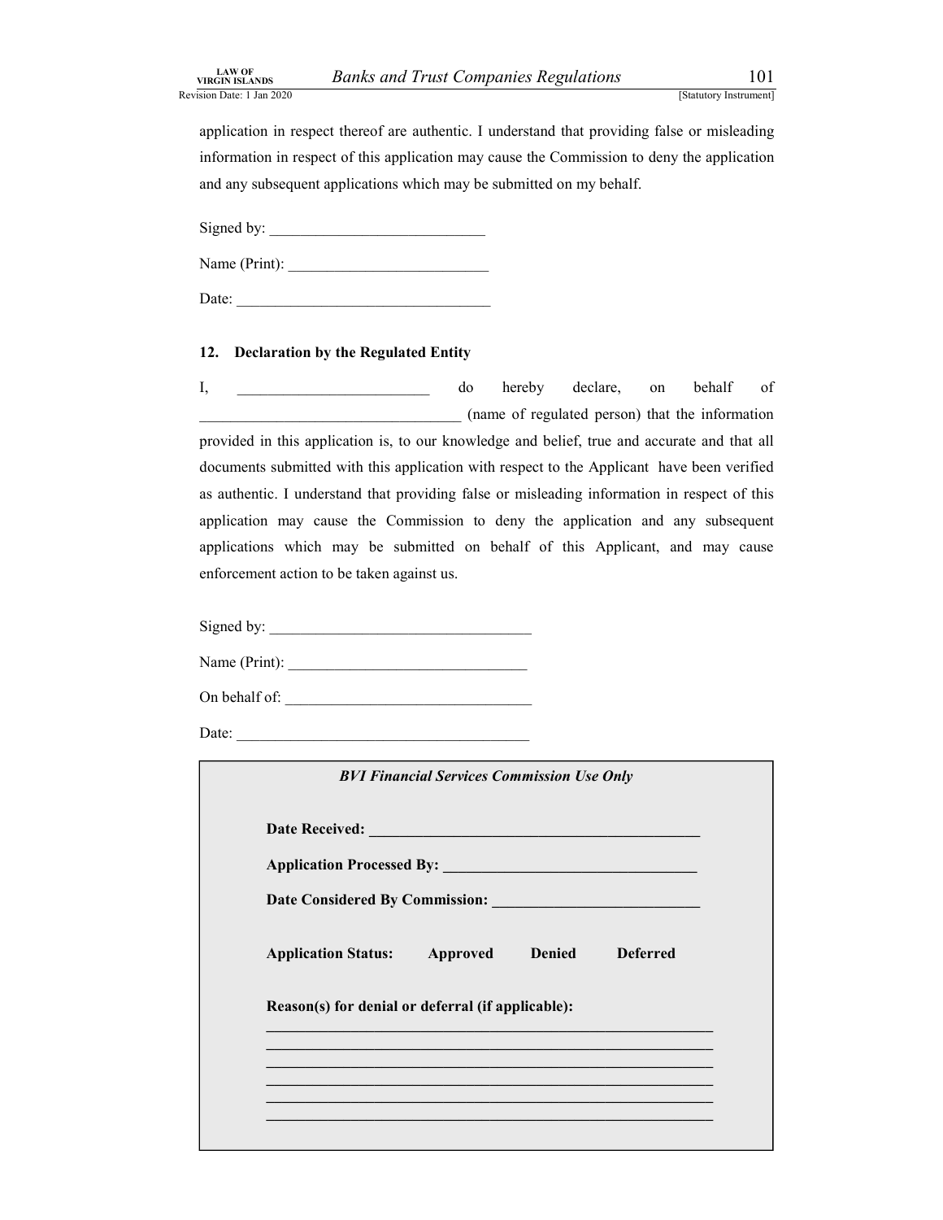application in respect thereof are authentic. I understand that providing false or misleading information in respect of this application may cause the Commission to deny the application and any subsequent applications which may be submitted on my behalf.

Signed by: ___________________________

Name (Print): __________________________

Date: _________________________________

### 12. Declaration by the Regulated Entity

I, _________________________ do hereby declare, on behalf of __________________________________ (name of regulated person) that the information provided in this application is, to our knowledge and belief, true and accurate and that all documents submitted with this application with respect to the Applicant have been verified as authentic. I understand that providing false or misleading information in respect of this application may cause the Commission to deny the application and any subsequent applications which may be submitted on behalf of this Applicant, and may cause enforcement action to be taken against us.

Signed by: __________________________________

Name (Print): _______________________________

On behalf of: ________________________________

Date: ______________________________________

***BVI Financial Services Commission Use Only***

**Date Received: ___________________________________________**

**Application Processed By: ________________________________**

**Date Considered By Commission: __________________________**

**Application Status: Approved Denied Deferred**

**Reason(s) for denial or deferral (if applicable):**

_________________________________________________________

_________________________________________________________

_________________________________________________________

_________________________________________________________

_________________________________________________________

_________________________________________________________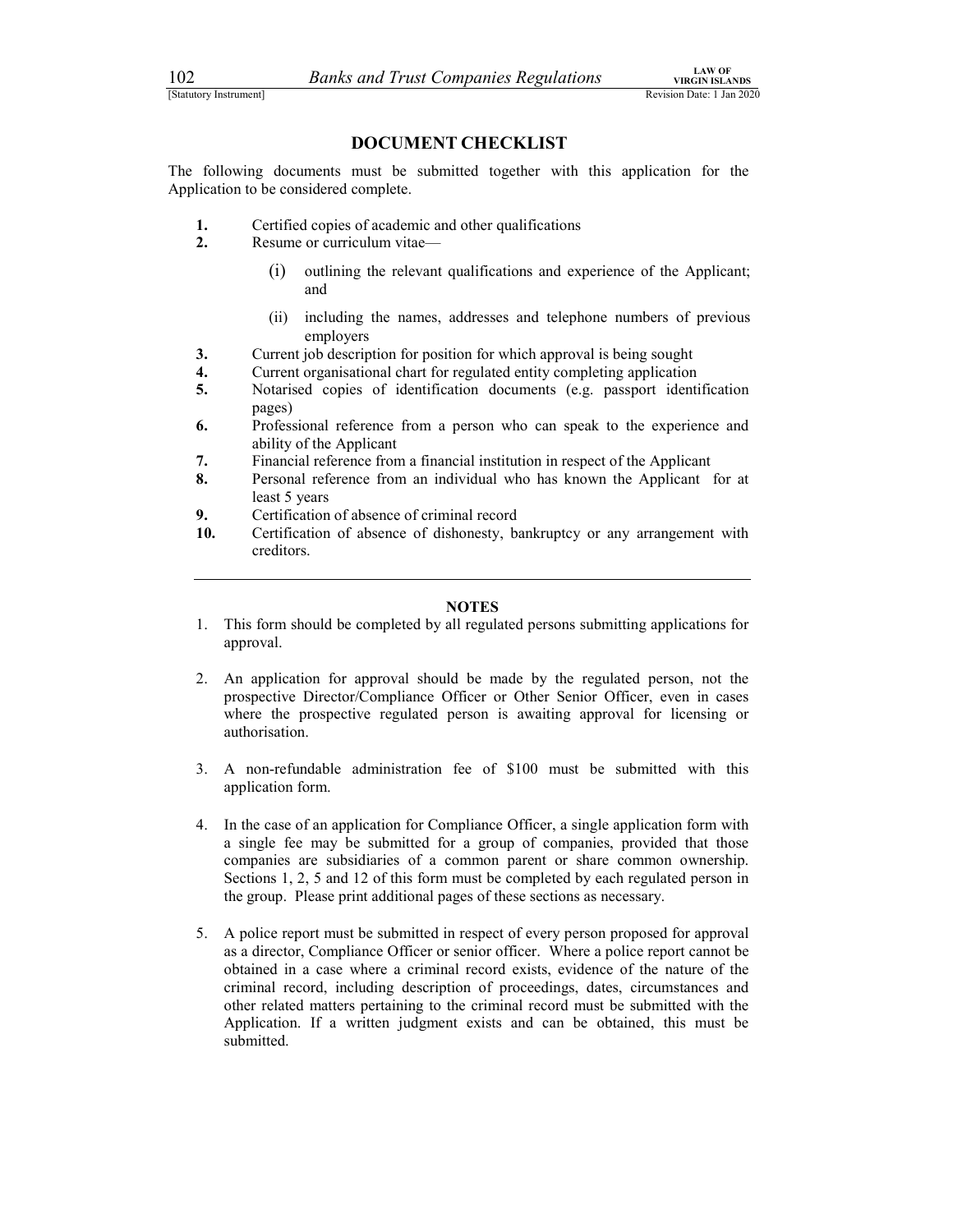## DOCUMENT CHECKLIST

The following documents must be submitted together with this application for the Application to be considered complete.

**1.** Certified copies of academic and other qualifications

**2.** Resume or curriculum vitae—

(i) outlining the relevant qualifications and experience of the Applicant; and

(ii) including the names, addresses and telephone numbers of previous employers

**3.** Current job description for position for which approval is being sought

**4.** Current organisational chart for regulated entity completing application

**5.** Notarised copies of identification documents (e.g. passport identification pages)

**6.** Professional reference from a person who can speak to the experience and ability of the Applicant

**7.** Financial reference from a financial institution in respect of the Applicant

**8.** Personal reference from an individual who has known the Applicant for at least 5 years

**9.** Certification of absence of criminal record

**10.** Certification of absence of dishonesty, bankruptcy or any arrangement with creditors.

---

### NOTES

1. This form should be completed by all regulated persons submitting applications for approval.

2. An application for approval should be made by the regulated person, not the prospective Director/Compliance Officer or Other Senior Officer, even in cases where the prospective regulated person is awaiting approval for licensing or authorisation.

3. A non-refundable administration fee of $100 must be submitted with this application form.

4. In the case of an application for Compliance Officer, a single application form with a single fee may be submitted for a group of companies, provided that those companies are subsidiaries of a common parent or share common ownership. Sections 1, 2, 5 and 12 of this form must be completed by each regulated person in the group. Please print additional pages of these sections as necessary.

5. A police report must be submitted in respect of every person proposed for approval as a director, Compliance Officer or senior officer. Where a police report cannot be obtained in a case where a criminal record exists, evidence of the nature of the criminal record, including description of proceedings, dates, circumstances and other related matters pertaining to the criminal record must be submitted with the Application. If a written judgment exists and can be obtained, this must be submitted.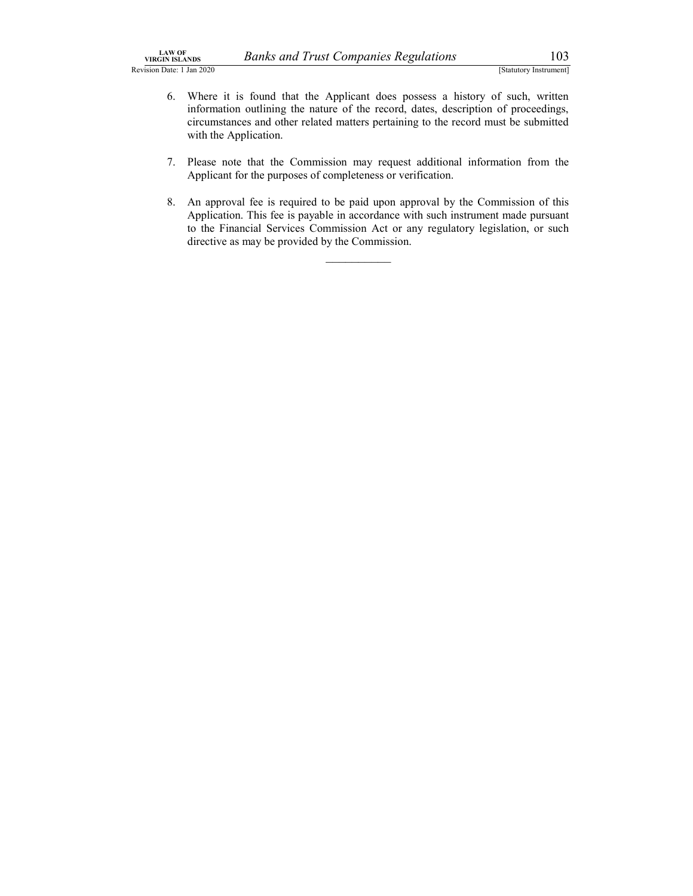6. Where it is found that the Applicant does possess a history of such, written information outlining the nature of the record, dates, description of proceedings, circumstances and other related matters pertaining to the record must be submitted with the Application.

7. Please note that the Commission may request additional information from the Applicant for the purposes of completeness or verification.

8. An approval fee is required to be paid upon approval by the Commission of this Application. This fee is payable in accordance with such instrument made pursuant to the Financial Services Commission Act or any regulatory legislation, or such directive as may be provided by the Commission.

___________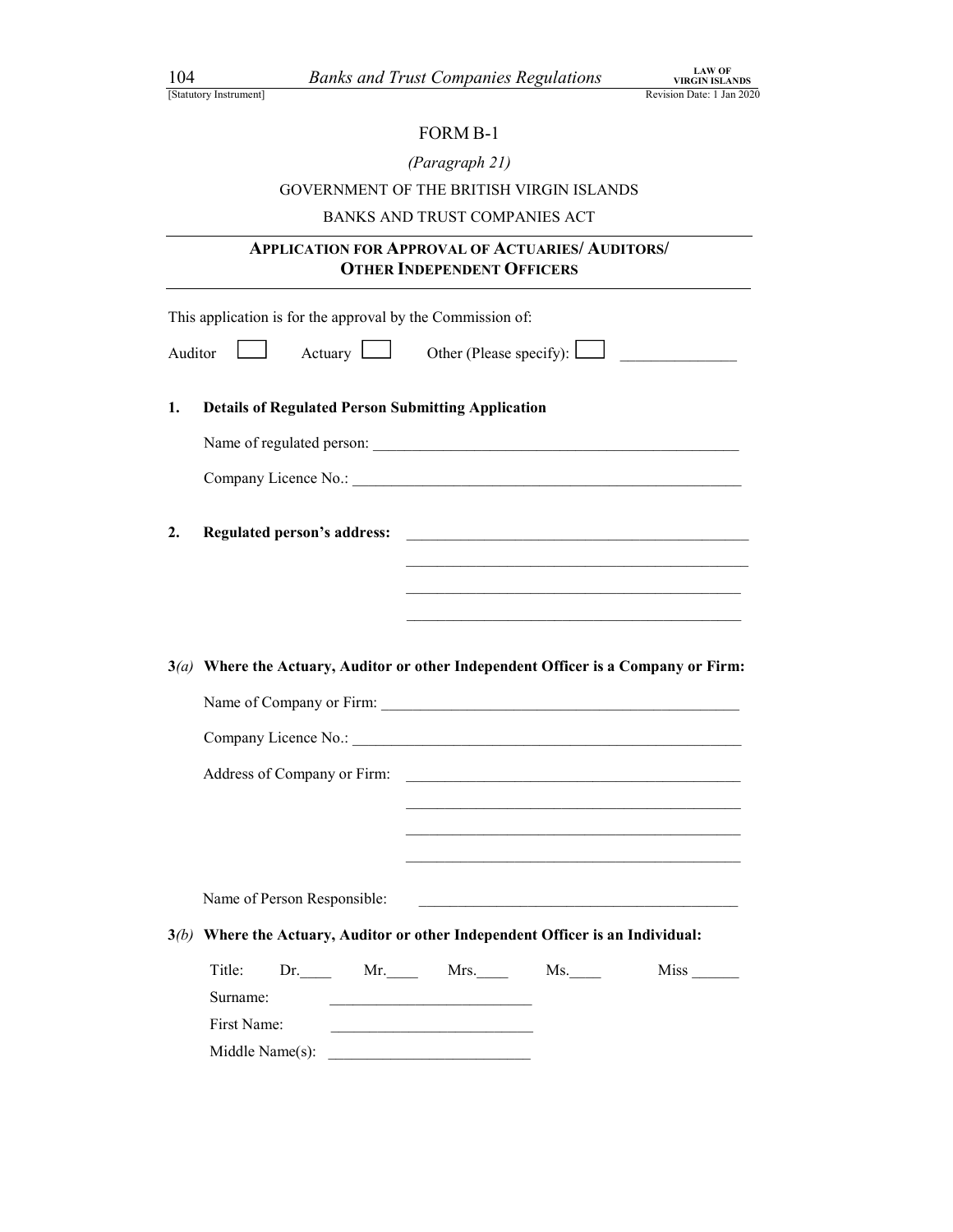FORM B-1

*(Paragraph 21)*

GOVERNMENT OF THE BRITISH VIRGIN ISLANDS

BANKS AND TRUST COMPANIES ACT

## APPLICATION FOR APPROVAL OF ACTUARIES/ AUDITORS/ OTHER INDEPENDENT OFFICERS

This application is for the approval by the Commission of:

Auditor ☐ Actuary ☐ Other (Please specify): ☐ ______________

**1. Details of Regulated Person Submitting Application**

Name of regulated person: ________________________________________________

Company Licence No.: ___________________________________________________

**2. Regulated person's address:** ____________________________________________

____________________________________________

____________________________________________

____________________________________________

**3*(a)* Where the Actuary, Auditor or other Independent Officer is a Company or Firm:**

Name of Company or Firm: _______________________________________________

Company Licence No.: ___________________________________________________

Address of Company or Firm: ____________________________________________

____________________________________________

____________________________________________

____________________________________________

Name of Person Responsible: ____________________________________________

**3*(b)* Where the Actuary, Auditor or other Independent Officer is an Individual:**

Title: Dr.____ Mr.____ Mrs.____ Ms.____ Miss ______

Surname: __________________________

First Name: __________________________

Middle Name(s): __________________________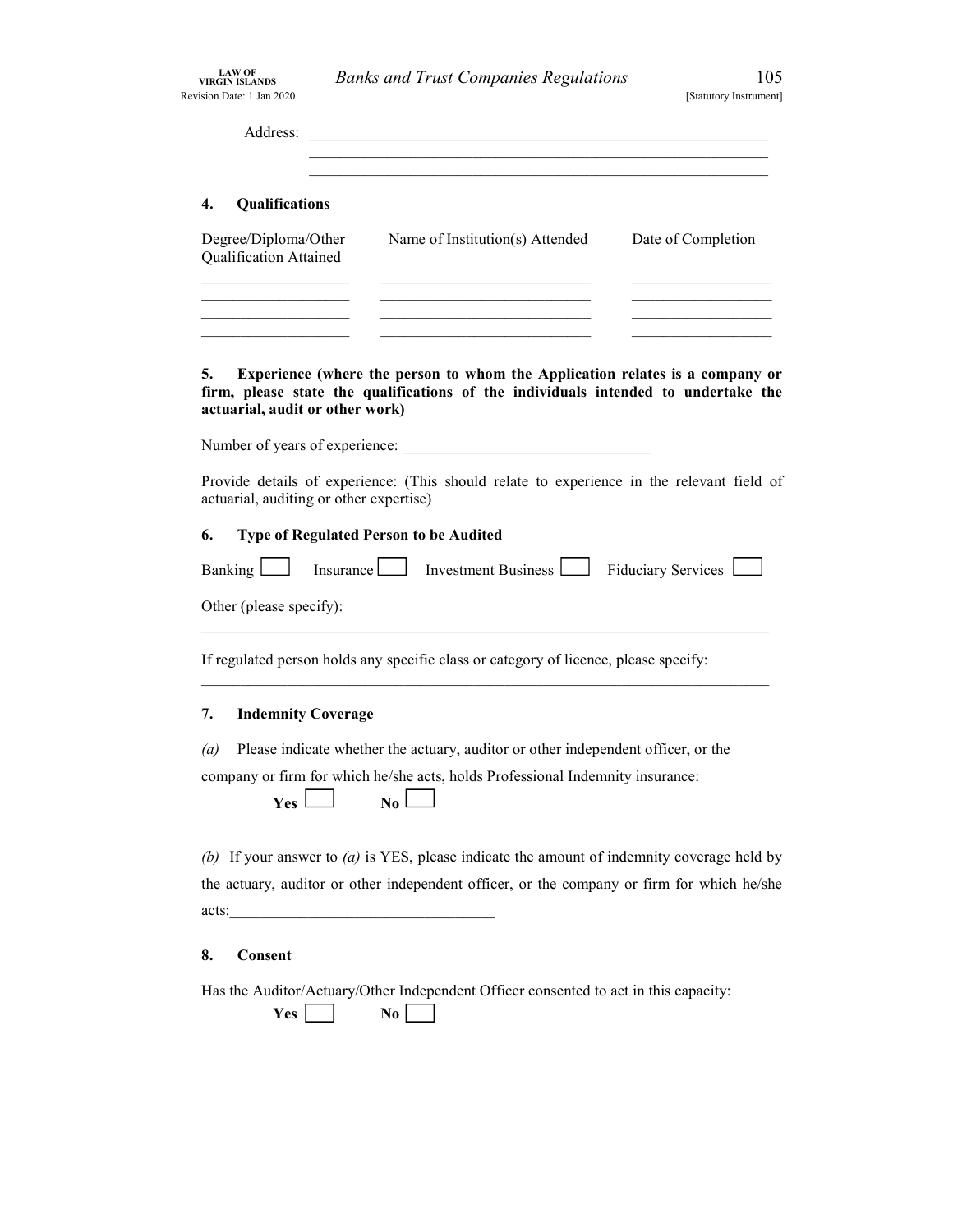Address: ____________________________________________________________
____________________________________________________________
____________________________________________________________

**4. Qualifications**

| Degree/Diploma/Other Qualification Attained | Name of Institution(s) Attended | Date of Completion |
|---|---|---|
| ___________________ | ___________________________ | __________________ |
| ___________________ | ___________________________ | __________________ |
| ___________________ | ___________________________ | __________________ |
| ___________________ | ___________________________ | __________________ |

**5. Experience (where the person to whom the Application relates is a company or firm, please state the qualifications of the individuals intended to undertake the actuarial, audit or other work)**

Number of years of experience: ________________________________

Provide details of experience: (This should relate to experience in the relevant field of actuarial, auditing or other expertise)

**6. Type of Regulated Person to be Audited**

Banking ☐ Insurance ☐ Investment Business ☐ Fiduciary Services ☐

Other (please specify):

____________________________________________________________________________

If regulated person holds any specific class or category of licence, please specify:

____________________________________________________________________________

**7. Indemnity Coverage**

*(a)* Please indicate whether the actuary, auditor or other independent officer, or the company or firm for which he/she acts, holds Professional Indemnity insurance:

**Yes** ☐ **No** ☐

*(b)* If your answer to *(a)* is YES, please indicate the amount of indemnity coverage held by the actuary, auditor or other independent officer, or the company or firm for which he/she acts:_________________________________

**8. Consent**

Has the Auditor/Actuary/Other Independent Officer consented to act in this capacity:

**Yes** ☐ **No** ☐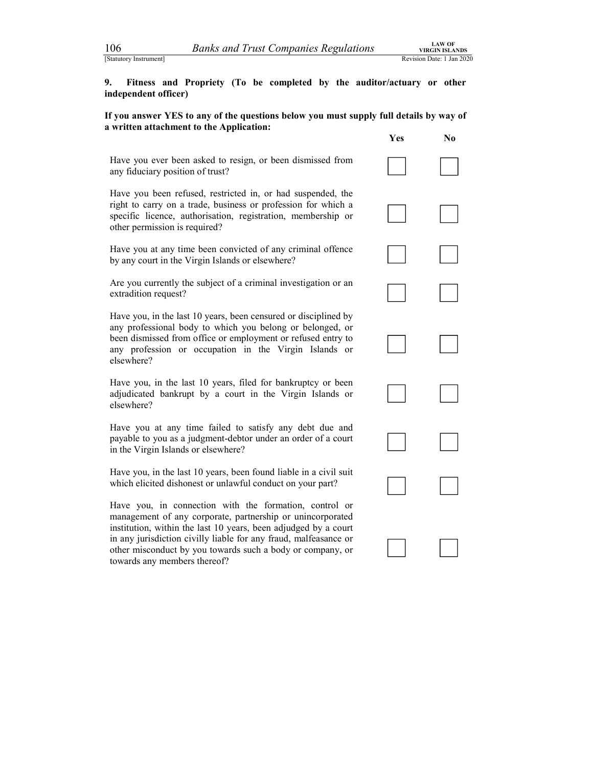**9. Fitness and Propriety (To be completed by the auditor/actuary or other independent officer)**

**If you answer YES to any of the questions below you must supply full details by way of a written attachment to the Application:**

| | Yes | No |
|---|---|---|
| Have you ever been asked to resign, or been dismissed from any fiduciary position of trust? | ☐ | ☐ |
| Have you been refused, restricted in, or had suspended, the right to carry on a trade, business or profession for which a specific licence, authorisation, registration, membership or other permission is required? | ☐ | ☐ |
| Have you at any time been convicted of any criminal offence by any court in the Virgin Islands or elsewhere? | ☐ | ☐ |
| Are you currently the subject of a criminal investigation or an extradition request? | ☐ | ☐ |
| Have you, in the last 10 years, been censured or disciplined by any professional body to which you belong or belonged, or been dismissed from office or employment or refused entry to any profession or occupation in the Virgin Islands or elsewhere? | ☐ | ☐ |
| Have you, in the last 10 years, filed for bankruptcy or been adjudicated bankrupt by a court in the Virgin Islands or elsewhere? | ☐ | ☐ |
| Have you at any time failed to satisfy any debt due and payable to you as a judgment-debtor under an order of a court in the Virgin Islands or elsewhere? | ☐ | ☐ |
| Have you, in the last 10 years, been found liable in a civil suit which elicited dishonest or unlawful conduct on your part? | ☐ | ☐ |
| Have you, in connection with the formation, control or management of any corporate, partnership or unincorporated institution, within the last 10 years, been adjudged by a court in any jurisdiction civilly liable for any fraud, malfeasance or other misconduct by you towards such a body or company, or towards any members thereof? | ☐ | ☐ |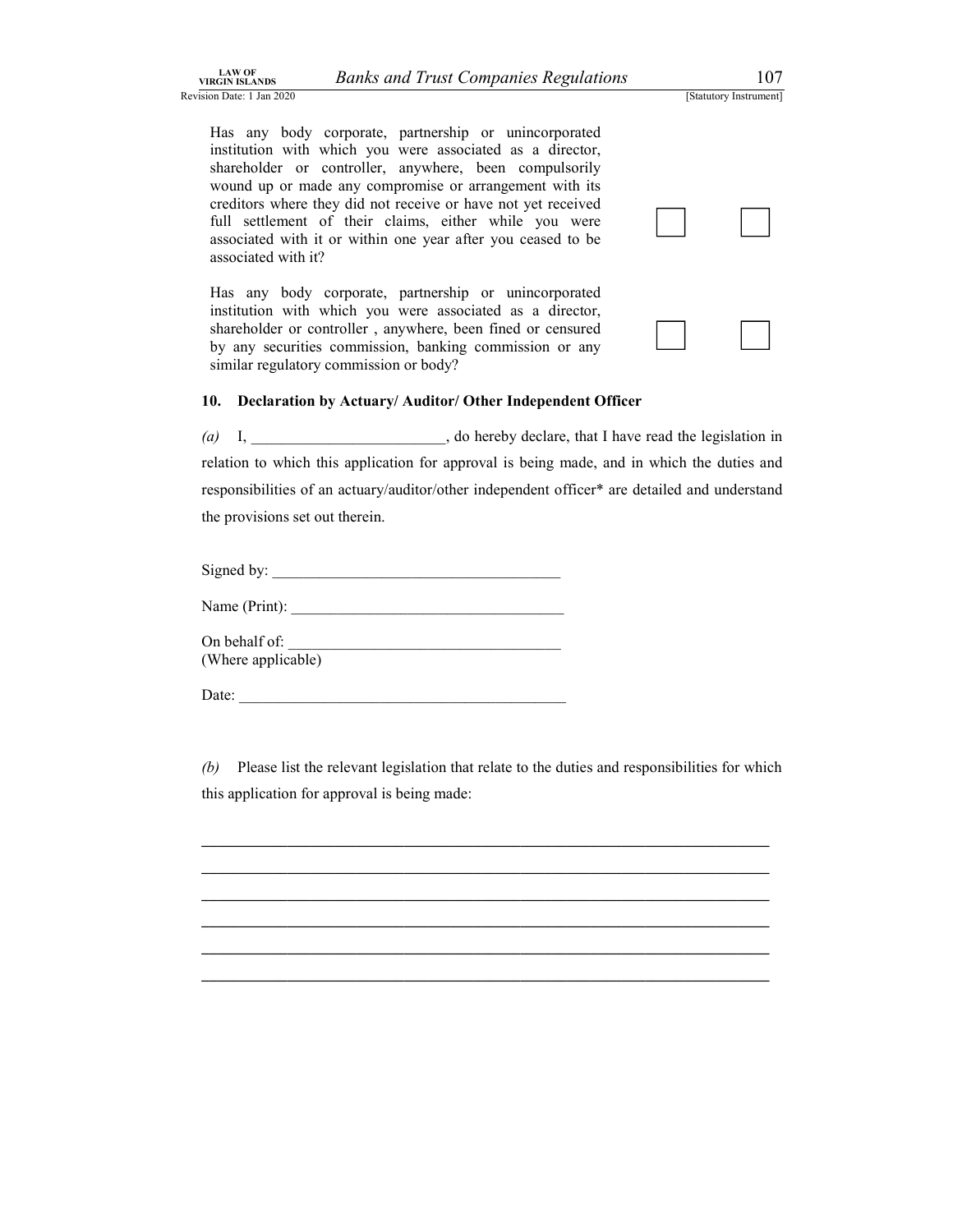| | | |
|---|---|---|
| Has any body corporate, partnership or unincorporated institution with which you were associated as a director, shareholder or controller, anywhere, been compulsorily wound up or made any compromise or arrangement with its creditors where they did not receive or have not yet received full settlement of their claims, either while you were associated with it or within one year after you ceased to be associated with it? | ☐ | ☐ |
| Has any body corporate, partnership or unincorporated institution with which you were associated as a director, shareholder or controller , anywhere, been fined or censured by any securities commission, banking commission or any similar regulatory commission or body? | ☐ | ☐ |

## 10. Declaration by Actuary/ Auditor/ Other Independent Officer

*(a)* I, ________________________, do hereby declare, that I have read the legislation in relation to which this application for approval is being made, and in which the duties and responsibilities of an actuary/auditor/other independent officer* are detailed and understand the provisions set out therein.

Signed by: ____________________________________

Name (Print): __________________________________

On behalf of: __________________________________
(Where applicable)

Date: _________________________________________

*(b)* Please list the relevant legislation that relate to the duties and responsibilities for which this application for approval is being made:

______________________________________________________________________

______________________________________________________________________

______________________________________________________________________

______________________________________________________________________

______________________________________________________________________

______________________________________________________________________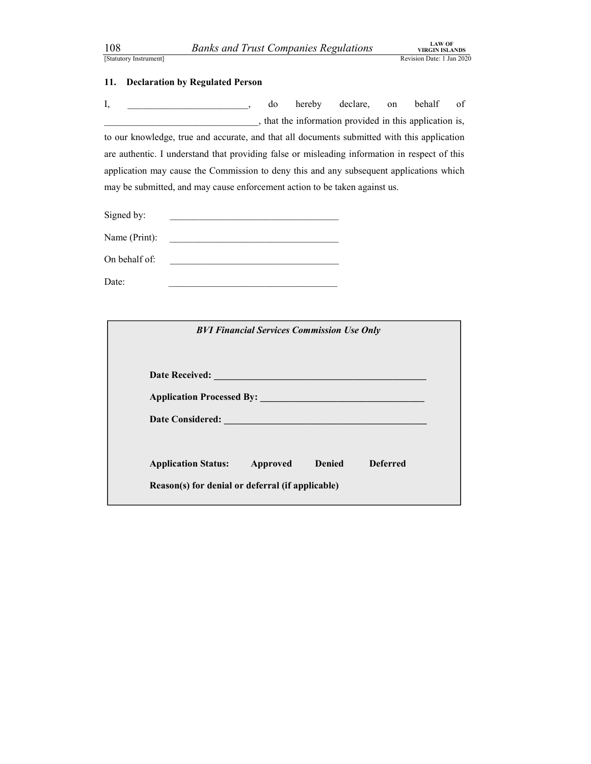## 11. Declaration by Regulated Person

I, _________________________, do hereby declare, on behalf of ________________________________, that the information provided in this application is, to our knowledge, true and accurate, and that all documents submitted with this application are authentic. I understand that providing false or misleading information in respect of this application may cause the Commission to deny this and any subsequent applications which may be submitted, and may cause enforcement action to be taken against us.

Signed by: ___________________________________

Name (Print): ___________________________________

On behalf of: ___________________________________

Date: ___________________________________

***BVI Financial Services Commission Use Only***

**Date Received: ____________________________________________**

**Application Processed By: _________________________________**

**Date Considered: __________________________________________**

**Application Status: Approved Denied Deferred**

**Reason(s) for denial or deferral (if applicable)**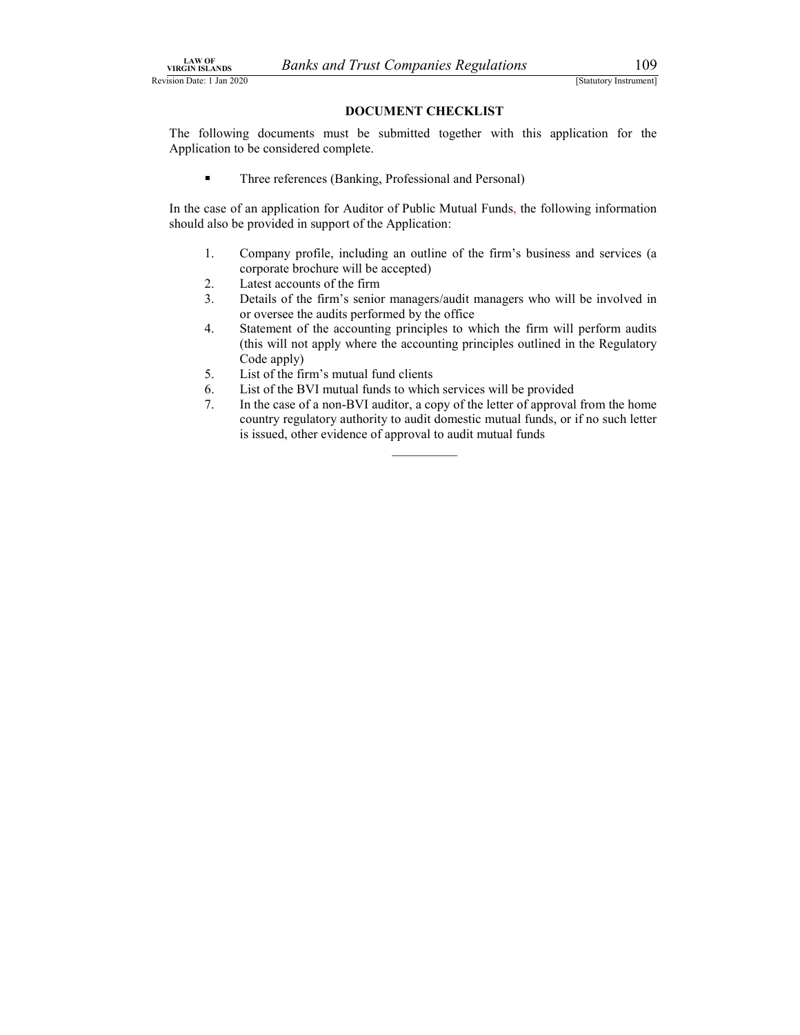## DOCUMENT CHECKLIST

The following documents must be submitted together with this application for the Application to be considered complete.

- Three references (Banking, Professional and Personal)

In the case of an application for Auditor of Public Mutual Funds, the following information should also be provided in support of the Application:

1. Company profile, including an outline of the firm's business and services (a corporate brochure will be accepted)
2. Latest accounts of the firm
3. Details of the firm's senior managers/audit managers who will be involved in or oversee the audits performed by the office
4. Statement of the accounting principles to which the firm will perform audits (this will not apply where the accounting principles outlined in the Regulatory Code apply)
5. List of the firm's mutual fund clients
6. List of the BVI mutual funds to which services will be provided
7. In the case of a non-BVI auditor, a copy of the letter of approval from the home country regulatory authority to audit domestic mutual funds, or if no such letter is issued, other evidence of approval to audit mutual funds

__________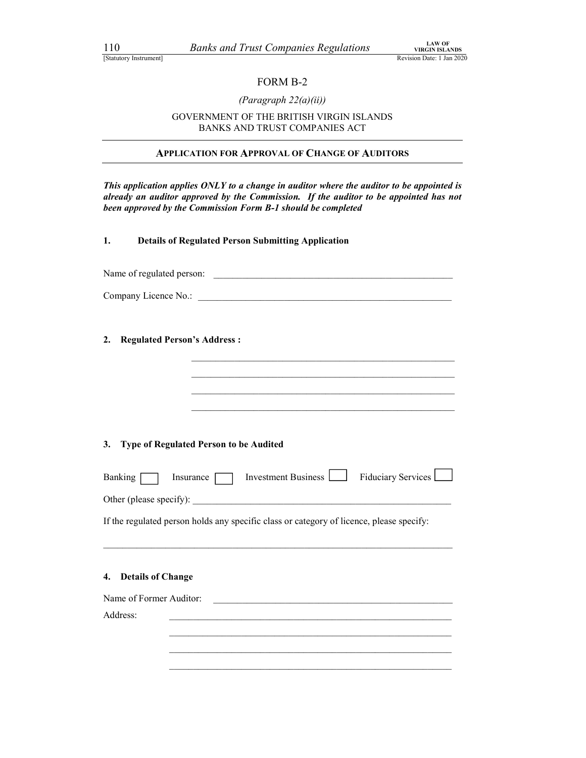FORM B-2

*(Paragraph 22(a)(ii))*

GOVERNMENT OF THE BRITISH VIRGIN ISLANDS
BANKS AND TRUST COMPANIES ACT

**APPLICATION FOR APPROVAL OF CHANGE OF AUDITORS**

***This application applies ONLY to a change in auditor where the auditor to be appointed is already an auditor approved by the Commission. If the auditor to be appointed has not been approved by the Commission Form B-1 should be completed***

**1. Details of Regulated Person Submitting Application**

Name of regulated person: ____________________________________________________

Company Licence No.: ____________________________________________________

**2. Regulated Person's Address :**

____________________________________________________

____________________________________________________

____________________________________________________

____________________________________________________

**3. Type of Regulated Person to be Audited**

Banking ☐ Insurance ☐ Investment Business ☐ Fiduciary Services ☐

Other (please specify): ____________________________________________________

If the regulated person holds any specific class or category of licence, please specify:

____________________________________________________

**4. Details of Change**

Name of Former Auditor: ____________________________________________________

Address: ____________________________________________________

____________________________________________________

____________________________________________________

____________________________________________________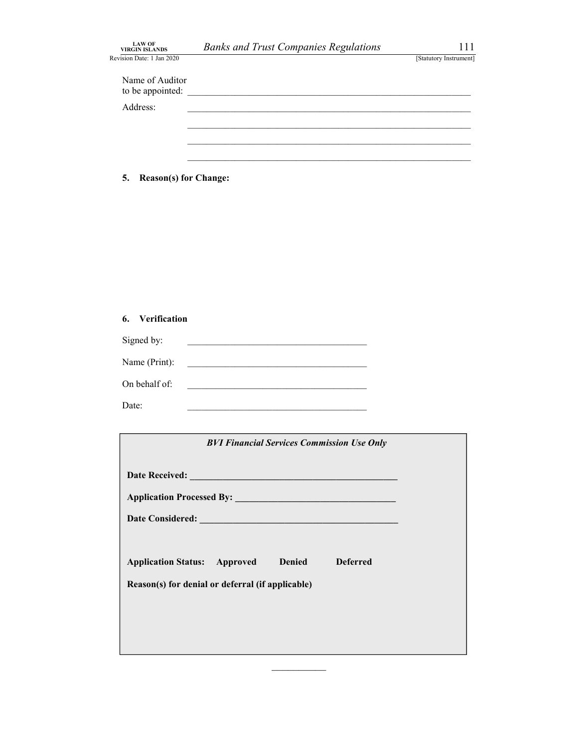Name of Auditor to be appointed: ______________________________________________

Address: ______________________________________________

______________________________________________

______________________________________________

______________________________________________

**5. Reason(s) for Change:**

**6. Verification**

Signed by: ______________________________

Name (Print): ______________________________

On behalf of: ______________________________

Date: ______________________________

***BVI Financial Services Commission Use Only***

**Date Received: ______________________________**

**Application Processed By: ______________________________**

**Date Considered: ______________________________**

**Application Status: Approved Denied Deferred**

**Reason(s) for denial or deferral (if applicable)**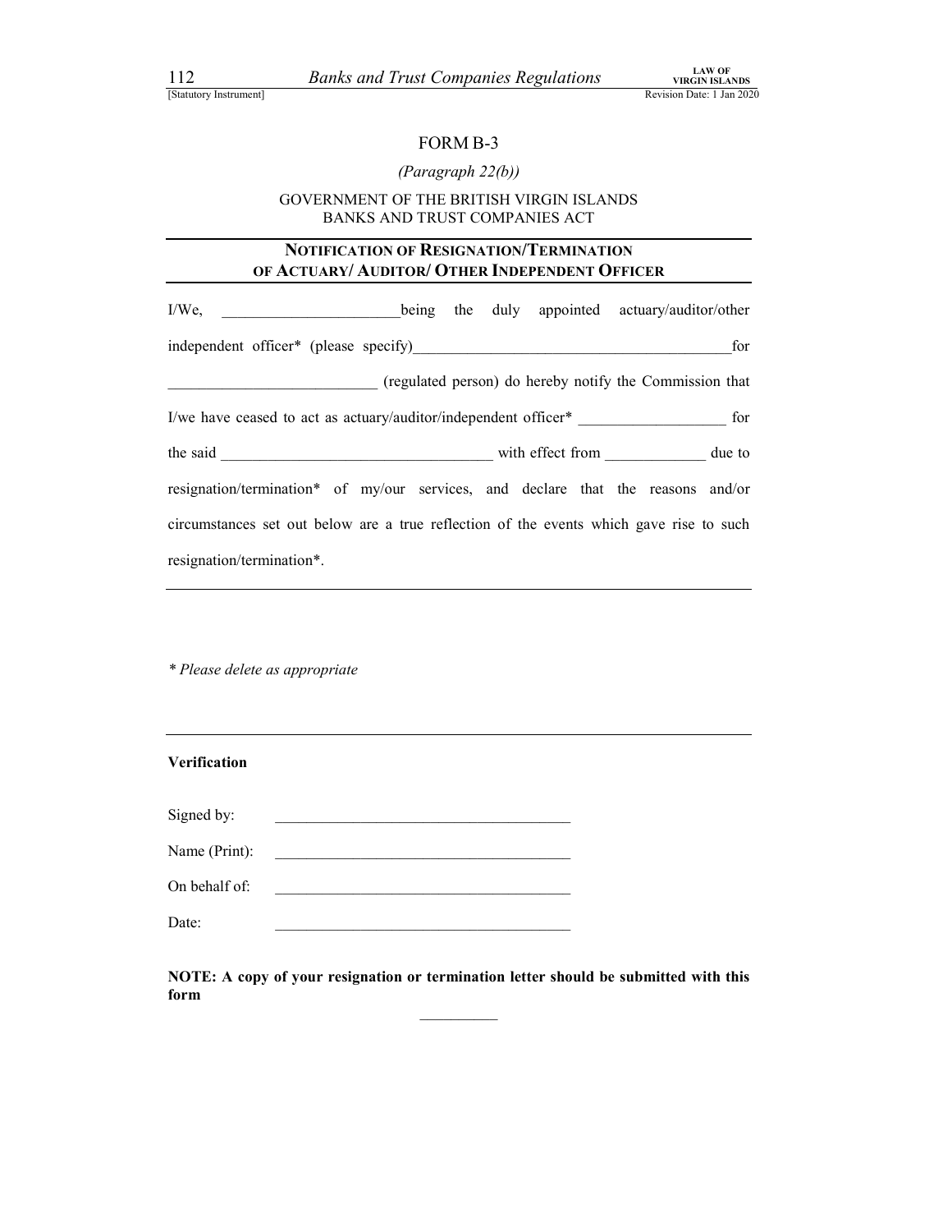FORM B-3

*(Paragraph 22(b))*

GOVERNMENT OF THE BRITISH VIRGIN ISLANDS
BANKS AND TRUST COMPANIES ACT

## NOTIFICATION OF RESIGNATION/TERMINATION OF ACTUARY/ AUDITOR/ OTHER INDEPENDENT OFFICER

I/We, ______________________being the duly appointed actuary/auditor/other independent officer* (please specify)_________________________________________for __________________________ (regulated person) do hereby notify the Commission that I/we have ceased to act as actuary/auditor/independent officer* ___________________ for the said __________________________________ with effect from ____________ due to resignation/termination* of my/our services, and declare that the reasons and/or circumstances set out below are a true reflection of the events which gave rise to such resignation/termination*.

---

*\* Please delete as appropriate*

---

**Verification**

Signed by: ______________________________________

Name (Print): ______________________________________

On behalf of: ______________________________________

Date: ______________________________________

**NOTE: A copy of your resignation or termination letter should be submitted with this form**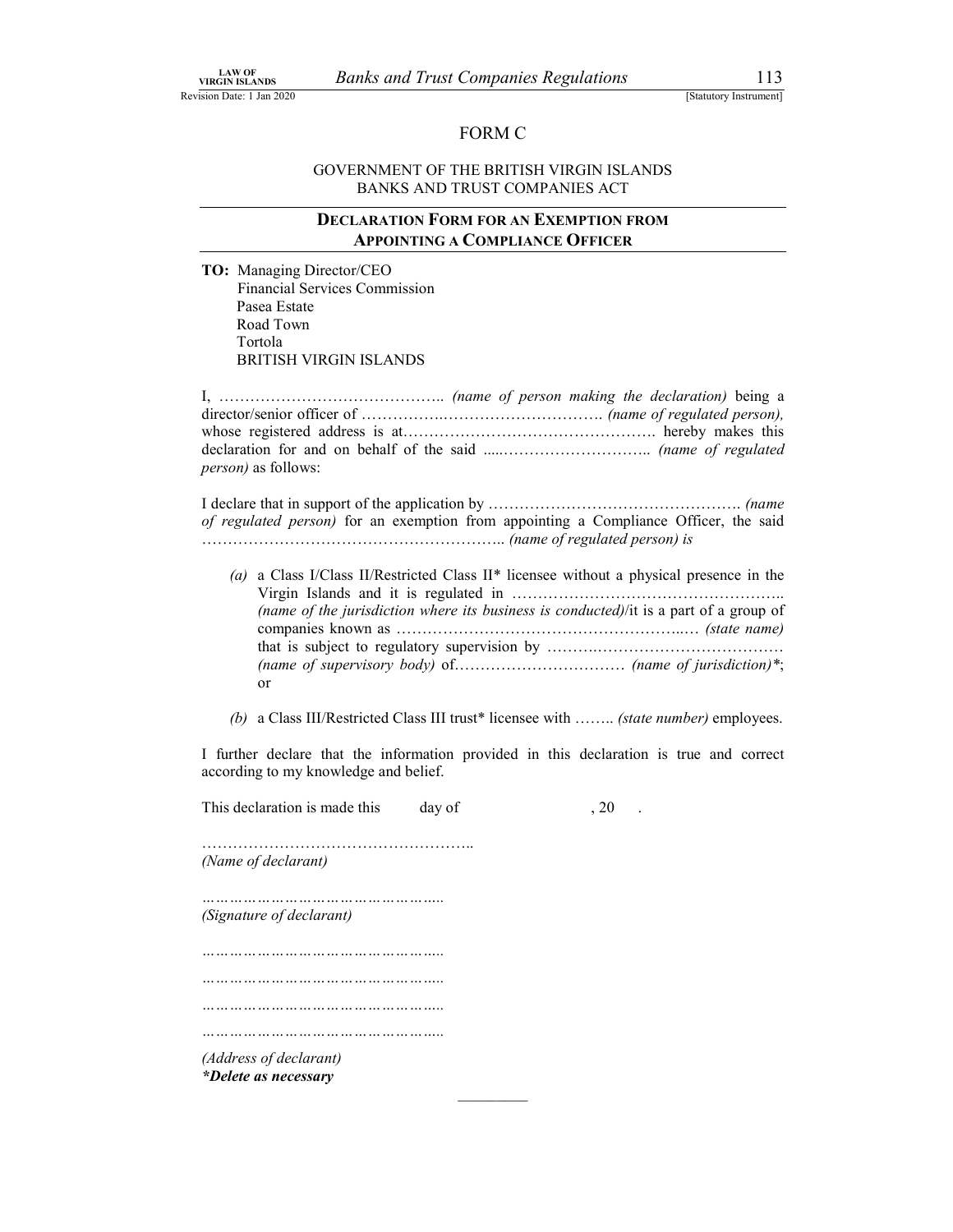# FORM C

GOVERNMENT OF THE BRITISH VIRGIN ISLANDS
BANKS AND TRUST COMPANIES ACT

## DECLARATION FORM FOR AN EXEMPTION FROM APPOINTING A COMPLIANCE OFFICER

**TO:** Managing Director/CEO
Financial Services Commission
Pasea Estate
Road Town
Tortola
BRITISH VIRGIN ISLANDS

I, …………………………………….. *(name of person making the declaration)* being a director/senior officer of ……………..…………………………. *(name of regulated person),* whose registered address is at…………………………………………. hereby makes this declaration for and on behalf of the said .....……………………….. *(name of regulated person)* as follows:

I declare that in support of the application by …………………………………………. *(name of regulated person)* for an exemption from appointing a Compliance Officer, the said ………………………………………………….. *(name of regulated person) is*

*(a)* a Class I/Class II/Restricted Class II* licensee without a physical presence in the Virgin Islands and it is regulated in …………………………………………….. *(name of the jurisdiction where its business is conducted)*/it is a part of a group of companies known as ……………………………………………..… *(state name)* that is subject to regulatory supervision by ……….………………………………… *(name of supervisory body)* of…………………………… *(name of jurisdiction)**; or

*(b)* a Class III/Restricted Class III trust* licensee with …….. *(state number)* employees.

I further declare that the information provided in this declaration is true and correct according to my knowledge and belief.

This declaration is made this day of , 20 .

……………………………………………..
*(Name of declarant)*

…………………………………………..
*(Signature of declarant)*

…………………………………………..
…………………………………………..
…………………………………………..
…………………………………………..
*(Address of declarant)*
***Delete as necessary***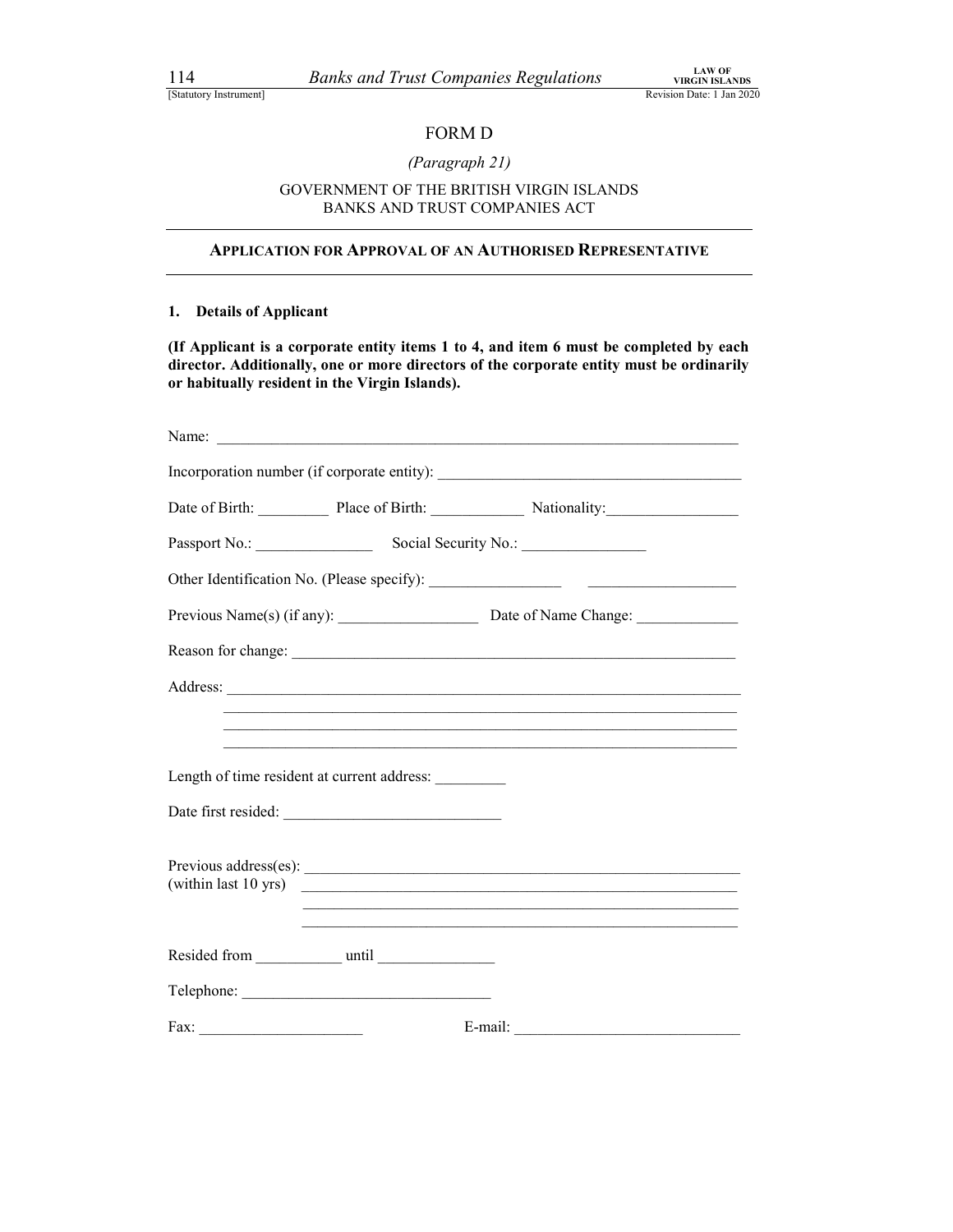# FORM D

*(Paragraph 21)*

GOVERNMENT OF THE BRITISH VIRGIN ISLANDS
BANKS AND TRUST COMPANIES ACT

## APPLICATION FOR APPROVAL OF AN AUTHORISED REPRESENTATIVE

**1. Details of Applicant**

**(If Applicant is a corporate entity items 1 to 4, and item 6 must be completed by each director. Additionally, one or more directors of the corporate entity must be ordinarily or habitually resident in the Virgin Islands).**

Name: ____________________________________________________________________

Incorporation number (if corporate entity): _______________________________________

Date of Birth: _________ Place of Birth: ____________ Nationality:_________________

Passport No.: _______________ Social Security No.: ________________

Other Identification No. (Please specify): _________________ ___________________

Previous Name(s) (if any): __________________ Date of Name Change: _____________

Reason for change: ___________________________________________________________

Address: __________________________________________________________________
__________________________________________________________________
__________________________________________________________________
__________________________________________________________________

Length of time resident at current address: _________

Date first resided: ___________________________

Previous address(es): __________________________________________________________
(within last 10 yrs) ____________________________________________________________
____________________________________________________________
____________________________________________________________

Resided from ___________ until _______________

Telephone: ________________________________

Fax: _____________________ E-mail: _____________________________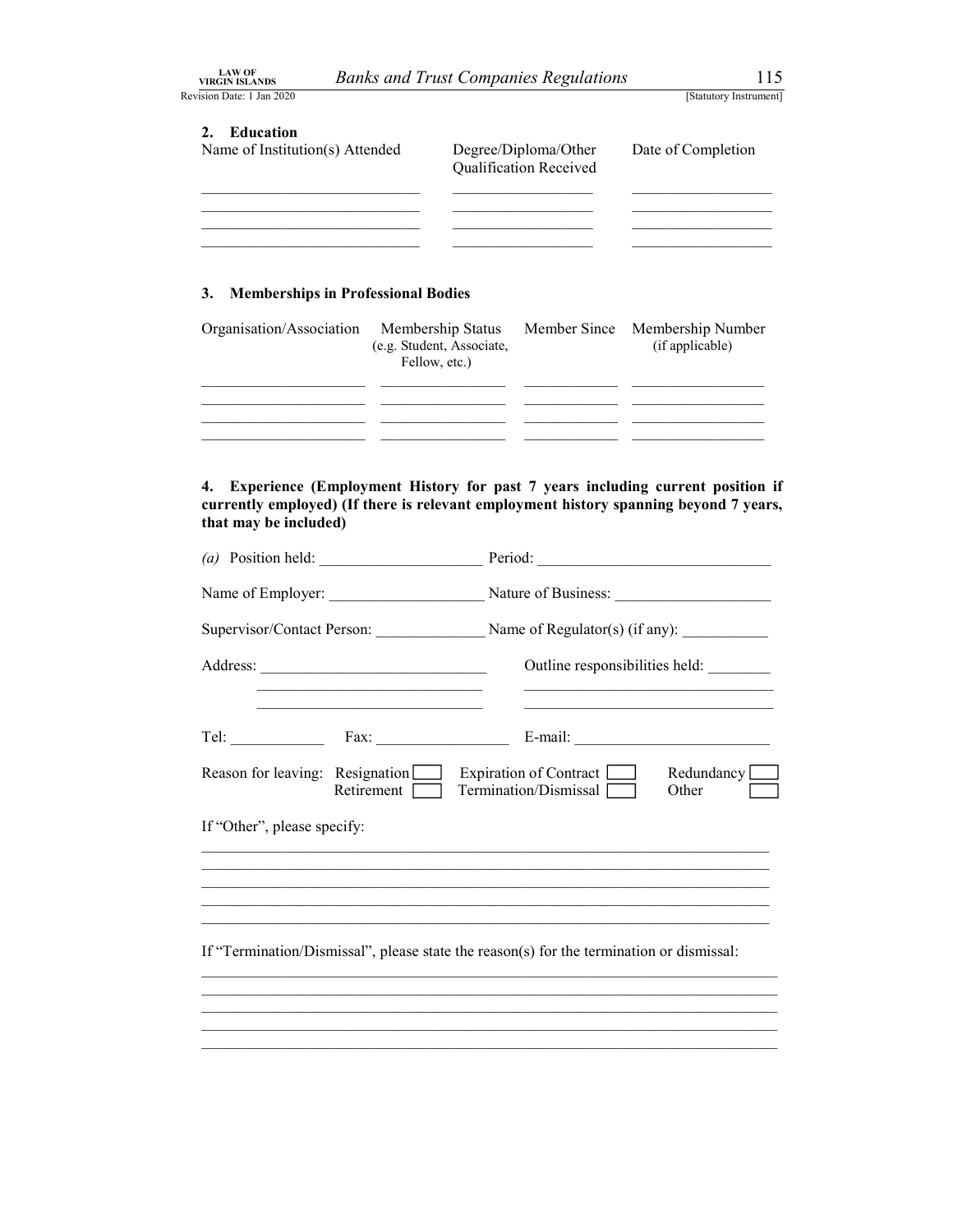## 2. Education

| Name of Institution(s) Attended | Degree/Diploma/Other Qualification Received | Date of Completion |
|---|---|---|
| ______________________________ | ___________________ | ___________________ |
| ______________________________ | ___________________ | ___________________ |
| ______________________________ | ___________________ | ___________________ |
| ______________________________ | ___________________ | ___________________ |

## 3. Memberships in Professional Bodies

| Organisation/Association | Membership Status (e.g. Student, Associate, Fellow, etc.) | Member Since | Membership Number (if applicable) |
|---|---|---|---|
| ______________________ | _________________ | _____________ | ___________________ |
| ______________________ | _________________ | _____________ | ___________________ |
| ______________________ | _________________ | _____________ | ___________________ |
| ______________________ | _________________ | _____________ | ___________________ |

## 4. Experience (Employment History for past 7 years including current position if currently employed) (If there is relevant employment history spanning beyond 7 years, that may be included)

*(a)* Position held: ______________________ Period: ________________________________

Name of Employer: _____________________ Nature of Business: _____________________

Supervisor/Contact Person: _______________ Name of Regulator(s) (if any): ____________

Address: ______________________________ Outline responsibilities held: _________
______________________________ __________________________________
______________________________ __________________________________

Tel: _____________ Fax: __________________ E-mail: __________________________

Reason for leaving: Resignation ☐ Expiration of Contract ☐ Redundancy ☐
Retirement ☐ Termination/Dismissal ☐ Other ☐

If "Other", please specify:

___________________________________________________________________________
___________________________________________________________________________
___________________________________________________________________________
___________________________________________________________________________
___________________________________________________________________________

If "Termination/Dismissal", please state the reason(s) for the termination or dismissal:

___________________________________________________________________________
___________________________________________________________________________
___________________________________________________________________________
___________________________________________________________________________
___________________________________________________________________________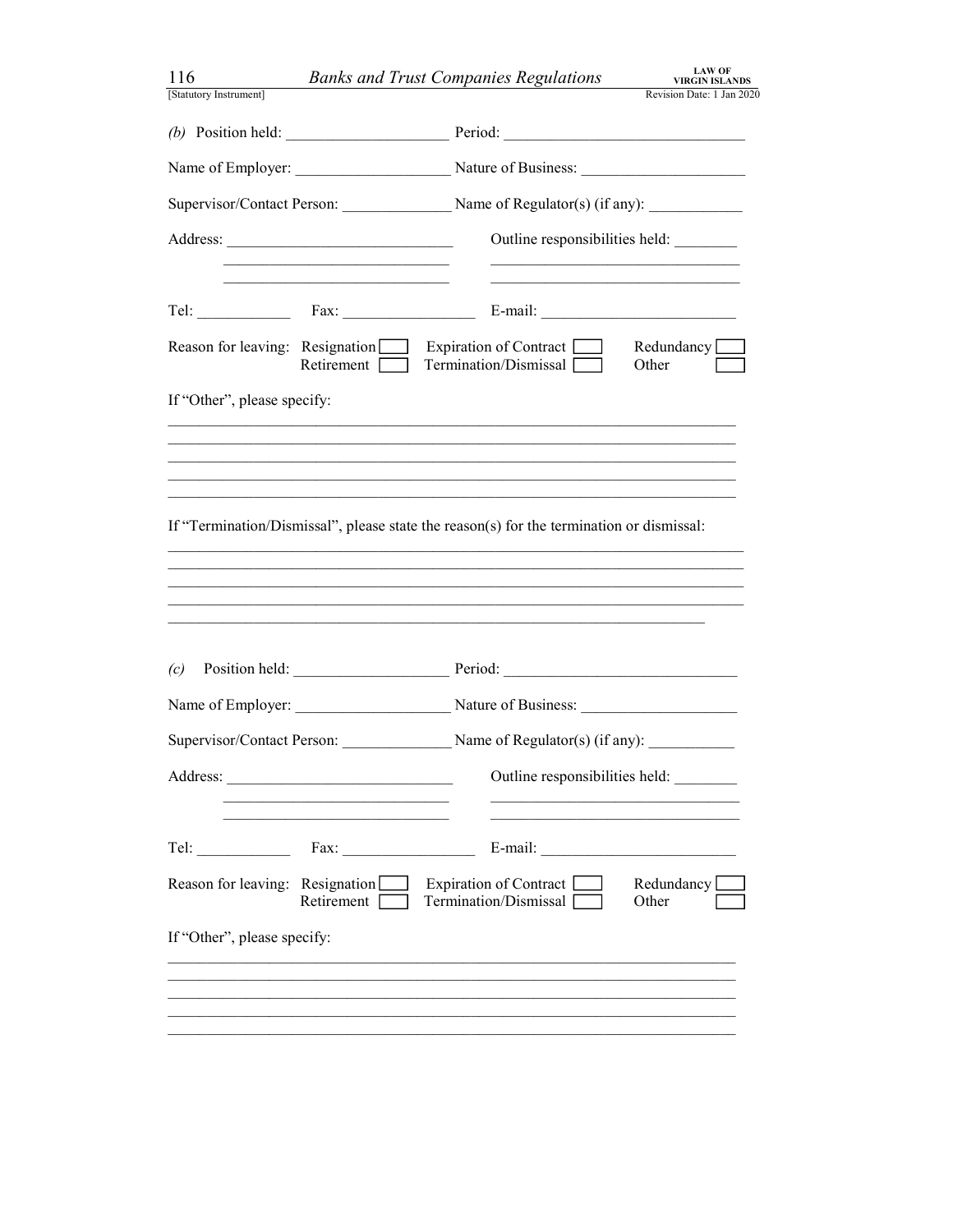*(b)* Position held: ____________________ Period: ______________________________

Name of Employer: ____________________ Nature of Business: ____________________

Supervisor/Contact Person: ______________ Name of Regulator(s) (if any): ___________

Address: ____________________________ Outline responsibilities held: ________

____________________________ ________________________________

____________________________ ________________________________

Tel: ____________ Fax: _________________ E-mail: _________________________

Reason for leaving: Resignation ☐ Expiration of Contract ☐ Redundancy ☐
Retirement ☐ Termination/Dismissal ☐ Other ☐

If "Other", please specify:

______________________________________________________________________

______________________________________________________________________

______________________________________________________________________

______________________________________________________________________

______________________________________________________________________

If "Termination/Dismissal", please state the reason(s) for the termination or dismissal:

______________________________________________________________________

______________________________________________________________________

______________________________________________________________________

______________________________________________________________________

______________________________________________________________________

*(c)* Position held: ____________________ Period: ______________________________

Name of Employer: ____________________ Nature of Business: ____________________

Supervisor/Contact Person: ______________ Name of Regulator(s) (if any): ___________

Address: ____________________________ Outline responsibilities held: ________

____________________________ ________________________________

____________________________ ________________________________

Tel: ____________ Fax: _________________ E-mail: _________________________

Reason for leaving: Resignation ☐ Expiration of Contract ☐ Redundancy ☐
Retirement ☐ Termination/Dismissal ☐ Other ☐

If "Other", please specify:

______________________________________________________________________

______________________________________________________________________

______________________________________________________________________

______________________________________________________________________

______________________________________________________________________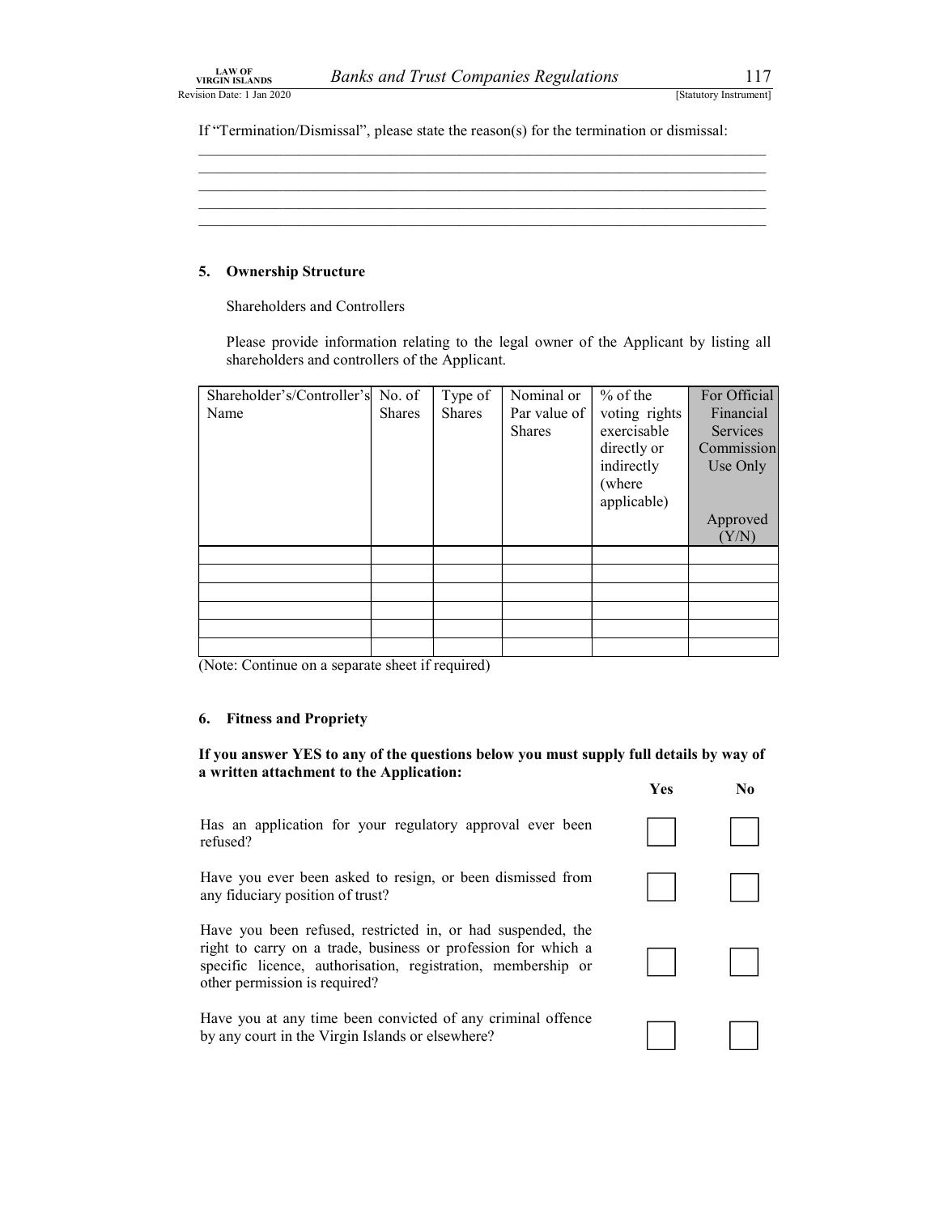If "Termination/Dismissal", please state the reason(s) for the termination or dismissal:

\_\_\_\_\_\_\_\_\_\_\_\_\_\_\_\_\_\_\_\_\_\_\_\_\_\_\_\_\_\_\_\_\_\_\_\_\_\_\_\_\_\_\_\_\_\_\_\_\_\_\_\_\_\_\_\_\_\_\_\_\_\_\_\_\_\_\_\_\_\_\_\_\_\_\_\_

\_\_\_\_\_\_\_\_\_\_\_\_\_\_\_\_\_\_\_\_\_\_\_\_\_\_\_\_\_\_\_\_\_\_\_\_\_\_\_\_\_\_\_\_\_\_\_\_\_\_\_\_\_\_\_\_\_\_\_\_\_\_\_\_\_\_\_\_\_\_\_\_\_\_\_\_

\_\_\_\_\_\_\_\_\_\_\_\_\_\_\_\_\_\_\_\_\_\_\_\_\_\_\_\_\_\_\_\_\_\_\_\_\_\_\_\_\_\_\_\_\_\_\_\_\_\_\_\_\_\_\_\_\_\_\_\_\_\_\_\_\_\_\_\_\_\_\_\_\_\_\_\_

\_\_\_\_\_\_\_\_\_\_\_\_\_\_\_\_\_\_\_\_\_\_\_\_\_\_\_\_\_\_\_\_\_\_\_\_\_\_\_\_\_\_\_\_\_\_\_\_\_\_\_\_\_\_\_\_\_\_\_\_\_\_\_\_\_\_\_\_\_\_\_\_\_\_\_\_

\_\_\_\_\_\_\_\_\_\_\_\_\_\_\_\_\_\_\_\_\_\_\_\_\_\_\_\_\_\_\_\_\_\_\_\_\_\_\_\_\_\_\_\_\_\_\_\_\_\_\_\_\_\_\_\_\_\_\_\_\_\_\_\_\_\_\_\_\_\_\_\_\_\_\_\_

**5. Ownership Structure**

Shareholders and Controllers

Please provide information relating to the legal owner of the Applicant by listing all shareholders and controllers of the Applicant.

| Shareholder's/Controller's Name | No. of Shares | Type of Shares | Nominal or Par value of Shares | % of the voting rights exercisable directly or indirectly (where applicable) | For Official Financial Services Commission Use Only<br><br>Approved (Y/N) |
|---|---|---|---|---|---|
| | | | | | |
| | | | | | |
| | | | | | |
| | | | | | |
| | | | | | |
| | | | | | |

(Note: Continue on a separate sheet if required)

**6. Fitness and Propriety**

**If you answer YES to any of the questions below you must supply full details by way of a written attachment to the Application:**

| | Yes | No |
|---|---|---|
| Has an application for your regulatory approval ever been refused? | ☐ | ☐ |
| Have you ever been asked to resign, or been dismissed from any fiduciary position of trust? | ☐ | ☐ |
| Have you been refused, restricted in, or had suspended, the right to carry on a trade, business or profession for which a specific licence, authorisation, registration, membership or other permission is required? | ☐ | ☐ |
| Have you at any time been convicted of any criminal offence by any court in the Virgin Islands or elsewhere? | ☐ | ☐ |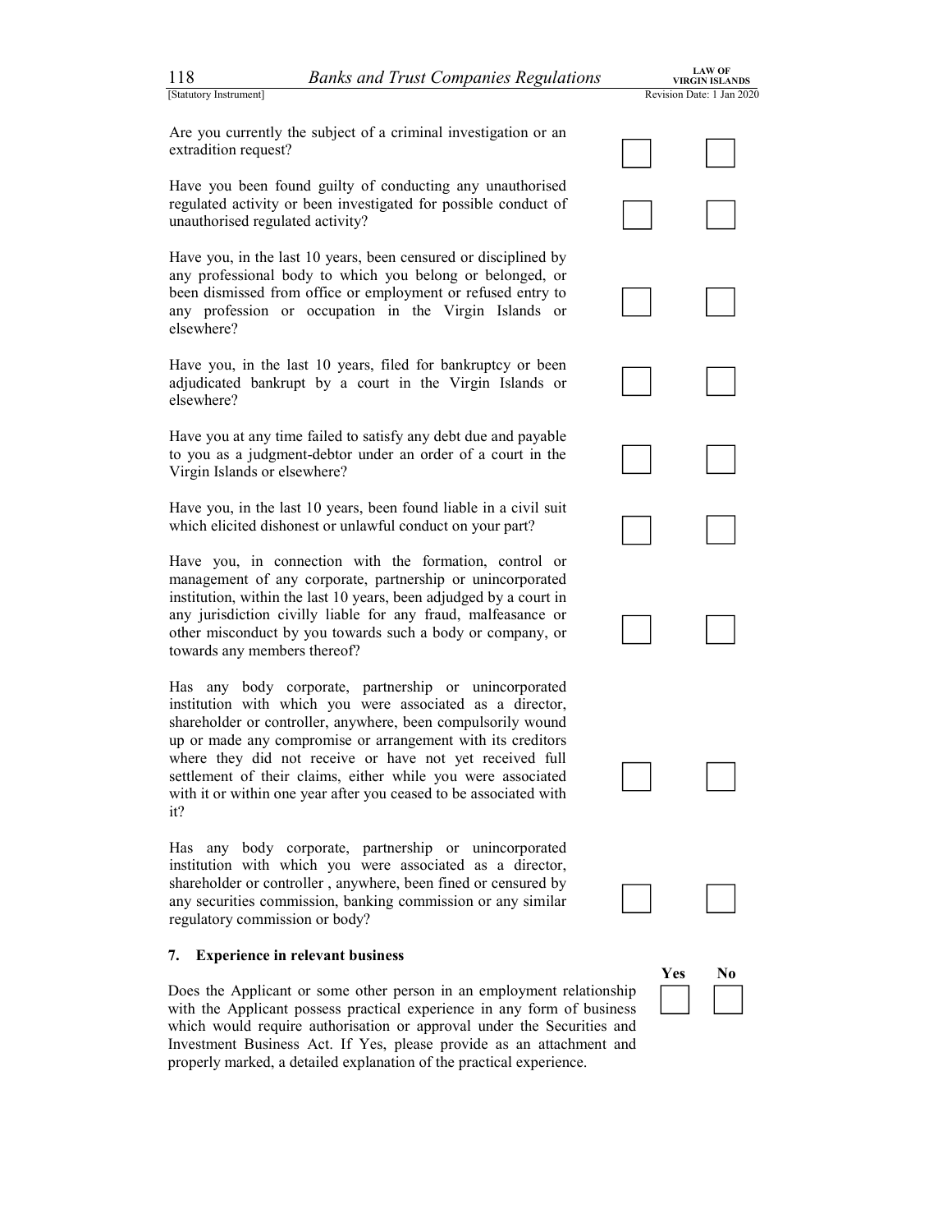| | | |
|---|---|---|
| Are you currently the subject of a criminal investigation or an extradition request? | ☐ | ☐ |
| Have you been found guilty of conducting any unauthorised regulated activity or been investigated for possible conduct of unauthorised regulated activity? | ☐ | ☐ |
| Have you, in the last 10 years, been censured or disciplined by any professional body to which you belong or belonged, or been dismissed from office or employment or refused entry to any profession or occupation in the Virgin Islands or elsewhere? | ☐ | ☐ |
| Have you, in the last 10 years, filed for bankruptcy or been adjudicated bankrupt by a court in the Virgin Islands or elsewhere? | ☐ | ☐ |
| Have you at any time failed to satisfy any debt due and payable to you as a judgment-debtor under an order of a court in the Virgin Islands or elsewhere? | ☐ | ☐ |
| Have you, in the last 10 years, been found liable in a civil suit which elicited dishonest or unlawful conduct on your part? | ☐ | ☐ |
| Have you, in connection with the formation, control or management of any corporate, partnership or unincorporated institution, within the last 10 years, been adjudged by a court in any jurisdiction civilly liable for any fraud, malfeasance or other misconduct by you towards such a body or company, or towards any members thereof? | ☐ | ☐ |
| Has any body corporate, partnership or unincorporated institution with which you were associated as a director, shareholder or controller, anywhere, been compulsorily wound up or made any compromise or arrangement with its creditors where they did not receive or have not yet received full settlement of their claims, either while you were associated with it or within one year after you ceased to be associated with it? | ☐ | ☐ |
| Has any body corporate, partnership or unincorporated institution with which you were associated as a director, shareholder or controller , anywhere, been fined or censured by any securities commission, banking commission or any similar regulatory commission or body? | ☐ | ☐ |

**7. Experience in relevant business**

| | Yes | No |
|---|---|---|
| Does the Applicant or some other person in an employment relationship with the Applicant possess practical experience in any form of business which would require authorisation or approval under the Securities and Investment Business Act. If Yes, please provide as an attachment and properly marked, a detailed explanation of the practical experience. | ☐ | ☐ |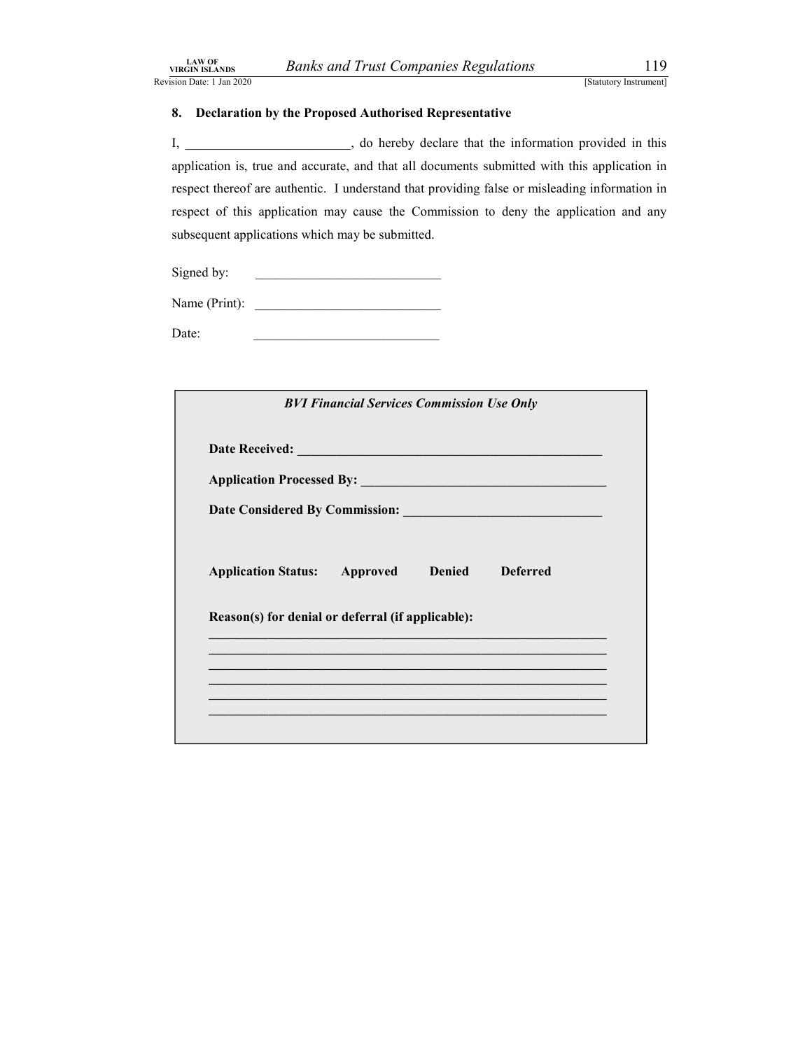## 8. Declaration by the Proposed Authorised Representative

I, ________________________, do hereby declare that the information provided in this application is, true and accurate, and that all documents submitted with this application in respect thereof are authentic. I understand that providing false or misleading information in respect of this application may cause the Commission to deny the application and any subsequent applications which may be submitted.

Signed by: ___________________________

Name (Print): ___________________________

Date: ___________________________

***BVI Financial Services Commission Use Only***

**Date Received: ______________________________________________**

**Application Processed By: ____________________________________**

**Date Considered By Commission: _____________________________**

**Application Status: Approved Denied Deferred**

**Reason(s) for denial or deferral (if applicable):**

____________________________________________________________

____________________________________________________________

____________________________________________________________

____________________________________________________________

____________________________________________________________

____________________________________________________________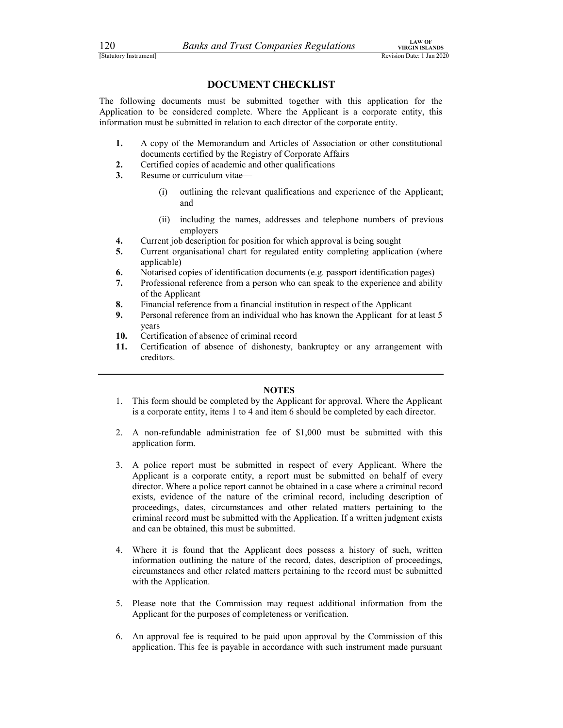## DOCUMENT CHECKLIST

The following documents must be submitted together with this application for the Application to be considered complete. Where the Applicant is a corporate entity, this information must be submitted in relation to each director of the corporate entity.

1. A copy of the Memorandum and Articles of Association or other constitutional documents certified by the Registry of Corporate Affairs
2. Certified copies of academic and other qualifications
3. Resume or curriculum vitae—
   - (i) outlining the relevant qualifications and experience of the Applicant; and
   - (ii) including the names, addresses and telephone numbers of previous employers
4. Current job description for position for which approval is being sought
5. Current organisational chart for regulated entity completing application (where applicable)
6. Notarised copies of identification documents (e.g. passport identification pages)
7. Professional reference from a person who can speak to the experience and ability of the Applicant
8. Financial reference from a financial institution in respect of the Applicant
9. Personal reference from an individual who has known the Applicant for at least 5 years
10. Certification of absence of criminal record
11. Certification of absence of dishonesty, bankruptcy or any arrangement with creditors.

---

### NOTES

1. This form should be completed by the Applicant for approval. Where the Applicant is a corporate entity, items 1 to 4 and item 6 should be completed by each director.

2. A non-refundable administration fee of $1,000 must be submitted with this application form.

3. A police report must be submitted in respect of every Applicant. Where the Applicant is a corporate entity, a report must be submitted on behalf of every director. Where a police report cannot be obtained in a case where a criminal record exists, evidence of the nature of the criminal record, including description of proceedings, dates, circumstances and other related matters pertaining to the criminal record must be submitted with the Application. If a written judgment exists and can be obtained, this must be submitted.

4. Where it is found that the Applicant does possess a history of such, written information outlining the nature of the record, dates, description of proceedings, circumstances and other related matters pertaining to the record must be submitted with the Application.

5. Please note that the Commission may request additional information from the Applicant for the purposes of completeness or verification.

6. An approval fee is required to be paid upon approval by the Commission of this application. This fee is payable in accordance with such instrument made pursuant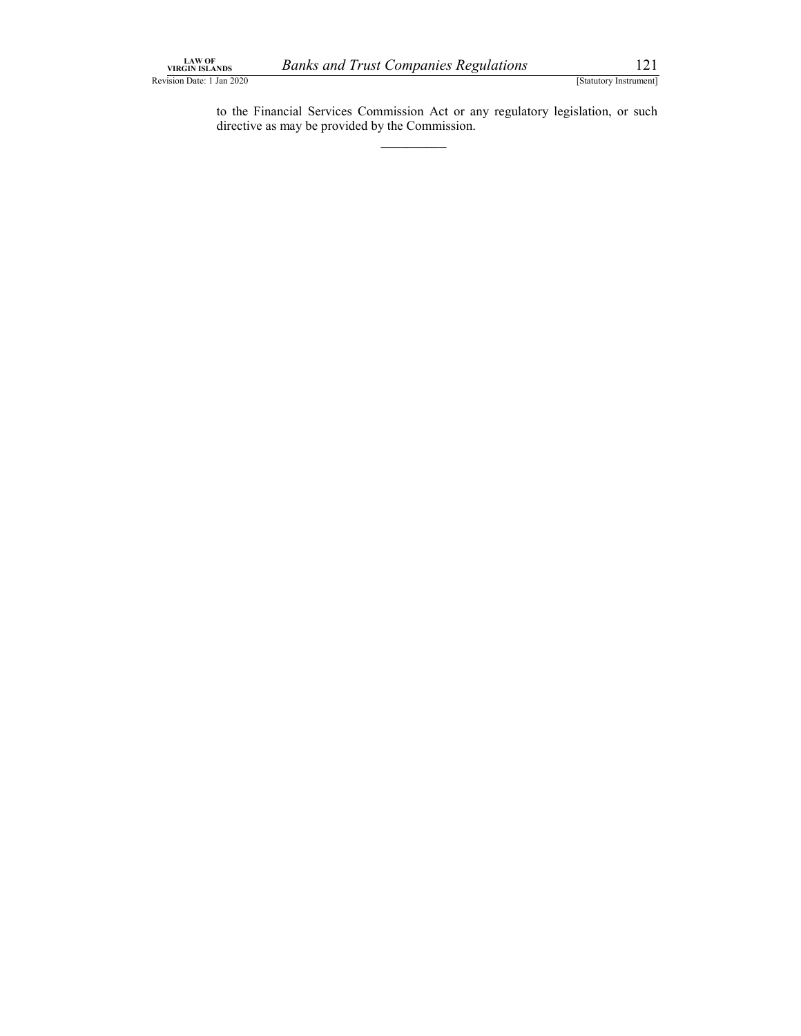to the Financial Services Commission Act or any regulatory legislation, or such directive as may be provided by the Commission.

___________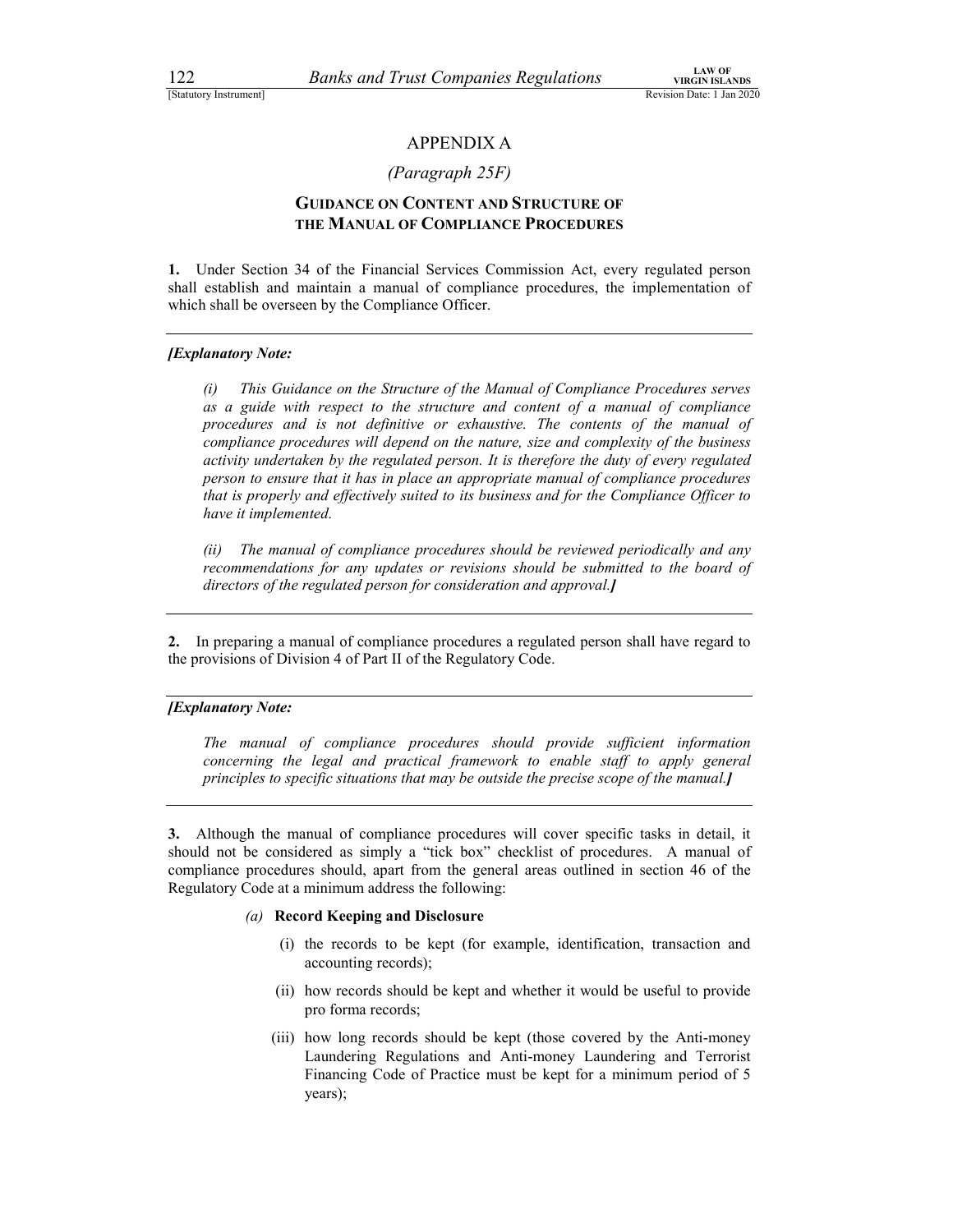## APPENDIX A

### *(Paragraph 25F)*

### GUIDANCE ON CONTENT AND STRUCTURE OF THE MANUAL OF COMPLIANCE PROCEDURES

**1.** Under Section 34 of the Financial Services Commission Act, every regulated person shall establish and maintain a manual of compliance procedures, the implementation of which shall be overseen by the Compliance Officer.

---

***[Explanatory Note:***

*(i) This Guidance on the Structure of the Manual of Compliance Procedures serves as a guide with respect to the structure and content of a manual of compliance procedures and is not definitive or exhaustive. The contents of the manual of compliance procedures will depend on the nature, size and complexity of the business activity undertaken by the regulated person. It is therefore the duty of every regulated person to ensure that it has in place an appropriate manual of compliance procedures that is properly and effectively suited to its business and for the Compliance Officer to have it implemented.*

*(ii) The manual of compliance procedures should be reviewed periodically and any recommendations for any updates or revisions should be submitted to the board of directors of the regulated person for consideration and approval.**]***

---

**2.** In preparing a manual of compliance procedures a regulated person shall have regard to the provisions of Division 4 of Part II of the Regulatory Code.

---

***[Explanatory Note:***

*The manual of compliance procedures should provide sufficient information concerning the legal and practical framework to enable staff to apply general principles to specific situations that may be outside the precise scope of the manual.**]***

---

**3.** Although the manual of compliance procedures will cover specific tasks in detail, it should not be considered as simply a "tick box" checklist of procedures. A manual of compliance procedures should, apart from the general areas outlined in section 46 of the Regulatory Code at a minimum address the following:

*(a)* **Record Keeping and Disclosure**

(i) the records to be kept (for example, identification, transaction and accounting records);

(ii) how records should be kept and whether it would be useful to provide pro forma records;

(iii) how long records should be kept (those covered by the Anti-money Laundering Regulations and Anti-money Laundering and Terrorist Financing Code of Practice must be kept for a minimum period of 5 years);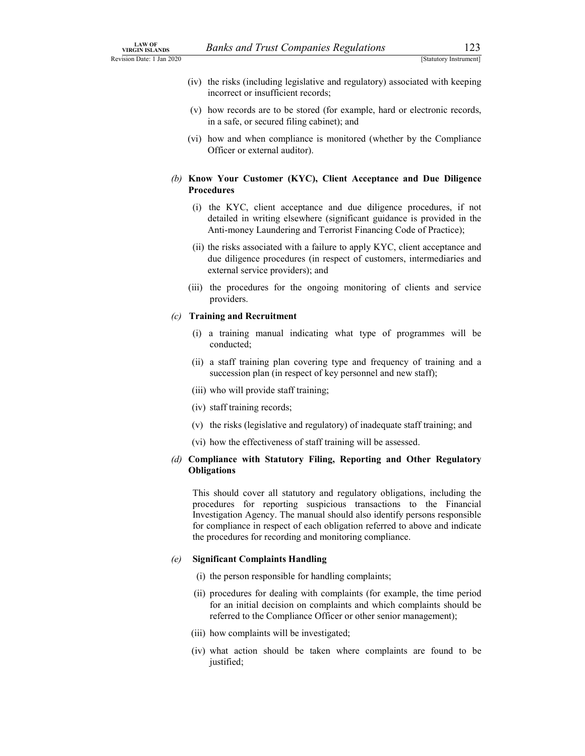(iv) the risks (including legislative and regulatory) associated with keeping incorrect or insufficient records;

(v) how records are to be stored (for example, hard or electronic records, in a safe, or secured filing cabinet); and

(vi) how and when compliance is monitored (whether by the Compliance Officer or external auditor).

*(b)* **Know Your Customer (KYC), Client Acceptance and Due Diligence Procedures**

(i) the KYC, client acceptance and due diligence procedures, if not detailed in writing elsewhere (significant guidance is provided in the Anti-money Laundering and Terrorist Financing Code of Practice);

(ii) the risks associated with a failure to apply KYC, client acceptance and due diligence procedures (in respect of customers, intermediaries and external service providers); and

(iii) the procedures for the ongoing monitoring of clients and service providers.

*(c)* **Training and Recruitment**

(i) a training manual indicating what type of programmes will be conducted;

(ii) a staff training plan covering type and frequency of training and a succession plan (in respect of key personnel and new staff);

(iii) who will provide staff training;

(iv) staff training records;

(v) the risks (legislative and regulatory) of inadequate staff training; and

(vi) how the effectiveness of staff training will be assessed.

*(d)* **Compliance with Statutory Filing, Reporting and Other Regulatory Obligations**

This should cover all statutory and regulatory obligations, including the procedures for reporting suspicious transactions to the Financial Investigation Agency. The manual should also identify persons responsible for compliance in respect of each obligation referred to above and indicate the procedures for recording and monitoring compliance.

*(e)* **Significant Complaints Handling**

(i) the person responsible for handling complaints;

(ii) procedures for dealing with complaints (for example, the time period for an initial decision on complaints and which complaints should be referred to the Compliance Officer or other senior management);

(iii) how complaints will be investigated;

(iv) what action should be taken where complaints are found to be justified;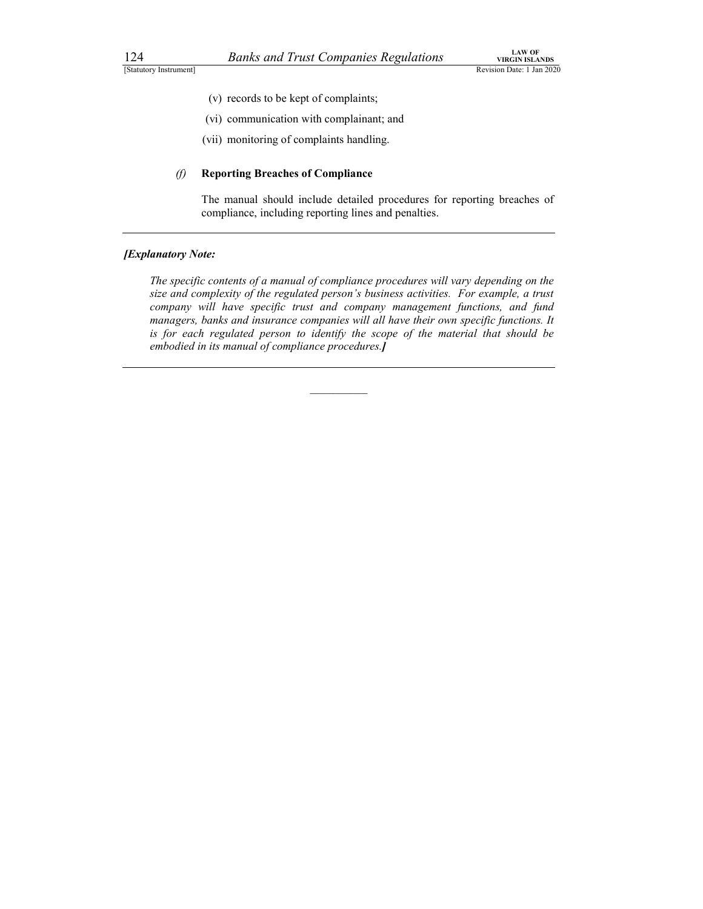(v) records to be kept of complaints;

(vi) communication with complainant; and

(vii) monitoring of complaints handling.

*(f)* **Reporting Breaches of Compliance**

The manual should include detailed procedures for reporting breaches of compliance, including reporting lines and penalties.

---

***[Explanatory Note:***

*The specific contents of a manual of compliance procedures will vary depending on the size and complexity of the regulated person's business activities. For example, a trust company will have specific trust and company management functions, and fund managers, banks and insurance companies will all have their own specific functions. It is for each regulated person to identify the scope of the material that should be embodied in its manual of compliance procedures.**]***

---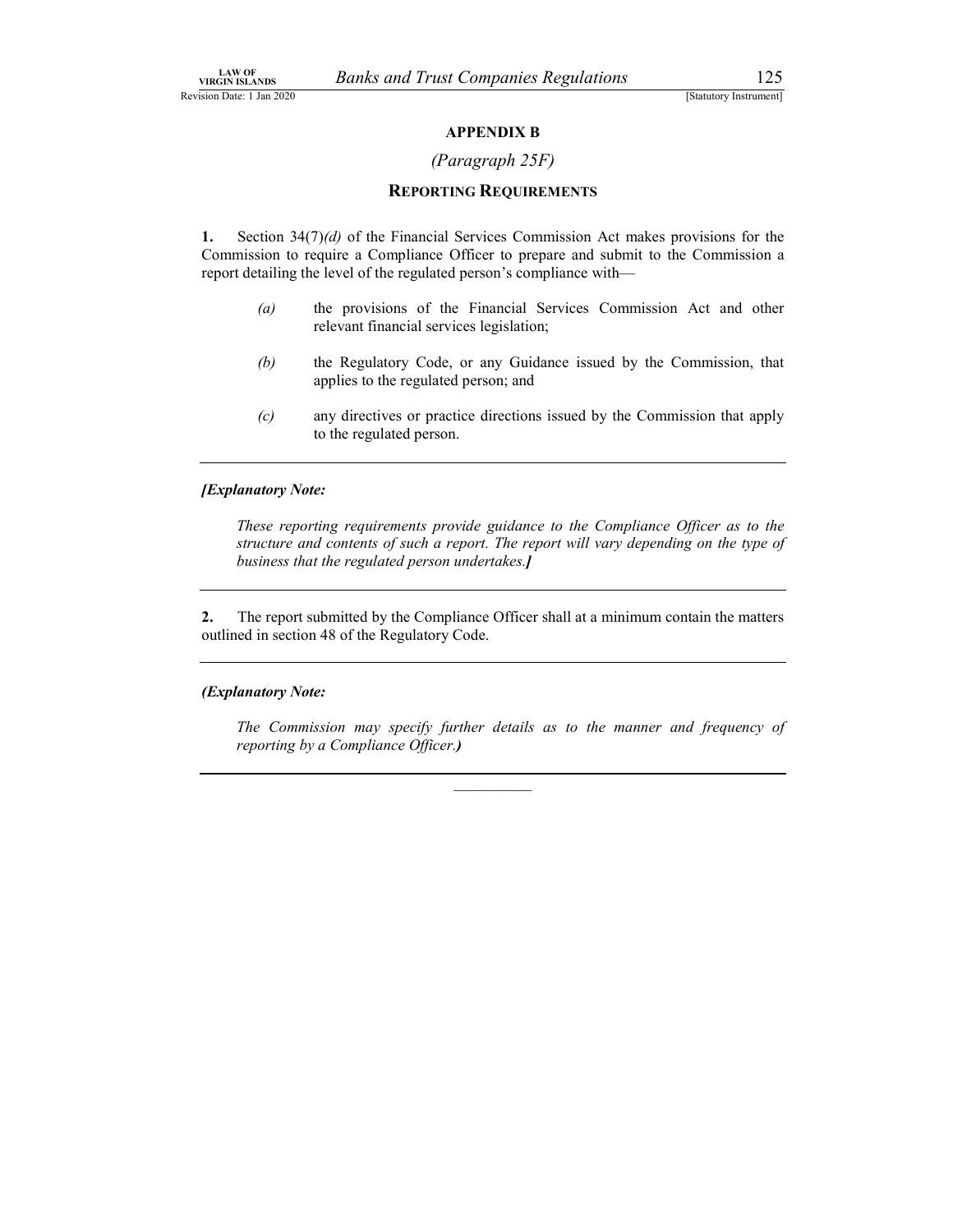## APPENDIX B

*(Paragraph 25F)*

### REPORTING REQUIREMENTS

**1.** Section 34(7)*(d)* of the Financial Services Commission Act makes provisions for the Commission to require a Compliance Officer to prepare and submit to the Commission a report detailing the level of the regulated person's compliance with—

> *(a)* the provisions of the Financial Services Commission Act and other relevant financial services legislation;
>
> *(b)* the Regulatory Code, or any Guidance issued by the Commission, that applies to the regulated person; and
>
> *(c)* any directives or practice directions issued by the Commission that apply to the regulated person.

---

***[Explanatory Note:***

> *These reporting requirements provide guidance to the Compliance Officer as to the structure and contents of such a report. The report will vary depending on the type of business that the regulated person undertakes.**]***

---

**2.** The report submitted by the Compliance Officer shall at a minimum contain the matters outlined in section 48 of the Regulatory Code.

---

***(Explanatory Note:***

> *The Commission may specify further details as to the manner and frequency of reporting by a Compliance Officer.**)***

---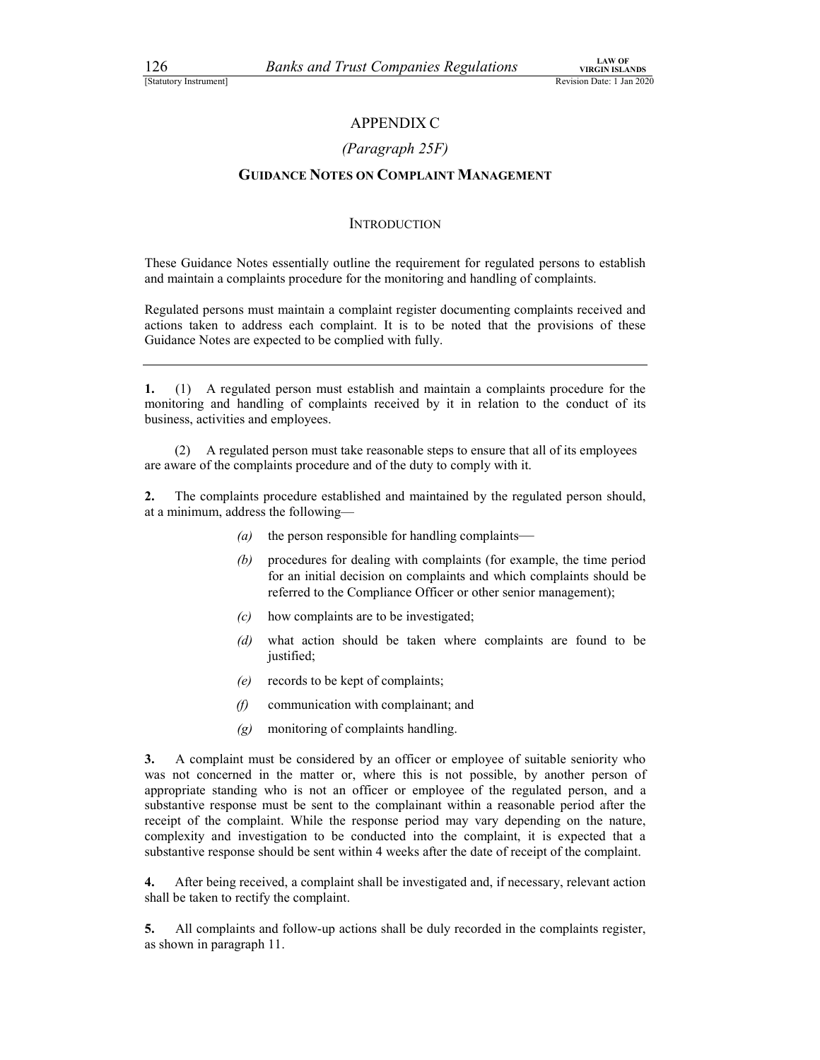# APPENDIX C

*(Paragraph 25F)*

## GUIDANCE NOTES ON COMPLAINT MANAGEMENT

### INTRODUCTION

These Guidance Notes essentially outline the requirement for regulated persons to establish and maintain a complaints procedure for the monitoring and handling of complaints.

Regulated persons must maintain a complaint register documenting complaints received and actions taken to address each complaint. It is to be noted that the provisions of these Guidance Notes are expected to be complied with fully.

---

**1.** (1) A regulated person must establish and maintain a complaints procedure for the monitoring and handling of complaints received by it in relation to the conduct of its business, activities and employees.

(2) A regulated person must take reasonable steps to ensure that all of its employees are aware of the complaints procedure and of the duty to comply with it.

**2.** The complaints procedure established and maintained by the regulated person should, at a minimum, address the following—

*(a)* the person responsible for handling complaints—

*(b)* procedures for dealing with complaints (for example, the time period for an initial decision on complaints and which complaints should be referred to the Compliance Officer or other senior management);

*(c)* how complaints are to be investigated;

*(d)* what action should be taken where complaints are found to be justified;

*(e)* records to be kept of complaints;

*(f)* communication with complainant; and

*(g)* monitoring of complaints handling.

**3.** A complaint must be considered by an officer or employee of suitable seniority who was not concerned in the matter or, where this is not possible, by another person of appropriate standing who is not an officer or employee of the regulated person, and a substantive response must be sent to the complainant within a reasonable period after the receipt of the complaint. While the response period may vary depending on the nature, complexity and investigation to be conducted into the complaint, it is expected that a substantive response should be sent within 4 weeks after the date of receipt of the complaint.

**4.** After being received, a complaint shall be investigated and, if necessary, relevant action shall be taken to rectify the complaint.

**5.** All complaints and follow-up actions shall be duly recorded in the complaints register, as shown in paragraph 11.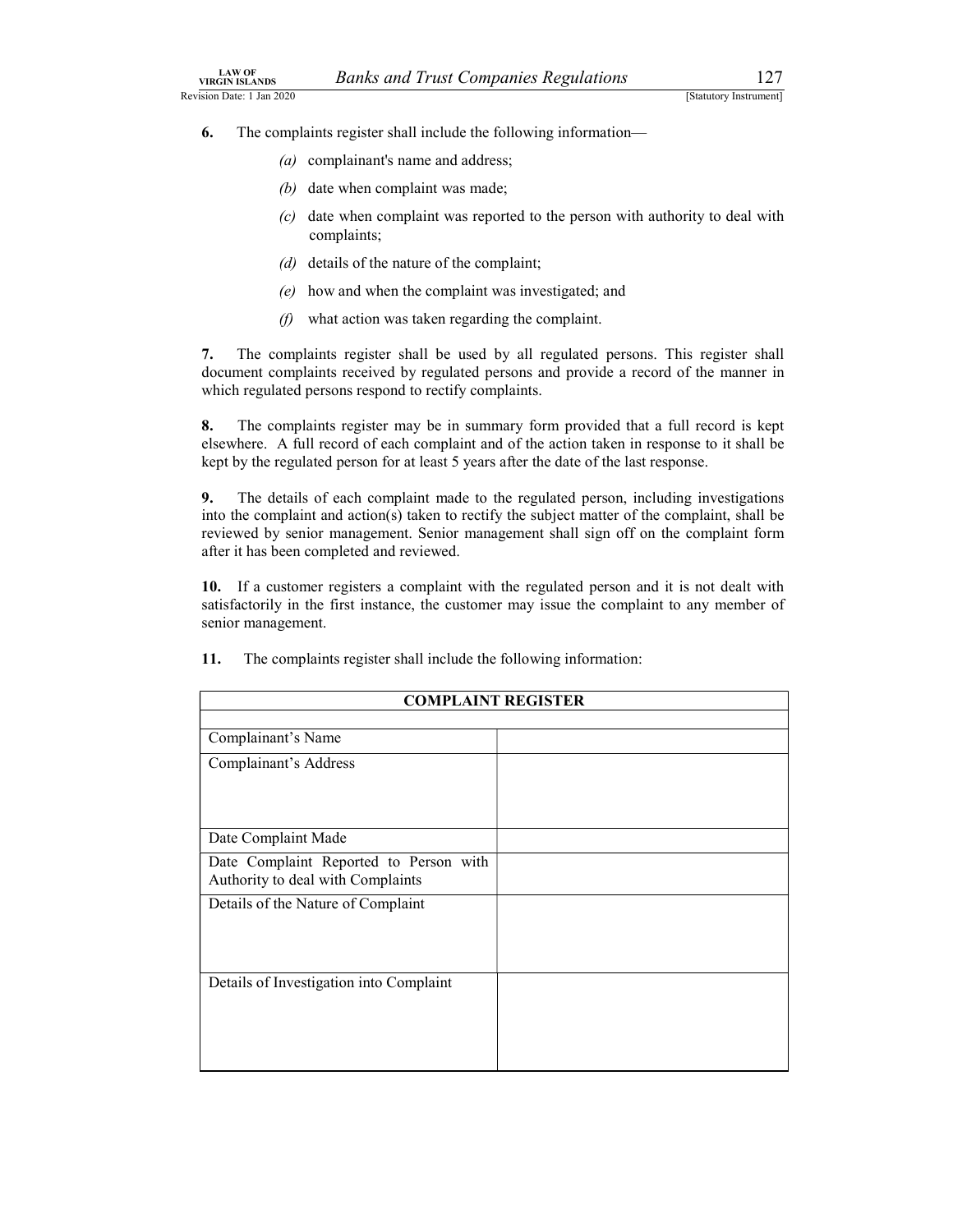**6.** The complaints register shall include the following information—

*(a)* complainant's name and address;

*(b)* date when complaint was made;

*(c)* date when complaint was reported to the person with authority to deal with complaints;

*(d)* details of the nature of the complaint;

*(e)* how and when the complaint was investigated; and

*(f)* what action was taken regarding the complaint.

**7.** The complaints register shall be used by all regulated persons. This register shall document complaints received by regulated persons and provide a record of the manner in which regulated persons respond to rectify complaints.

**8.** The complaints register may be in summary form provided that a full record is kept elsewhere. A full record of each complaint and of the action taken in response to it shall be kept by the regulated person for at least 5 years after the date of the last response.

**9.** The details of each complaint made to the regulated person, including investigations into the complaint and action(s) taken to rectify the subject matter of the complaint, shall be reviewed by senior management. Senior management shall sign off on the complaint form after it has been completed and reviewed.

**10.** If a customer registers a complaint with the regulated person and it is not dealt with satisfactorily in the first instance, the customer may issue the complaint to any member of senior management.

**11.** The complaints register shall include the following information:

| **COMPLAINT REGISTER** | |
|---|---|
| | |
| Complainant's Name | |
| Complainant's Address | |
| Date Complaint Made | |
| Date Complaint Reported to Person with Authority to deal with Complaints | |
| Details of the Nature of Complaint | |
| Details of Investigation into Complaint | |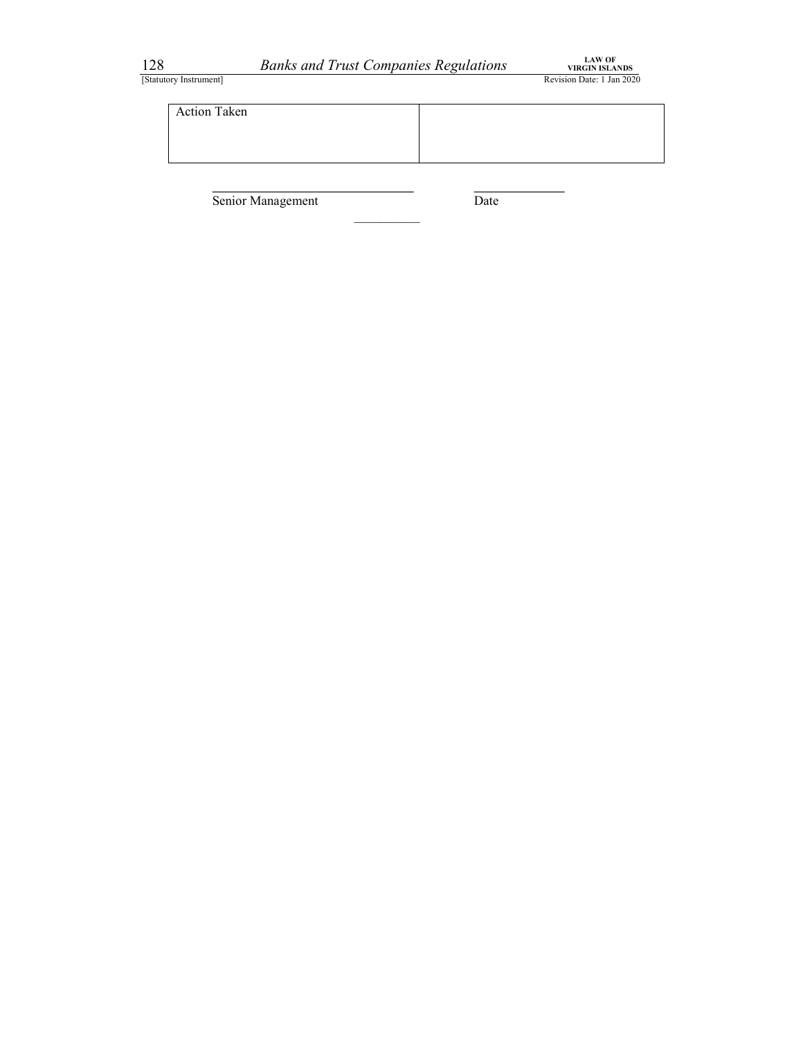| Action Taken | |
|---|---|

\_\_\_\_\_\_\_\_\_\_\_\_\_\_\_\_\_\_\_\_\_\_\_\_\_\_\_\_\_\_ \_\_\_\_\_\_\_\_\_\_\_\_\_\_

Senior Management Date

\_\_\_\_\_\_\_\_\_\_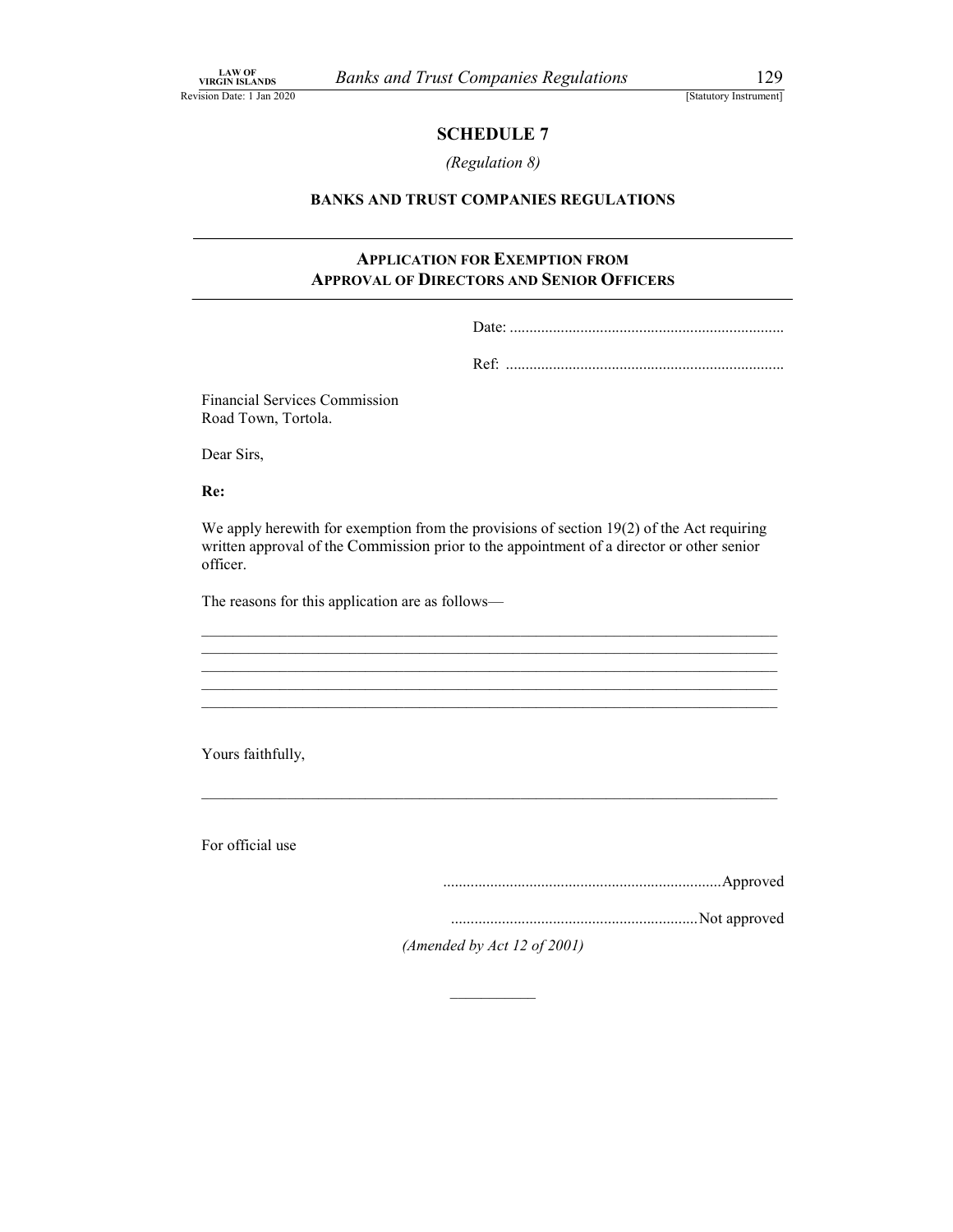# SCHEDULE 7

*(Regulation 8)*

**BANKS AND TRUST COMPANIES REGULATIONS**

---

## APPLICATION FOR EXEMPTION FROM APPROVAL OF DIRECTORS AND SENIOR OFFICERS

---

Date: ......................................................................

Ref: .......................................................................

Financial Services Commission
Road Town, Tortola.

Dear Sirs,

**Re:**

We apply herewith for exemption from the provisions of section 19(2) of the Act requiring written approval of the Commission prior to the appointment of a director or other senior officer.

The reasons for this application are as follows—

_____________________________________________________________________________
_____________________________________________________________________________
_____________________________________________________________________________
_____________________________________________________________________________
_____________________________________________________________________________

Yours faithfully,

_____________________________________________________________________________

For official use

.......................................................................Approved

..............................................................Not approved

*(Amended by Act 12 of 2001)*